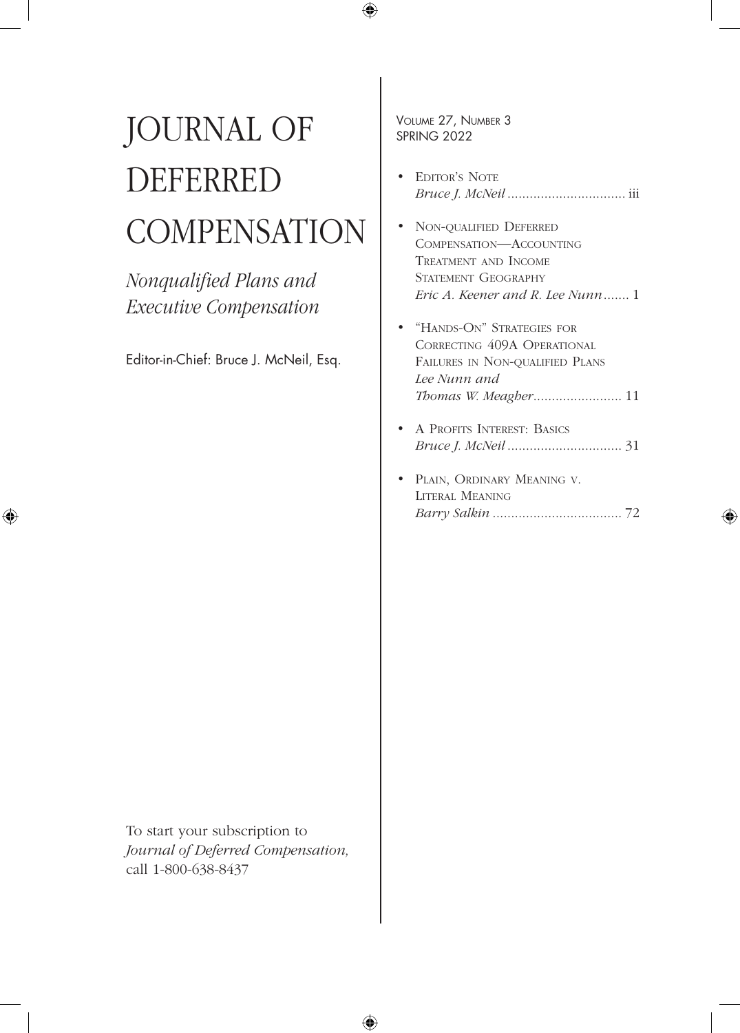# JOURNAL OF DEFERRED COMPENSATION

*Nonqualified Plans and Executive Compensation*

Editor-in-Chief: Bruce J. McNeil, Esq.

VOLUME 27, NUMBER 3
SPRING 2022

- EDITOR'S NOTE
  *Bruce J. McNeil* ................................ iii
- NON-QUALIFIED DEFERRED COMPENSATION—ACCOUNTING TREATMENT AND INCOME STATEMENT GEOGRAPHY
  *Eric A. Keener and R. Lee Nunn* ....... 1
- "HANDS-ON" STRATEGIES FOR CORRECTING 409A OPERATIONAL FAILURES IN NON-QUALIFIED PLANS
  *Lee Nunn and Thomas W. Meagher*........................ 11
- A PROFITS INTEREST: BASICS
  *Bruce J. McNeil* ............................... 31
- PLAIN, ORDINARY MEANING V. LITERAL MEANING
  *Barry Salkin* ................................... 72

To start your subscription to *Journal of Deferred Compensation,* call 1-800-638-8437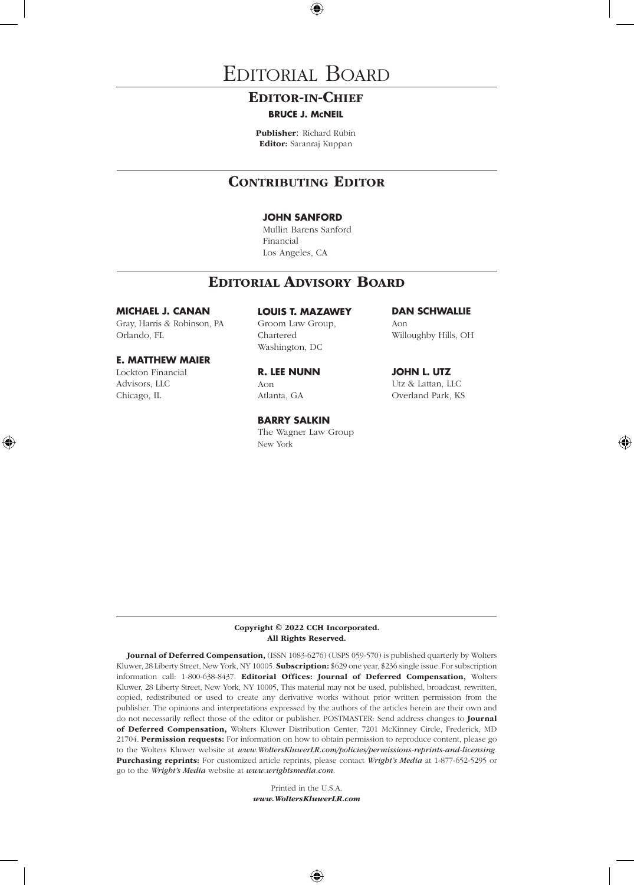# Editorial Board

## Editor-in-Chief

**BRUCE J. McNEIL**

**Publisher**: Richard Rubin
**Editor:** Saranraj Kuppan

## Contributing Editor

**JOHN SANFORD**
Mullin Barens Sanford
Financial
Los Angeles, CA

## Editorial Advisory Board

**MICHAEL J. CANAN**
Gray, Harris & Robinson, PA
Orlando, FL

**E. MATTHEW MAIER**
Lockton Financial
Advisors, LLC
Chicago, IL

**LOUIS T. MAZAWEY**
Groom Law Group,
Chartered
Washington, DC

**R. LEE NUNN**
Aon
Atlanta, GA

**BARRY SALKIN**
The Wagner Law Group
New York

**DAN SCHWALLIE**
Aon
Willoughby Hills, OH

**JOHN L. UTZ**
Utz & Lattan, LLC
Overland Park, KS

**Copyright © 2022 CCH Incorporated.**
**All Rights Reserved.**

**Journal of Deferred Compensation,** (ISSN 1083-6276) (USPS 059-570) is published quarterly by Wolters Kluwer, 28 Liberty Street, New York, NY 10005. **Subscription:** $629 one year, $236 single issue. For subscription information call: 1-800-638-8437. **Editorial Offices: Journal of Deferred Compensation,** Wolters Kluwer, 28 Liberty Street, New York, NY 10005, This material may not be used, published, broadcast, rewritten, copied, redistributed or used to create any derivative works without prior written permission from the publisher. The opinions and interpretations expressed by the authors of the articles herein are their own and do not necessarily reflect those of the editor or publisher. POSTMASTER: Send address changes to **Journal of Deferred Compensation,** Wolters Kluwer Distribution Center, 7201 McKinney Circle, Frederick, MD 21704. **Permission requests:** For information on how to obtain permission to reproduce content, please go to the Wolters Kluwer website at *www.WoltersKluwerLR.com/policies/permissions-reprints-and-licensing*. **Purchasing reprints:** For customized article reprints, please contact *Wright's Media* at 1-877-652-5295 or go to the *Wright's Media* website at *www.wrightsmedia.com*.

Printed in the U.S.A.
***www.WoltersKluwerLR.com***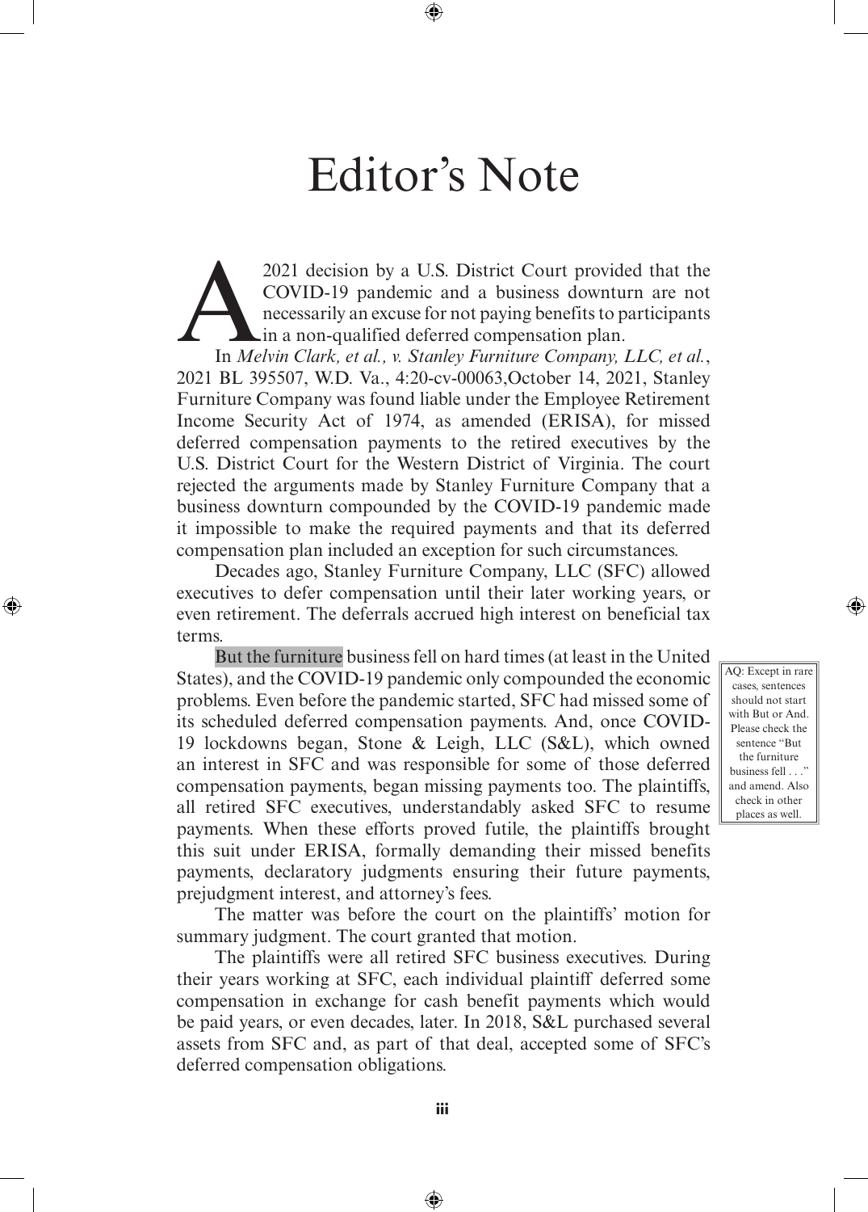# Editor's Note

A 2021 decision by a U.S. District Court provided that the COVID-19 pandemic and a business downturn are not necessarily an excuse for not paying benefits to participants in a non-qualified deferred compensation plan.

In *Melvin Clark, et al., v. Stanley Furniture Company, LLC, et al.*, 2021 BL 395507, W.D. Va., 4:20-cv-00063,October 14, 2021, Stanley Furniture Company was found liable under the Employee Retirement Income Security Act of 1974, as amended (ERISA), for missed deferred compensation payments to the retired executives by the U.S. District Court for the Western District of Virginia. The court rejected the arguments made by Stanley Furniture Company that a business downturn compounded by the COVID-19 pandemic made it impossible to make the required payments and that its deferred compensation plan included an exception for such circumstances.

Decades ago, Stanley Furniture Company, LLC (SFC) allowed executives to defer compensation until their later working years, or even retirement. The deferrals accrued high interest on beneficial tax terms.

But the furniture business fell on hard times (at least in the United States), and the COVID-19 pandemic only compounded the economic problems. Even before the pandemic started, SFC had missed some of its scheduled deferred compensation payments. And, once COVID-19 lockdowns began, Stone & Leigh, LLC (S&L), which owned an interest in SFC and was responsible for some of those deferred compensation payments, began missing payments too. The plaintiffs, all retired SFC executives, understandably asked SFC to resume payments. When these efforts proved futile, the plaintiffs brought this suit under ERISA, formally demanding their missed benefits payments, declaratory judgments ensuring their future payments, prejudgment interest, and attorney's fees.

AQ: Except in rare cases, sentences should not start with But or And. Please check the sentence "But the furniture business fell . . ." and amend. Also check in other places as well.

The matter was before the court on the plaintiffs' motion for summary judgment. The court granted that motion.

The plaintiffs were all retired SFC business executives. During their years working at SFC, each individual plaintiff deferred some compensation in exchange for cash benefit payments which would be paid years, or even decades, later. In 2018, S&L purchased several assets from SFC and, as part of that deal, accepted some of SFC's deferred compensation obligations.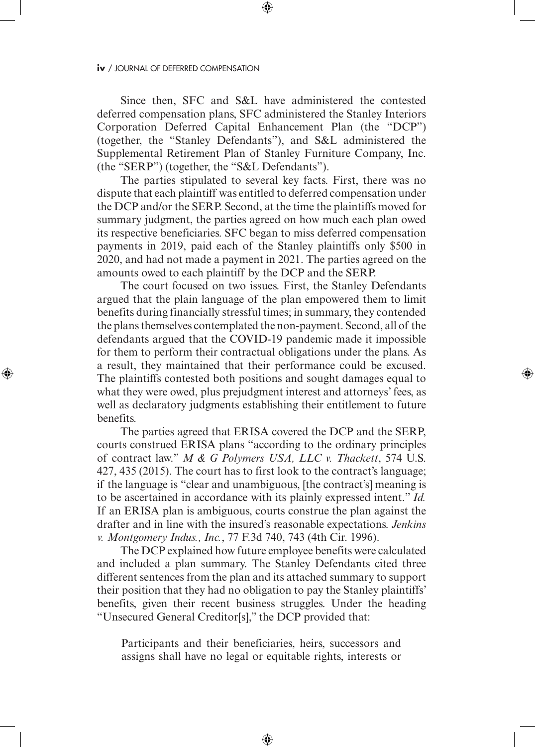Since then, SFC and S&L have administered the contested deferred compensation plans, SFC administered the Stanley Interiors Corporation Deferred Capital Enhancement Plan (the "DCP") (together, the "Stanley Defendants"), and S&L administered the Supplemental Retirement Plan of Stanley Furniture Company, Inc. (the "SERP") (together, the "S&L Defendants").

The parties stipulated to several key facts. First, there was no dispute that each plaintiff was entitled to deferred compensation under the DCP and/or the SERP. Second, at the time the plaintiffs moved for summary judgment, the parties agreed on how much each plan owed its respective beneficiaries. SFC began to miss deferred compensation payments in 2019, paid each of the Stanley plaintiffs only $500 in 2020, and had not made a payment in 2021. The parties agreed on the amounts owed to each plaintiff by the DCP and the SERP.

The court focused on two issues. First, the Stanley Defendants argued that the plain language of the plan empowered them to limit benefits during financially stressful times; in summary, they contended the plans themselves contemplated the non-payment. Second, all of the defendants argued that the COVID-19 pandemic made it impossible for them to perform their contractual obligations under the plans. As a result, they maintained that their performance could be excused. The plaintiffs contested both positions and sought damages equal to what they were owed, plus prejudgment interest and attorneys' fees, as well as declaratory judgments establishing their entitlement to future benefits.

The parties agreed that ERISA covered the DCP and the SERP, courts construed ERISA plans "according to the ordinary principles of contract law." *M & G Polymers USA, LLC v. Thackett*, 574 U.S. 427, 435 (2015). The court has to first look to the contract's language; if the language is "clear and unambiguous, [the contract's] meaning is to be ascertained in accordance with its plainly expressed intent." *Id.* If an ERISA plan is ambiguous, courts construe the plan against the drafter and in line with the insured's reasonable expectations. *Jenkins v. Montgomery Indus., Inc.*, 77 F.3d 740, 743 (4th Cir. 1996).

The DCP explained how future employee benefits were calculated and included a plan summary. The Stanley Defendants cited three different sentences from the plan and its attached summary to support their position that they had no obligation to pay the Stanley plaintiffs' benefits, given their recent business struggles. Under the heading "Unsecured General Creditor[s]," the DCP provided that:

> Participants and their beneficiaries, heirs, successors and assigns shall have no legal or equitable rights, interests or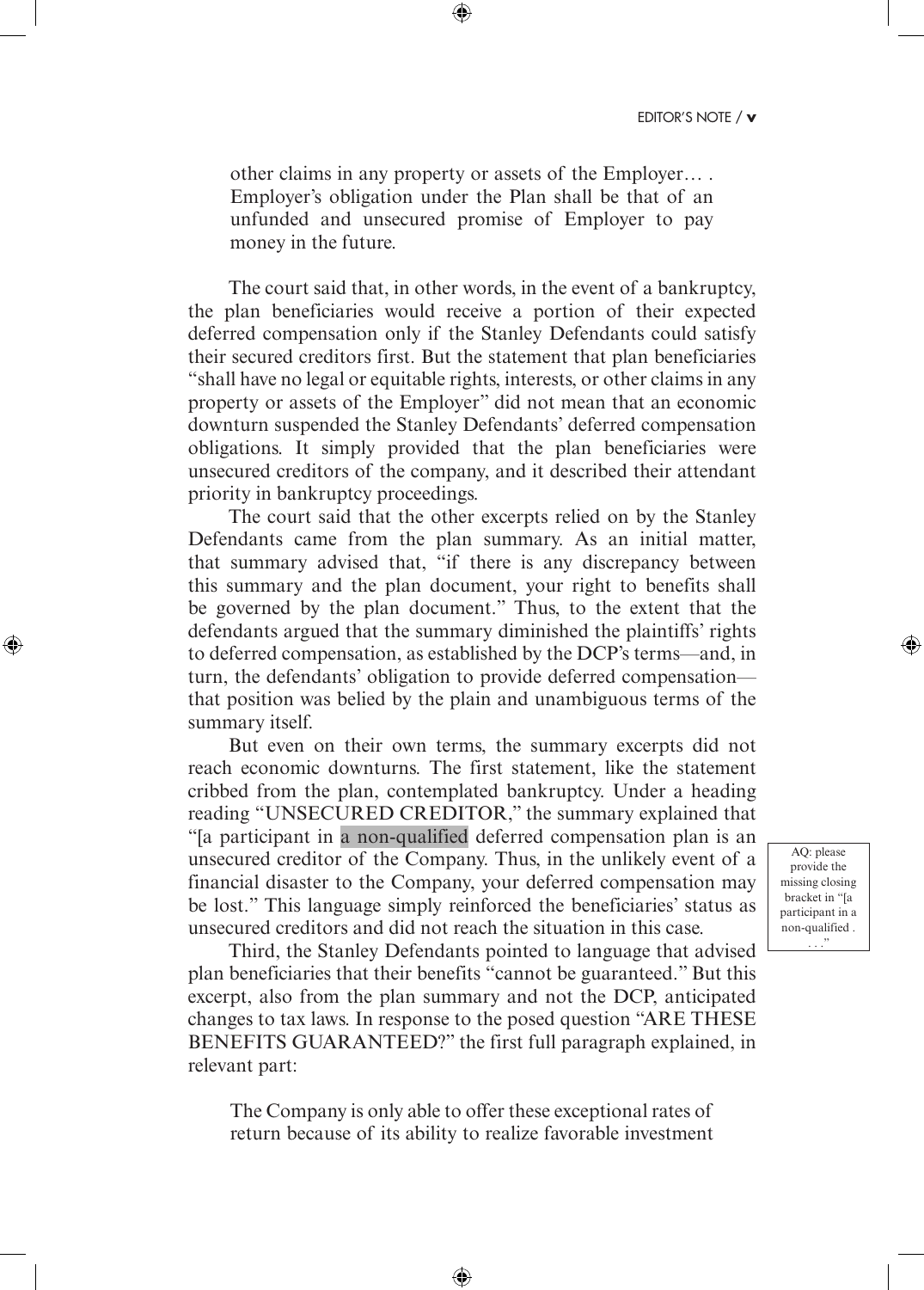> other claims in any property or assets of the Employer… . Employer's obligation under the Plan shall be that of an unfunded and unsecured promise of Employer to pay money in the future.

The court said that, in other words, in the event of a bankruptcy, the plan beneficiaries would receive a portion of their expected deferred compensation only if the Stanley Defendants could satisfy their secured creditors first. But the statement that plan beneficiaries "shall have no legal or equitable rights, interests, or other claims in any property or assets of the Employer" did not mean that an economic downturn suspended the Stanley Defendants' deferred compensation obligations. It simply provided that the plan beneficiaries were unsecured creditors of the company, and it described their attendant priority in bankruptcy proceedings.

The court said that the other excerpts relied on by the Stanley Defendants came from the plan summary. As an initial matter, that summary advised that, "if there is any discrepancy between this summary and the plan document, your right to benefits shall be governed by the plan document." Thus, to the extent that the defendants argued that the summary diminished the plaintiffs' rights to deferred compensation, as established by the DCP's terms—and, in turn, the defendants' obligation to provide deferred compensation—that position was belied by the plain and unambiguous terms of the summary itself.

But even on their own terms, the summary excerpts did not reach economic downturns. The first statement, like the statement cribbed from the plan, contemplated bankruptcy. Under a heading reading "UNSECURED CREDITOR," the summary explained that "[a participant in a non-qualified deferred compensation plan is an unsecured creditor of the Company. Thus, in the unlikely event of a financial disaster to the Company, your deferred compensation may be lost." This language simply reinforced the beneficiaries' status as unsecured creditors and did not reach the situation in this case.

AQ: please provide the missing closing bracket in "[a participant in a non-qualified . . ."

Third, the Stanley Defendants pointed to language that advised plan beneficiaries that their benefits "cannot be guaranteed." But this excerpt, also from the plan summary and not the DCP, anticipated changes to tax laws. In response to the posed question "ARE THESE BENEFITS GUARANTEED?" the first full paragraph explained, in relevant part:

> The Company is only able to offer these exceptional rates of return because of its ability to realize favorable investment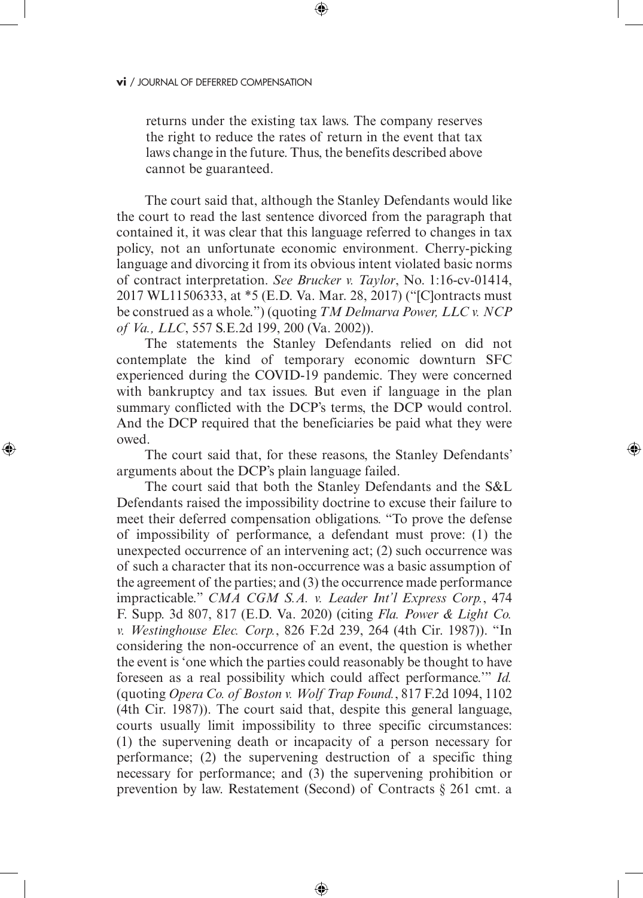> returns under the existing tax laws. The company reserves the right to reduce the rates of return in the event that tax laws change in the future. Thus, the benefits described above cannot be guaranteed.

The court said that, although the Stanley Defendants would like the court to read the last sentence divorced from the paragraph that contained it, it was clear that this language referred to changes in tax policy, not an unfortunate economic environment. Cherry-picking language and divorcing it from its obvious intent violated basic norms of contract interpretation. *See Brucker v. Taylor*, No. 1:16-cv-01414, 2017 WL11506333, at *5 (E.D. Va. Mar. 28, 2017) ("[C]ontracts must be construed as a whole.") (quoting *TM Delmarva Power, LLC v. NCP of Va., LLC*, 557 S.E.2d 199, 200 (Va. 2002)).

The statements the Stanley Defendants relied on did not contemplate the kind of temporary economic downturn SFC experienced during the COVID-19 pandemic. They were concerned with bankruptcy and tax issues. But even if language in the plan summary conflicted with the DCP's terms, the DCP would control. And the DCP required that the beneficiaries be paid what they were owed.

The court said that, for these reasons, the Stanley Defendants' arguments about the DCP's plain language failed.

The court said that both the Stanley Defendants and the S&L Defendants raised the impossibility doctrine to excuse their failure to meet their deferred compensation obligations. "To prove the defense of impossibility of performance, a defendant must prove: (1) the unexpected occurrence of an intervening act; (2) such occurrence was of such a character that its non-occurrence was a basic assumption of the agreement of the parties; and (3) the occurrence made performance impracticable." *CMA CGM S.A. v. Leader Int'l Express Corp.*, 474 F. Supp. 3d 807, 817 (E.D. Va. 2020) (citing *Fla. Power & Light Co. v. Westinghouse Elec. Corp.*, 826 F.2d 239, 264 (4th Cir. 1987)). "In considering the non-occurrence of an event, the question is whether the event is 'one which the parties could reasonably be thought to have foreseen as a real possibility which could affect performance.'" *Id.* (quoting *Opera Co. of Boston v. Wolf Trap Found.*, 817 F.2d 1094, 1102 (4th Cir. 1987)). The court said that, despite this general language, courts usually limit impossibility to three specific circumstances: (1) the supervening death or incapacity of a person necessary for performance; (2) the supervening destruction of a specific thing necessary for performance; and (3) the supervening prohibition or prevention by law. Restatement (Second) of Contracts § 261 cmt. a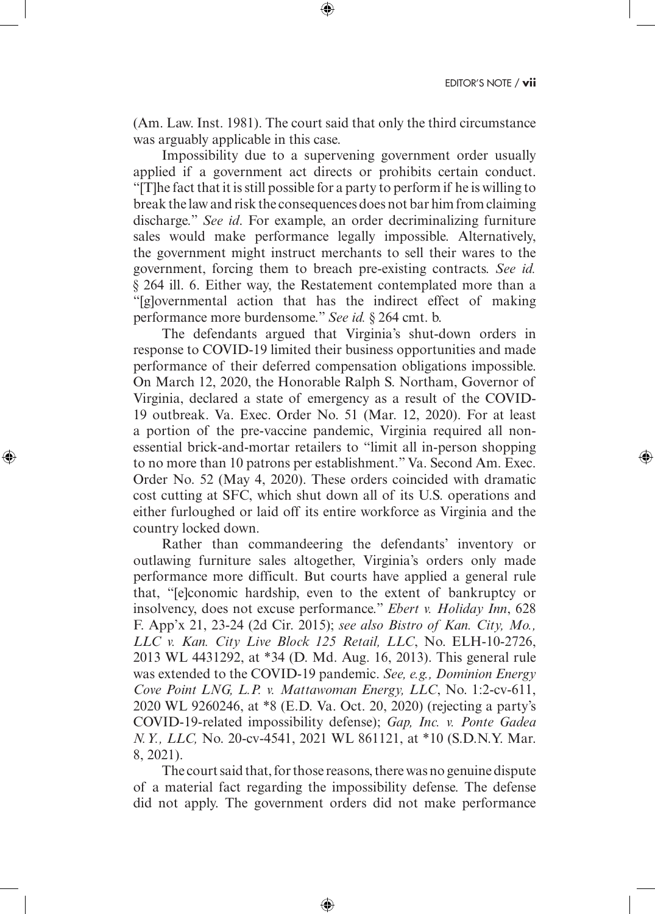(Am. Law. Inst. 1981). The court said that only the third circumstance was arguably applicable in this case.

Impossibility due to a supervening government order usually applied if a government act directs or prohibits certain conduct. "[T]he fact that it is still possible for a party to perform if he is willing to break the law and risk the consequences does not bar him from claiming discharge." *See id*. For example, an order decriminalizing furniture sales would make performance legally impossible. Alternatively, the government might instruct merchants to sell their wares to the government, forcing them to breach pre-existing contracts. *See id.* § 264 ill. 6. Either way, the Restatement contemplated more than a "[g]overnmental action that has the indirect effect of making performance more burdensome." *See id.* § 264 cmt. b.

The defendants argued that Virginia's shut-down orders in response to COVID-19 limited their business opportunities and made performance of their deferred compensation obligations impossible. On March 12, 2020, the Honorable Ralph S. Northam, Governor of Virginia, declared a state of emergency as a result of the COVID-19 outbreak. Va. Exec. Order No. 51 (Mar. 12, 2020). For at least a portion of the pre-vaccine pandemic, Virginia required all non-essential brick-and-mortar retailers to "limit all in-person shopping to no more than 10 patrons per establishment." Va. Second Am. Exec. Order No. 52 (May 4, 2020). These orders coincided with dramatic cost cutting at SFC, which shut down all of its U.S. operations and either furloughed or laid off its entire workforce as Virginia and the country locked down.

Rather than commandeering the defendants' inventory or outlawing furniture sales altogether, Virginia's orders only made performance more difficult. But courts have applied a general rule that, "[e]conomic hardship, even to the extent of bankruptcy or insolvency, does not excuse performance." *Ebert v. Holiday Inn*, 628 F. App'x 21, 23-24 (2d Cir. 2015); *see also Bistro of Kan. City, Mo., LLC v. Kan. City Live Block 125 Retail, LLC*, No. ELH-10-2726, 2013 WL 4431292, at *34 (D. Md. Aug. 16, 2013). This general rule was extended to the COVID-19 pandemic. *See, e.g., Dominion Energy Cove Point LNG, L.P. v. Mattawoman Energy, LLC*, No. 1:2-cv-611, 2020 WL 9260246, at *8 (E.D. Va. Oct. 20, 2020) (rejecting a party's COVID-19-related impossibility defense); *Gap, Inc. v. Ponte Gadea N.Y., LLC,* No. 20-cv-4541, 2021 WL 861121, at *10 (S.D.N.Y. Mar. 8, 2021).

The court said that, for those reasons, there was no genuine dispute of a material fact regarding the impossibility defense. The defense did not apply. The government orders did not make performance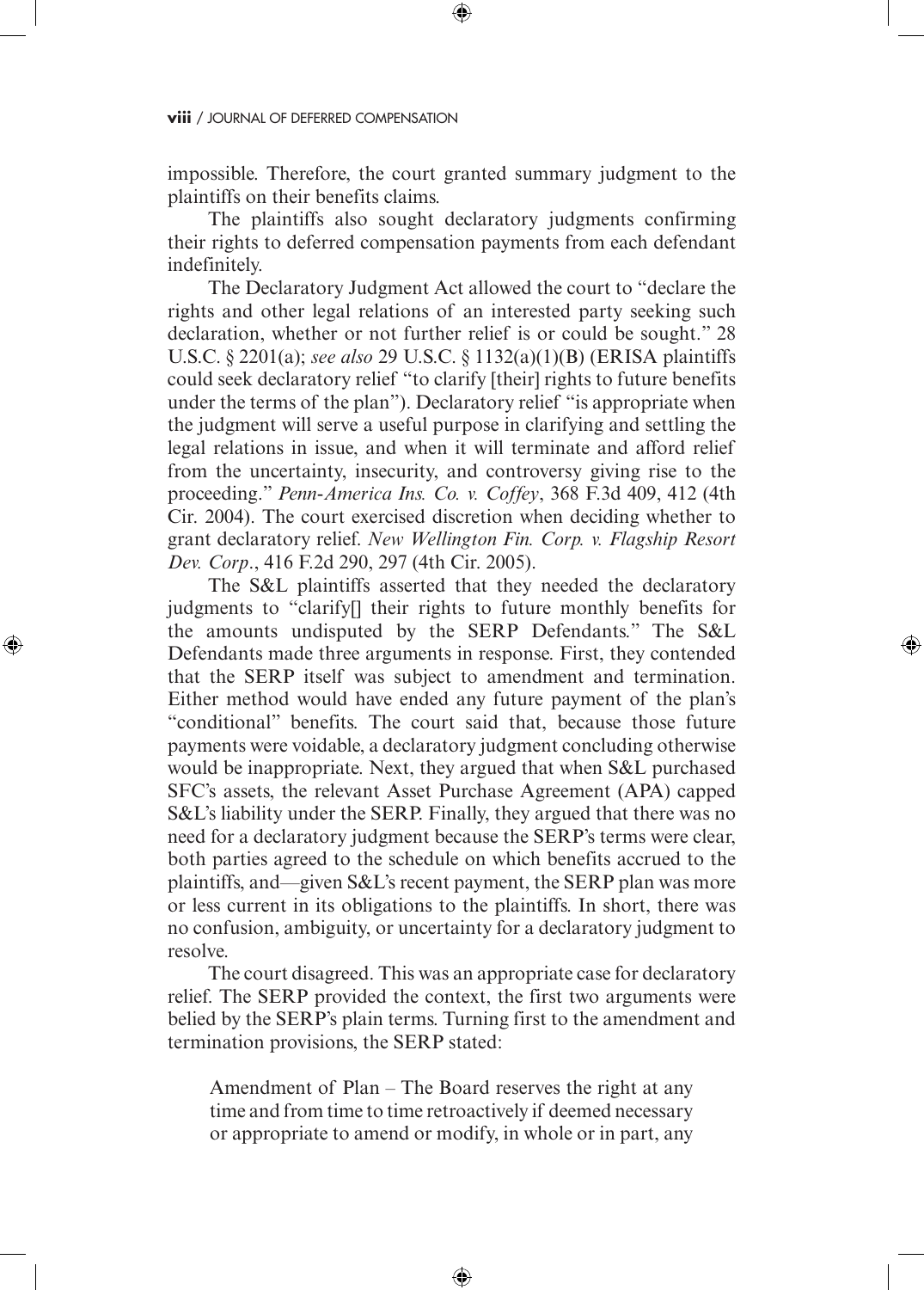impossible. Therefore, the court granted summary judgment to the plaintiffs on their benefits claims.

The plaintiffs also sought declaratory judgments confirming their rights to deferred compensation payments from each defendant indefinitely.

The Declaratory Judgment Act allowed the court to "declare the rights and other legal relations of an interested party seeking such declaration, whether or not further relief is or could be sought." 28 U.S.C. § 2201(a); *see also* 29 U.S.C. § 1132(a)(1)(B) (ERISA plaintiffs could seek declaratory relief "to clarify [their] rights to future benefits under the terms of the plan"). Declaratory relief "is appropriate when the judgment will serve a useful purpose in clarifying and settling the legal relations in issue, and when it will terminate and afford relief from the uncertainty, insecurity, and controversy giving rise to the proceeding." *Penn-America Ins. Co. v. Coffey*, 368 F.3d 409, 412 (4th Cir. 2004). The court exercised discretion when deciding whether to grant declaratory relief. *New Wellington Fin. Corp. v. Flagship Resort Dev. Corp*., 416 F.2d 290, 297 (4th Cir. 2005).

The S&L plaintiffs asserted that they needed the declaratory judgments to "clarify[] their rights to future monthly benefits for the amounts undisputed by the SERP Defendants." The S&L Defendants made three arguments in response. First, they contended that the SERP itself was subject to amendment and termination. Either method would have ended any future payment of the plan's "conditional" benefits. The court said that, because those future payments were voidable, a declaratory judgment concluding otherwise would be inappropriate. Next, they argued that when S&L purchased SFC's assets, the relevant Asset Purchase Agreement (APA) capped S&L's liability under the SERP. Finally, they argued that there was no need for a declaratory judgment because the SERP's terms were clear, both parties agreed to the schedule on which benefits accrued to the plaintiffs, and—given S&L's recent payment, the SERP plan was more or less current in its obligations to the plaintiffs. In short, there was no confusion, ambiguity, or uncertainty for a declaratory judgment to resolve.

The court disagreed. This was an appropriate case for declaratory relief. The SERP provided the context, the first two arguments were belied by the SERP's plain terms. Turning first to the amendment and termination provisions, the SERP stated:

> Amendment of Plan – The Board reserves the right at any time and from time to time retroactively if deemed necessary or appropriate to amend or modify, in whole or in part, any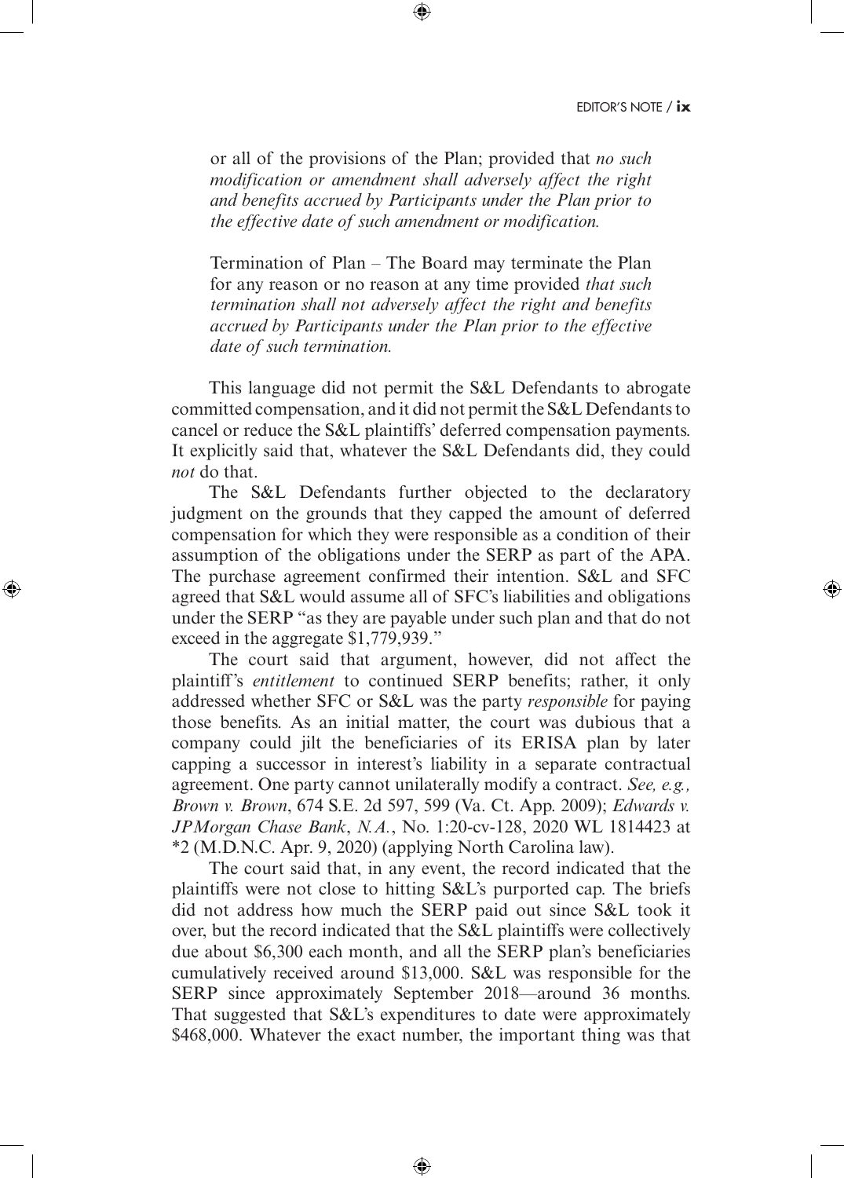> or all of the provisions of the Plan; provided that *no such modification or amendment shall adversely affect the right and benefits accrued by Participants under the Plan prior to the effective date of such amendment or modification.*
>
> Termination of Plan – The Board may terminate the Plan for any reason or no reason at any time provided *that such termination shall not adversely affect the right and benefits accrued by Participants under the Plan prior to the effective date of such termination.*

This language did not permit the S&L Defendants to abrogate committed compensation, and it did not permit the S&L Defendants to cancel or reduce the S&L plaintiffs' deferred compensation payments. It explicitly said that, whatever the S&L Defendants did, they could *not* do that.

The S&L Defendants further objected to the declaratory judgment on the grounds that they capped the amount of deferred compensation for which they were responsible as a condition of their assumption of the obligations under the SERP as part of the APA. The purchase agreement confirmed their intention. S&L and SFC agreed that S&L would assume all of SFC's liabilities and obligations under the SERP "as they are payable under such plan and that do not exceed in the aggregate $1,779,939."

The court said that argument, however, did not affect the plaintiff's *entitlement* to continued SERP benefits; rather, it only addressed whether SFC or S&L was the party *responsible* for paying those benefits. As an initial matter, the court was dubious that a company could jilt the beneficiaries of its ERISA plan by later capping a successor in interest's liability in a separate contractual agreement. One party cannot unilaterally modify a contract. *See, e.g., Brown v. Brown*, 674 S.E. 2d 597, 599 (Va. Ct. App. 2009); *Edwards v. JPMorgan Chase Bank*, *N.A.*, No. 1:20-cv-128, 2020 WL 1814423 at *2 (M.D.N.C. Apr. 9, 2020) (applying North Carolina law).

The court said that, in any event, the record indicated that the plaintiffs were not close to hitting S&L's purported cap. The briefs did not address how much the SERP paid out since S&L took it over, but the record indicated that the S&L plaintiffs were collectively due about $6,300 each month, and all the SERP plan's beneficiaries cumulatively received around $13,000. S&L was responsible for the SERP since approximately September 2018—around 36 months. That suggested that S&L's expenditures to date were approximately $468,000. Whatever the exact number, the important thing was that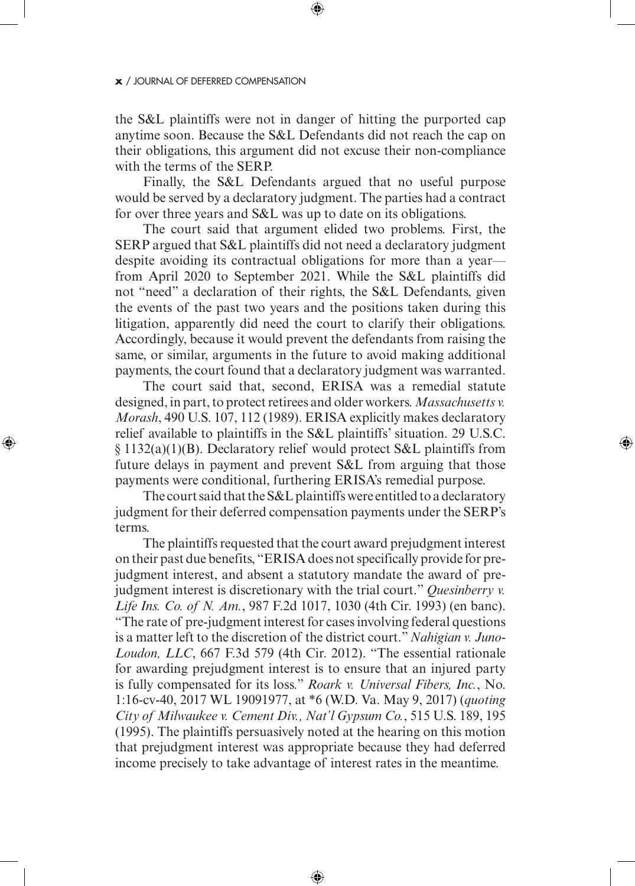the S&L plaintiffs were not in danger of hitting the purported cap anytime soon. Because the S&L Defendants did not reach the cap on their obligations, this argument did not excuse their non-compliance with the terms of the SERP.

Finally, the S&L Defendants argued that no useful purpose would be served by a declaratory judgment. The parties had a contract for over three years and S&L was up to date on its obligations.

The court said that argument elided two problems. First, the SERP argued that S&L plaintiffs did not need a declaratory judgment despite avoiding its contractual obligations for more than a year—from April 2020 to September 2021. While the S&L plaintiffs did not "need" a declaration of their rights, the S&L Defendants, given the events of the past two years and the positions taken during this litigation, apparently did need the court to clarify their obligations. Accordingly, because it would prevent the defendants from raising the same, or similar, arguments in the future to avoid making additional payments, the court found that a declaratory judgment was warranted.

The court said that, second, ERISA was a remedial statute designed, in part, to protect retirees and older workers. *Massachusetts v. Morash*, 490 U.S. 107, 112 (1989). ERISA explicitly makes declaratory relief available to plaintiffs in the S&L plaintiffs' situation. 29 U.S.C. § 1132(a)(1)(B). Declaratory relief would protect S&L plaintiffs from future delays in payment and prevent S&L from arguing that those payments were conditional, furthering ERISA's remedial purpose.

The court said that the S&L plaintiffs were entitled to a declaratory judgment for their deferred compensation payments under the SERP's terms.

The plaintiffs requested that the court award prejudgment interest on their past due benefits, "ERISA does not specifically provide for pre-judgment interest, and absent a statutory mandate the award of pre-judgment interest is discretionary with the trial court." *Quesinberry v. Life Ins. Co. of N. Am.*, 987 F.2d 1017, 1030 (4th Cir. 1993) (en banc). "The rate of pre-judgment interest for cases involving federal questions is a matter left to the discretion of the district court." *Nahigian v. Juno-Loudon, LLC*, 667 F.3d 579 (4th Cir. 2012). "The essential rationale for awarding prejudgment interest is to ensure that an injured party is fully compensated for its loss." *Roark v. Universal Fibers, Inc.*, No. 1:16-cv-40, 2017 WL 19091977, at *6 (W.D. Va. May 9, 2017) (*quoting City of Milwaukee v. Cement Div., Nat'l Gypsum Co.*, 515 U.S. 189, 195 (1995). The plaintiffs persuasively noted at the hearing on this motion that prejudgment interest was appropriate because they had deferred income precisely to take advantage of interest rates in the meantime.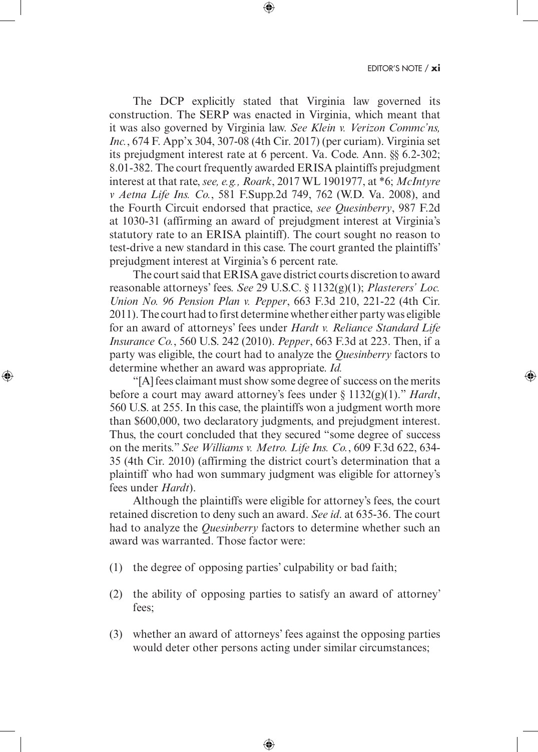The DCP explicitly stated that Virginia law governed its construction. The SERP was enacted in Virginia, which meant that it was also governed by Virginia law. *See Klein v. Verizon Commc'ns, Inc.*, 674 F. App'x 304, 307-08 (4th Cir. 2017) (per curiam). Virginia set its prejudgment interest rate at 6 percent. Va. Code. Ann. §§ 6.2-302; 8.01-382. The court frequently awarded ERISA plaintiffs prejudgment interest at that rate, *see, e.g., Roark*, 2017 WL 1901977, at *6; *McIntyre v Aetna Life Ins. Co.*, 581 F.Supp.2d 749, 762 (W.D. Va. 2008), and the Fourth Circuit endorsed that practice, *see Quesinberry*, 987 F.2d at 1030-31 (affirming an award of prejudgment interest at Virginia's statutory rate to an ERISA plaintiff). The court sought no reason to test-drive a new standard in this case. The court granted the plaintiffs' prejudgment interest at Virginia's 6 percent rate.

The court said that ERISA gave district courts discretion to award reasonable attorneys' fees. *See* 29 U.S.C. § 1132(g)(1); *Plasterers' Loc. Union No. 96 Pension Plan v. Pepper*, 663 F.3d 210, 221-22 (4th Cir. 2011). The court had to first determine whether either party was eligible for an award of attorneys' fees under *Hardt v. Reliance Standard Life Insurance Co.*, 560 U.S. 242 (2010). *Pepper*, 663 F.3d at 223. Then, if a party was eligible, the court had to analyze the *Quesinberry* factors to determine whether an award was appropriate. *Id.*

"[A] fees claimant must show some degree of success on the merits before a court may award attorney's fees under § 1132(g)(1)." *Hardt*, 560 U.S. at 255. In this case, the plaintiffs won a judgment worth more than $600,000, two declaratory judgments, and prejudgment interest. Thus, the court concluded that they secured "some degree of success on the merits." *See Williams v. Metro. Life Ins. Co.*, 609 F.3d 622, 634-35 (4th Cir. 2010) (affirming the district court's determination that a plaintiff who had won summary judgment was eligible for attorney's fees under *Hardt*).

Although the plaintiffs were eligible for attorney's fees, the court retained discretion to deny such an award. *See id*. at 635-36. The court had to analyze the *Quesinberry* factors to determine whether such an award was warranted. Those factor were:

(1) the degree of opposing parties' culpability or bad faith;

(2) the ability of opposing parties to satisfy an award of attorney' fees;

(3) whether an award of attorneys' fees against the opposing parties would deter other persons acting under similar circumstances;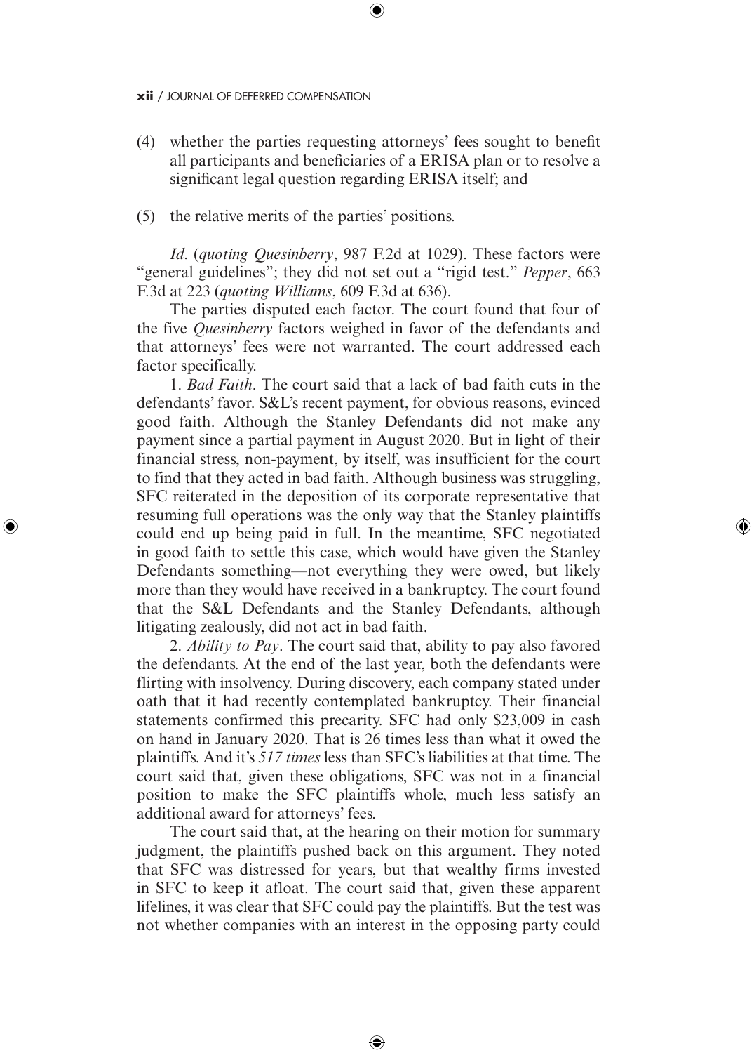(4) whether the parties requesting attorneys' fees sought to benefit all participants and beneficiaries of a ERISA plan or to resolve a significant legal question regarding ERISA itself; and

(5) the relative merits of the parties' positions.

*Id*. (*quoting Quesinberry*, 987 F.2d at 1029). These factors were "general guidelines"; they did not set out a "rigid test." *Pepper*, 663 F.3d at 223 (*quoting Williams*, 609 F.3d at 636).

The parties disputed each factor. The court found that four of the five *Quesinberry* factors weighed in favor of the defendants and that attorneys' fees were not warranted. The court addressed each factor specifically.

1. *Bad Faith*. The court said that a lack of bad faith cuts in the defendants' favor. S&L's recent payment, for obvious reasons, evinced good faith. Although the Stanley Defendants did not make any payment since a partial payment in August 2020. But in light of their financial stress, non-payment, by itself, was insufficient for the court to find that they acted in bad faith. Although business was struggling, SFC reiterated in the deposition of its corporate representative that resuming full operations was the only way that the Stanley plaintiffs could end up being paid in full. In the meantime, SFC negotiated in good faith to settle this case, which would have given the Stanley Defendants something—not everything they were owed, but likely more than they would have received in a bankruptcy. The court found that the S&L Defendants and the Stanley Defendants, although litigating zealously, did not act in bad faith.

2. *Ability to Pay*. The court said that, ability to pay also favored the defendants. At the end of the last year, both the defendants were flirting with insolvency. During discovery, each company stated under oath that it had recently contemplated bankruptcy. Their financial statements confirmed this precarity. SFC had only $23,009 in cash on hand in January 2020. That is 26 times less than what it owed the plaintiffs. And it's *517 times* less than SFC's liabilities at that time. The court said that, given these obligations, SFC was not in a financial position to make the SFC plaintiffs whole, much less satisfy an additional award for attorneys' fees.

The court said that, at the hearing on their motion for summary judgment, the plaintiffs pushed back on this argument. They noted that SFC was distressed for years, but that wealthy firms invested in SFC to keep it afloat. The court said that, given these apparent lifelines, it was clear that SFC could pay the plaintiffs. But the test was not whether companies with an interest in the opposing party could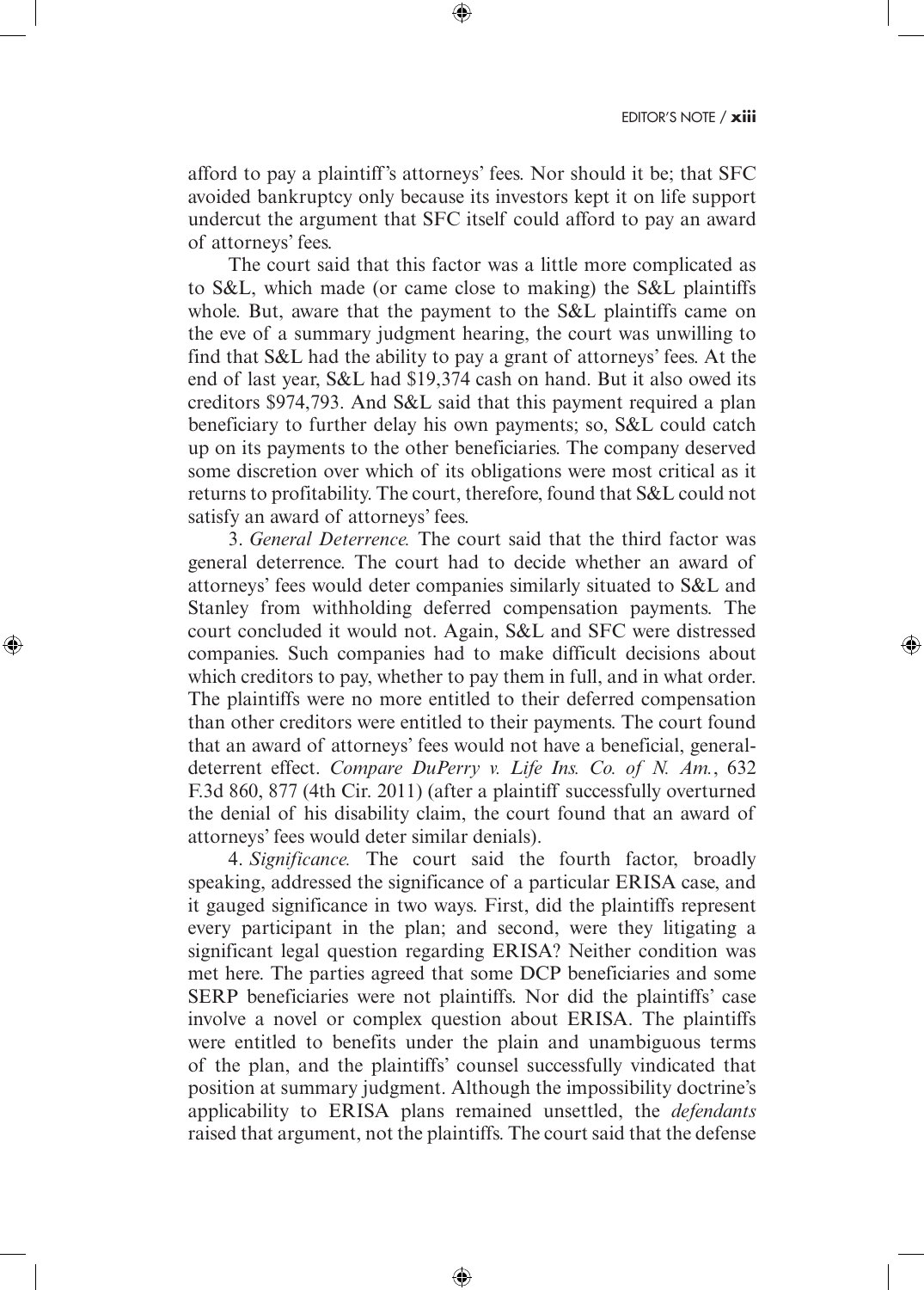afford to pay a plaintiff's attorneys' fees. Nor should it be; that SFC avoided bankruptcy only because its investors kept it on life support undercut the argument that SFC itself could afford to pay an award of attorneys' fees.

The court said that this factor was a little more complicated as to S&L, which made (or came close to making) the S&L plaintiffs whole. But, aware that the payment to the S&L plaintiffs came on the eve of a summary judgment hearing, the court was unwilling to find that S&L had the ability to pay a grant of attorneys' fees. At the end of last year, S&L had $19,374 cash on hand. But it also owed its creditors $974,793. And S&L said that this payment required a plan beneficiary to further delay his own payments; so, S&L could catch up on its payments to the other beneficiaries. The company deserved some discretion over which of its obligations were most critical as it returns to profitability. The court, therefore, found that S&L could not satisfy an award of attorneys' fees.

3. *General Deterrence.* The court said that the third factor was general deterrence. The court had to decide whether an award of attorneys' fees would deter companies similarly situated to S&L and Stanley from withholding deferred compensation payments. The court concluded it would not. Again, S&L and SFC were distressed companies. Such companies had to make difficult decisions about which creditors to pay, whether to pay them in full, and in what order. The plaintiffs were no more entitled to their deferred compensation than other creditors were entitled to their payments. The court found that an award of attorneys' fees would not have a beneficial, general-deterrent effect. *Compare DuPerry v. Life Ins. Co. of N. Am.*, 632 F.3d 860, 877 (4th Cir. 2011) (after a plaintiff successfully overturned the denial of his disability claim, the court found that an award of attorneys' fees would deter similar denials).

4. *Significance.* The court said the fourth factor, broadly speaking, addressed the significance of a particular ERISA case, and it gauged significance in two ways. First, did the plaintiffs represent every participant in the plan; and second, were they litigating a significant legal question regarding ERISA? Neither condition was met here. The parties agreed that some DCP beneficiaries and some SERP beneficiaries were not plaintiffs. Nor did the plaintiffs' case involve a novel or complex question about ERISA. The plaintiffs were entitled to benefits under the plain and unambiguous terms of the plan, and the plaintiffs' counsel successfully vindicated that position at summary judgment. Although the impossibility doctrine's applicability to ERISA plans remained unsettled, the *defendants* raised that argument, not the plaintiffs. The court said that the defense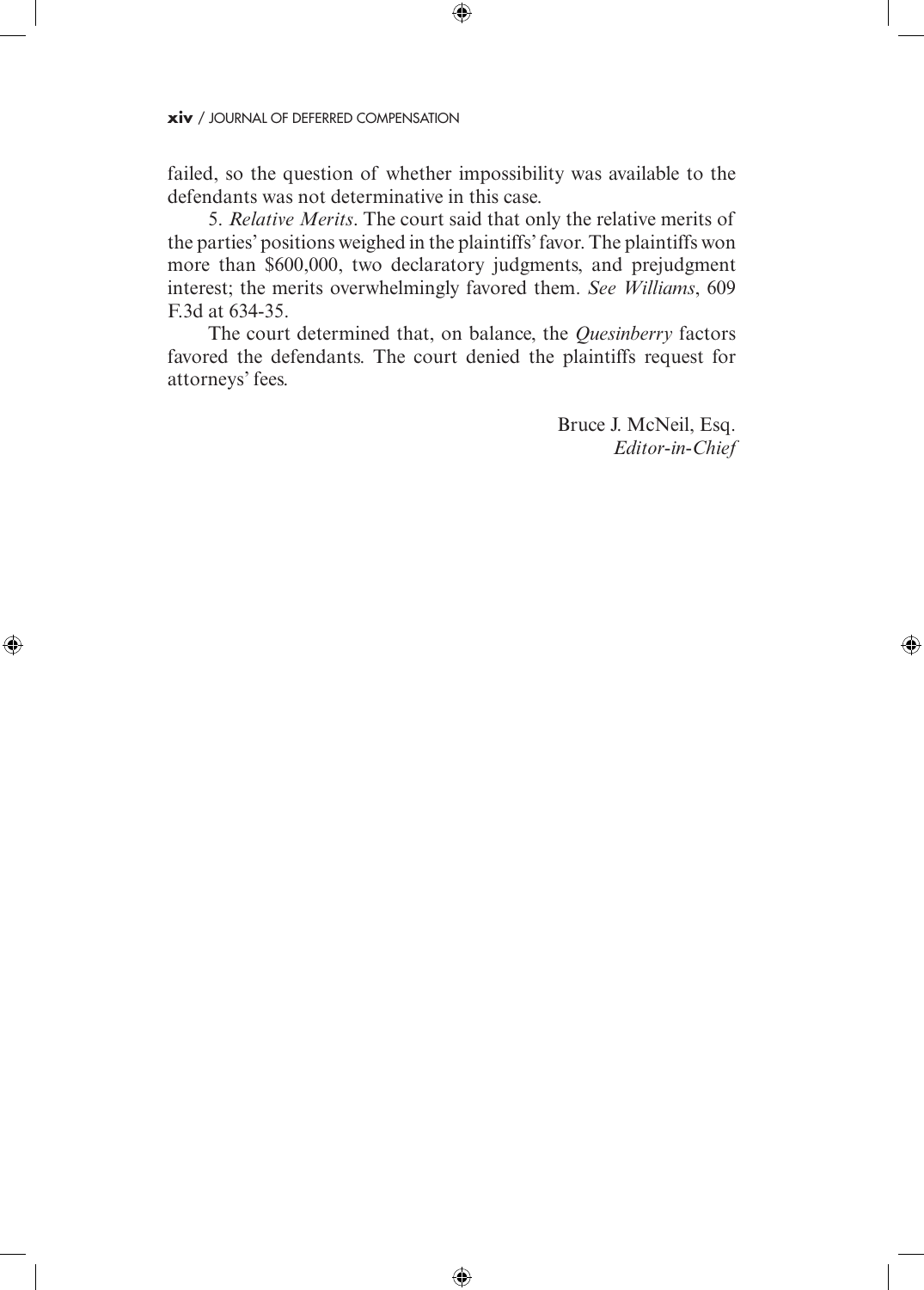failed, so the question of whether impossibility was available to the defendants was not determinative in this case.

5. *Relative Merits*. The court said that only the relative merits of the parties' positions weighed in the plaintiffs' favor. The plaintiffs won more than $600,000, two declaratory judgments, and prejudgment interest; the merits overwhelmingly favored them. *See Williams*, 609 F.3d at 634-35.

The court determined that, on balance, the *Quesinberry* factors favored the defendants. The court denied the plaintiffs request for attorneys' fees.

Bruce J. McNeil, Esq.
*Editor-in-Chief*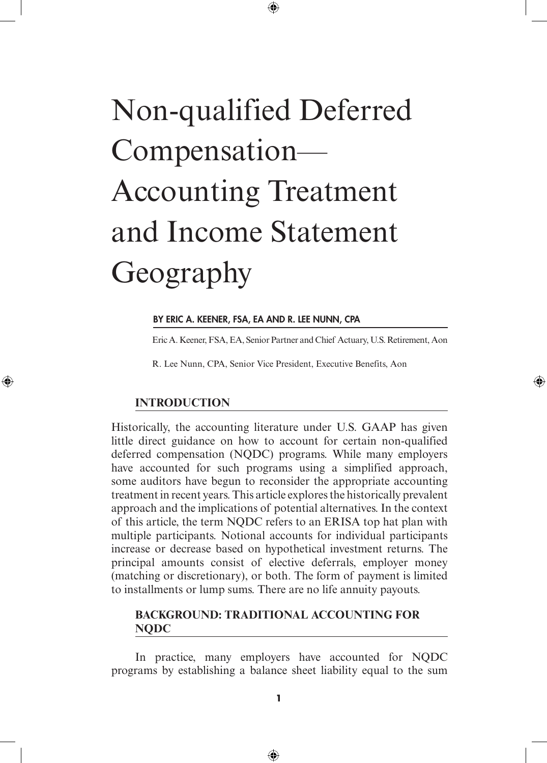# Non-qualified Deferred Compensation—Accounting Treatment and Income Statement Geography

**BY ERIC A. KEENER, FSA, EA AND R. LEE NUNN, CPA**

Eric A. Keener, FSA, EA, Senior Partner and Chief Actuary, U.S. Retirement, Aon

R. Lee Nunn, CPA, Senior Vice President, Executive Benefits, Aon

## INTRODUCTION

Historically, the accounting literature under U.S. GAAP has given little direct guidance on how to account for certain non-qualified deferred compensation (NQDC) programs. While many employers have accounted for such programs using a simplified approach, some auditors have begun to reconsider the appropriate accounting treatment in recent years. This article explores the historically prevalent approach and the implications of potential alternatives. In the context of this article, the term NQDC refers to an ERISA top hat plan with multiple participants. Notional accounts for individual participants increase or decrease based on hypothetical investment returns. The principal amounts consist of elective deferrals, employer money (matching or discretionary), or both. The form of payment is limited to installments or lump sums. There are no life annuity payouts.

## BACKGROUND: TRADITIONAL ACCOUNTING FOR NQDC

In practice, many employers have accounted for NQDC programs by establishing a balance sheet liability equal to the sum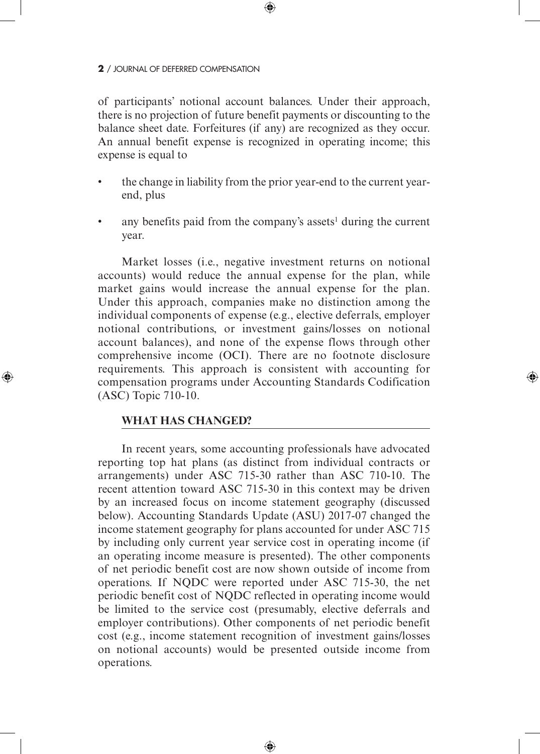of participants' notional account balances. Under their approach, there is no projection of future benefit payments or discounting to the balance sheet date. Forfeitures (if any) are recognized as they occur. An annual benefit expense is recognized in operating income; this expense is equal to

- the change in liability from the prior year-end to the current year-end, plus
- any benefits paid from the company's assets[1] during the current year.

Market losses (i.e., negative investment returns on notional accounts) would reduce the annual expense for the plan, while market gains would increase the annual expense for the plan. Under this approach, companies make no distinction among the individual components of expense (e.g., elective deferrals, employer notional contributions, or investment gains/losses on notional account balances), and none of the expense flows through other comprehensive income (OCI). There are no footnote disclosure requirements. This approach is consistent with accounting for compensation programs under Accounting Standards Codification (ASC) Topic 710-10.

## WHAT HAS CHANGED?

In recent years, some accounting professionals have advocated reporting top hat plans (as distinct from individual contracts or arrangements) under ASC 715-30 rather than ASC 710-10. The recent attention toward ASC 715-30 in this context may be driven by an increased focus on income statement geography (discussed below). Accounting Standards Update (ASU) 2017-07 changed the income statement geography for plans accounted for under ASC 715 by including only current year service cost in operating income (if an operating income measure is presented). The other components of net periodic benefit cost are now shown outside of income from operations. If NQDC were reported under ASC 715-30, the net periodic benefit cost of NQDC reflected in operating income would be limited to the service cost (presumably, elective deferrals and employer contributions). Other components of net periodic benefit cost (e.g., income statement recognition of investment gains/losses on notional accounts) would be presented outside income from operations.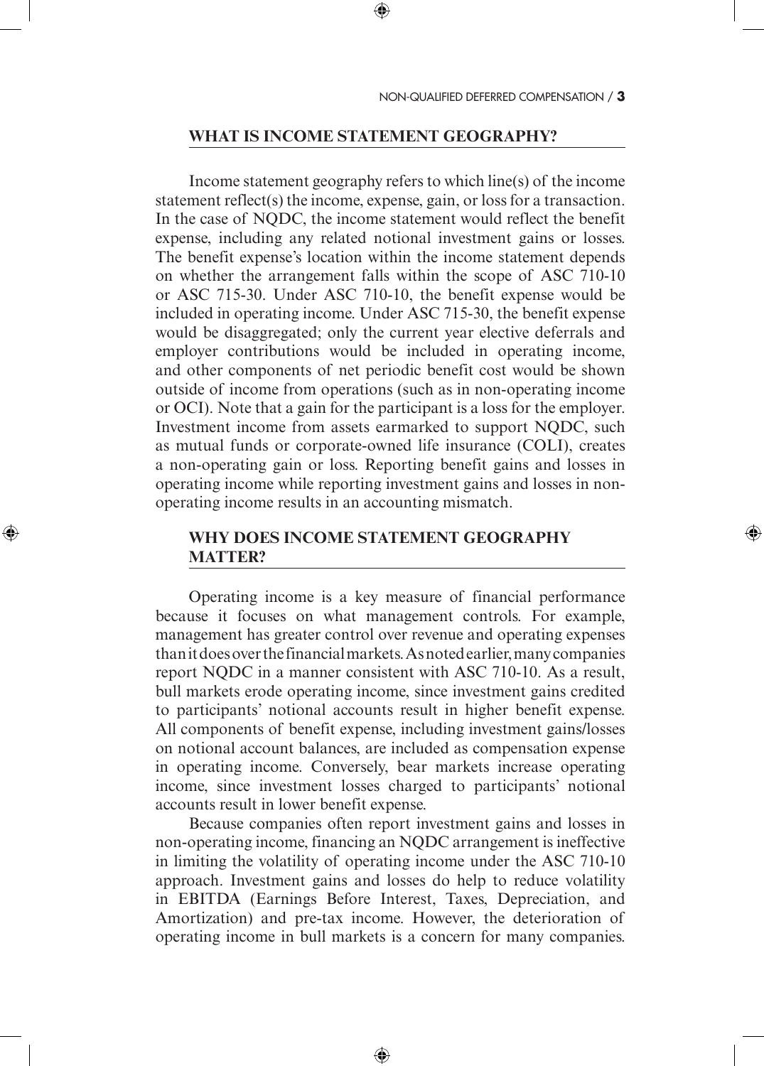## WHAT IS INCOME STATEMENT GEOGRAPHY?

Income statement geography refers to which line(s) of the income statement reflect(s) the income, expense, gain, or loss for a transaction. In the case of NQDC, the income statement would reflect the benefit expense, including any related notional investment gains or losses. The benefit expense's location within the income statement depends on whether the arrangement falls within the scope of ASC 710-10 or ASC 715-30. Under ASC 710-10, the benefit expense would be included in operating income. Under ASC 715-30, the benefit expense would be disaggregated; only the current year elective deferrals and employer contributions would be included in operating income, and other components of net periodic benefit cost would be shown outside of income from operations (such as in non-operating income or OCI). Note that a gain for the participant is a loss for the employer. Investment income from assets earmarked to support NQDC, such as mutual funds or corporate-owned life insurance (COLI), creates a non-operating gain or loss. Reporting benefit gains and losses in operating income while reporting investment gains and losses in non-operating income results in an accounting mismatch.

## WHY DOES INCOME STATEMENT GEOGRAPHY MATTER?

Operating income is a key measure of financial performance because it focuses on what management controls. For example, management has greater control over revenue and operating expenses than it does over the financial markets. As noted earlier, many companies report NQDC in a manner consistent with ASC 710-10. As a result, bull markets erode operating income, since investment gains credited to participants' notional accounts result in higher benefit expense. All components of benefit expense, including investment gains/losses on notional account balances, are included as compensation expense in operating income. Conversely, bear markets increase operating income, since investment losses charged to participants' notional accounts result in lower benefit expense.

Because companies often report investment gains and losses in non-operating income, financing an NQDC arrangement is ineffective in limiting the volatility of operating income under the ASC 710-10 approach. Investment gains and losses do help to reduce volatility in EBITDA (Earnings Before Interest, Taxes, Depreciation, and Amortization) and pre-tax income. However, the deterioration of operating income in bull markets is a concern for many companies.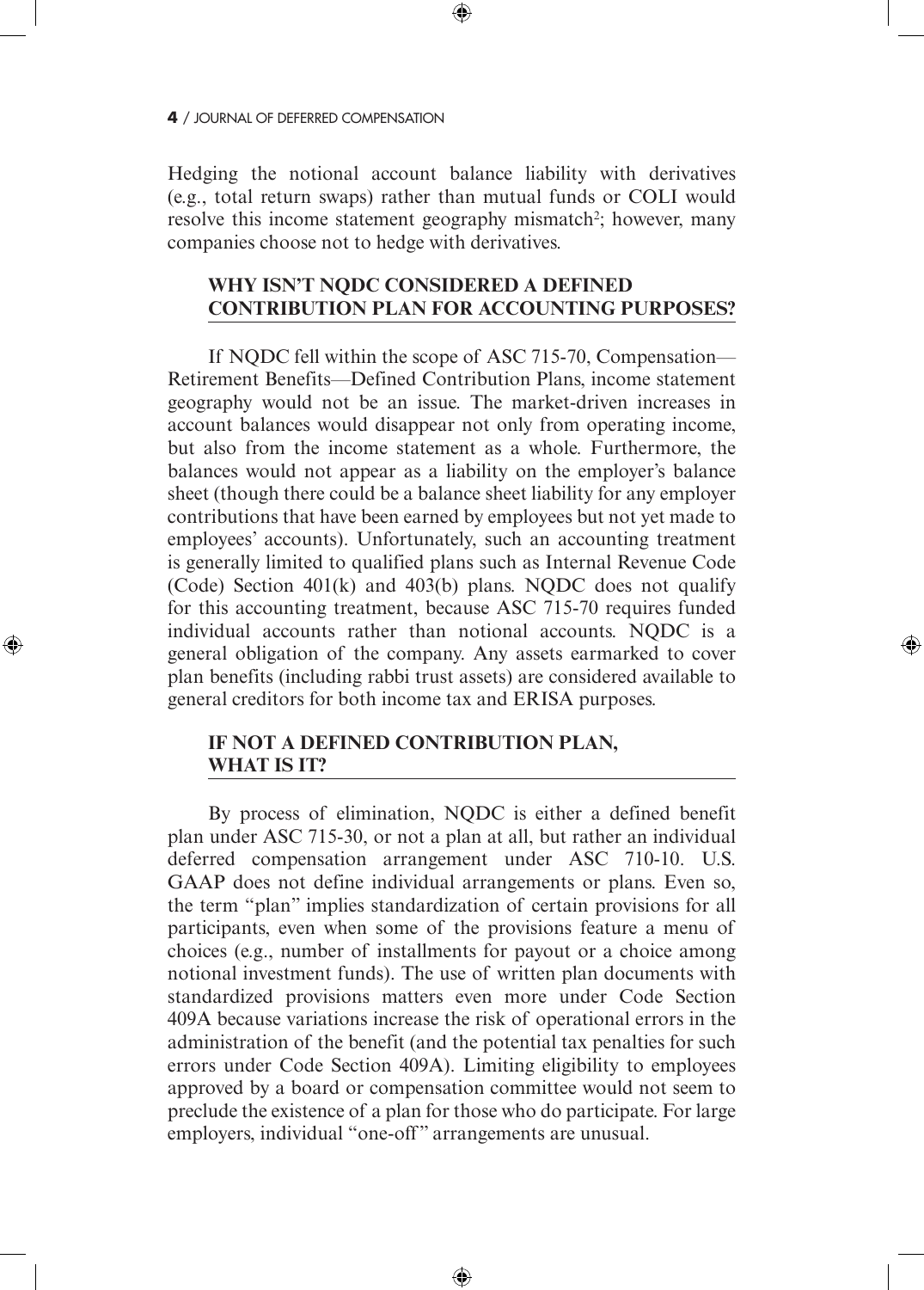Hedging the notional account balance liability with derivatives (e.g., total return swaps) rather than mutual funds or COLI would resolve this income statement geography mismatch[2]; however, many companies choose not to hedge with derivatives.

## WHY ISN'T NQDC CONSIDERED A DEFINED CONTRIBUTION PLAN FOR ACCOUNTING PURPOSES?

If NQDC fell within the scope of ASC 715-70, Compensation—Retirement Benefits—Defined Contribution Plans, income statement geography would not be an issue. The market-driven increases in account balances would disappear not only from operating income, but also from the income statement as a whole. Furthermore, the balances would not appear as a liability on the employer's balance sheet (though there could be a balance sheet liability for any employer contributions that have been earned by employees but not yet made to employees' accounts). Unfortunately, such an accounting treatment is generally limited to qualified plans such as Internal Revenue Code (Code) Section 401(k) and 403(b) plans. NQDC does not qualify for this accounting treatment, because ASC 715-70 requires funded individual accounts rather than notional accounts. NQDC is a general obligation of the company. Any assets earmarked to cover plan benefits (including rabbi trust assets) are considered available to general creditors for both income tax and ERISA purposes.

## IF NOT A DEFINED CONTRIBUTION PLAN, WHAT IS IT?

By process of elimination, NQDC is either a defined benefit plan under ASC 715-30, or not a plan at all, but rather an individual deferred compensation arrangement under ASC 710-10. U.S. GAAP does not define individual arrangements or plans. Even so, the term "plan" implies standardization of certain provisions for all participants, even when some of the provisions feature a menu of choices (e.g., number of installments for payout or a choice among notional investment funds). The use of written plan documents with standardized provisions matters even more under Code Section 409A because variations increase the risk of operational errors in the administration of the benefit (and the potential tax penalties for such errors under Code Section 409A). Limiting eligibility to employees approved by a board or compensation committee would not seem to preclude the existence of a plan for those who do participate. For large employers, individual "one-off" arrangements are unusual.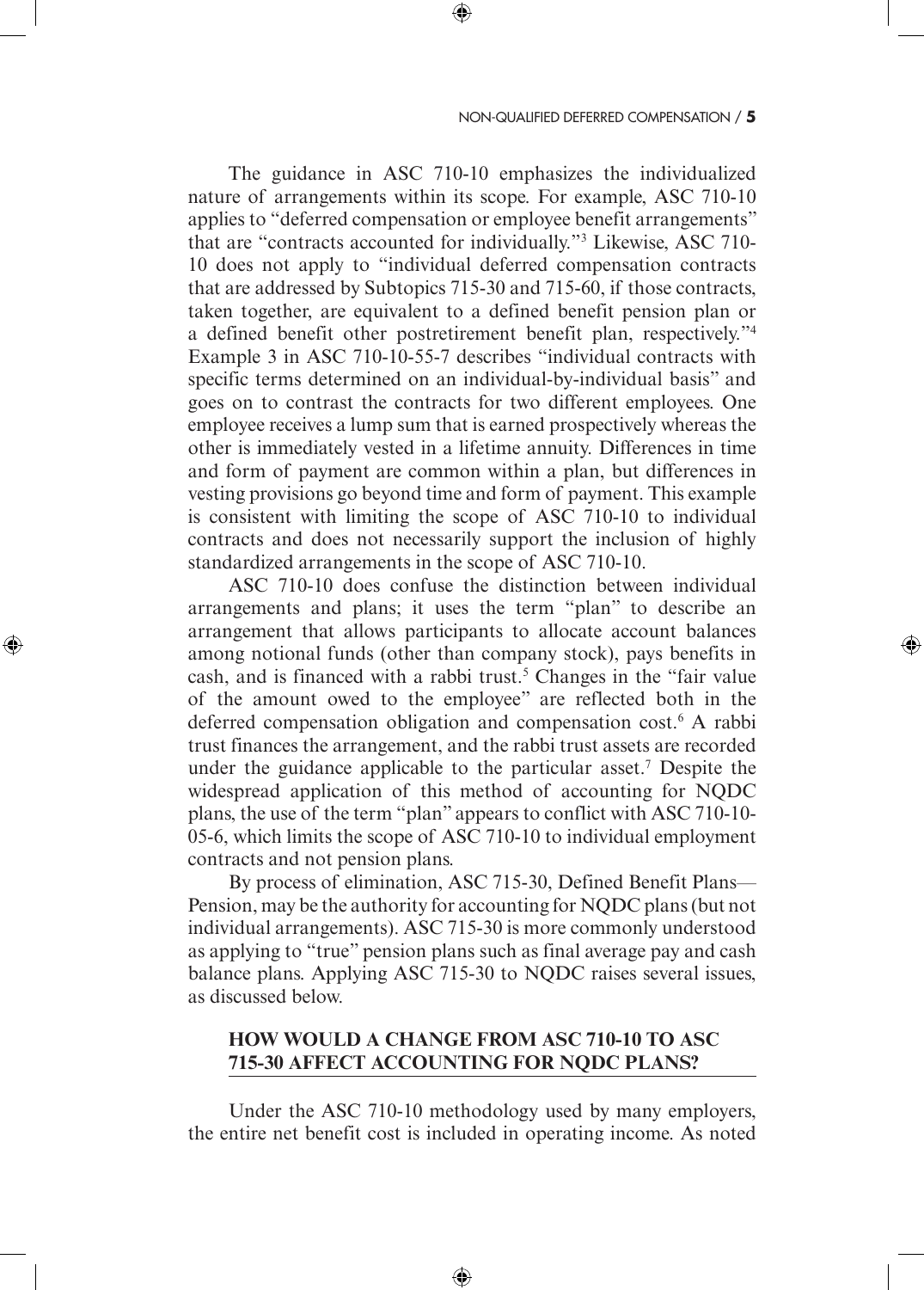The guidance in ASC 710-10 emphasizes the individualized nature of arrangements within its scope. For example, ASC 710-10 applies to "deferred compensation or employee benefit arrangements" that are "contracts accounted for individually."[3] Likewise, ASC 710-10 does not apply to "individual deferred compensation contracts that are addressed by Subtopics 715-30 and 715-60, if those contracts, taken together, are equivalent to a defined benefit pension plan or a defined benefit other postretirement benefit plan, respectively."[4] Example 3 in ASC 710-10-55-7 describes "individual contracts with specific terms determined on an individual-by-individual basis" and goes on to contrast the contracts for two different employees. One employee receives a lump sum that is earned prospectively whereas the other is immediately vested in a lifetime annuity. Differences in time and form of payment are common within a plan, but differences in vesting provisions go beyond time and form of payment. This example is consistent with limiting the scope of ASC 710-10 to individual contracts and does not necessarily support the inclusion of highly standardized arrangements in the scope of ASC 710-10.

ASC 710-10 does confuse the distinction between individual arrangements and plans; it uses the term "plan" to describe an arrangement that allows participants to allocate account balances among notional funds (other than company stock), pays benefits in cash, and is financed with a rabbi trust.[5] Changes in the "fair value of the amount owed to the employee" are reflected both in the deferred compensation obligation and compensation cost.[6] A rabbi trust finances the arrangement, and the rabbi trust assets are recorded under the guidance applicable to the particular asset.[7] Despite the widespread application of this method of accounting for NQDC plans, the use of the term "plan" appears to conflict with ASC 710-10-05-6, which limits the scope of ASC 710-10 to individual employment contracts and not pension plans.

By process of elimination, ASC 715-30, Defined Benefit Plans—Pension, may be the authority for accounting for NQDC plans (but not individual arrangements). ASC 715-30 is more commonly understood as applying to "true" pension plans such as final average pay and cash balance plans. Applying ASC 715-30 to NQDC raises several issues, as discussed below.

## HOW WOULD A CHANGE FROM ASC 710-10 TO ASC 715-30 AFFECT ACCOUNTING FOR NQDC PLANS?

Under the ASC 710-10 methodology used by many employers, the entire net benefit cost is included in operating income. As noted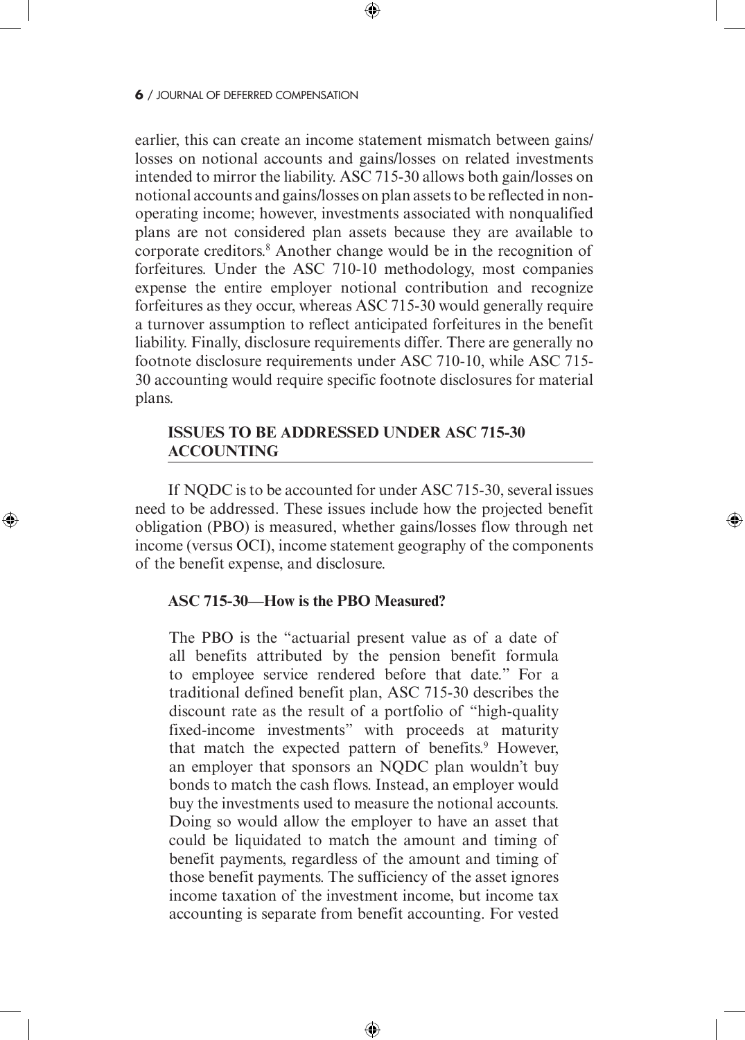earlier, this can create an income statement mismatch between gains/losses on notional accounts and gains/losses on related investments intended to mirror the liability. ASC 715-30 allows both gain/losses on notional accounts and gains/losses on plan assets to be reflected in non-operating income; however, investments associated with nonqualified plans are not considered plan assets because they are available to corporate creditors.[8] Another change would be in the recognition of forfeitures. Under the ASC 710-10 methodology, most companies expense the entire employer notional contribution and recognize forfeitures as they occur, whereas ASC 715-30 would generally require a turnover assumption to reflect anticipated forfeitures in the benefit liability. Finally, disclosure requirements differ. There are generally no footnote disclosure requirements under ASC 710-10, while ASC 715-30 accounting would require specific footnote disclosures for material plans.

## ISSUES TO BE ADDRESSED UNDER ASC 715-30 ACCOUNTING

If NQDC is to be accounted for under ASC 715-30, several issues need to be addressed. These issues include how the projected benefit obligation (PBO) is measured, whether gains/losses flow through net income (versus OCI), income statement geography of the components of the benefit expense, and disclosure.

### ASC 715-30—How is the PBO Measured?

The PBO is the "actuarial present value as of a date of all benefits attributed by the pension benefit formula to employee service rendered before that date." For a traditional defined benefit plan, ASC 715-30 describes the discount rate as the result of a portfolio of "high-quality fixed-income investments" with proceeds at maturity that match the expected pattern of benefits.[9] However, an employer that sponsors an NQDC plan wouldn't buy bonds to match the cash flows. Instead, an employer would buy the investments used to measure the notional accounts. Doing so would allow the employer to have an asset that could be liquidated to match the amount and timing of benefit payments, regardless of the amount and timing of those benefit payments. The sufficiency of the asset ignores income taxation of the investment income, but income tax accounting is separate from benefit accounting. For vested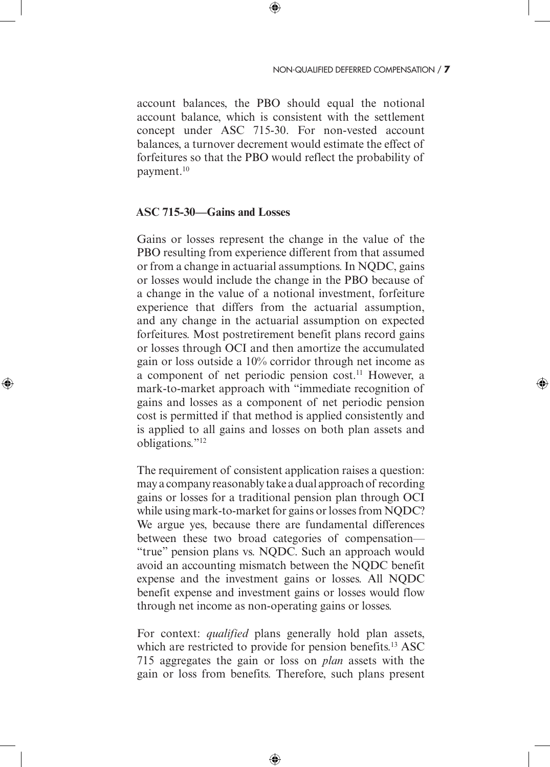account balances, the PBO should equal the notional account balance, which is consistent with the settlement concept under ASC 715-30. For non-vested account balances, a turnover decrement would estimate the effect of forfeitures so that the PBO would reflect the probability of payment.[10]

### ASC 715-30—Gains and Losses

Gains or losses represent the change in the value of the PBO resulting from experience different from that assumed or from a change in actuarial assumptions. In NQDC, gains or losses would include the change in the PBO because of a change in the value of a notional investment, forfeiture experience that differs from the actuarial assumption, and any change in the actuarial assumption on expected forfeitures. Most postretirement benefit plans record gains or losses through OCI and then amortize the accumulated gain or loss outside a 10% corridor through net income as a component of net periodic pension cost.[11] However, a mark-to-market approach with "immediate recognition of gains and losses as a component of net periodic pension cost is permitted if that method is applied consistently and is applied to all gains and losses on both plan assets and obligations."[12]

The requirement of consistent application raises a question: may a company reasonably take a dual approach of recording gains or losses for a traditional pension plan through OCI while using mark-to-market for gains or losses from NQDC? We argue yes, because there are fundamental differences between these two broad categories of compensation—"true" pension plans vs. NQDC. Such an approach would avoid an accounting mismatch between the NQDC benefit expense and the investment gains or losses. All NQDC benefit expense and investment gains or losses would flow through net income as non-operating gains or losses.

For context: *qualified* plans generally hold plan assets, which are restricted to provide for pension benefits.[13] ASC 715 aggregates the gain or loss on *plan* assets with the gain or loss from benefits. Therefore, such plans present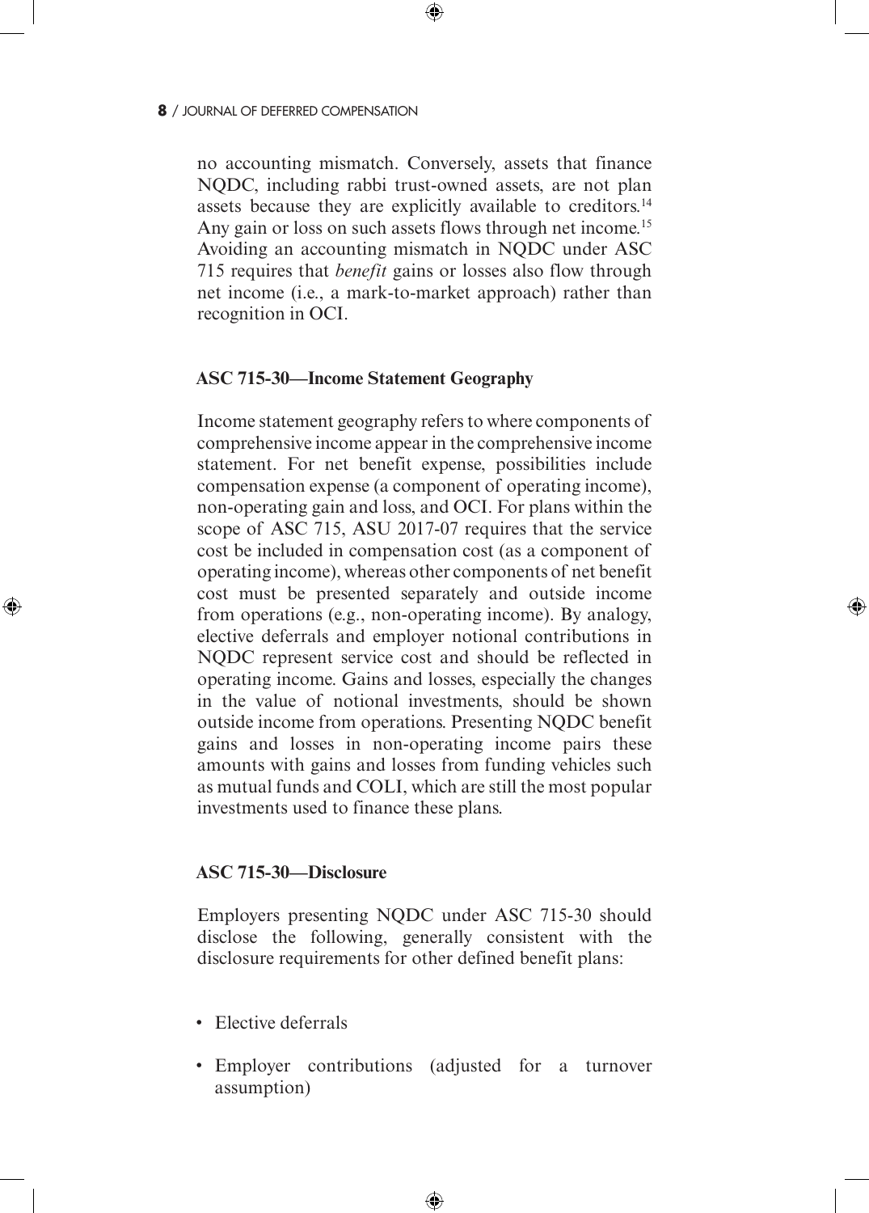no accounting mismatch. Conversely, assets that finance NQDC, including rabbi trust-owned assets, are not plan assets because they are explicitly available to creditors.[14] Any gain or loss on such assets flows through net income.[15] Avoiding an accounting mismatch in NQDC under ASC 715 requires that *benefit* gains or losses also flow through net income (i.e., a mark-to-market approach) rather than recognition in OCI.

### ASC 715-30—Income Statement Geography

Income statement geography refers to where components of comprehensive income appear in the comprehensive income statement. For net benefit expense, possibilities include compensation expense (a component of operating income), non-operating gain and loss, and OCI. For plans within the scope of ASC 715, ASU 2017-07 requires that the service cost be included in compensation cost (as a component of operating income), whereas other components of net benefit cost must be presented separately and outside income from operations (e.g., non-operating income). By analogy, elective deferrals and employer notional contributions in NQDC represent service cost and should be reflected in operating income. Gains and losses, especially the changes in the value of notional investments, should be shown outside income from operations. Presenting NQDC benefit gains and losses in non-operating income pairs these amounts with gains and losses from funding vehicles such as mutual funds and COLI, which are still the most popular investments used to finance these plans.

### ASC 715-30—Disclosure

Employers presenting NQDC under ASC 715-30 should disclose the following, generally consistent with the disclosure requirements for other defined benefit plans:

- Elective deferrals
- Employer contributions (adjusted for a turnover assumption)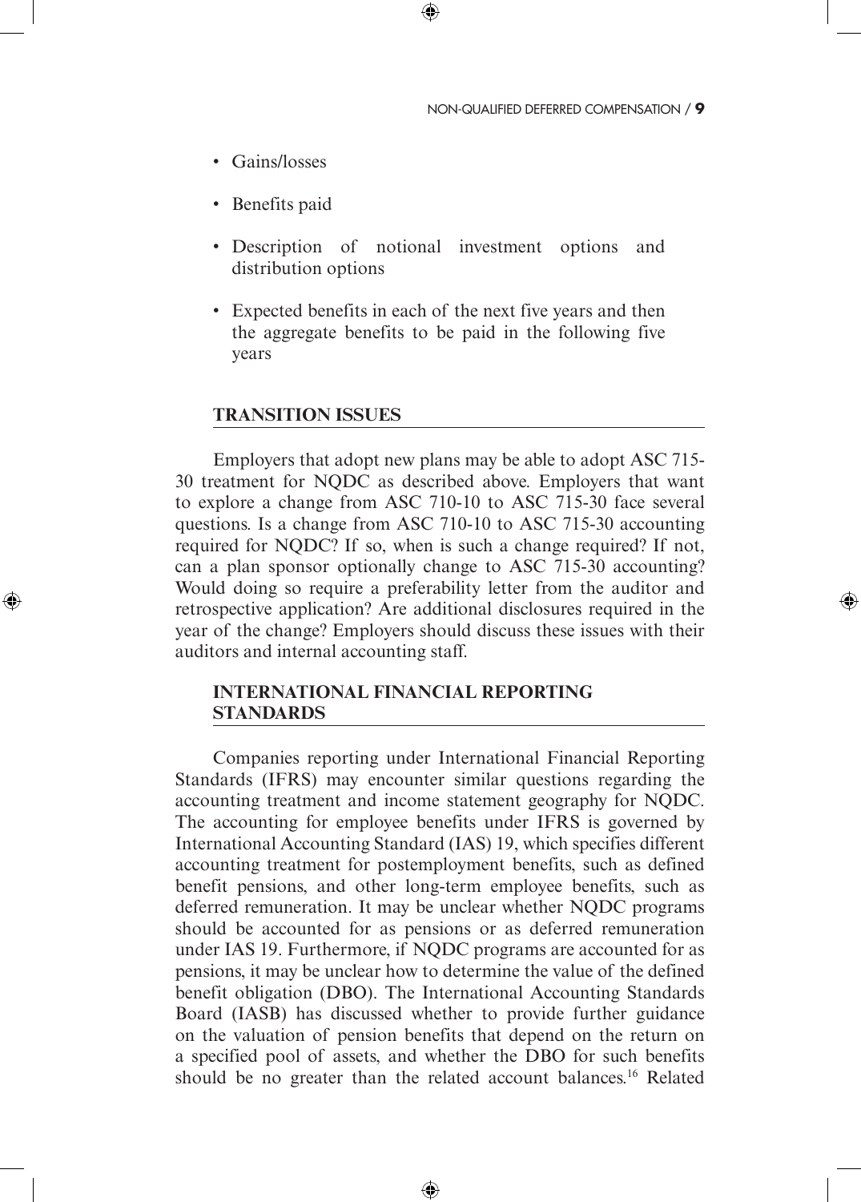- Gains/losses
- Benefits paid
- Description of notional investment options and distribution options
- Expected benefits in each of the next five years and then the aggregate benefits to be paid in the following five years

## TRANSITION ISSUES

Employers that adopt new plans may be able to adopt ASC 715-30 treatment for NQDC as described above. Employers that want to explore a change from ASC 710-10 to ASC 715-30 face several questions. Is a change from ASC 710-10 to ASC 715-30 accounting required for NQDC? If so, when is such a change required? If not, can a plan sponsor optionally change to ASC 715-30 accounting? Would doing so require a preferability letter from the auditor and retrospective application? Are additional disclosures required in the year of the change? Employers should discuss these issues with their auditors and internal accounting staff.

## INTERNATIONAL FINANCIAL REPORTING STANDARDS

Companies reporting under International Financial Reporting Standards (IFRS) may encounter similar questions regarding the accounting treatment and income statement geography for NQDC. The accounting for employee benefits under IFRS is governed by International Accounting Standard (IAS) 19, which specifies different accounting treatment for postemployment benefits, such as defined benefit pensions, and other long-term employee benefits, such as deferred remuneration. It may be unclear whether NQDC programs should be accounted for as pensions or as deferred remuneration under IAS 19. Furthermore, if NQDC programs are accounted for as pensions, it may be unclear how to determine the value of the defined benefit obligation (DBO). The International Accounting Standards Board (IASB) has discussed whether to provide further guidance on the valuation of pension benefits that depend on the return on a specified pool of assets, and whether the DBO for such benefits should be no greater than the related account balances.[16] Related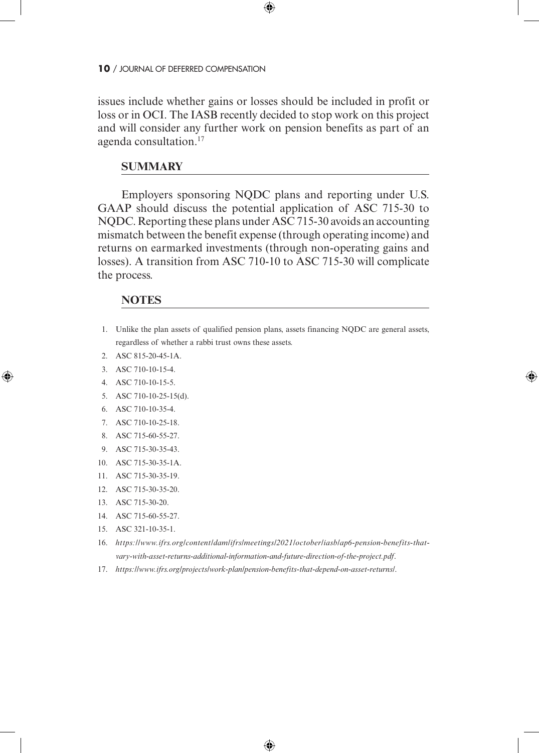issues include whether gains or losses should be included in profit or loss or in OCI. The IASB recently decided to stop work on this project and will consider any further work on pension benefits as part of an agenda consultation.[17]

## SUMMARY

Employers sponsoring NQDC plans and reporting under U.S. GAAP should discuss the potential application of ASC 715-30 to NQDC. Reporting these plans under ASC 715-30 avoids an accounting mismatch between the benefit expense (through operating income) and returns on earmarked investments (through non-operating gains and losses). A transition from ASC 710-10 to ASC 715-30 will complicate the process.

## NOTES

1. Unlike the plan assets of qualified pension plans, assets financing NQDC are general assets, regardless of whether a rabbi trust owns these assets.
2. ASC 815-20-45-1A.
3. ASC 710-10-15-4.
4. ASC 710-10-15-5.
5. ASC 710-10-25-15(d).
6. ASC 710-10-35-4.
7. ASC 710-10-25-18.
8. ASC 715-60-55-27.
9. ASC 715-30-35-43.
10. ASC 715-30-35-1A.
11. ASC 715-30-35-19.
12. ASC 715-30-35-20.
13. ASC 715-30-20.
14. ASC 715-60-55-27.
15. ASC 321-10-35-1.
16. *https://www.ifrs.org/content/dam/ifrs/meetings/2021/october/iasb/ap6-pension-benefits-that-vary-with-asset-returns-additional-information-and-future-direction-of-the-project.pdf*.
17. *https://www.ifrs.org/projects/work-plan/pension-benefits-that-depend-on-asset-returns/*.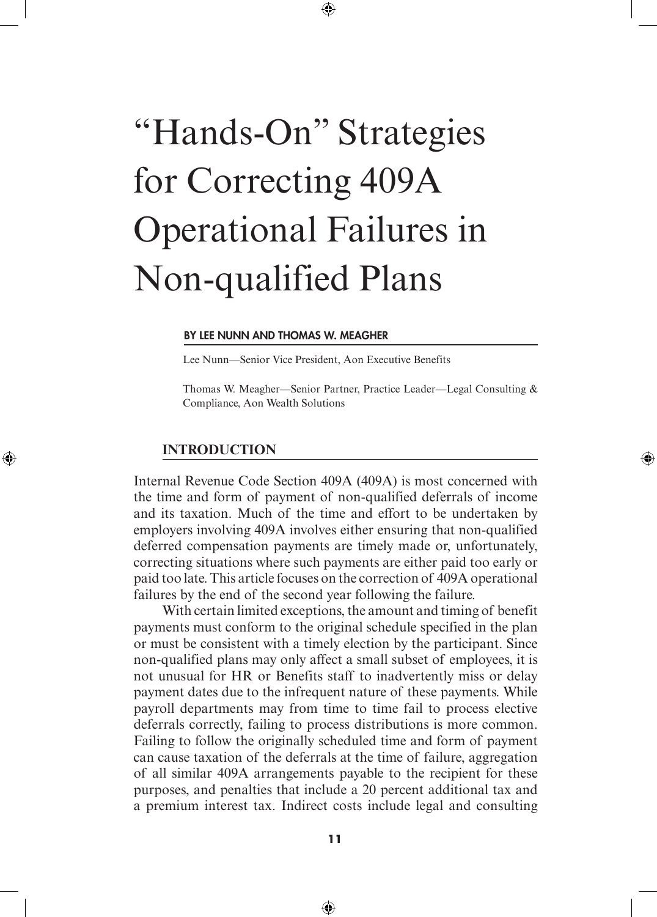# "Hands-On" Strategies for Correcting 409A Operational Failures in Non-qualified Plans

**BY LEE NUNN AND THOMAS W. MEAGHER**

Lee Nunn—Senior Vice President, Aon Executive Benefits

Thomas W. Meagher—Senior Partner, Practice Leader—Legal Consulting & Compliance, Aon Wealth Solutions

## INTRODUCTION

Internal Revenue Code Section 409A (409A) is most concerned with the time and form of payment of non-qualified deferrals of income and its taxation. Much of the time and effort to be undertaken by employers involving 409A involves either ensuring that non-qualified deferred compensation payments are timely made or, unfortunately, correcting situations where such payments are either paid too early or paid too late. This article focuses on the correction of 409A operational failures by the end of the second year following the failure.

With certain limited exceptions, the amount and timing of benefit payments must conform to the original schedule specified in the plan or must be consistent with a timely election by the participant. Since non-qualified plans may only affect a small subset of employees, it is not unusual for HR or Benefits staff to inadvertently miss or delay payment dates due to the infrequent nature of these payments. While payroll departments may from time to time fail to process elective deferrals correctly, failing to process distributions is more common. Failing to follow the originally scheduled time and form of payment can cause taxation of the deferrals at the time of failure, aggregation of all similar 409A arrangements payable to the recipient for these purposes, and penalties that include a 20 percent additional tax and a premium interest tax. Indirect costs include legal and consulting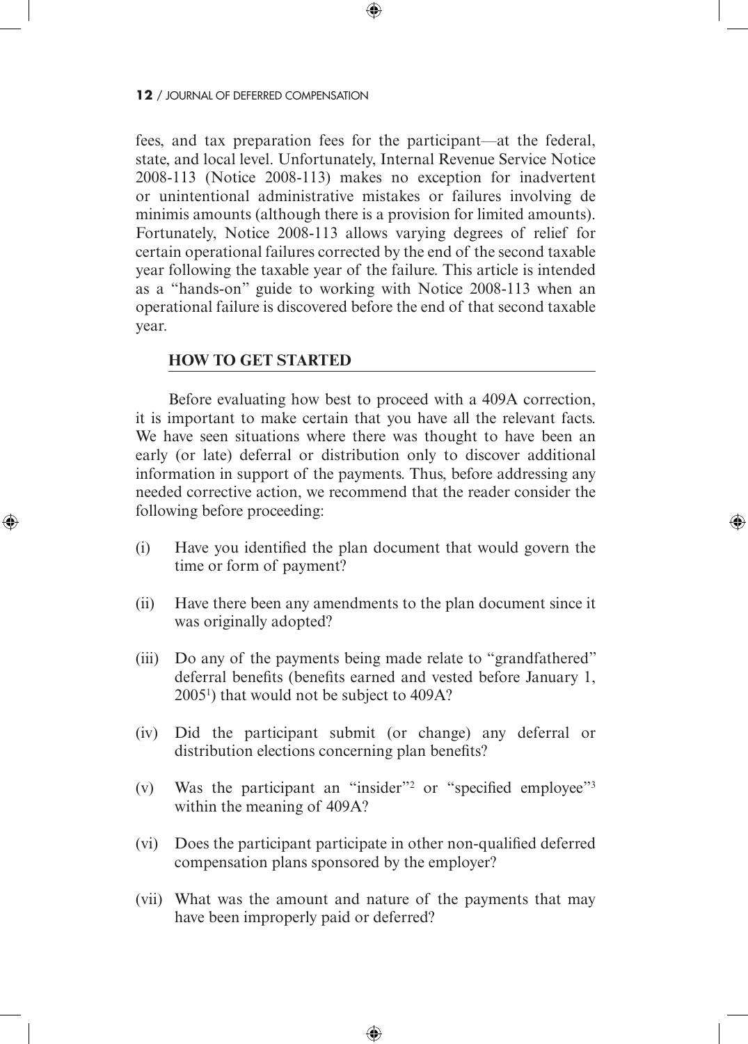fees, and tax preparation fees for the participant—at the federal, state, and local level. Unfortunately, Internal Revenue Service Notice 2008-113 (Notice 2008-113) makes no exception for inadvertent or unintentional administrative mistakes or failures involving de minimis amounts (although there is a provision for limited amounts). Fortunately, Notice 2008-113 allows varying degrees of relief for certain operational failures corrected by the end of the second taxable year following the taxable year of the failure. This article is intended as a "hands-on" guide to working with Notice 2008-113 when an operational failure is discovered before the end of that second taxable year.

## HOW TO GET STARTED

Before evaluating how best to proceed with a 409A correction, it is important to make certain that you have all the relevant facts. We have seen situations where there was thought to have been an early (or late) deferral or distribution only to discover additional information in support of the payments. Thus, before addressing any needed corrective action, we recommend that the reader consider the following before proceeding:

(i) Have you identified the plan document that would govern the time or form of payment?

(ii) Have there been any amendments to the plan document since it was originally adopted?

(iii) Do any of the payments being made relate to "grandfathered" deferral benefits (benefits earned and vested before January 1, 2005[1]) that would not be subject to 409A?

(iv) Did the participant submit (or change) any deferral or distribution elections concerning plan benefits?

(v) Was the participant an "insider"[2] or "specified employee"[3] within the meaning of 409A?

(vi) Does the participant participate in other non-qualified deferred compensation plans sponsored by the employer?

(vii) What was the amount and nature of the payments that may have been improperly paid or deferred?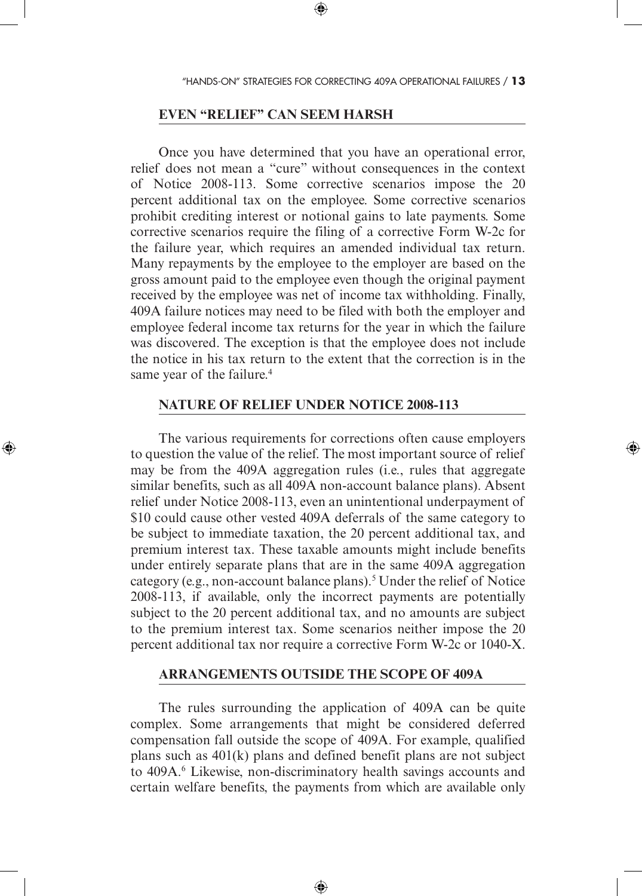## EVEN "RELIEF" CAN SEEM HARSH

Once you have determined that you have an operational error, relief does not mean a "cure" without consequences in the context of Notice 2008-113. Some corrective scenarios impose the 20 percent additional tax on the employee. Some corrective scenarios prohibit crediting interest or notional gains to late payments. Some corrective scenarios require the filing of a corrective Form W-2c for the failure year, which requires an amended individual tax return. Many repayments by the employee to the employer are based on the gross amount paid to the employee even though the original payment received by the employee was net of income tax withholding. Finally, 409A failure notices may need to be filed with both the employer and employee federal income tax returns for the year in which the failure was discovered. The exception is that the employee does not include the notice in his tax return to the extent that the correction is in the same year of the failure.[4]

## NATURE OF RELIEF UNDER NOTICE 2008-113

The various requirements for corrections often cause employers to question the value of the relief. The most important source of relief may be from the 409A aggregation rules (i.e., rules that aggregate similar benefits, such as all 409A non-account balance plans). Absent relief under Notice 2008-113, even an unintentional underpayment of $10 could cause other vested 409A deferrals of the same category to be subject to immediate taxation, the 20 percent additional tax, and premium interest tax. These taxable amounts might include benefits under entirely separate plans that are in the same 409A aggregation category (e.g., non-account balance plans).[5] Under the relief of Notice 2008-113, if available, only the incorrect payments are potentially subject to the 20 percent additional tax, and no amounts are subject to the premium interest tax. Some scenarios neither impose the 20 percent additional tax nor require a corrective Form W-2c or 1040-X.

## ARRANGEMENTS OUTSIDE THE SCOPE OF 409A

The rules surrounding the application of 409A can be quite complex. Some arrangements that might be considered deferred compensation fall outside the scope of 409A. For example, qualified plans such as 401(k) plans and defined benefit plans are not subject to 409A.[6] Likewise, non-discriminatory health savings accounts and certain welfare benefits, the payments from which are available only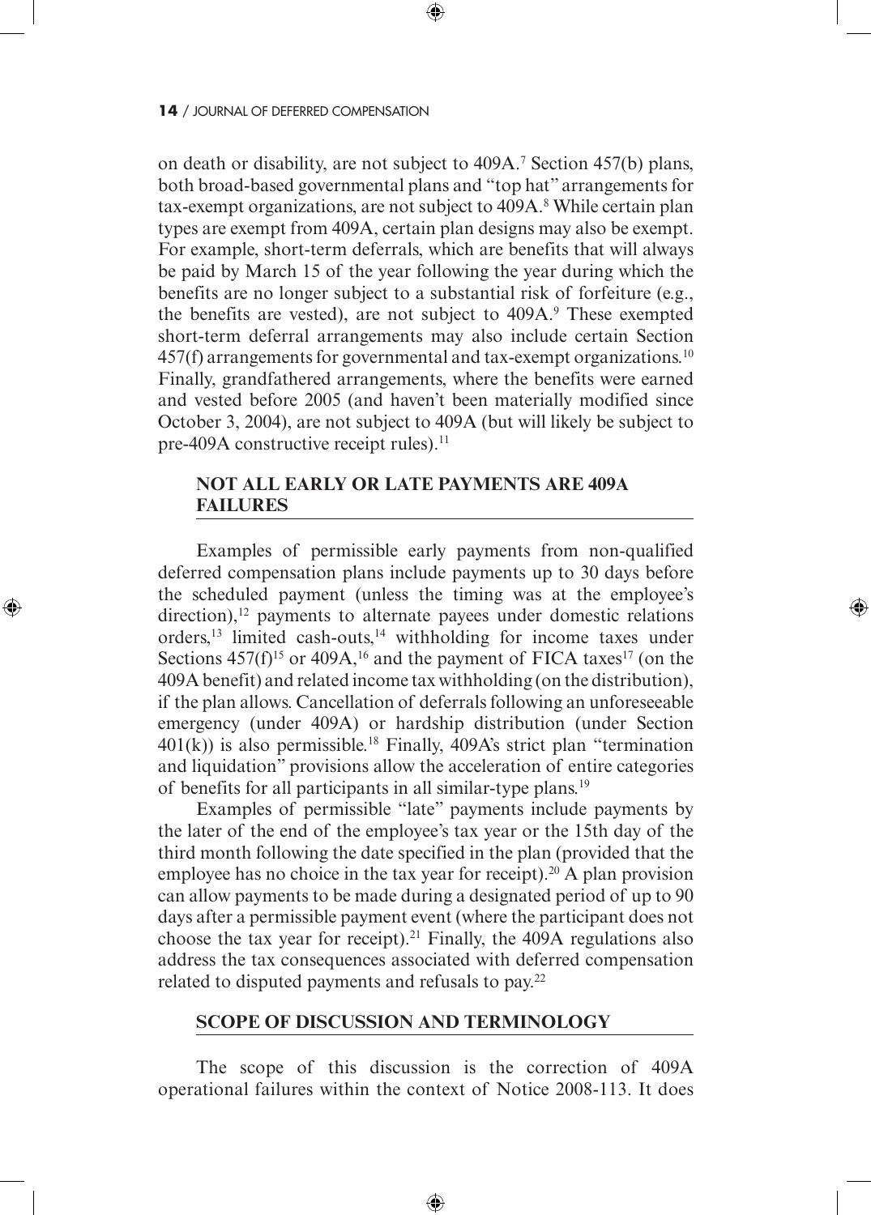on death or disability, are not subject to 409A.[7] Section 457(b) plans, both broad-based governmental plans and "top hat" arrangements for tax-exempt organizations, are not subject to 409A.[8] While certain plan types are exempt from 409A, certain plan designs may also be exempt. For example, short-term deferrals, which are benefits that will always be paid by March 15 of the year following the year during which the benefits are no longer subject to a substantial risk of forfeiture (e.g., the benefits are vested), are not subject to 409A.[9] These exempted short-term deferral arrangements may also include certain Section 457(f) arrangements for governmental and tax-exempt organizations.[10] Finally, grandfathered arrangements, where the benefits were earned and vested before 2005 (and haven't been materially modified since October 3, 2004), are not subject to 409A (but will likely be subject to pre-409A constructive receipt rules).[11]

## NOT ALL EARLY OR LATE PAYMENTS ARE 409A FAILURES

Examples of permissible early payments from non-qualified deferred compensation plans include payments up to 30 days before the scheduled payment (unless the timing was at the employee's direction),[12] payments to alternate payees under domestic relations orders,[13] limited cash-outs,[14] withholding for income taxes under Sections 457(f)[15] or 409A,[16] and the payment of FICA taxes[17] (on the 409A benefit) and related income tax withholding (on the distribution), if the plan allows. Cancellation of deferrals following an unforeseeable emergency (under 409A) or hardship distribution (under Section 401(k)) is also permissible.[18] Finally, 409A's strict plan "termination and liquidation" provisions allow the acceleration of entire categories of benefits for all participants in all similar-type plans.[19]

Examples of permissible "late" payments include payments by the later of the end of the employee's tax year or the 15th day of the third month following the date specified in the plan (provided that the employee has no choice in the tax year for receipt).[20] A plan provision can allow payments to be made during a designated period of up to 90 days after a permissible payment event (where the participant does not choose the tax year for receipt).[21] Finally, the 409A regulations also address the tax consequences associated with deferred compensation related to disputed payments and refusals to pay.[22]

## SCOPE OF DISCUSSION AND TERMINOLOGY

The scope of this discussion is the correction of 409A operational failures within the context of Notice 2008-113. It does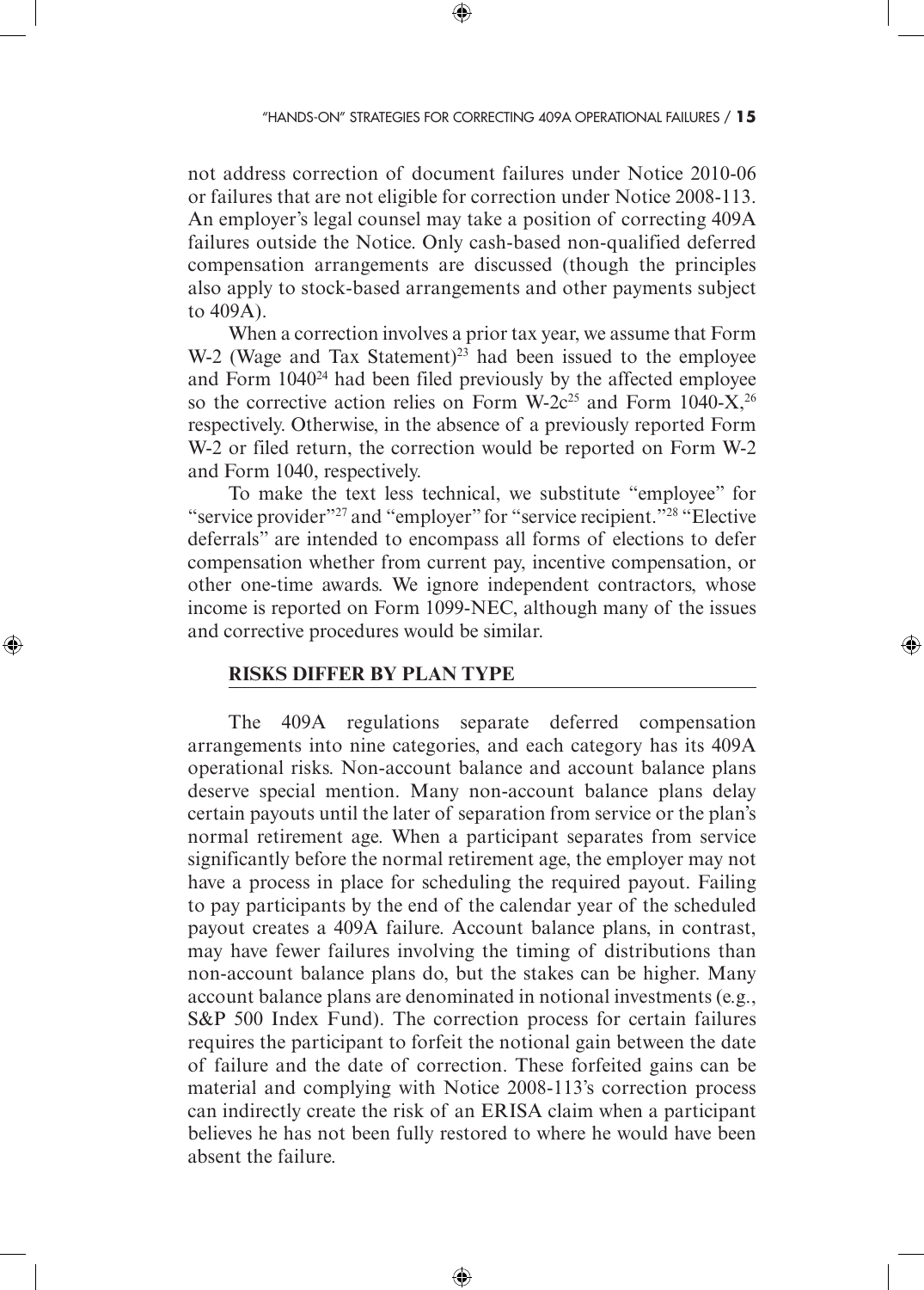not address correction of document failures under Notice 2010-06 or failures that are not eligible for correction under Notice 2008-113. An employer's legal counsel may take a position of correcting 409A failures outside the Notice. Only cash-based non-qualified deferred compensation arrangements are discussed (though the principles also apply to stock-based arrangements and other payments subject to 409A).

When a correction involves a prior tax year, we assume that Form W-2 (Wage and Tax Statement)[23] had been issued to the employee and Form 1040[24] had been filed previously by the affected employee so the corrective action relies on Form W-2c[25] and Form 1040-X,[26] respectively. Otherwise, in the absence of a previously reported Form W-2 or filed return, the correction would be reported on Form W-2 and Form 1040, respectively.

To make the text less technical, we substitute "employee" for "service provider"[27] and "employer" for "service recipient."[28] "Elective deferrals" are intended to encompass all forms of elections to defer compensation whether from current pay, incentive compensation, or other one-time awards. We ignore independent contractors, whose income is reported on Form 1099-NEC, although many of the issues and corrective procedures would be similar.

## RISKS DIFFER BY PLAN TYPE

The 409A regulations separate deferred compensation arrangements into nine categories, and each category has its 409A operational risks. Non-account balance and account balance plans deserve special mention. Many non-account balance plans delay certain payouts until the later of separation from service or the plan's normal retirement age. When a participant separates from service significantly before the normal retirement age, the employer may not have a process in place for scheduling the required payout. Failing to pay participants by the end of the calendar year of the scheduled payout creates a 409A failure. Account balance plans, in contrast, may have fewer failures involving the timing of distributions than non-account balance plans do, but the stakes can be higher. Many account balance plans are denominated in notional investments (e.g., S&P 500 Index Fund). The correction process for certain failures requires the participant to forfeit the notional gain between the date of failure and the date of correction. These forfeited gains can be material and complying with Notice 2008-113's correction process can indirectly create the risk of an ERISA claim when a participant believes he has not been fully restored to where he would have been absent the failure.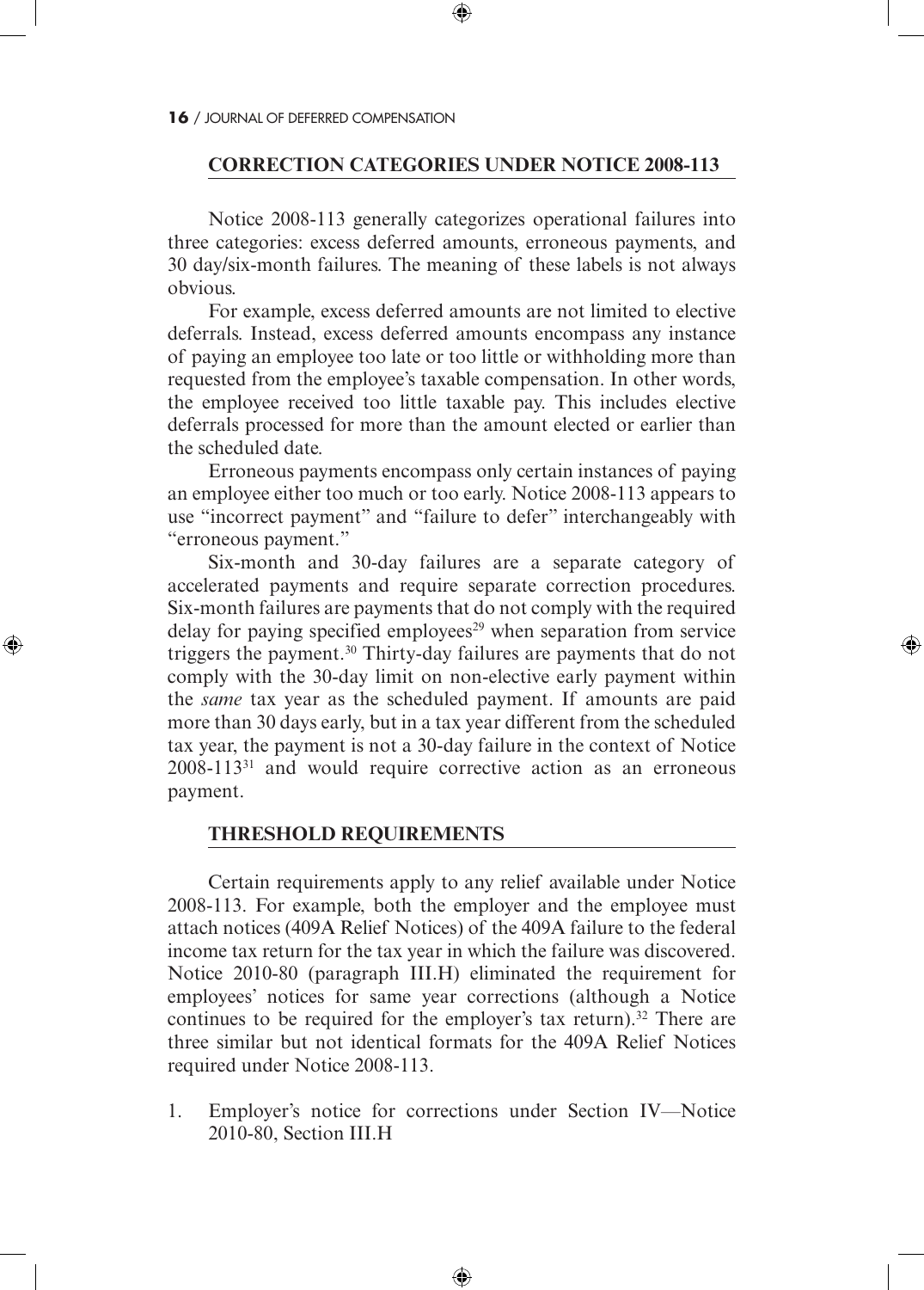## CORRECTION CATEGORIES UNDER NOTICE 2008-113

Notice 2008-113 generally categorizes operational failures into three categories: excess deferred amounts, erroneous payments, and 30 day/six-month failures. The meaning of these labels is not always obvious.

For example, excess deferred amounts are not limited to elective deferrals. Instead, excess deferred amounts encompass any instance of paying an employee too late or too little or withholding more than requested from the employee's taxable compensation. In other words, the employee received too little taxable pay. This includes elective deferrals processed for more than the amount elected or earlier than the scheduled date.

Erroneous payments encompass only certain instances of paying an employee either too much or too early. Notice 2008-113 appears to use "incorrect payment" and "failure to defer" interchangeably with "erroneous payment."

Six-month and 30-day failures are a separate category of accelerated payments and require separate correction procedures. Six-month failures are payments that do not comply with the required delay for paying specified employees[29] when separation from service triggers the payment.[30] Thirty-day failures are payments that do not comply with the 30-day limit on non-elective early payment within the *same* tax year as the scheduled payment. If amounts are paid more than 30 days early, but in a tax year different from the scheduled tax year, the payment is not a 30-day failure in the context of Notice 2008-113[31] and would require corrective action as an erroneous payment.

## THRESHOLD REQUIREMENTS

Certain requirements apply to any relief available under Notice 2008-113. For example, both the employer and the employee must attach notices (409A Relief Notices) of the 409A failure to the federal income tax return for the tax year in which the failure was discovered. Notice 2010-80 (paragraph III.H) eliminated the requirement for employees' notices for same year corrections (although a Notice continues to be required for the employer's tax return).[32] There are three similar but not identical formats for the 409A Relief Notices required under Notice 2008-113.

1. Employer's notice for corrections under Section IV—Notice 2010-80, Section III.H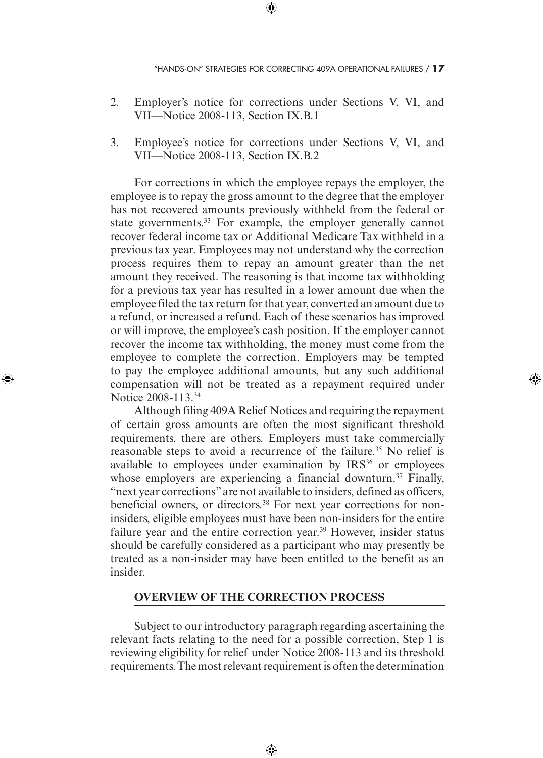2. Employer's notice for corrections under Sections V, VI, and VII—Notice 2008-113, Section IX.B.1

3. Employee's notice for corrections under Sections V, VI, and VII—Notice 2008-113, Section IX.B.2

For corrections in which the employee repays the employer, the employee is to repay the gross amount to the degree that the employer has not recovered amounts previously withheld from the federal or state governments.[33] For example, the employer generally cannot recover federal income tax or Additional Medicare Tax withheld in a previous tax year. Employees may not understand why the correction process requires them to repay an amount greater than the net amount they received. The reasoning is that income tax withholding for a previous tax year has resulted in a lower amount due when the employee filed the tax return for that year, converted an amount due to a refund, or increased a refund. Each of these scenarios has improved or will improve, the employee's cash position. If the employer cannot recover the income tax withholding, the money must come from the employee to complete the correction. Employers may be tempted to pay the employee additional amounts, but any such additional compensation will not be treated as a repayment required under Notice 2008-113.[34]

Although filing 409A Relief Notices and requiring the repayment of certain gross amounts are often the most significant threshold requirements, there are others. Employers must take commercially reasonable steps to avoid a recurrence of the failure.[35] No relief is available to employees under examination by IRS[36] or employees whose employers are experiencing a financial downturn.[37] Finally, "next year corrections" are not available to insiders, defined as officers, beneficial owners, or directors.[38] For next year corrections for non-insiders, eligible employees must have been non-insiders for the entire failure year and the entire correction year.[39] However, insider status should be carefully considered as a participant who may presently be treated as a non-insider may have been entitled to the benefit as an insider.

## OVERVIEW OF THE CORRECTION PROCESS

Subject to our introductory paragraph regarding ascertaining the relevant facts relating to the need for a possible correction, Step 1 is reviewing eligibility for relief under Notice 2008-113 and its threshold requirements. The most relevant requirement is often the determination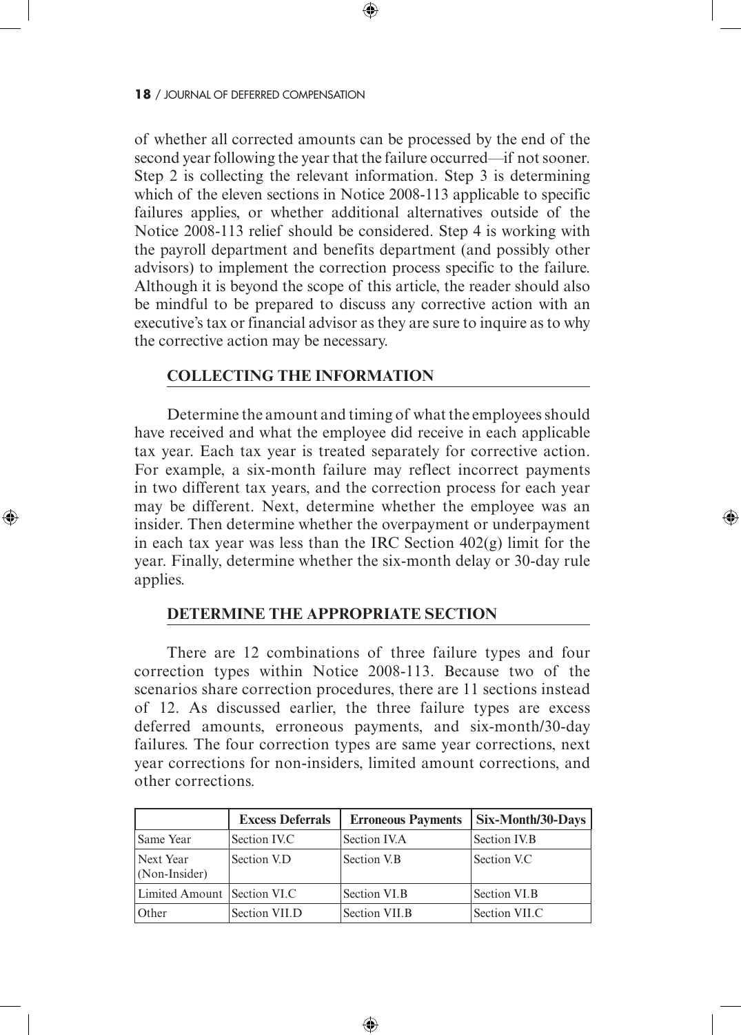of whether all corrected amounts can be processed by the end of the second year following the year that the failure occurred—if not sooner. Step 2 is collecting the relevant information. Step 3 is determining which of the eleven sections in Notice 2008-113 applicable to specific failures applies, or whether additional alternatives outside of the Notice 2008-113 relief should be considered. Step 4 is working with the payroll department and benefits department (and possibly other advisors) to implement the correction process specific to the failure. Although it is beyond the scope of this article, the reader should also be mindful to be prepared to discuss any corrective action with an executive's tax or financial advisor as they are sure to inquire as to why the corrective action may be necessary.

## COLLECTING THE INFORMATION

Determine the amount and timing of what the employees should have received and what the employee did receive in each applicable tax year. Each tax year is treated separately for corrective action. For example, a six-month failure may reflect incorrect payments in two different tax years, and the correction process for each year may be different. Next, determine whether the employee was an insider. Then determine whether the overpayment or underpayment in each tax year was less than the IRC Section 402(g) limit for the year. Finally, determine whether the six-month delay or 30-day rule applies.

## DETERMINE THE APPROPRIATE SECTION

There are 12 combinations of three failure types and four correction types within Notice 2008-113. Because two of the scenarios share correction procedures, there are 11 sections instead of 12. As discussed earlier, the three failure types are excess deferred amounts, erroneous payments, and six-month/30-day failures. The four correction types are same year corrections, next year corrections for non-insiders, limited amount corrections, and other corrections.

| | Excess Deferrals | Erroneous Payments | Six-Month/30-Days |
|---|---|---|---|
| Same Year | Section IV.C | Section IV.A | Section IV.B |
| Next Year (Non-Insider) | Section V.D | Section V.B | Section V.C |
| Limited Amount | Section VI.C | Section VI.B | Section VI.B |
| Other | Section VII.D | Section VII.B | Section VII.C |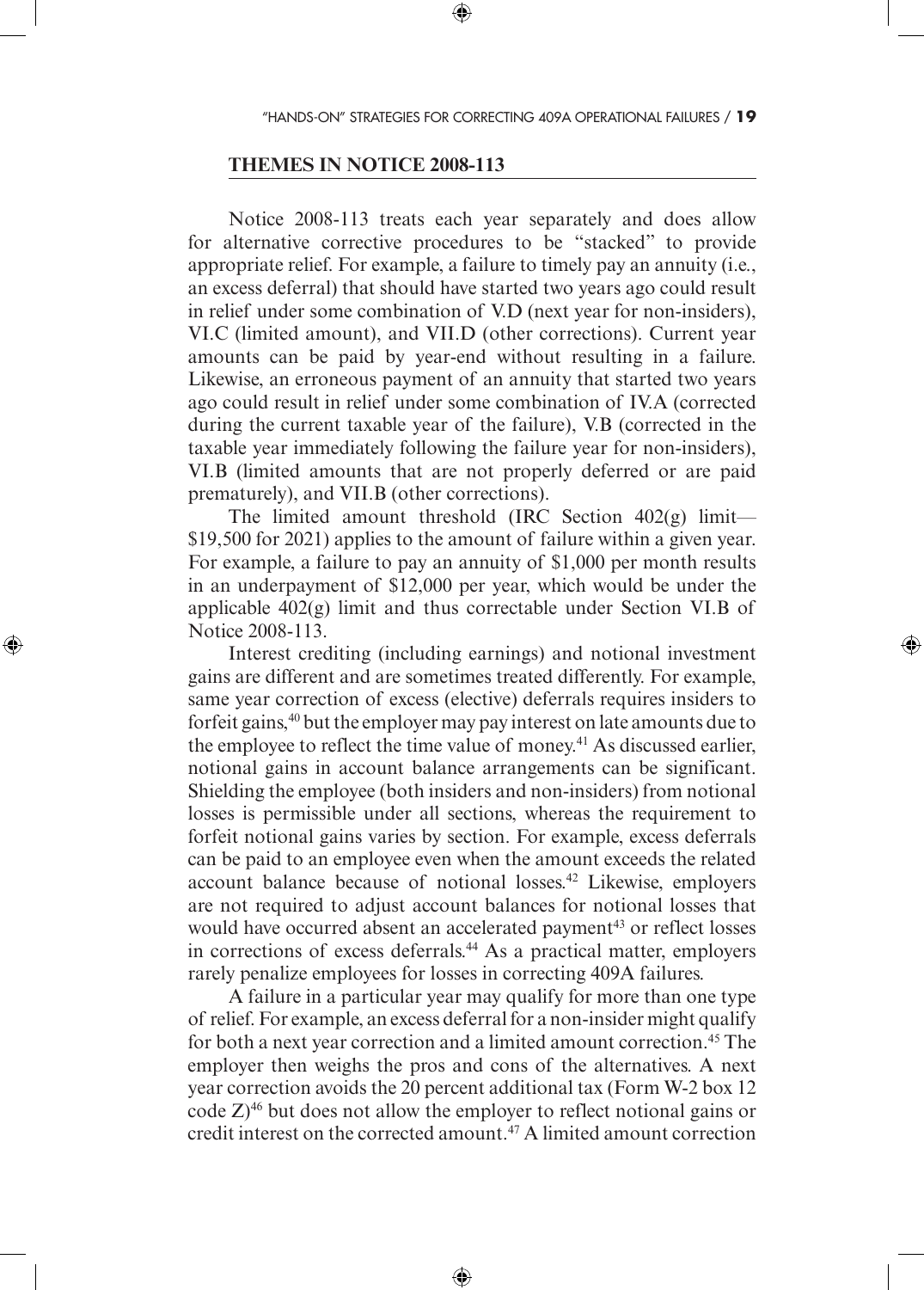## THEMES IN NOTICE 2008-113

Notice 2008-113 treats each year separately and does allow for alternative corrective procedures to be "stacked" to provide appropriate relief. For example, a failure to timely pay an annuity (i.e., an excess deferral) that should have started two years ago could result in relief under some combination of V.D (next year for non-insiders), VI.C (limited amount), and VII.D (other corrections). Current year amounts can be paid by year-end without resulting in a failure. Likewise, an erroneous payment of an annuity that started two years ago could result in relief under some combination of IV.A (corrected during the current taxable year of the failure), V.B (corrected in the taxable year immediately following the failure year for non-insiders), VI.B (limited amounts that are not properly deferred or are paid prematurely), and VII.B (other corrections).

The limited amount threshold (IRC Section 402(g) limit—\$19,500 for 2021) applies to the amount of failure within a given year. For example, a failure to pay an annuity of \$1,000 per month results in an underpayment of \$12,000 per year, which would be under the applicable 402(g) limit and thus correctable under Section VI.B of Notice 2008-113.

Interest crediting (including earnings) and notional investment gains are different and are sometimes treated differently. For example, same year correction of excess (elective) deferrals requires insiders to forfeit gains,[40] but the employer may pay interest on late amounts due to the employee to reflect the time value of money.[41] As discussed earlier, notional gains in account balance arrangements can be significant. Shielding the employee (both insiders and non-insiders) from notional losses is permissible under all sections, whereas the requirement to forfeit notional gains varies by section. For example, excess deferrals can be paid to an employee even when the amount exceeds the related account balance because of notional losses.[42] Likewise, employers are not required to adjust account balances for notional losses that would have occurred absent an accelerated payment[43] or reflect losses in corrections of excess deferrals.[44] As a practical matter, employers rarely penalize employees for losses in correcting 409A failures.

A failure in a particular year may qualify for more than one type of relief. For example, an excess deferral for a non-insider might qualify for both a next year correction and a limited amount correction.[45] The employer then weighs the pros and cons of the alternatives. A next year correction avoids the 20 percent additional tax (Form W-2 box 12 code Z)[46] but does not allow the employer to reflect notional gains or credit interest on the corrected amount.[47] A limited amount correction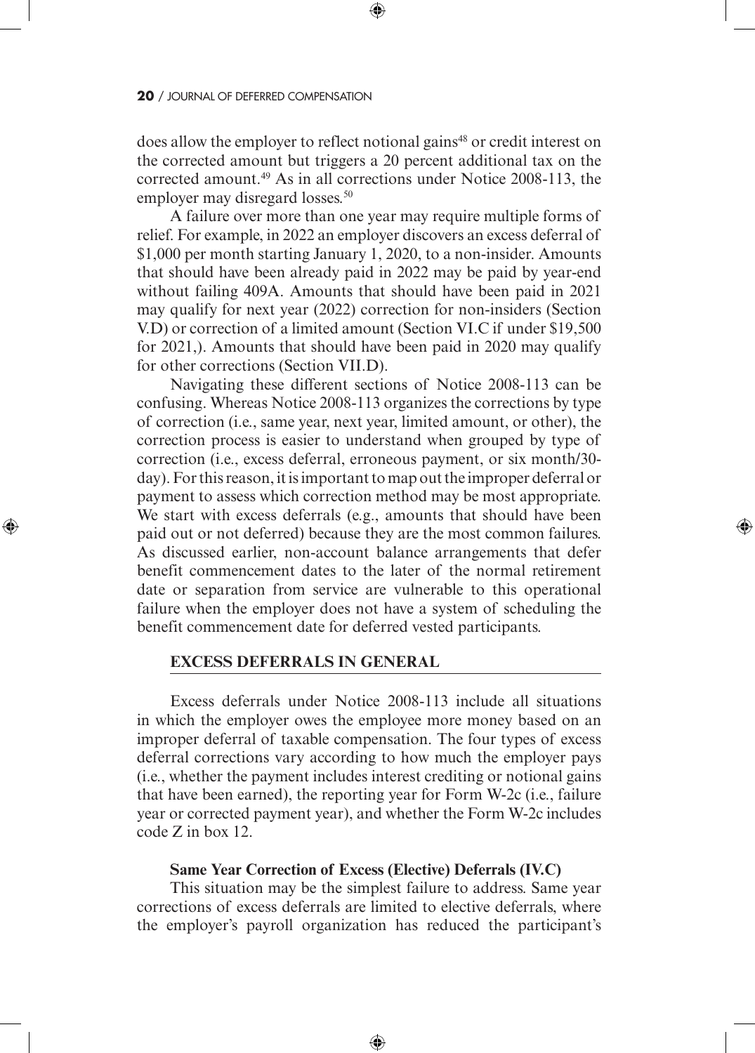does allow the employer to reflect notional gains[48] or credit interest on the corrected amount but triggers a 20 percent additional tax on the corrected amount.[49] As in all corrections under Notice 2008-113, the employer may disregard losses.[50]

A failure over more than one year may require multiple forms of relief. For example, in 2022 an employer discovers an excess deferral of $1,000 per month starting January 1, 2020, to a non-insider. Amounts that should have been already paid in 2022 may be paid by year-end without failing 409A. Amounts that should have been paid in 2021 may qualify for next year (2022) correction for non-insiders (Section V.D) or correction of a limited amount (Section VI.C if under $19,500 for 2021,). Amounts that should have been paid in 2020 may qualify for other corrections (Section VII.D).

Navigating these different sections of Notice 2008-113 can be confusing. Whereas Notice 2008-113 organizes the corrections by type of correction (i.e., same year, next year, limited amount, or other), the correction process is easier to understand when grouped by type of correction (i.e., excess deferral, erroneous payment, or six month/30-day). For this reason, it is important to map out the improper deferral or payment to assess which correction method may be most appropriate. We start with excess deferrals (e.g., amounts that should have been paid out or not deferred) because they are the most common failures. As discussed earlier, non-account balance arrangements that defer benefit commencement dates to the later of the normal retirement date or separation from service are vulnerable to this operational failure when the employer does not have a system of scheduling the benefit commencement date for deferred vested participants.

## EXCESS DEFERRALS IN GENERAL

Excess deferrals under Notice 2008-113 include all situations in which the employer owes the employee more money based on an improper deferral of taxable compensation. The four types of excess deferral corrections vary according to how much the employer pays (i.e., whether the payment includes interest crediting or notional gains that have been earned), the reporting year for Form W-2c (i.e., failure year or corrected payment year), and whether the Form W-2c includes code Z in box 12.

### Same Year Correction of Excess (Elective) Deferrals (IV.C)

This situation may be the simplest failure to address. Same year corrections of excess deferrals are limited to elective deferrals, where the employer's payroll organization has reduced the participant's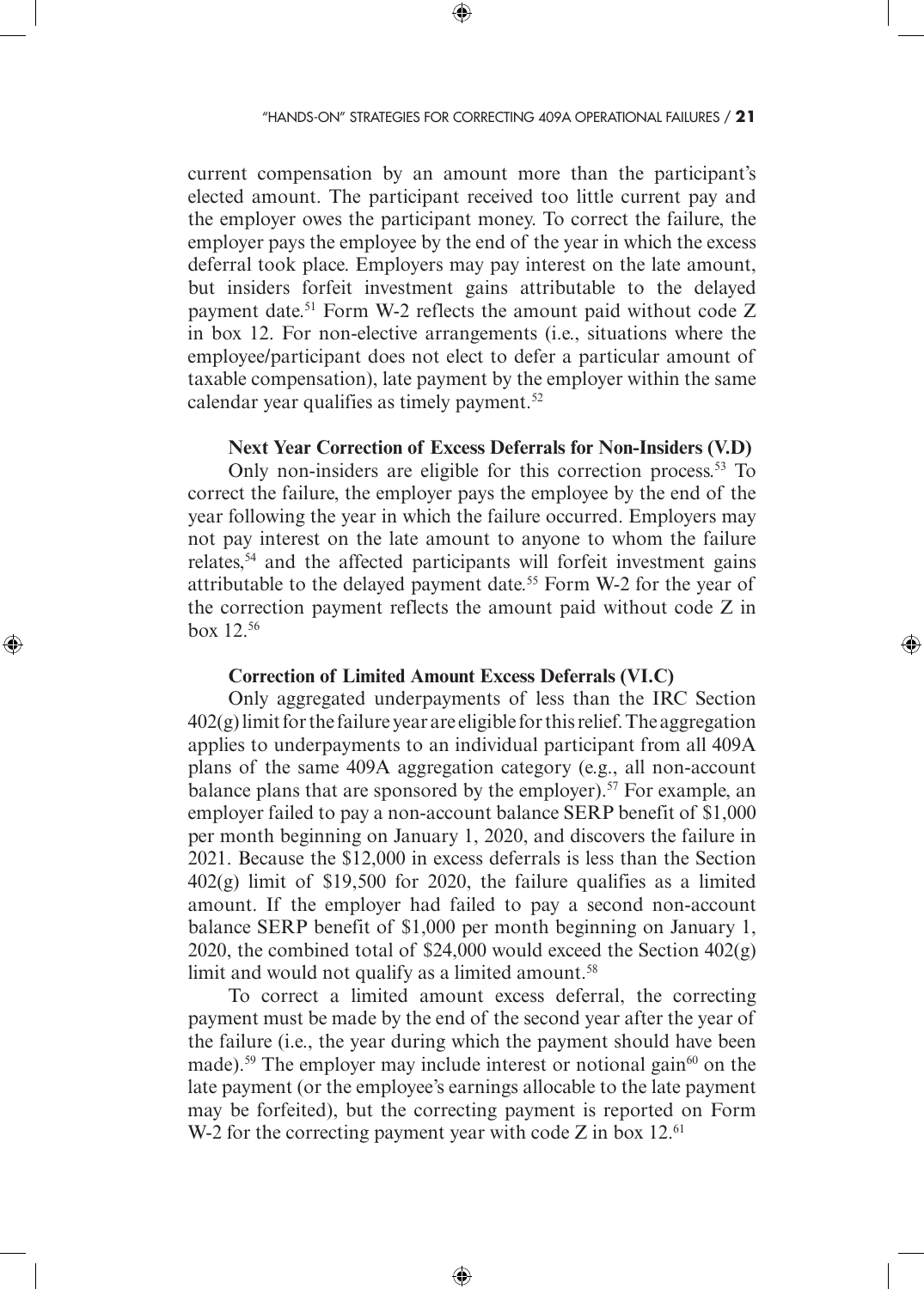current compensation by an amount more than the participant's elected amount. The participant received too little current pay and the employer owes the participant money. To correct the failure, the employer pays the employee by the end of the year in which the excess deferral took place. Employers may pay interest on the late amount, but insiders forfeit investment gains attributable to the delayed payment date.[51] Form W-2 reflects the amount paid without code Z in box 12. For non-elective arrangements (i.e., situations where the employee/participant does not elect to defer a particular amount of taxable compensation), late payment by the employer within the same calendar year qualifies as timely payment.[52]

**Next Year Correction of Excess Deferrals for Non-Insiders (V.D)**

Only non-insiders are eligible for this correction process.[53] To correct the failure, the employer pays the employee by the end of the year following the year in which the failure occurred. Employers may not pay interest on the late amount to anyone to whom the failure relates,[54] and the affected participants will forfeit investment gains attributable to the delayed payment date.[55] Form W-2 for the year of the correction payment reflects the amount paid without code Z in box 12.[56]

**Correction of Limited Amount Excess Deferrals (VI.C)**

Only aggregated underpayments of less than the IRC Section 402(g) limit for the failure year are eligible for this relief. The aggregation applies to underpayments to an individual participant from all 409A plans of the same 409A aggregation category (e.g., all non-account balance plans that are sponsored by the employer).[57] For example, an employer failed to pay a non-account balance SERP benefit of $1,000 per month beginning on January 1, 2020, and discovers the failure in 2021. Because the $12,000 in excess deferrals is less than the Section 402(g) limit of $19,500 for 2020, the failure qualifies as a limited amount. If the employer had failed to pay a second non-account balance SERP benefit of $1,000 per month beginning on January 1, 2020, the combined total of $24,000 would exceed the Section 402(g) limit and would not qualify as a limited amount.[58]

To correct a limited amount excess deferral, the correcting payment must be made by the end of the second year after the year of the failure (i.e., the year during which the payment should have been made).[59] The employer may include interest or notional gain[60] on the late payment (or the employee's earnings allocable to the late payment may be forfeited), but the correcting payment is reported on Form W-2 for the correcting payment year with code Z in box 12.[61]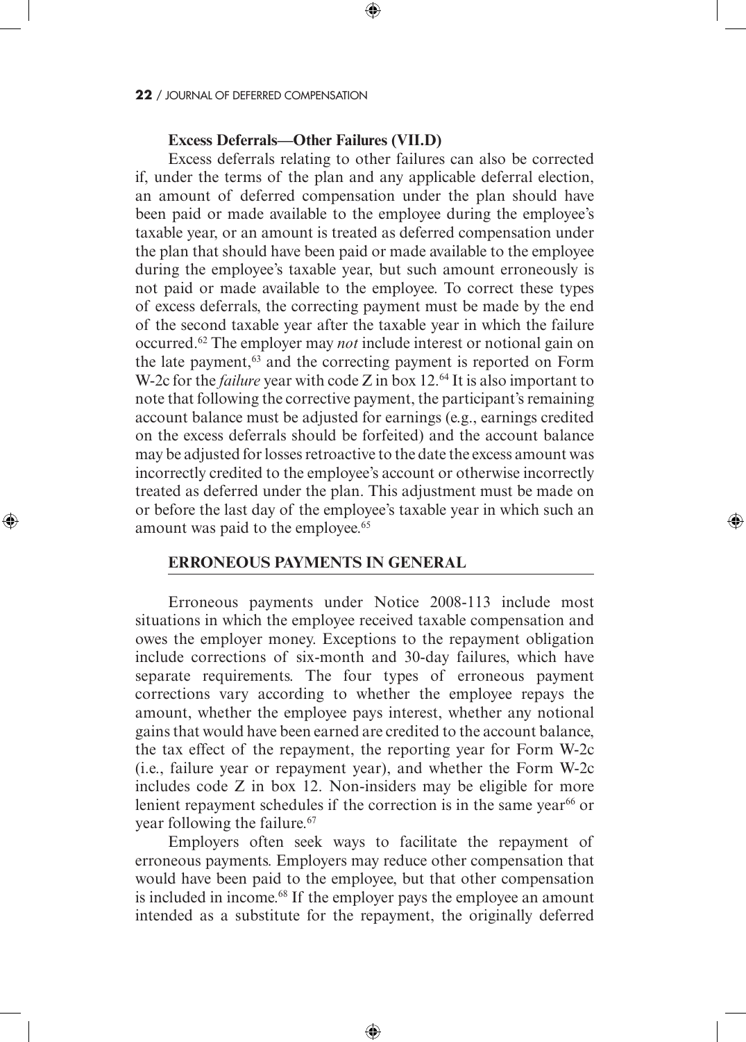**Excess Deferrals—Other Failures (VII.D)**

Excess deferrals relating to other failures can also be corrected if, under the terms of the plan and any applicable deferral election, an amount of deferred compensation under the plan should have been paid or made available to the employee during the employee's taxable year, or an amount is treated as deferred compensation under the plan that should have been paid or made available to the employee during the employee's taxable year, but such amount erroneously is not paid or made available to the employee. To correct these types of excess deferrals, the correcting payment must be made by the end of the second taxable year after the taxable year in which the failure occurred.[62] The employer may *not* include interest or notional gain on the late payment,[63] and the correcting payment is reported on Form W-2c for the *failure* year with code Z in box 12.[64] It is also important to note that following the corrective payment, the participant's remaining account balance must be adjusted for earnings (e.g., earnings credited on the excess deferrals should be forfeited) and the account balance may be adjusted for losses retroactive to the date the excess amount was incorrectly credited to the employee's account or otherwise incorrectly treated as deferred under the plan. This adjustment must be made on or before the last day of the employee's taxable year in which such an amount was paid to the employee.[65]

## ERRONEOUS PAYMENTS IN GENERAL

Erroneous payments under Notice 2008-113 include most situations in which the employee received taxable compensation and owes the employer money. Exceptions to the repayment obligation include corrections of six-month and 30-day failures, which have separate requirements. The four types of erroneous payment corrections vary according to whether the employee repays the amount, whether the employee pays interest, whether any notional gains that would have been earned are credited to the account balance, the tax effect of the repayment, the reporting year for Form W-2c (i.e., failure year or repayment year), and whether the Form W-2c includes code Z in box 12. Non-insiders may be eligible for more lenient repayment schedules if the correction is in the same year[66] or year following the failure.[67]

Employers often seek ways to facilitate the repayment of erroneous payments. Employers may reduce other compensation that would have been paid to the employee, but that other compensation is included in income.[68] If the employer pays the employee an amount intended as a substitute for the repayment, the originally deferred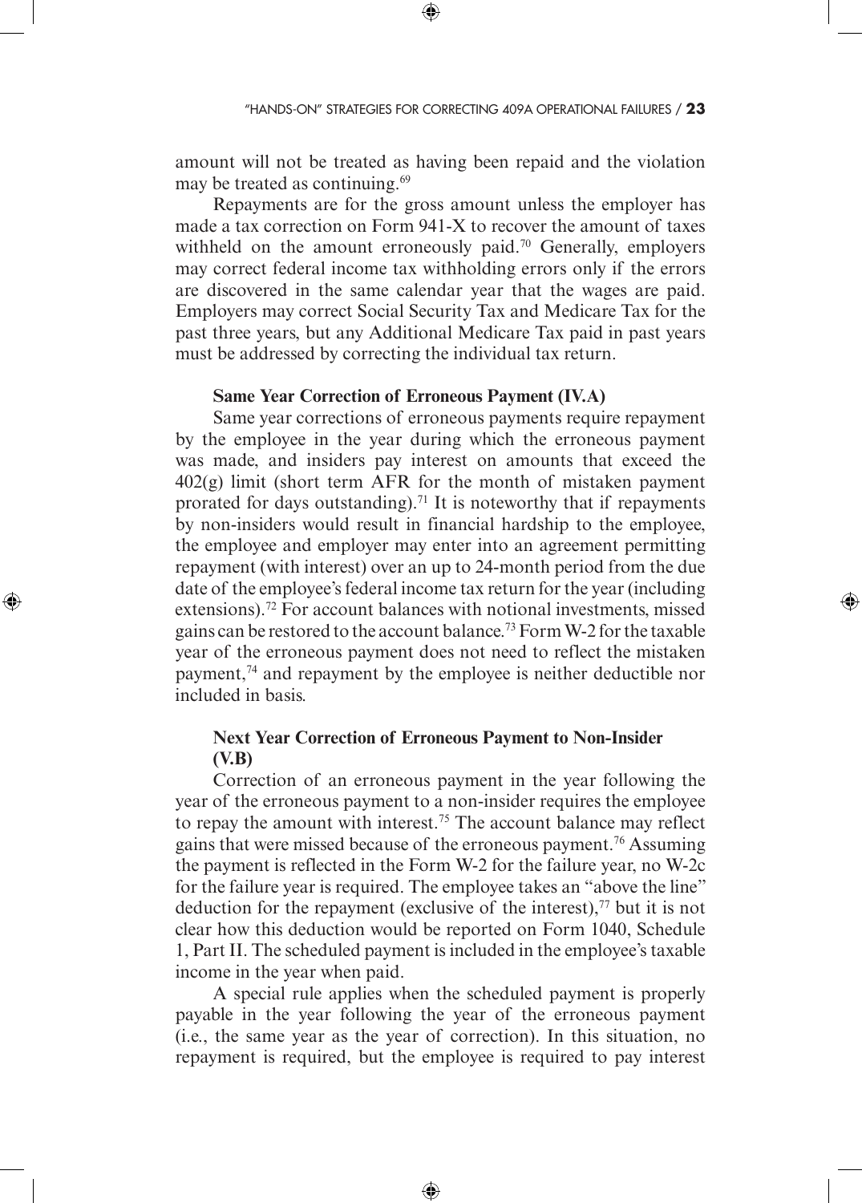amount will not be treated as having been repaid and the violation may be treated as continuing.[69]

Repayments are for the gross amount unless the employer has made a tax correction on Form 941-X to recover the amount of taxes withheld on the amount erroneously paid.[70] Generally, employers may correct federal income tax withholding errors only if the errors are discovered in the same calendar year that the wages are paid. Employers may correct Social Security Tax and Medicare Tax for the past three years, but any Additional Medicare Tax paid in past years must be addressed by correcting the individual tax return.

**Same Year Correction of Erroneous Payment (IV.A)**

Same year corrections of erroneous payments require repayment by the employee in the year during which the erroneous payment was made, and insiders pay interest on amounts that exceed the 402(g) limit (short term AFR for the month of mistaken payment prorated for days outstanding).[71] It is noteworthy that if repayments by non-insiders would result in financial hardship to the employee, the employee and employer may enter into an agreement permitting repayment (with interest) over an up to 24-month period from the due date of the employee's federal income tax return for the year (including extensions).[72] For account balances with notional investments, missed gains can be restored to the account balance.[73] Form W-2 for the taxable year of the erroneous payment does not need to reflect the mistaken payment,[74] and repayment by the employee is neither deductible nor included in basis.

**Next Year Correction of Erroneous Payment to Non-Insider (V.B)**

Correction of an erroneous payment in the year following the year of the erroneous payment to a non-insider requires the employee to repay the amount with interest.[75] The account balance may reflect gains that were missed because of the erroneous payment.[76] Assuming the payment is reflected in the Form W-2 for the failure year, no W-2c for the failure year is required. The employee takes an "above the line" deduction for the repayment (exclusive of the interest),[77] but it is not clear how this deduction would be reported on Form 1040, Schedule 1, Part II. The scheduled payment is included in the employee's taxable income in the year when paid.

A special rule applies when the scheduled payment is properly payable in the year following the year of the erroneous payment (i.e., the same year as the year of correction). In this situation, no repayment is required, but the employee is required to pay interest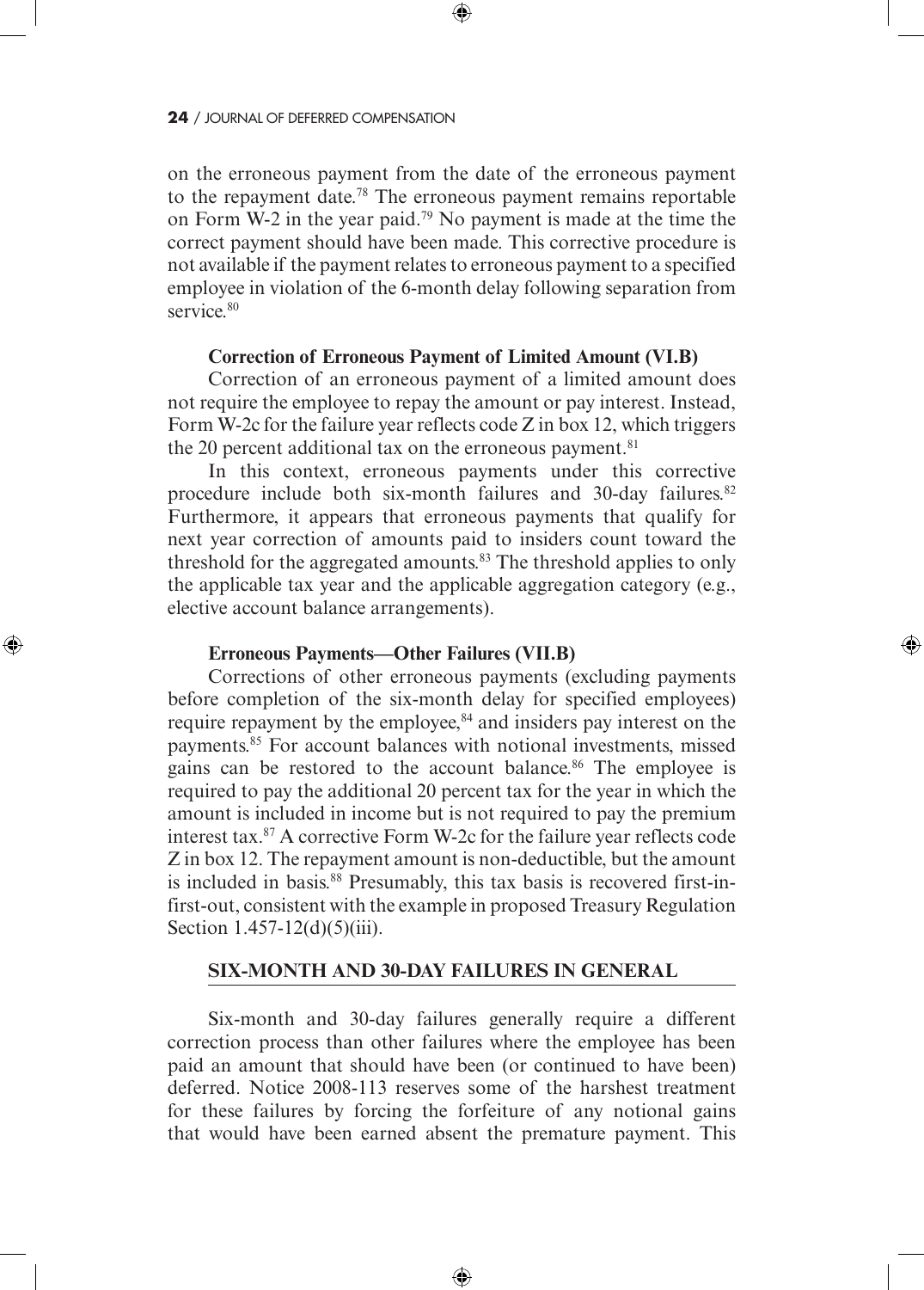on the erroneous payment from the date of the erroneous payment to the repayment date.[78] The erroneous payment remains reportable on Form W-2 in the year paid.[79] No payment is made at the time the correct payment should have been made. This corrective procedure is not available if the payment relates to erroneous payment to a specified employee in violation of the 6-month delay following separation from service.[80]

### Correction of Erroneous Payment of Limited Amount (VI.B)

Correction of an erroneous payment of a limited amount does not require the employee to repay the amount or pay interest. Instead, Form W-2c for the failure year reflects code Z in box 12, which triggers the 20 percent additional tax on the erroneous payment.[81]

In this context, erroneous payments under this corrective procedure include both six-month failures and 30-day failures.[82] Furthermore, it appears that erroneous payments that qualify for next year correction of amounts paid to insiders count toward the threshold for the aggregated amounts.[83] The threshold applies to only the applicable tax year and the applicable aggregation category (e.g., elective account balance arrangements).

### Erroneous Payments—Other Failures (VII.B)

Corrections of other erroneous payments (excluding payments before completion of the six-month delay for specified employees) require repayment by the employee,[84] and insiders pay interest on the payments.[85] For account balances with notional investments, missed gains can be restored to the account balance.[86] The employee is required to pay the additional 20 percent tax for the year in which the amount is included in income but is not required to pay the premium interest tax.[87] A corrective Form W-2c for the failure year reflects code Z in box 12. The repayment amount is non-deductible, but the amount is included in basis.[88] Presumably, this tax basis is recovered first-in-first-out, consistent with the example in proposed Treasury Regulation Section 1.457-12(d)(5)(iii).

## SIX-MONTH AND 30-DAY FAILURES IN GENERAL

Six-month and 30-day failures generally require a different correction process than other failures where the employee has been paid an amount that should have been (or continued to have been) deferred. Notice 2008-113 reserves some of the harshest treatment for these failures by forcing the forfeiture of any notional gains that would have been earned absent the premature payment. This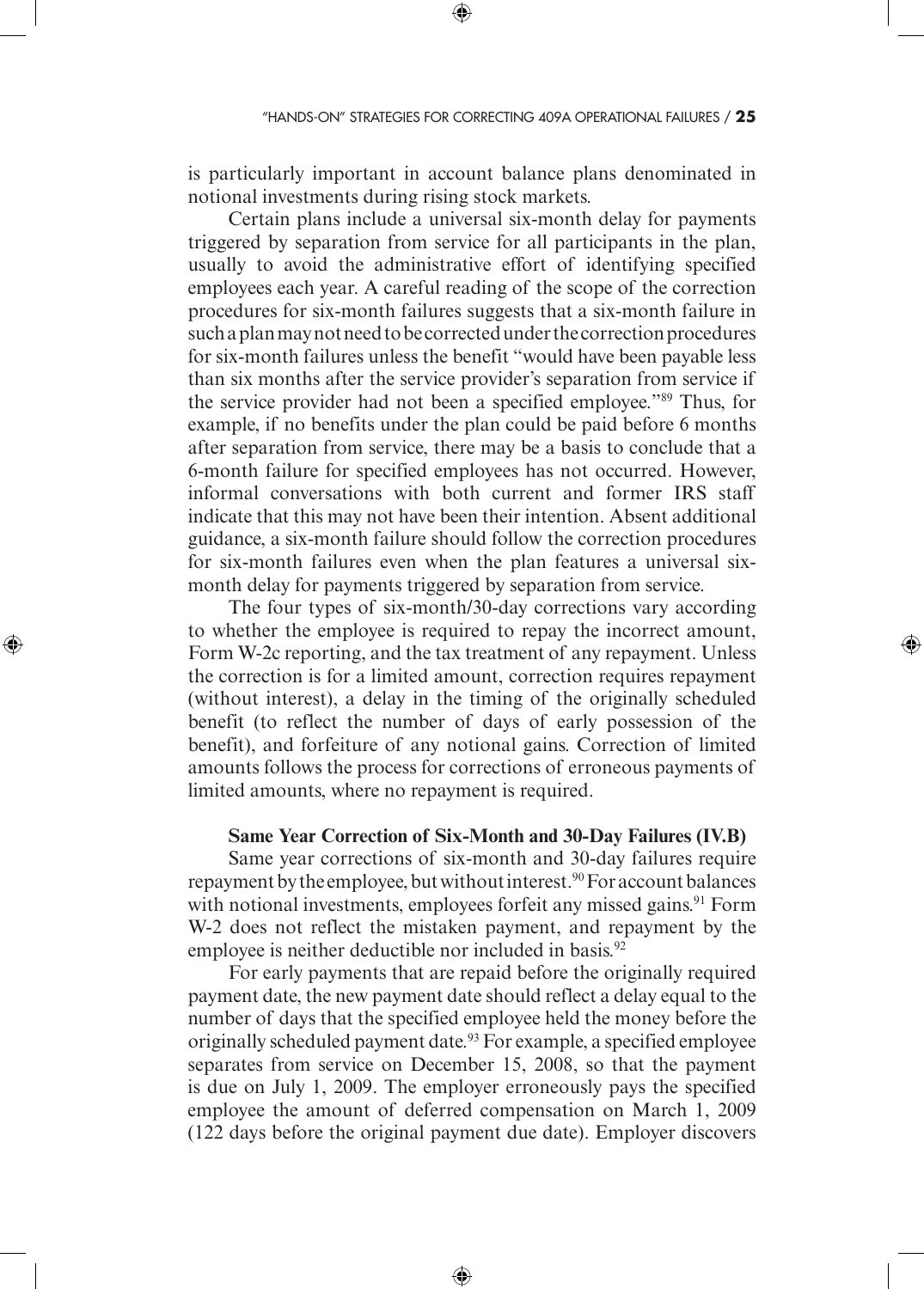is particularly important in account balance plans denominated in notional investments during rising stock markets.

Certain plans include a universal six-month delay for payments triggered by separation from service for all participants in the plan, usually to avoid the administrative effort of identifying specified employees each year. A careful reading of the scope of the correction procedures for six-month failures suggests that a six-month failure in such a plan may not need to be corrected under the correction procedures for six-month failures unless the benefit "would have been payable less than six months after the service provider's separation from service if the service provider had not been a specified employee."[89] Thus, for example, if no benefits under the plan could be paid before 6 months after separation from service, there may be a basis to conclude that a 6-month failure for specified employees has not occurred. However, informal conversations with both current and former IRS staff indicate that this may not have been their intention. Absent additional guidance, a six-month failure should follow the correction procedures for six-month failures even when the plan features a universal six-month delay for payments triggered by separation from service.

The four types of six-month/30-day corrections vary according to whether the employee is required to repay the incorrect amount, Form W-2c reporting, and the tax treatment of any repayment. Unless the correction is for a limited amount, correction requires repayment (without interest), a delay in the timing of the originally scheduled benefit (to reflect the number of days of early possession of the benefit), and forfeiture of any notional gains. Correction of limited amounts follows the process for corrections of erroneous payments of limited amounts, where no repayment is required.

**Same Year Correction of Six-Month and 30-Day Failures (IV.B)**

Same year corrections of six-month and 30-day failures require repayment by the employee, but without interest.[90] For account balances with notional investments, employees forfeit any missed gains.[91] Form W-2 does not reflect the mistaken payment, and repayment by the employee is neither deductible nor included in basis.[92]

For early payments that are repaid before the originally required payment date, the new payment date should reflect a delay equal to the number of days that the specified employee held the money before the originally scheduled payment date.[93] For example, a specified employee separates from service on December 15, 2008, so that the payment is due on July 1, 2009. The employer erroneously pays the specified employee the amount of deferred compensation on March 1, 2009 (122 days before the original payment due date). Employer discovers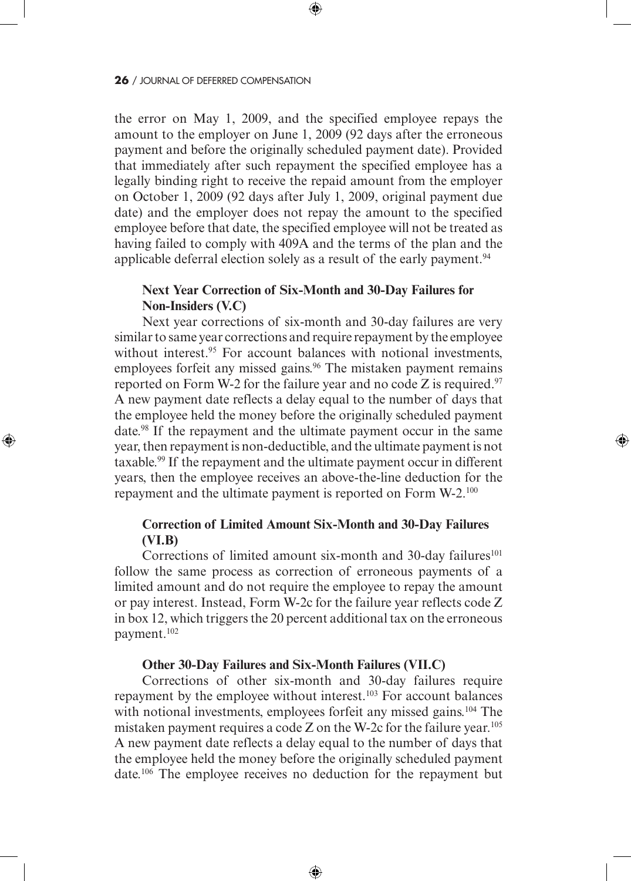the error on May 1, 2009, and the specified employee repays the amount to the employer on June 1, 2009 (92 days after the erroneous payment and before the originally scheduled payment date). Provided that immediately after such repayment the specified employee has a legally binding right to receive the repaid amount from the employer on October 1, 2009 (92 days after July 1, 2009, original payment due date) and the employer does not repay the amount to the specified employee before that date, the specified employee will not be treated as having failed to comply with 409A and the terms of the plan and the applicable deferral election solely as a result of the early payment.[94]

### Next Year Correction of Six-Month and 30-Day Failures for Non-Insiders (V.C)

Next year corrections of six-month and 30-day failures are very similar to same year corrections and require repayment by the employee without interest.[95] For account balances with notional investments, employees forfeit any missed gains.[96] The mistaken payment remains reported on Form W-2 for the failure year and no code Z is required.[97] A new payment date reflects a delay equal to the number of days that the employee held the money before the originally scheduled payment date.[98] If the repayment and the ultimate payment occur in the same year, then repayment is non-deductible, and the ultimate payment is not taxable.[99] If the repayment and the ultimate payment occur in different years, then the employee receives an above-the-line deduction for the repayment and the ultimate payment is reported on Form W-2.[100]

### Correction of Limited Amount Six-Month and 30-Day Failures (VI.B)

Corrections of limited amount six-month and 30-day failures[101] follow the same process as correction of erroneous payments of a limited amount and do not require the employee to repay the amount or pay interest. Instead, Form W-2c for the failure year reflects code Z in box 12, which triggers the 20 percent additional tax on the erroneous payment.[102]

### Other 30-Day Failures and Six-Month Failures (VII.C)

Corrections of other six-month and 30-day failures require repayment by the employee without interest.[103] For account balances with notional investments, employees forfeit any missed gains.[104] The mistaken payment requires a code Z on the W-2c for the failure year.[105] A new payment date reflects a delay equal to the number of days that the employee held the money before the originally scheduled payment date.[106] The employee receives no deduction for the repayment but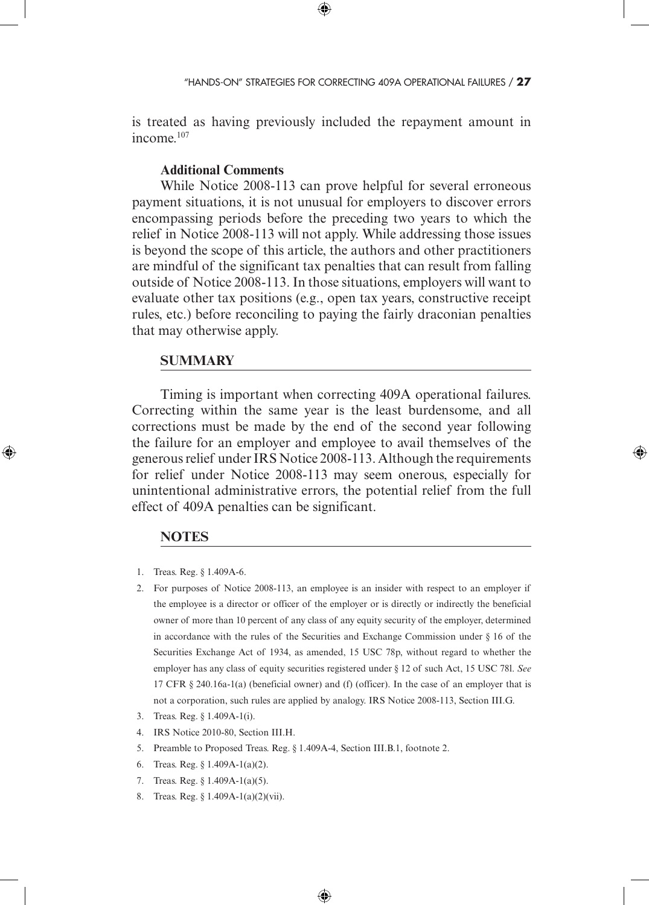is treated as having previously included the repayment amount in income.[107]

**Additional Comments**

While Notice 2008-113 can prove helpful for several erroneous payment situations, it is not unusual for employers to discover errors encompassing periods before the preceding two years to which the relief in Notice 2008-113 will not apply. While addressing those issues is beyond the scope of this article, the authors and other practitioners are mindful of the significant tax penalties that can result from falling outside of Notice 2008-113. In those situations, employers will want to evaluate other tax positions (e.g., open tax years, constructive receipt rules, etc.) before reconciling to paying the fairly draconian penalties that may otherwise apply.

## SUMMARY

Timing is important when correcting 409A operational failures. Correcting within the same year is the least burdensome, and all corrections must be made by the end of the second year following the failure for an employer and employee to avail themselves of the generous relief under IRS Notice 2008-113. Although the requirements for relief under Notice 2008-113 may seem onerous, especially for unintentional administrative errors, the potential relief from the full effect of 409A penalties can be significant.

## NOTES

1. Treas. Reg. § 1.409A-6.
2. For purposes of Notice 2008-113, an employee is an insider with respect to an employer if the employee is a director or officer of the employer or is directly or indirectly the beneficial owner of more than 10 percent of any class of any equity security of the employer, determined in accordance with the rules of the Securities and Exchange Commission under § 16 of the Securities Exchange Act of 1934, as amended, 15 USC 78p, without regard to whether the employer has any class of equity securities registered under § 12 of such Act, 15 USC 78l. *See* 17 CFR § 240.16a-1(a) (beneficial owner) and (f) (officer). In the case of an employer that is not a corporation, such rules are applied by analogy. IRS Notice 2008-113, Section III.G.
3. Treas. Reg. § 1.409A-1(i).
4. IRS Notice 2010-80, Section III.H.
5. Preamble to Proposed Treas. Reg. § 1.409A-4, Section III.B.1, footnote 2.
6. Treas. Reg. § 1.409A-1(a)(2).
7. Treas. Reg. § 1.409A-1(a)(5).
8. Treas. Reg. § 1.409A-1(a)(2)(vii).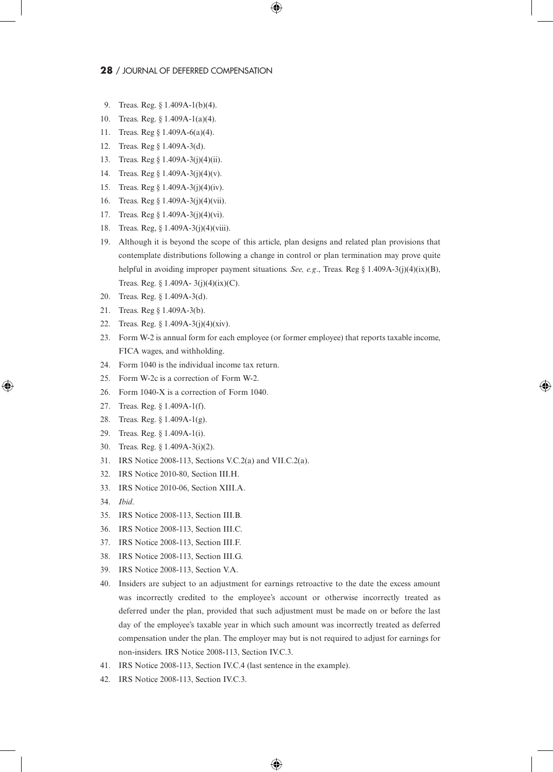9. Treas. Reg. § 1.409A-1(b)(4).
10. Treas. Reg. § 1.409A-1(a)(4).
11. Treas. Reg § 1.409A-6(a)(4).
12. Treas. Reg § 1.409A-3(d).
13. Treas. Reg § 1.409A-3(j)(4)(ii).
14. Treas. Reg § 1.409A-3(j)(4)(v).
15. Treas. Reg § 1.409A-3(j)(4)(iv).
16. Treas. Reg § 1.409A-3(j)(4)(vii).
17. Treas. Reg § 1.409A-3(j)(4)(vi).
18. Treas. Reg, § 1.409A-3(j)(4)(viii).
19. Although it is beyond the scope of this article, plan designs and related plan provisions that contemplate distributions following a change in control or plan termination may prove quite helpful in avoiding improper payment situations. *See, e.g*., Treas. Reg § 1.409A-3(j)(4)(ix)(B), Treas. Reg. § 1.409A- 3(j)(4)(ix)(C).
20. Treas. Reg. § 1.409A-3(d).
21. Treas. Reg § 1.409A-3(b).
22. Treas. Reg. § 1.409A-3(j)(4)(xiv).
23. Form W-2 is annual form for each employee (or former employee) that reports taxable income, FICA wages, and withholding.
24. Form 1040 is the individual income tax return.
25. Form W-2c is a correction of Form W-2.
26. Form 1040-X is a correction of Form 1040.
27. Treas. Reg. § 1.409A-1(f).
28. Treas. Reg. § 1.409A-1(g).
29. Treas. Reg. § 1.409A-1(i).
30. Treas. Reg. § 1.409A-3(i)(2).
31. IRS Notice 2008-113, Sections V.C.2(a) and VII.C.2(a).
32. IRS Notice 2010-80, Section III.H.
33. IRS Notice 2010-06, Section XIII.A.
34. *Ibid*.
35. IRS Notice 2008-113, Section III.B.
36. IRS Notice 2008-113, Section III.C.
37. IRS Notice 2008-113, Section III.F.
38. IRS Notice 2008-113, Section III.G.
39. IRS Notice 2008-113, Section V.A.
40. Insiders are subject to an adjustment for earnings retroactive to the date the excess amount was incorrectly credited to the employee's account or otherwise incorrectly treated as deferred under the plan, provided that such adjustment must be made on or before the last day of the employee's taxable year in which such amount was incorrectly treated as deferred compensation under the plan. The employer may but is not required to adjust for earnings for non-insiders. IRS Notice 2008-113, Section IV.C.3.
41. IRS Notice 2008-113, Section IV.C.4 (last sentence in the example).
42. IRS Notice 2008-113, Section IV.C.3.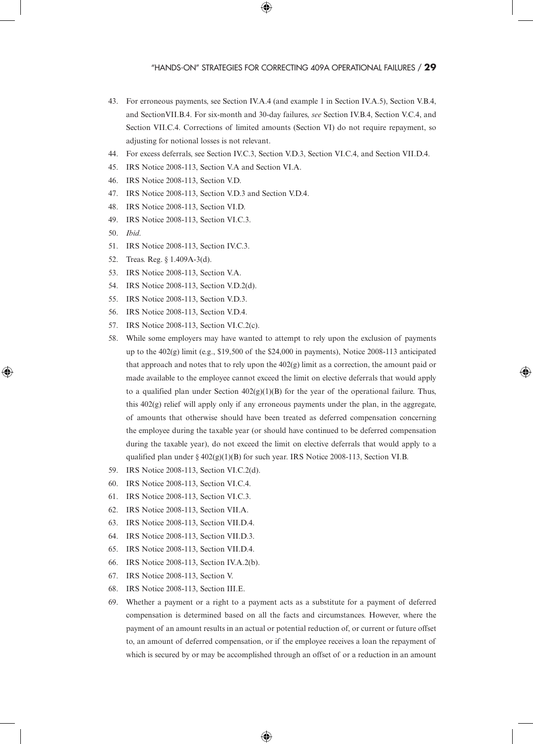43. For erroneous payments, see Section IV.A.4 (and example 1 in Section IV.A.5), Section V.B.4, and SectionVII.B.4. For six-month and 30-day failures, *see* Section IV.B.4, Section V.C.4, and Section VII.C.4. Corrections of limited amounts (Section VI) do not require repayment, so adjusting for notional losses is not relevant.
44. For excess deferrals, see Section IV.C.3, Section V.D.3, Section VI.C.4, and Section VII.D.4.
45. IRS Notice 2008-113, Section V.A and Section VI.A.
46. IRS Notice 2008-113, Section V.D.
47. IRS Notice 2008-113, Section V.D.3 and Section V.D.4.
48. IRS Notice 2008-113, Section VI.D.
49. IRS Notice 2008-113, Section VI.C.3.
50. *Ibid*.
51. IRS Notice 2008-113, Section IV.C.3.
52. Treas. Reg. § 1.409A-3(d).
53. IRS Notice 2008-113, Section V.A.
54. IRS Notice 2008-113, Section V.D.2(d).
55. IRS Notice 2008-113, Section V.D.3.
56. IRS Notice 2008-113, Section V.D.4.
57. IRS Notice 2008-113, Section VI.C.2(c).
58. While some employers may have wanted to attempt to rely upon the exclusion of payments up to the 402(g) limit (e.g., $19,500 of the $24,000 in payments), Notice 2008-113 anticipated that approach and notes that to rely upon the 402(g) limit as a correction, the amount paid or made available to the employee cannot exceed the limit on elective deferrals that would apply to a qualified plan under Section 402(g)(1)(B) for the year of the operational failure. Thus, this 402(g) relief will apply only if any erroneous payments under the plan, in the aggregate, of amounts that otherwise should have been treated as deferred compensation concerning the employee during the taxable year (or should have continued to be deferred compensation during the taxable year), do not exceed the limit on elective deferrals that would apply to a qualified plan under § 402(g)(1)(B) for such year. IRS Notice 2008-113, Section VI.B.
59. IRS Notice 2008-113, Section VI.C.2(d).
60. IRS Notice 2008-113, Section VI.C.4.
61. IRS Notice 2008-113, Section VI.C.3.
62. IRS Notice 2008-113, Section VII.A.
63. IRS Notice 2008-113, Section VII.D.4.
64. IRS Notice 2008-113, Section VII.D.3.
65. IRS Notice 2008-113, Section VII.D.4.
66. IRS Notice 2008-113, Section IV.A.2(b).
67. IRS Notice 2008-113, Section V.
68. IRS Notice 2008-113, Section III.E.
69. Whether a payment or a right to a payment acts as a substitute for a payment of deferred compensation is determined based on all the facts and circumstances. However, where the payment of an amount results in an actual or potential reduction of, or current or future offset to, an amount of deferred compensation, or if the employee receives a loan the repayment of which is secured by or may be accomplished through an offset of or a reduction in an amount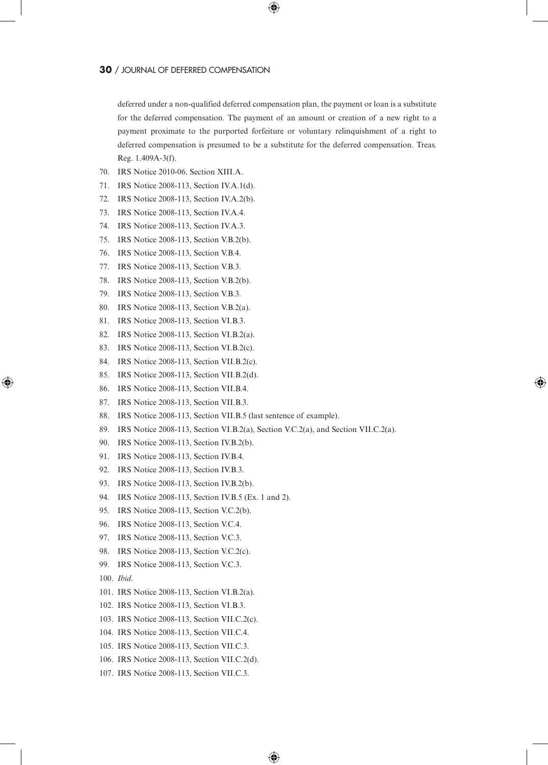deferred under a non-qualified deferred compensation plan, the payment or loan is a substitute for the deferred compensation. The payment of an amount or creation of a new right to a payment proximate to the purported forfeiture or voluntary relinquishment of a right to deferred compensation is presumed to be a substitute for the deferred compensation. Treas. Reg. 1.409A-3(f).

70. IRS Notice 2010-06, Section XIII.A.
71. IRS Notice 2008-113, Section IV.A.1(d).
72. IRS Notice 2008-113, Section IV.A.2(b).
73. IRS Notice 2008-113, Section IV.A.4.
74. IRS Notice 2008-113, Section IV.A.3.
75. IRS Notice 2008-113, Section V.B.2(b).
76. IRS Notice 2008-113, Section V.B.4.
77. IRS Notice 2008-113, Section V.B.3.
78. IRS Notice 2008-113, Section V.B.2(b).
79. IRS Notice 2008-113, Section V.B.3.
80. IRS Notice 2008-113, Section V.B.2(a).
81. IRS Notice 2008-113, Section VI.B.3.
82. IRS Notice 2008-113, Section VI.B.2(a).
83. IRS Notice 2008-113, Section VI.B.2(c).
84. IRS Notice 2008-113, Section VII.B.2(c).
85. IRS Notice 2008-113, Section VII.B.2(d).
86. IRS Notice 2008-113, Section VII.B.4.
87. IRS Notice 2008-113, Section VII.B.3.
88. IRS Notice 2008-113, Section VII.B.5 (last sentence of example).
89. IRS Notice 2008-113, Section VI.B.2(a), Section V.C.2(a), and Section VII.C.2(a).
90. IRS Notice 2008-113, Section IV.B.2(b).
91. IRS Notice 2008-113, Section IV.B.4.
92. IRS Notice 2008-113, Section IV.B.3.
93. IRS Notice 2008-113, Section IV.B.2(b).
94. IRS Notice 2008-113, Section IV.B.5 (Ex. 1 and 2).
95. IRS Notice 2008-113, Section V.C.2(b).
96. IRS Notice 2008-113, Section V.C.4.
97. IRS Notice 2008-113, Section V.C.3.
98. IRS Notice 2008-113, Section V.C.2(c).
99. IRS Notice 2008-113, Section V.C.3.
100. *Ibid*.
101. IRS Notice 2008-113, Section VI.B.2(a).
102. IRS Notice 2008-113, Section VI.B.3.
103. IRS Notice 2008-113, Section VII.C.2(c).
104. IRS Notice 2008-113, Section VII.C.4.
105. IRS Notice 2008-113, Section VII.C.3.
106. IRS Notice 2008-113, Section VII.C.2(d).
107. IRS Notice 2008-113, Section VII.C.3.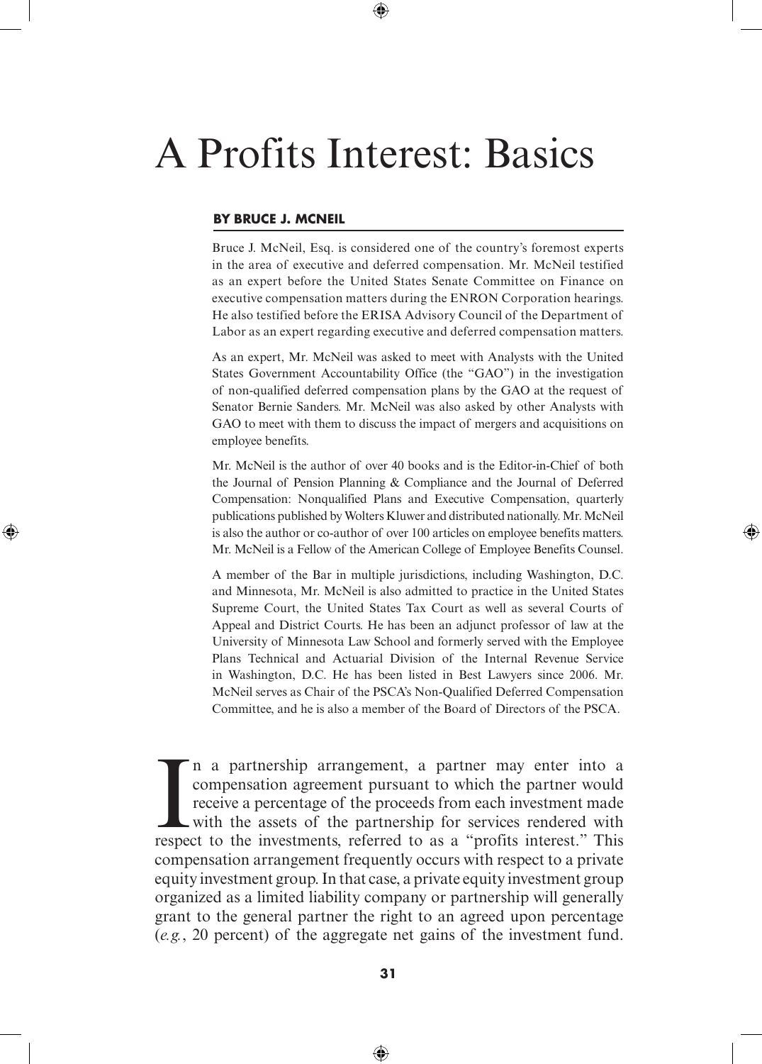# A Profits Interest: Basics

**BY BRUCE J. MCNEIL**

Bruce J. McNeil, Esq. is considered one of the country's foremost experts in the area of executive and deferred compensation. Mr. McNeil testified as an expert before the United States Senate Committee on Finance on executive compensation matters during the ENRON Corporation hearings. He also testified before the ERISA Advisory Council of the Department of Labor as an expert regarding executive and deferred compensation matters.

As an expert, Mr. McNeil was asked to meet with Analysts with the United States Government Accountability Office (the "GAO") in the investigation of non-qualified deferred compensation plans by the GAO at the request of Senator Bernie Sanders. Mr. McNeil was also asked by other Analysts with GAO to meet with them to discuss the impact of mergers and acquisitions on employee benefits.

Mr. McNeil is the author of over 40 books and is the Editor-in-Chief of both the Journal of Pension Planning & Compliance and the Journal of Deferred Compensation: Nonqualified Plans and Executive Compensation, quarterly publications published by Wolters Kluwer and distributed nationally. Mr. McNeil is also the author or co-author of over 100 articles on employee benefits matters. Mr. McNeil is a Fellow of the American College of Employee Benefits Counsel.

A member of the Bar in multiple jurisdictions, including Washington, D.C. and Minnesota, Mr. McNeil is also admitted to practice in the United States Supreme Court, the United States Tax Court as well as several Courts of Appeal and District Courts. He has been an adjunct professor of law at the University of Minnesota Law School and formerly served with the Employee Plans Technical and Actuarial Division of the Internal Revenue Service in Washington, D.C. He has been listed in Best Lawyers since 2006. Mr. McNeil serves as Chair of the PSCA's Non-Qualified Deferred Compensation Committee, and he is also a member of the Board of Directors of the PSCA.

In a partnership arrangement, a partner may enter into a compensation agreement pursuant to which the partner would receive a percentage of the proceeds from each investment made with the assets of the partnership for services rendered with respect to the investments, referred to as a "profits interest." This compensation arrangement frequently occurs with respect to a private equity investment group. In that case, a private equity investment group organized as a limited liability company or partnership will generally grant to the general partner the right to an agreed upon percentage (*e.g.*, 20 percent) of the aggregate net gains of the investment fund.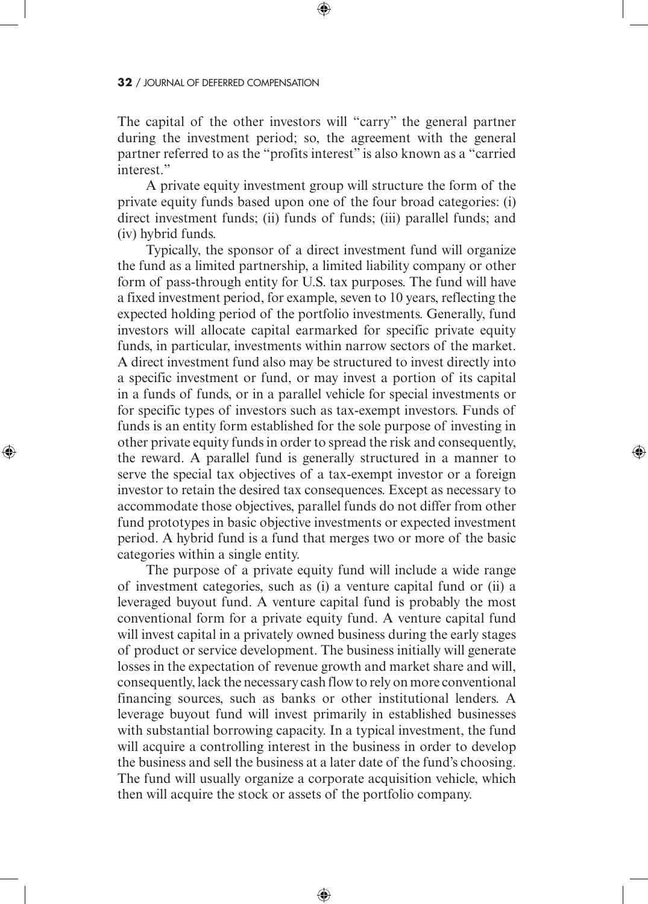The capital of the other investors will "carry" the general partner during the investment period; so, the agreement with the general partner referred to as the "profits interest" is also known as a "carried interest."

A private equity investment group will structure the form of the private equity funds based upon one of the four broad categories: (i) direct investment funds; (ii) funds of funds; (iii) parallel funds; and (iv) hybrid funds.

Typically, the sponsor of a direct investment fund will organize the fund as a limited partnership, a limited liability company or other form of pass-through entity for U.S. tax purposes. The fund will have a fixed investment period, for example, seven to 10 years, reflecting the expected holding period of the portfolio investments. Generally, fund investors will allocate capital earmarked for specific private equity funds, in particular, investments within narrow sectors of the market. A direct investment fund also may be structured to invest directly into a specific investment or fund, or may invest a portion of its capital in a funds of funds, or in a parallel vehicle for special investments or for specific types of investors such as tax-exempt investors. Funds of funds is an entity form established for the sole purpose of investing in other private equity funds in order to spread the risk and consequently, the reward. A parallel fund is generally structured in a manner to serve the special tax objectives of a tax-exempt investor or a foreign investor to retain the desired tax consequences. Except as necessary to accommodate those objectives, parallel funds do not differ from other fund prototypes in basic objective investments or expected investment period. A hybrid fund is a fund that merges two or more of the basic categories within a single entity.

The purpose of a private equity fund will include a wide range of investment categories, such as (i) a venture capital fund or (ii) a leveraged buyout fund. A venture capital fund is probably the most conventional form for a private equity fund. A venture capital fund will invest capital in a privately owned business during the early stages of product or service development. The business initially will generate losses in the expectation of revenue growth and market share and will, consequently, lack the necessary cash flow to rely on more conventional financing sources, such as banks or other institutional lenders. A leverage buyout fund will invest primarily in established businesses with substantial borrowing capacity. In a typical investment, the fund will acquire a controlling interest in the business in order to develop the business and sell the business at a later date of the fund's choosing. The fund will usually organize a corporate acquisition vehicle, which then will acquire the stock or assets of the portfolio company.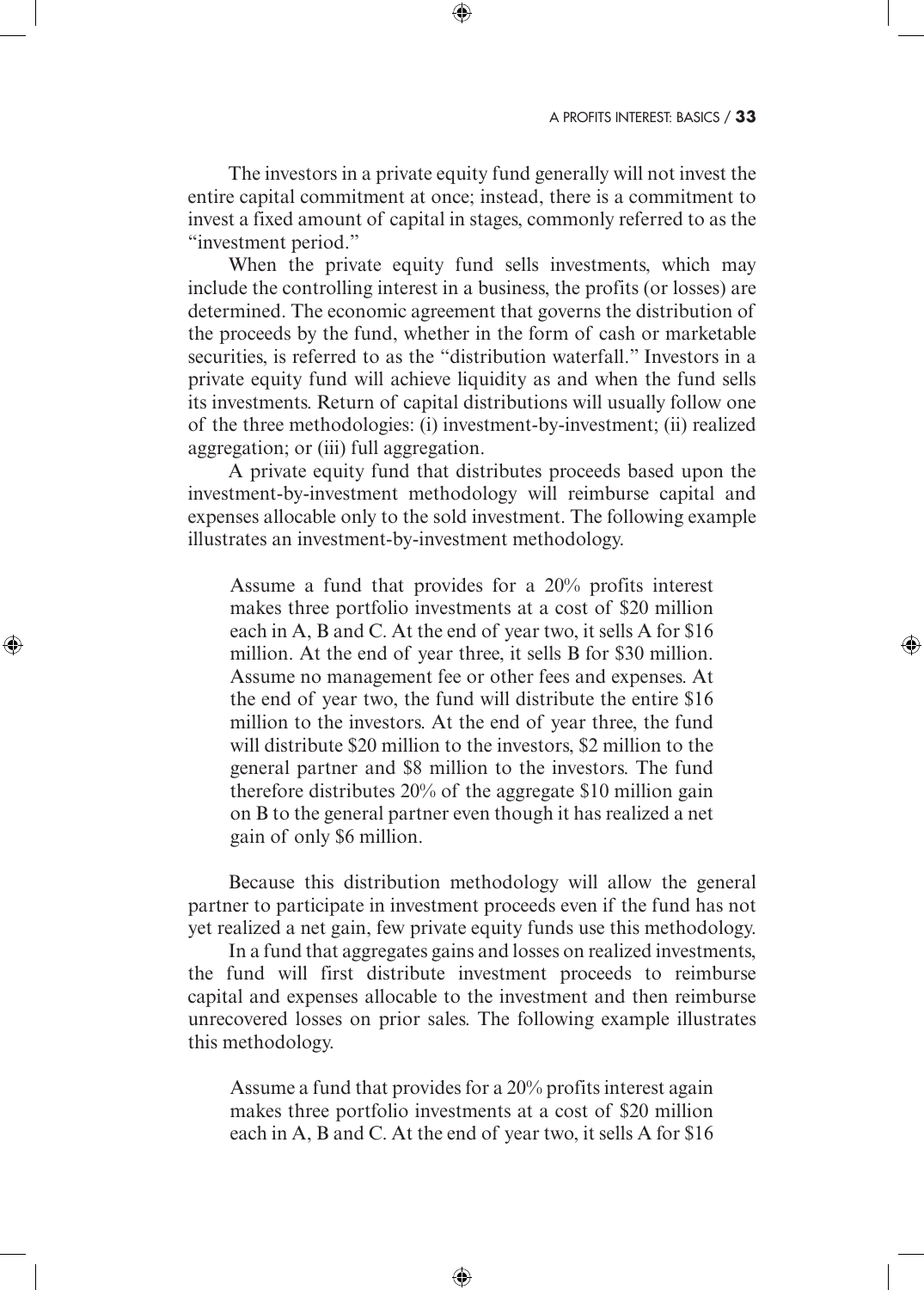The investors in a private equity fund generally will not invest the entire capital commitment at once; instead, there is a commitment to invest a fixed amount of capital in stages, commonly referred to as the "investment period."

When the private equity fund sells investments, which may include the controlling interest in a business, the profits (or losses) are determined. The economic agreement that governs the distribution of the proceeds by the fund, whether in the form of cash or marketable securities, is referred to as the "distribution waterfall." Investors in a private equity fund will achieve liquidity as and when the fund sells its investments. Return of capital distributions will usually follow one of the three methodologies: (i) investment-by-investment; (ii) realized aggregation; or (iii) full aggregation.

A private equity fund that distributes proceeds based upon the investment-by-investment methodology will reimburse capital and expenses allocable only to the sold investment. The following example illustrates an investment-by-investment methodology.

> Assume a fund that provides for a 20% profits interest makes three portfolio investments at a cost of $20 million each in A, B and C. At the end of year two, it sells A for $16 million. At the end of year three, it sells B for $30 million. Assume no management fee or other fees and expenses. At the end of year two, the fund will distribute the entire $16 million to the investors. At the end of year three, the fund will distribute $20 million to the investors, $2 million to the general partner and $8 million to the investors. The fund therefore distributes 20% of the aggregate $10 million gain on B to the general partner even though it has realized a net gain of only $6 million.

Because this distribution methodology will allow the general partner to participate in investment proceeds even if the fund has not yet realized a net gain, few private equity funds use this methodology.

In a fund that aggregates gains and losses on realized investments, the fund will first distribute investment proceeds to reimburse capital and expenses allocable to the investment and then reimburse unrecovered losses on prior sales. The following example illustrates this methodology.

> Assume a fund that provides for a 20% profits interest again makes three portfolio investments at a cost of $20 million each in A, B and C. At the end of year two, it sells A for $16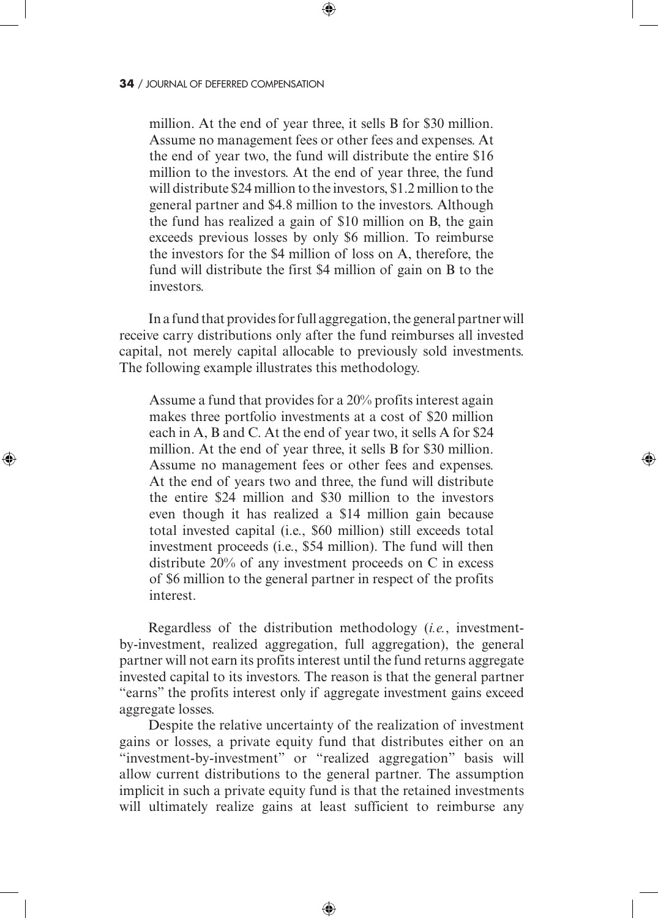million. At the end of year three, it sells B for \$30 million. Assume no management fees or other fees and expenses. At the end of year two, the fund will distribute the entire \$16 million to the investors. At the end of year three, the fund will distribute \$24 million to the investors, \$1.2 million to the general partner and \$4.8 million to the investors. Although the fund has realized a gain of \$10 million on B, the gain exceeds previous losses by only \$6 million. To reimburse the investors for the \$4 million of loss on A, therefore, the fund will distribute the first \$4 million of gain on B to the investors.

In a fund that provides for full aggregation, the general partner will receive carry distributions only after the fund reimburses all invested capital, not merely capital allocable to previously sold investments. The following example illustrates this methodology.

> Assume a fund that provides for a 20% profits interest again makes three portfolio investments at a cost of \$20 million each in A, B and C. At the end of year two, it sells A for \$24 million. At the end of year three, it sells B for \$30 million. Assume no management fees or other fees and expenses. At the end of years two and three, the fund will distribute the entire \$24 million and \$30 million to the investors even though it has realized a \$14 million gain because total invested capital (i.e., \$60 million) still exceeds total investment proceeds (i.e., \$54 million). The fund will then distribute 20% of any investment proceeds on C in excess of \$6 million to the general partner in respect of the profits interest.

Regardless of the distribution methodology (*i.e.*, investment-by-investment, realized aggregation, full aggregation), the general partner will not earn its profits interest until the fund returns aggregate invested capital to its investors. The reason is that the general partner "earns" the profits interest only if aggregate investment gains exceed aggregate losses.

Despite the relative uncertainty of the realization of investment gains or losses, a private equity fund that distributes either on an "investment-by-investment" or "realized aggregation" basis will allow current distributions to the general partner. The assumption implicit in such a private equity fund is that the retained investments will ultimately realize gains at least sufficient to reimburse any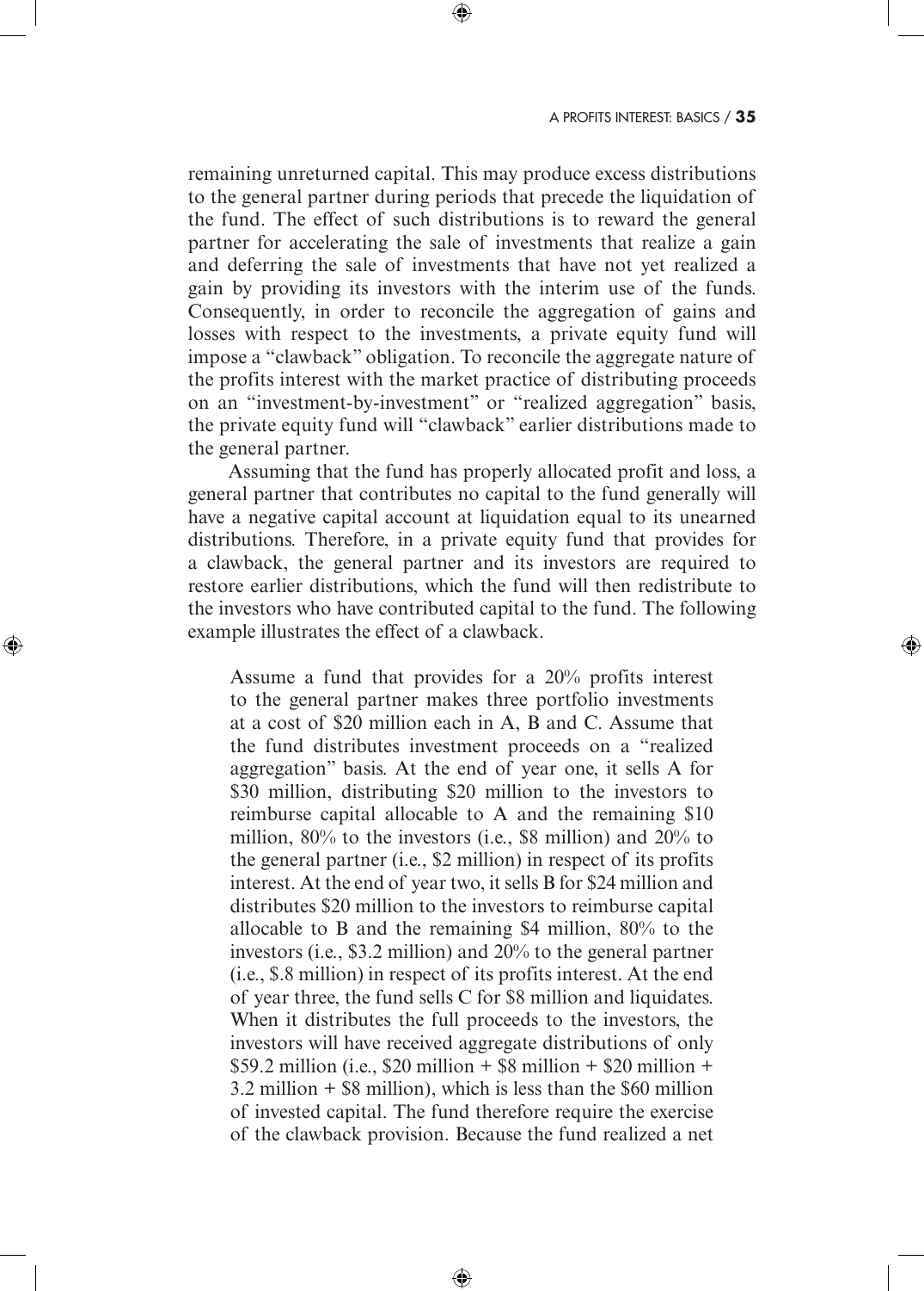remaining unreturned capital. This may produce excess distributions to the general partner during periods that precede the liquidation of the fund. The effect of such distributions is to reward the general partner for accelerating the sale of investments that realize a gain and deferring the sale of investments that have not yet realized a gain by providing its investors with the interim use of the funds. Consequently, in order to reconcile the aggregation of gains and losses with respect to the investments, a private equity fund will impose a "clawback" obligation. To reconcile the aggregate nature of the profits interest with the market practice of distributing proceeds on an "investment-by-investment" or "realized aggregation" basis, the private equity fund will "clawback" earlier distributions made to the general partner.

Assuming that the fund has properly allocated profit and loss, a general partner that contributes no capital to the fund generally will have a negative capital account at liquidation equal to its unearned distributions. Therefore, in a private equity fund that provides for a clawback, the general partner and its investors are required to restore earlier distributions, which the fund will then redistribute to the investors who have contributed capital to the fund. The following example illustrates the effect of a clawback.

> Assume a fund that provides for a 20% profits interest to the general partner makes three portfolio investments at a cost of $20 million each in A, B and C. Assume that the fund distributes investment proceeds on a "realized aggregation" basis. At the end of year one, it sells A for $30 million, distributing $20 million to the investors to reimburse capital allocable to A and the remaining $10 million, 80% to the investors (i.e., $8 million) and 20% to the general partner (i.e., $2 million) in respect of its profits interest. At the end of year two, it sells B for $24 million and distributes $20 million to the investors to reimburse capital allocable to B and the remaining $4 million, 80% to the investors (i.e., $3.2 million) and 20% to the general partner (i.e., $.8 million) in respect of its profits interest. At the end of year three, the fund sells C for $8 million and liquidates. When it distributes the full proceeds to the investors, the investors will have received aggregate distributions of only $59.2 million (i.e., $20 million + $8 million + $20 million + 3.2 million + $8 million), which is less than the $60 million of invested capital. The fund therefore require the exercise of the clawback provision. Because the fund realized a net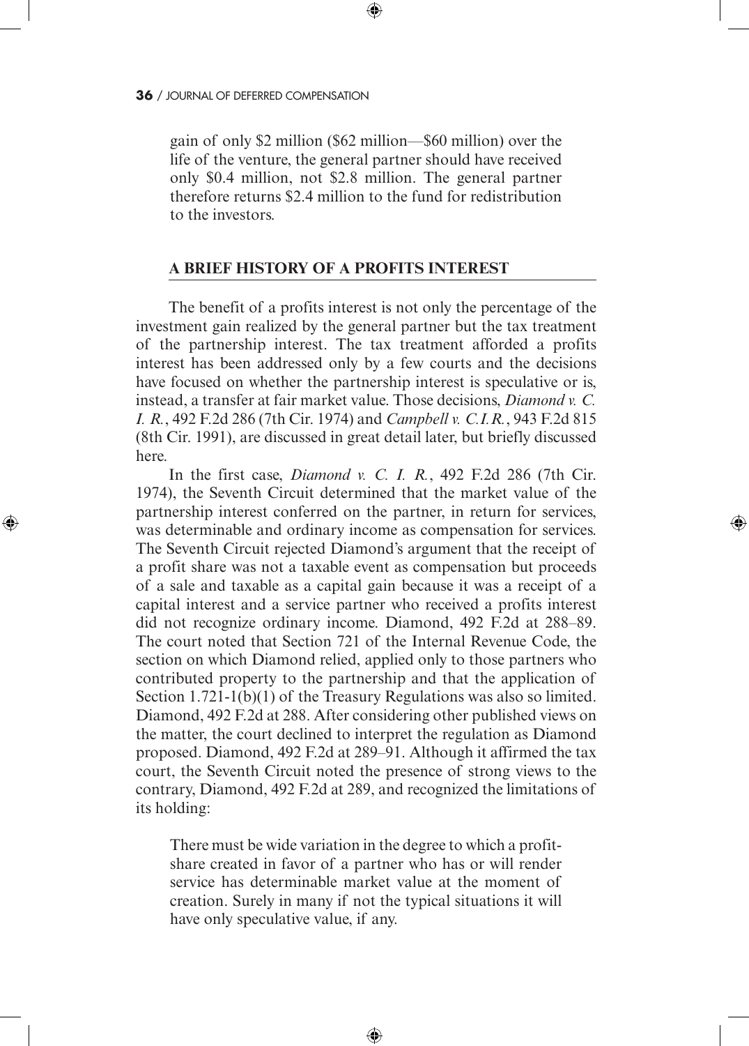gain of only $2 million ($62 million—$60 million) over the life of the venture, the general partner should have received only $0.4 million, not $2.8 million. The general partner therefore returns $2.4 million to the fund for redistribution to the investors.

## A BRIEF HISTORY OF A PROFITS INTEREST

The benefit of a profits interest is not only the percentage of the investment gain realized by the general partner but the tax treatment of the partnership interest. The tax treatment afforded a profits interest has been addressed only by a few courts and the decisions have focused on whether the partnership interest is speculative or is, instead, a transfer at fair market value. Those decisions, *Diamond v. C. I. R.*, 492 F.2d 286 (7th Cir. 1974) and *Campbell v. C.I.R.*, 943 F.2d 815 (8th Cir. 1991), are discussed in great detail later, but briefly discussed here.

In the first case, *Diamond v. C. I. R.*, 492 F.2d 286 (7th Cir. 1974), the Seventh Circuit determined that the market value of the partnership interest conferred on the partner, in return for services, was determinable and ordinary income as compensation for services. The Seventh Circuit rejected Diamond's argument that the receipt of a profit share was not a taxable event as compensation but proceeds of a sale and taxable as a capital gain because it was a receipt of a capital interest and a service partner who received a profits interest did not recognize ordinary income. Diamond, 492 F.2d at 288–89. The court noted that Section 721 of the Internal Revenue Code, the section on which Diamond relied, applied only to those partners who contributed property to the partnership and that the application of Section 1.721-1(b)(1) of the Treasury Regulations was also so limited. Diamond, 492 F.2d at 288. After considering other published views on the matter, the court declined to interpret the regulation as Diamond proposed. Diamond, 492 F.2d at 289–91. Although it affirmed the tax court, the Seventh Circuit noted the presence of strong views to the contrary, Diamond, 492 F.2d at 289, and recognized the limitations of its holding:

> There must be wide variation in the degree to which a profit-share created in favor of a partner who has or will render service has determinable market value at the moment of creation. Surely in many if not the typical situations it will have only speculative value, if any.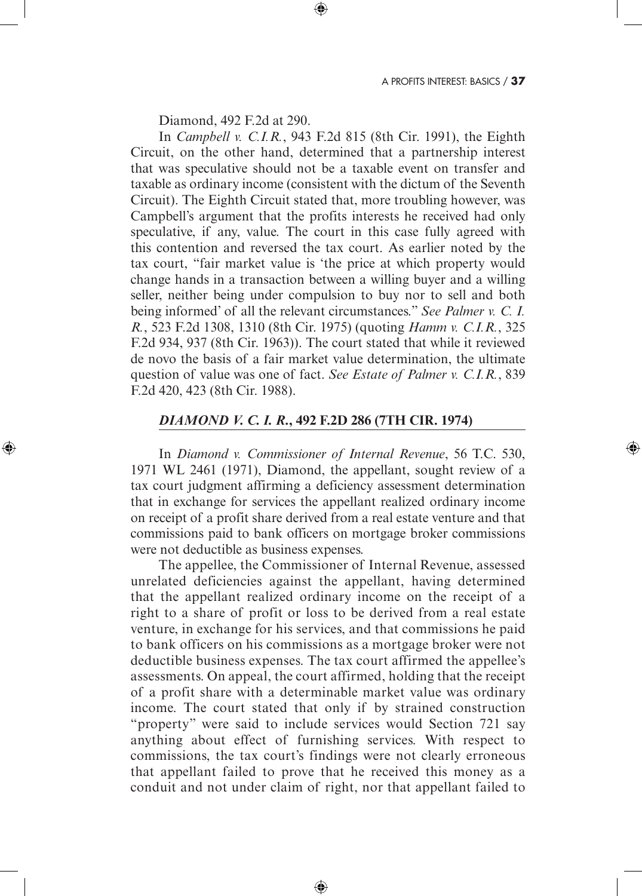Diamond, 492 F.2d at 290.

In *Campbell v. C.I.R.*, 943 F.2d 815 (8th Cir. 1991), the Eighth Circuit, on the other hand, determined that a partnership interest that was speculative should not be a taxable event on transfer and taxable as ordinary income (consistent with the dictum of the Seventh Circuit). The Eighth Circuit stated that, more troubling however, was Campbell's argument that the profits interests he received had only speculative, if any, value. The court in this case fully agreed with this contention and reversed the tax court. As earlier noted by the tax court, "fair market value is 'the price at which property would change hands in a transaction between a willing buyer and a willing seller, neither being under compulsion to buy nor to sell and both being informed' of all the relevant circumstances." *See Palmer v. C. I. R.*, 523 F.2d 1308, 1310 (8th Cir. 1975) (quoting *Hamm v. C.I.R.*, 325 F.2d 934, 937 (8th Cir. 1963)). The court stated that while it reviewed de novo the basis of a fair market value determination, the ultimate question of value was one of fact. *See Estate of Palmer v. C.I.R.*, 839 F.2d 420, 423 (8th Cir. 1988).

### *DIAMOND V. C. I. R.*, 492 F.2D 286 (7TH CIR. 1974)

In *Diamond v. Commissioner of Internal Revenue*, 56 T.C. 530, 1971 WL 2461 (1971), Diamond, the appellant, sought review of a tax court judgment affirming a deficiency assessment determination that in exchange for services the appellant realized ordinary income on receipt of a profit share derived from a real estate venture and that commissions paid to bank officers on mortgage broker commissions were not deductible as business expenses.

The appellee, the Commissioner of Internal Revenue, assessed unrelated deficiencies against the appellant, having determined that the appellant realized ordinary income on the receipt of a right to a share of profit or loss to be derived from a real estate venture, in exchange for his services, and that commissions he paid to bank officers on his commissions as a mortgage broker were not deductible business expenses. The tax court affirmed the appellee's assessments. On appeal, the court affirmed, holding that the receipt of a profit share with a determinable market value was ordinary income. The court stated that only if by strained construction "property" were said to include services would Section 721 say anything about effect of furnishing services. With respect to commissions, the tax court's findings were not clearly erroneous that appellant failed to prove that he received this money as a conduit and not under claim of right, nor that appellant failed to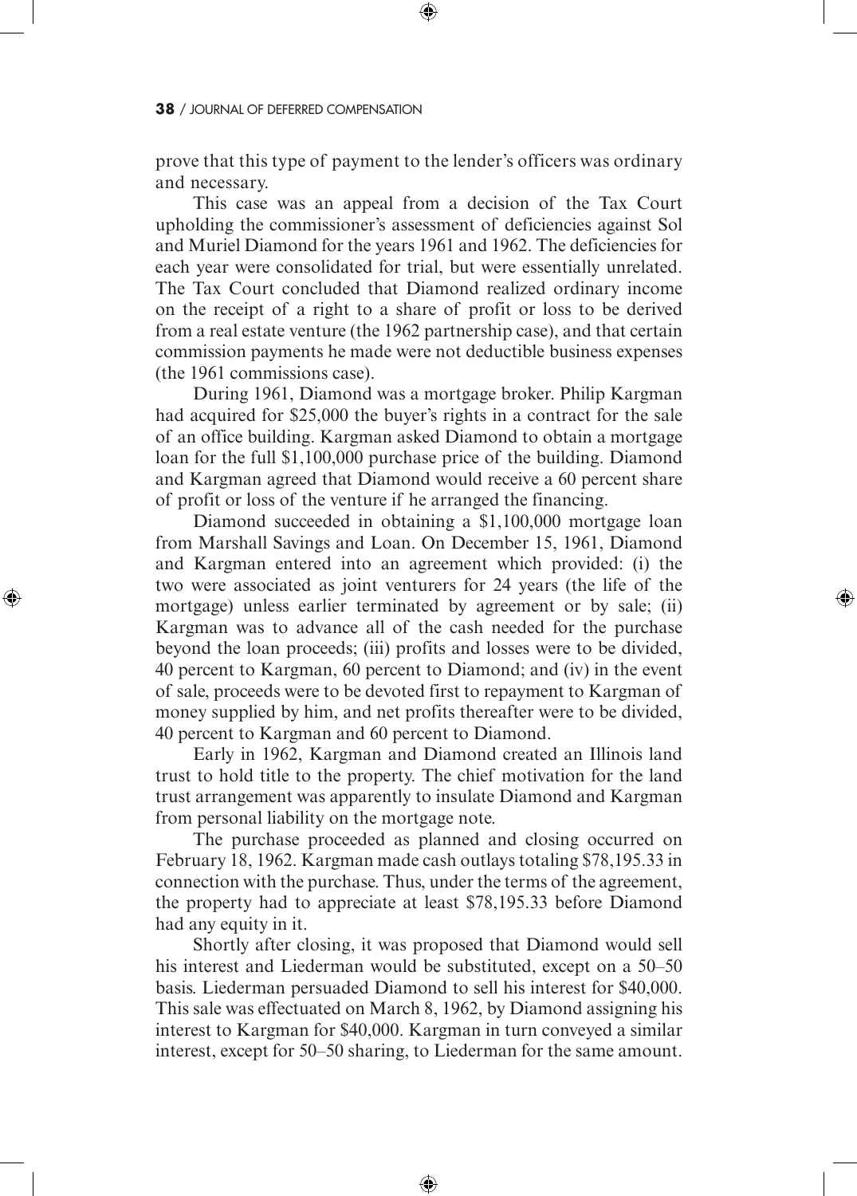prove that this type of payment to the lender's officers was ordinary and necessary.

This case was an appeal from a decision of the Tax Court upholding the commissioner's assessment of deficiencies against Sol and Muriel Diamond for the years 1961 and 1962. The deficiencies for each year were consolidated for trial, but were essentially unrelated. The Tax Court concluded that Diamond realized ordinary income on the receipt of a right to a share of profit or loss to be derived from a real estate venture (the 1962 partnership case), and that certain commission payments he made were not deductible business expenses (the 1961 commissions case).

During 1961, Diamond was a mortgage broker. Philip Kargman had acquired for $25,000 the buyer's rights in a contract for the sale of an office building. Kargman asked Diamond to obtain a mortgage loan for the full $1,100,000 purchase price of the building. Diamond and Kargman agreed that Diamond would receive a 60 percent share of profit or loss of the venture if he arranged the financing.

Diamond succeeded in obtaining a $1,100,000 mortgage loan from Marshall Savings and Loan. On December 15, 1961, Diamond and Kargman entered into an agreement which provided: (i) the two were associated as joint venturers for 24 years (the life of the mortgage) unless earlier terminated by agreement or by sale; (ii) Kargman was to advance all of the cash needed for the purchase beyond the loan proceeds; (iii) profits and losses were to be divided, 40 percent to Kargman, 60 percent to Diamond; and (iv) in the event of sale, proceeds were to be devoted first to repayment to Kargman of money supplied by him, and net profits thereafter were to be divided, 40 percent to Kargman and 60 percent to Diamond.

Early in 1962, Kargman and Diamond created an Illinois land trust to hold title to the property. The chief motivation for the land trust arrangement was apparently to insulate Diamond and Kargman from personal liability on the mortgage note.

The purchase proceeded as planned and closing occurred on February 18, 1962. Kargman made cash outlays totaling $78,195.33 in connection with the purchase. Thus, under the terms of the agreement, the property had to appreciate at least $78,195.33 before Diamond had any equity in it.

Shortly after closing, it was proposed that Diamond would sell his interest and Liederman would be substituted, except on a 50–50 basis. Liederman persuaded Diamond to sell his interest for $40,000. This sale was effectuated on March 8, 1962, by Diamond assigning his interest to Kargman for $40,000. Kargman in turn conveyed a similar interest, except for 50–50 sharing, to Liederman for the same amount.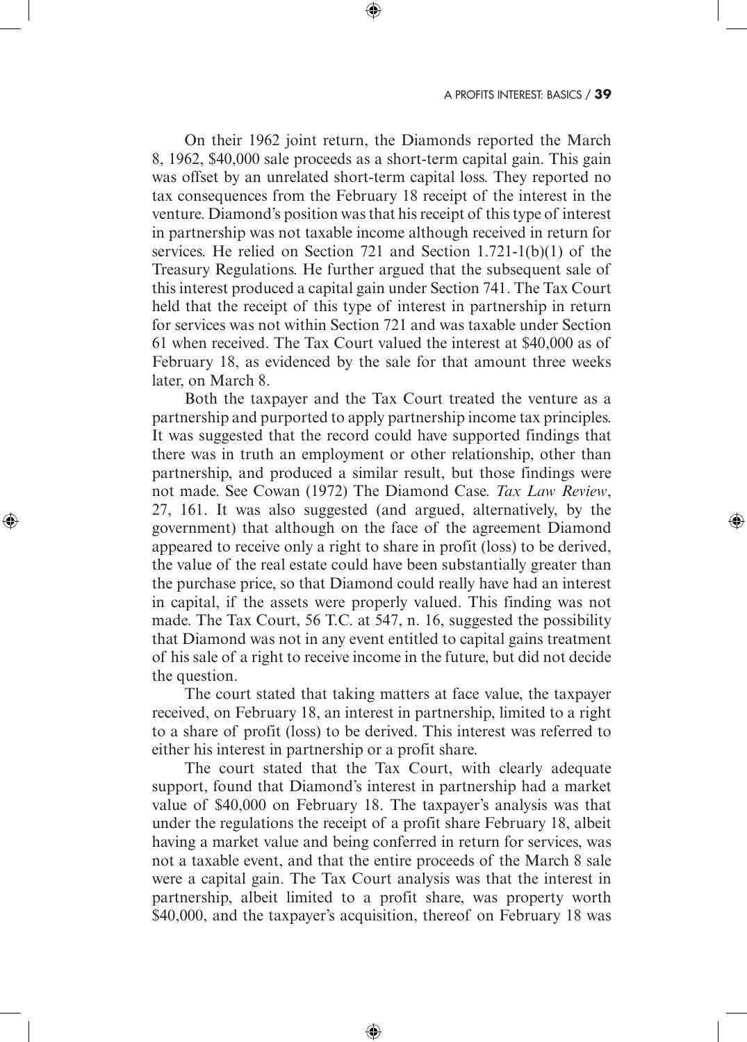On their 1962 joint return, the Diamonds reported the March 8, 1962, $40,000 sale proceeds as a short-term capital gain. This gain was offset by an unrelated short-term capital loss. They reported no tax consequences from the February 18 receipt of the interest in the venture. Diamond's position was that his receipt of this type of interest in partnership was not taxable income although received in return for services. He relied on Section 721 and Section 1.721-1(b)(1) of the Treasury Regulations. He further argued that the subsequent sale of this interest produced a capital gain under Section 741. The Tax Court held that the receipt of this type of interest in partnership in return for services was not within Section 721 and was taxable under Section 61 when received. The Tax Court valued the interest at $40,000 as of February 18, as evidenced by the sale for that amount three weeks later, on March 8.

Both the taxpayer and the Tax Court treated the venture as a partnership and purported to apply partnership income tax principles. It was suggested that the record could have supported findings that there was in truth an employment or other relationship, other than partnership, and produced a similar result, but those findings were not made. See Cowan (1972) The Diamond Case. *Tax Law Review*, 27, 161. It was also suggested (and argued, alternatively, by the government) that although on the face of the agreement Diamond appeared to receive only a right to share in profit (loss) to be derived, the value of the real estate could have been substantially greater than the purchase price, so that Diamond could really have had an interest in capital, if the assets were properly valued. This finding was not made. The Tax Court, 56 T.C. at 547, n. 16, suggested the possibility that Diamond was not in any event entitled to capital gains treatment of his sale of a right to receive income in the future, but did not decide the question.

The court stated that taking matters at face value, the taxpayer received, on February 18, an interest in partnership, limited to a right to a share of profit (loss) to be derived. This interest was referred to either his interest in partnership or a profit share.

The court stated that the Tax Court, with clearly adequate support, found that Diamond's interest in partnership had a market value of $40,000 on February 18. The taxpayer's analysis was that under the regulations the receipt of a profit share February 18, albeit having a market value and being conferred in return for services, was not a taxable event, and that the entire proceeds of the March 8 sale were a capital gain. The Tax Court analysis was that the interest in partnership, albeit limited to a profit share, was property worth $40,000, and the taxpayer's acquisition, thereof on February 18 was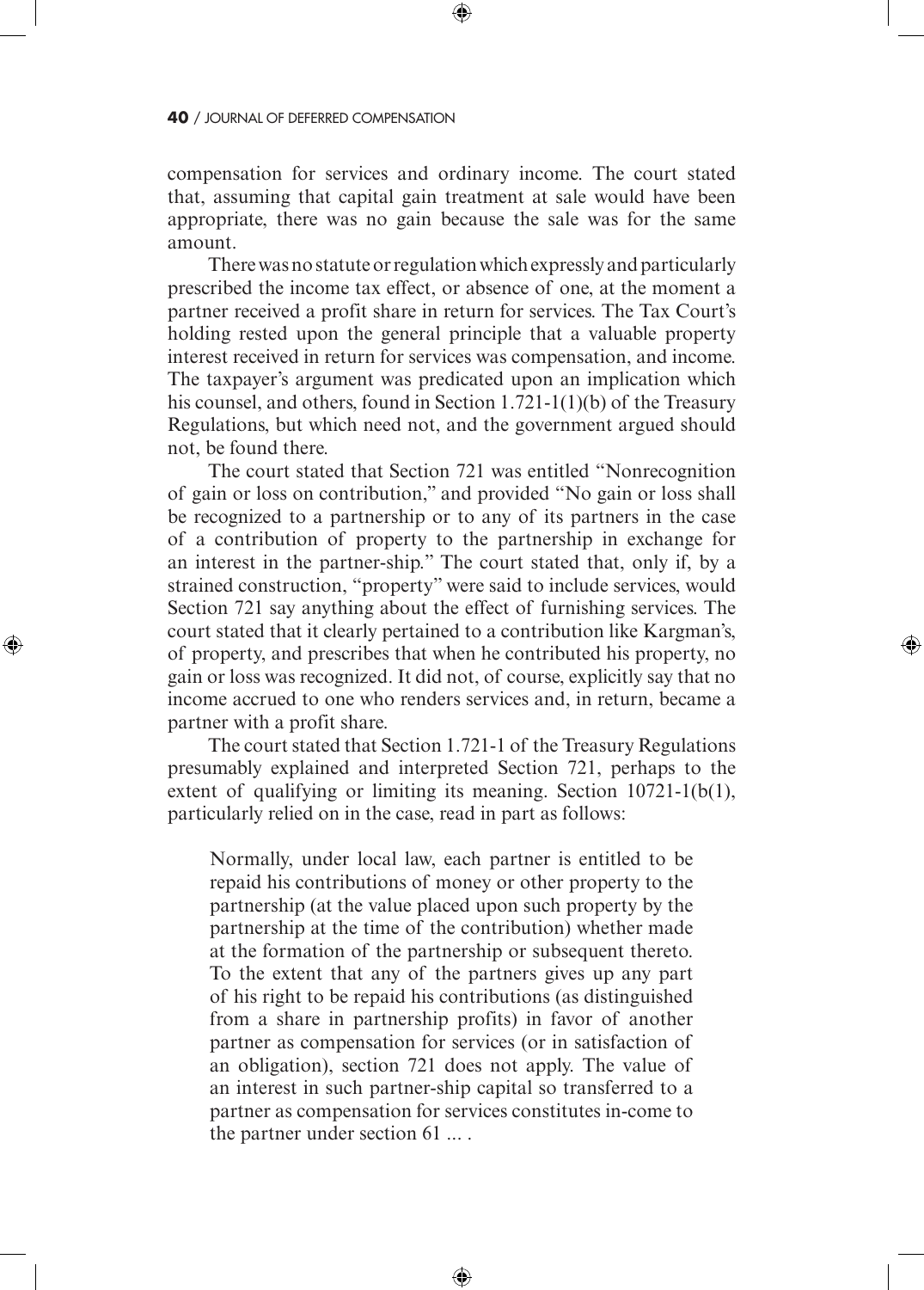compensation for services and ordinary income. The court stated that, assuming that capital gain treatment at sale would have been appropriate, there was no gain because the sale was for the same amount.

There was no statute or regulation which expressly and particularly prescribed the income tax effect, or absence of one, at the moment a partner received a profit share in return for services. The Tax Court's holding rested upon the general principle that a valuable property interest received in return for services was compensation, and income. The taxpayer's argument was predicated upon an implication which his counsel, and others, found in Section 1.721-1(1)(b) of the Treasury Regulations, but which need not, and the government argued should not, be found there.

The court stated that Section 721 was entitled "Nonrecognition of gain or loss on contribution," and provided "No gain or loss shall be recognized to a partnership or to any of its partners in the case of a contribution of property to the partnership in exchange for an interest in the partner-ship." The court stated that, only if, by a strained construction, "property" were said to include services, would Section 721 say anything about the effect of furnishing services. The court stated that it clearly pertained to a contribution like Kargman's, of property, and prescribes that when he contributed his property, no gain or loss was recognized. It did not, of course, explicitly say that no income accrued to one who renders services and, in return, became a partner with a profit share.

The court stated that Section 1.721-1 of the Treasury Regulations presumably explained and interpreted Section 721, perhaps to the extent of qualifying or limiting its meaning. Section 10721-1(b(1), particularly relied on in the case, read in part as follows:

> Normally, under local law, each partner is entitled to be repaid his contributions of money or other property to the partnership (at the value placed upon such property by the partnership at the time of the contribution) whether made at the formation of the partnership or subsequent thereto. To the extent that any of the partners gives up any part of his right to be repaid his contributions (as distinguished from a share in partnership profits) in favor of another partner as compensation for services (or in satisfaction of an obligation), section 721 does not apply. The value of an interest in such partner-ship capital so transferred to a partner as compensation for services constitutes in-come to the partner under section 61 ... .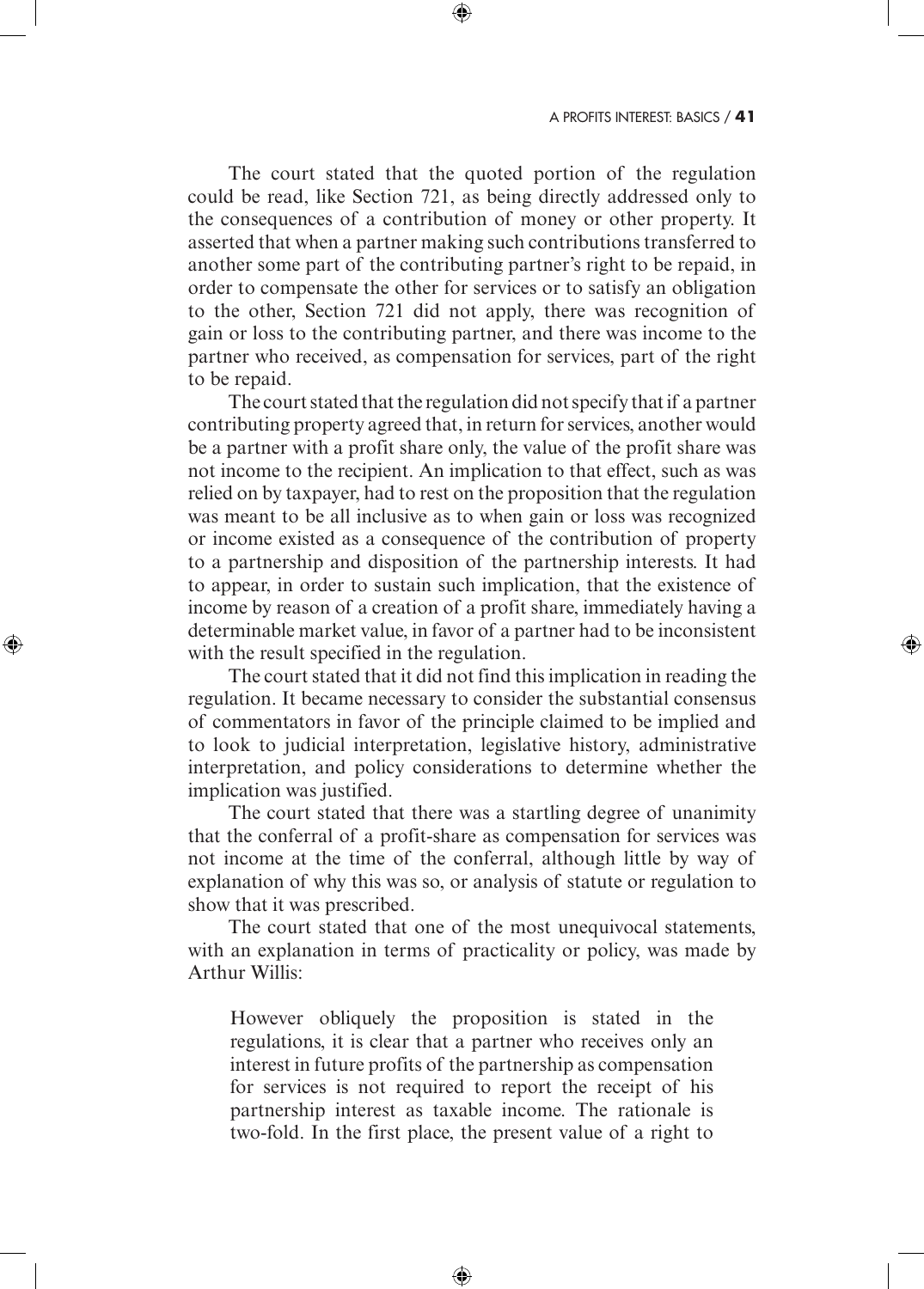The court stated that the quoted portion of the regulation could be read, like Section 721, as being directly addressed only to the consequences of a contribution of money or other property. It asserted that when a partner making such contributions transferred to another some part of the contributing partner's right to be repaid, in order to compensate the other for services or to satisfy an obligation to the other, Section 721 did not apply, there was recognition of gain or loss to the contributing partner, and there was income to the partner who received, as compensation for services, part of the right to be repaid.

The court stated that the regulation did not specify that if a partner contributing property agreed that, in return for services, another would be a partner with a profit share only, the value of the profit share was not income to the recipient. An implication to that effect, such as was relied on by taxpayer, had to rest on the proposition that the regulation was meant to be all inclusive as to when gain or loss was recognized or income existed as a consequence of the contribution of property to a partnership and disposition of the partnership interests. It had to appear, in order to sustain such implication, that the existence of income by reason of a creation of a profit share, immediately having a determinable market value, in favor of a partner had to be inconsistent with the result specified in the regulation.

The court stated that it did not find this implication in reading the regulation. It became necessary to consider the substantial consensus of commentators in favor of the principle claimed to be implied and to look to judicial interpretation, legislative history, administrative interpretation, and policy considerations to determine whether the implication was justified.

The court stated that there was a startling degree of unanimity that the conferral of a profit-share as compensation for services was not income at the time of the conferral, although little by way of explanation of why this was so, or analysis of statute or regulation to show that it was prescribed.

The court stated that one of the most unequivocal statements, with an explanation in terms of practicality or policy, was made by Arthur Willis:

> However obliquely the proposition is stated in the regulations, it is clear that a partner who receives only an interest in future profits of the partnership as compensation for services is not required to report the receipt of his partnership interest as taxable income. The rationale is two-fold. In the first place, the present value of a right to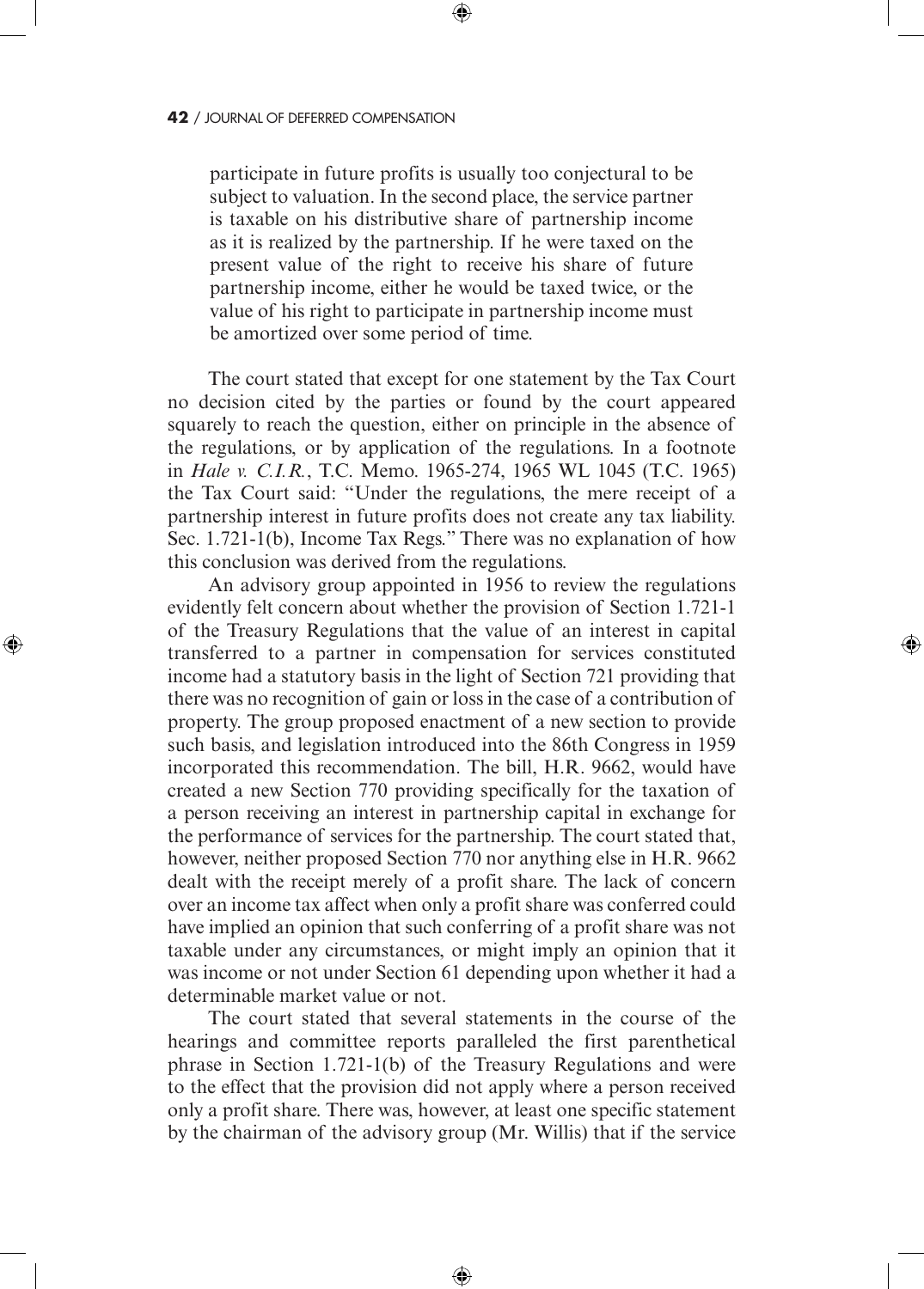> participate in future profits is usually too conjectural to be subject to valuation. In the second place, the service partner is taxable on his distributive share of partnership income as it is realized by the partnership. If he were taxed on the present value of the right to receive his share of future partnership income, either he would be taxed twice, or the value of his right to participate in partnership income must be amortized over some period of time.

The court stated that except for one statement by the Tax Court no decision cited by the parties or found by the court appeared squarely to reach the question, either on principle in the absence of the regulations, or by application of the regulations. In a footnote in *Hale v. C.I.R.*, T.C. Memo. 1965-274, 1965 WL 1045 (T.C. 1965) the Tax Court said: "Under the regulations, the mere receipt of a partnership interest in future profits does not create any tax liability. Sec. 1.721-1(b), Income Tax Regs." There was no explanation of how this conclusion was derived from the regulations.

An advisory group appointed in 1956 to review the regulations evidently felt concern about whether the provision of Section 1.721-1 of the Treasury Regulations that the value of an interest in capital transferred to a partner in compensation for services constituted income had a statutory basis in the light of Section 721 providing that there was no recognition of gain or loss in the case of a contribution of property. The group proposed enactment of a new section to provide such basis, and legislation introduced into the 86th Congress in 1959 incorporated this recommendation. The bill, H.R. 9662, would have created a new Section 770 providing specifically for the taxation of a person receiving an interest in partnership capital in exchange for the performance of services for the partnership. The court stated that, however, neither proposed Section 770 nor anything else in H.R. 9662 dealt with the receipt merely of a profit share. The lack of concern over an income tax affect when only a profit share was conferred could have implied an opinion that such conferring of a profit share was not taxable under any circumstances, or might imply an opinion that it was income or not under Section 61 depending upon whether it had a determinable market value or not.

The court stated that several statements in the course of the hearings and committee reports paralleled the first parenthetical phrase in Section 1.721-1(b) of the Treasury Regulations and were to the effect that the provision did not apply where a person received only a profit share. There was, however, at least one specific statement by the chairman of the advisory group (Mr. Willis) that if the service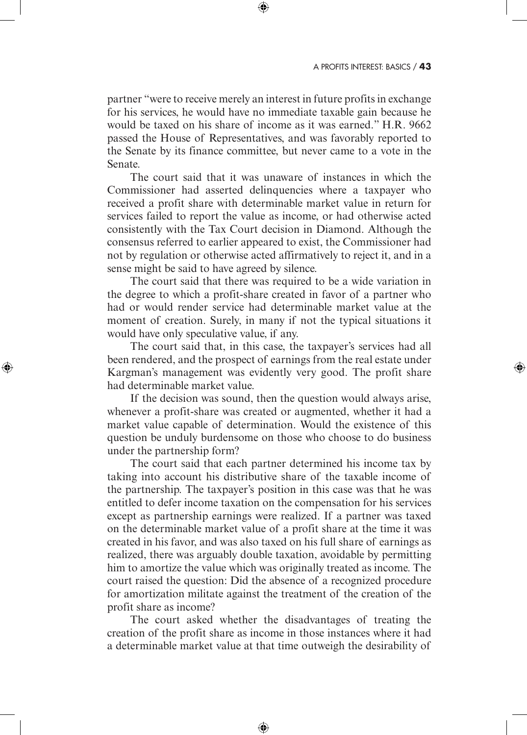partner "were to receive merely an interest in future profits in exchange for his services, he would have no immediate taxable gain because he would be taxed on his share of income as it was earned." H.R. 9662 passed the House of Representatives, and was favorably reported to the Senate by its finance committee, but never came to a vote in the Senate.

The court said that it was unaware of instances in which the Commissioner had asserted delinquencies where a taxpayer who received a profit share with determinable market value in return for services failed to report the value as income, or had otherwise acted consistently with the Tax Court decision in Diamond. Although the consensus referred to earlier appeared to exist, the Commissioner had not by regulation or otherwise acted affirmatively to reject it, and in a sense might be said to have agreed by silence.

The court said that there was required to be a wide variation in the degree to which a profit-share created in favor of a partner who had or would render service had determinable market value at the moment of creation. Surely, in many if not the typical situations it would have only speculative value, if any.

The court said that, in this case, the taxpayer's services had all been rendered, and the prospect of earnings from the real estate under Kargman's management was evidently very good. The profit share had determinable market value.

If the decision was sound, then the question would always arise, whenever a profit-share was created or augmented, whether it had a market value capable of determination. Would the existence of this question be unduly burdensome on those who choose to do business under the partnership form?

The court said that each partner determined his income tax by taking into account his distributive share of the taxable income of the partnership. The taxpayer's position in this case was that he was entitled to defer income taxation on the compensation for his services except as partnership earnings were realized. If a partner was taxed on the determinable market value of a profit share at the time it was created in his favor, and was also taxed on his full share of earnings as realized, there was arguably double taxation, avoidable by permitting him to amortize the value which was originally treated as income. The court raised the question: Did the absence of a recognized procedure for amortization militate against the treatment of the creation of the profit share as income?

The court asked whether the disadvantages of treating the creation of the profit share as income in those instances where it had a determinable market value at that time outweigh the desirability of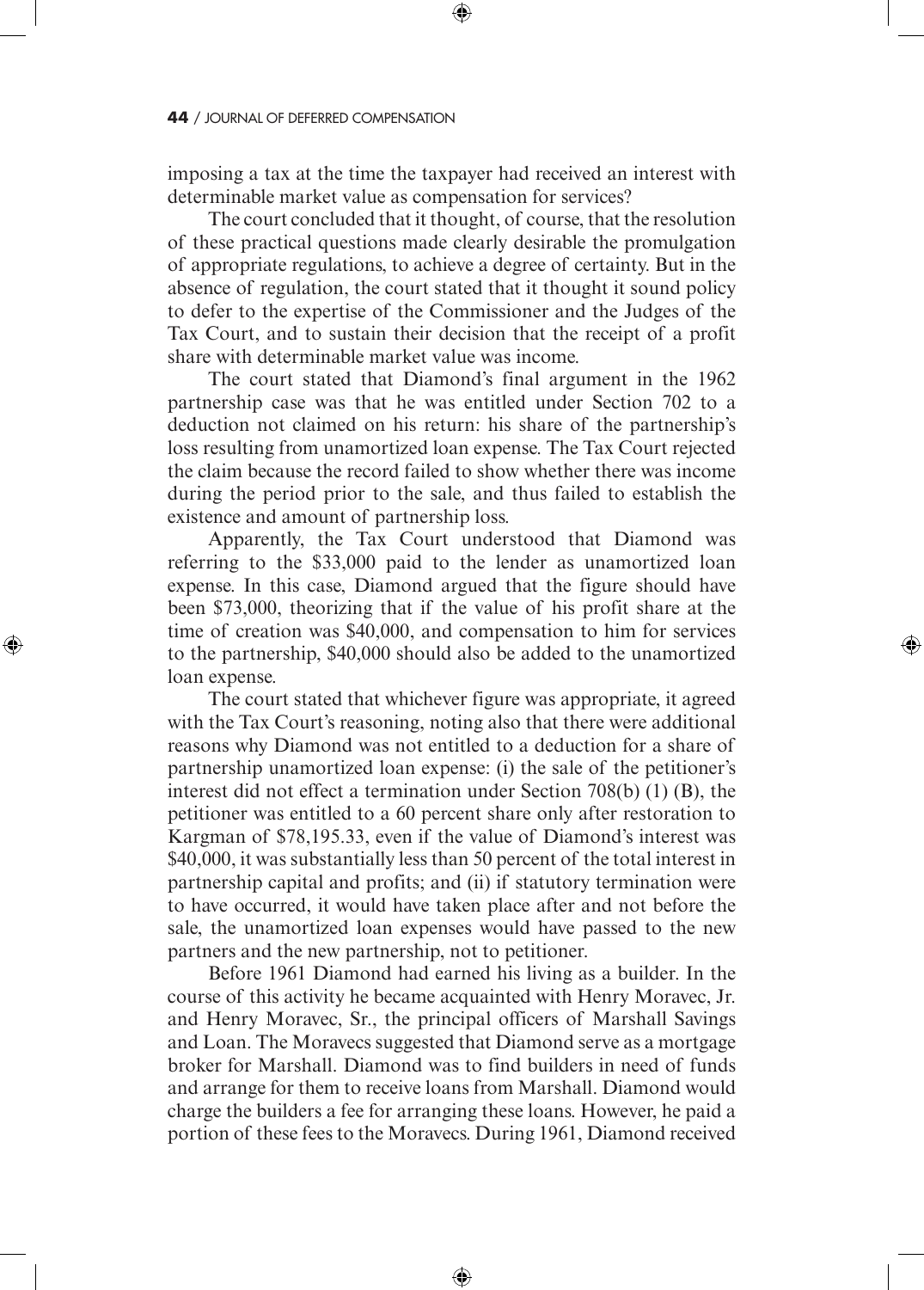imposing a tax at the time the taxpayer had received an interest with determinable market value as compensation for services?

The court concluded that it thought, of course, that the resolution of these practical questions made clearly desirable the promulgation of appropriate regulations, to achieve a degree of certainty. But in the absence of regulation, the court stated that it thought it sound policy to defer to the expertise of the Commissioner and the Judges of the Tax Court, and to sustain their decision that the receipt of a profit share with determinable market value was income.

The court stated that Diamond's final argument in the 1962 partnership case was that he was entitled under Section 702 to a deduction not claimed on his return: his share of the partnership's loss resulting from unamortized loan expense. The Tax Court rejected the claim because the record failed to show whether there was income during the period prior to the sale, and thus failed to establish the existence and amount of partnership loss.

Apparently, the Tax Court understood that Diamond was referring to the $33,000 paid to the lender as unamortized loan expense. In this case, Diamond argued that the figure should have been $73,000, theorizing that if the value of his profit share at the time of creation was $40,000, and compensation to him for services to the partnership, $40,000 should also be added to the unamortized loan expense.

The court stated that whichever figure was appropriate, it agreed with the Tax Court's reasoning, noting also that there were additional reasons why Diamond was not entitled to a deduction for a share of partnership unamortized loan expense: (i) the sale of the petitioner's interest did not effect a termination under Section 708(b) (1) (B), the petitioner was entitled to a 60 percent share only after restoration to Kargman of $78,195.33, even if the value of Diamond's interest was $40,000, it was substantially less than 50 percent of the total interest in partnership capital and profits; and (ii) if statutory termination were to have occurred, it would have taken place after and not before the sale, the unamortized loan expenses would have passed to the new partners and the new partnership, not to petitioner.

Before 1961 Diamond had earned his living as a builder. In the course of this activity he became acquainted with Henry Moravec, Jr. and Henry Moravec, Sr., the principal officers of Marshall Savings and Loan. The Moravecs suggested that Diamond serve as a mortgage broker for Marshall. Diamond was to find builders in need of funds and arrange for them to receive loans from Marshall. Diamond would charge the builders a fee for arranging these loans. However, he paid a portion of these fees to the Moravecs. During 1961, Diamond received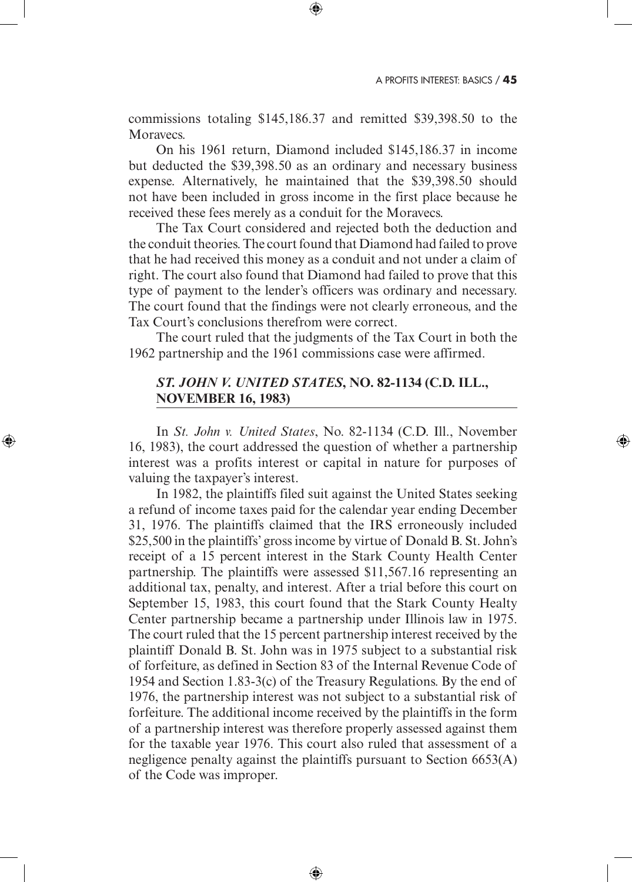commissions totaling $145,186.37 and remitted $39,398.50 to the Moravecs.

On his 1961 return, Diamond included $145,186.37 in income but deducted the $39,398.50 as an ordinary and necessary business expense. Alternatively, he maintained that the $39,398.50 should not have been included in gross income in the first place because he received these fees merely as a conduit for the Moravecs.

The Tax Court considered and rejected both the deduction and the conduit theories. The court found that Diamond had failed to prove that he had received this money as a conduit and not under a claim of right. The court also found that Diamond had failed to prove that this type of payment to the lender's officers was ordinary and necessary. The court found that the findings were not clearly erroneous, and the Tax Court's conclusions therefrom were correct.

The court ruled that the judgments of the Tax Court in both the 1962 partnership and the 1961 commissions case were affirmed.

### *ST. JOHN V. UNITED STATES*, NO. 82-1134 (C.D. ILL., NOVEMBER 16, 1983)

In *St. John v. United States*, No. 82-1134 (C.D. Ill., November 16, 1983), the court addressed the question of whether a partnership interest was a profits interest or capital in nature for purposes of valuing the taxpayer's interest.

In 1982, the plaintiffs filed suit against the United States seeking a refund of income taxes paid for the calendar year ending December 31, 1976. The plaintiffs claimed that the IRS erroneously included $25,500 in the plaintiffs' gross income by virtue of Donald B. St. John's receipt of a 15 percent interest in the Stark County Health Center partnership. The plaintiffs were assessed $11,567.16 representing an additional tax, penalty, and interest. After a trial before this court on September 15, 1983, this court found that the Stark County Healty Center partnership became a partnership under Illinois law in 1975. The court ruled that the 15 percent partnership interest received by the plaintiff Donald B. St. John was in 1975 subject to a substantial risk of forfeiture, as defined in Section 83 of the Internal Revenue Code of 1954 and Section 1.83-3(c) of the Treasury Regulations. By the end of 1976, the partnership interest was not subject to a substantial risk of forfeiture. The additional income received by the plaintiffs in the form of a partnership interest was therefore properly assessed against them for the taxable year 1976. This court also ruled that assessment of a negligence penalty against the plaintiffs pursuant to Section 6653(A) of the Code was improper.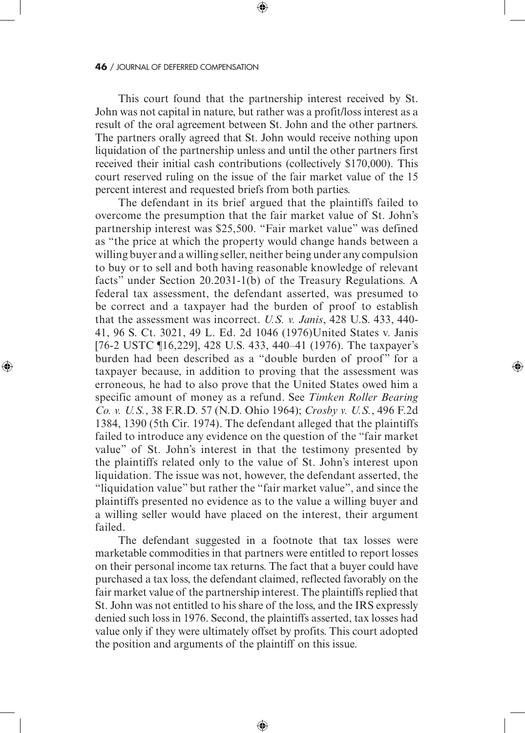This court found that the partnership interest received by St. John was not capital in nature, but rather was a profit/loss interest as a result of the oral agreement between St. John and the other partners. The partners orally agreed that St. John would receive nothing upon liquidation of the partnership unless and until the other partners first received their initial cash contributions (collectively $170,000). This court reserved ruling on the issue of the fair market value of the 15 percent interest and requested briefs from both parties.

The defendant in its brief argued that the plaintiffs failed to overcome the presumption that the fair market value of St. John's partnership interest was $25,500. "Fair market value" was defined as "the price at which the property would change hands between a willing buyer and a willing seller, neither being under any compulsion to buy or to sell and both having reasonable knowledge of relevant facts" under Section 20.2031-1(b) of the Treasury Regulations. A federal tax assessment, the defendant asserted, was presumed to be correct and a taxpayer had the burden of proof to establish that the assessment was incorrect. *U.S. v. Janis*, 428 U.S. 433, 440-41, 96 S. Ct. 3021, 49 L. Ed. 2d 1046 (1976)United States v. Janis [76-2 USTC ¶16,229], 428 U.S. 433, 440–41 (1976). The taxpayer's burden had been described as a "double burden of proof" for a taxpayer because, in addition to proving that the assessment was erroneous, he had to also prove that the United States owed him a specific amount of money as a refund. See *Timken Roller Bearing Co. v. U.S.*, 38 F.R.D. 57 (N.D. Ohio 1964); *Crosby v. U.S.*, 496 F.2d 1384, 1390 (5th Cir. 1974). The defendant alleged that the plaintiffs failed to introduce any evidence on the question of the "fair market value" of St. John's interest in that the testimony presented by the plaintiffs related only to the value of St. John's interest upon liquidation. The issue was not, however, the defendant asserted, the "liquidation value" but rather the "fair market value", and since the plaintiffs presented no evidence as to the value a willing buyer and a willing seller would have placed on the interest, their argument failed.

The defendant suggested in a footnote that tax losses were marketable commodities in that partners were entitled to report losses on their personal income tax returns. The fact that a buyer could have purchased a tax loss, the defendant claimed, reflected favorably on the fair market value of the partnership interest. The plaintiffs replied that St. John was not entitled to his share of the loss, and the IRS expressly denied such loss in 1976. Second, the plaintiffs asserted, tax losses had value only if they were ultimately offset by profits. This court adopted the position and arguments of the plaintiff on this issue.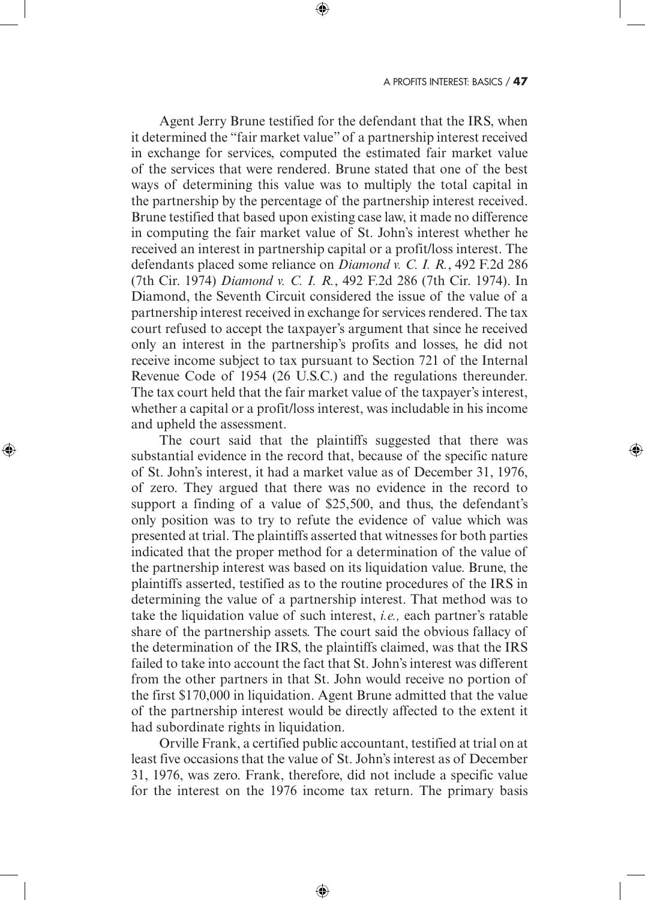Agent Jerry Brune testified for the defendant that the IRS, when it determined the "fair market value" of a partnership interest received in exchange for services, computed the estimated fair market value of the services that were rendered. Brune stated that one of the best ways of determining this value was to multiply the total capital in the partnership by the percentage of the partnership interest received. Brune testified that based upon existing case law, it made no difference in computing the fair market value of St. John's interest whether he received an interest in partnership capital or a profit/loss interest. The defendants placed some reliance on *Diamond v. C. I. R.*, 492 F.2d 286 (7th Cir. 1974) *Diamond v. C. I. R.*, 492 F.2d 286 (7th Cir. 1974). In Diamond, the Seventh Circuit considered the issue of the value of a partnership interest received in exchange for services rendered. The tax court refused to accept the taxpayer's argument that since he received only an interest in the partnership's profits and losses, he did not receive income subject to tax pursuant to Section 721 of the Internal Revenue Code of 1954 (26 U.S.C.) and the regulations thereunder. The tax court held that the fair market value of the taxpayer's interest, whether a capital or a profit/loss interest, was includable in his income and upheld the assessment.

The court said that the plaintiffs suggested that there was substantial evidence in the record that, because of the specific nature of St. John's interest, it had a market value as of December 31, 1976, of zero. They argued that there was no evidence in the record to support a finding of a value of $25,500, and thus, the defendant's only position was to try to refute the evidence of value which was presented at trial. The plaintiffs asserted that witnesses for both parties indicated that the proper method for a determination of the value of the partnership interest was based on its liquidation value. Brune, the plaintiffs asserted, testified as to the routine procedures of the IRS in determining the value of a partnership interest. That method was to take the liquidation value of such interest, *i.e.,* each partner's ratable share of the partnership assets. The court said the obvious fallacy of the determination of the IRS, the plaintiffs claimed, was that the IRS failed to take into account the fact that St. John's interest was different from the other partners in that St. John would receive no portion of the first $170,000 in liquidation. Agent Brune admitted that the value of the partnership interest would be directly affected to the extent it had subordinate rights in liquidation.

Orville Frank, a certified public accountant, testified at trial on at least five occasions that the value of St. John's interest as of December 31, 1976, was zero. Frank, therefore, did not include a specific value for the interest on the 1976 income tax return. The primary basis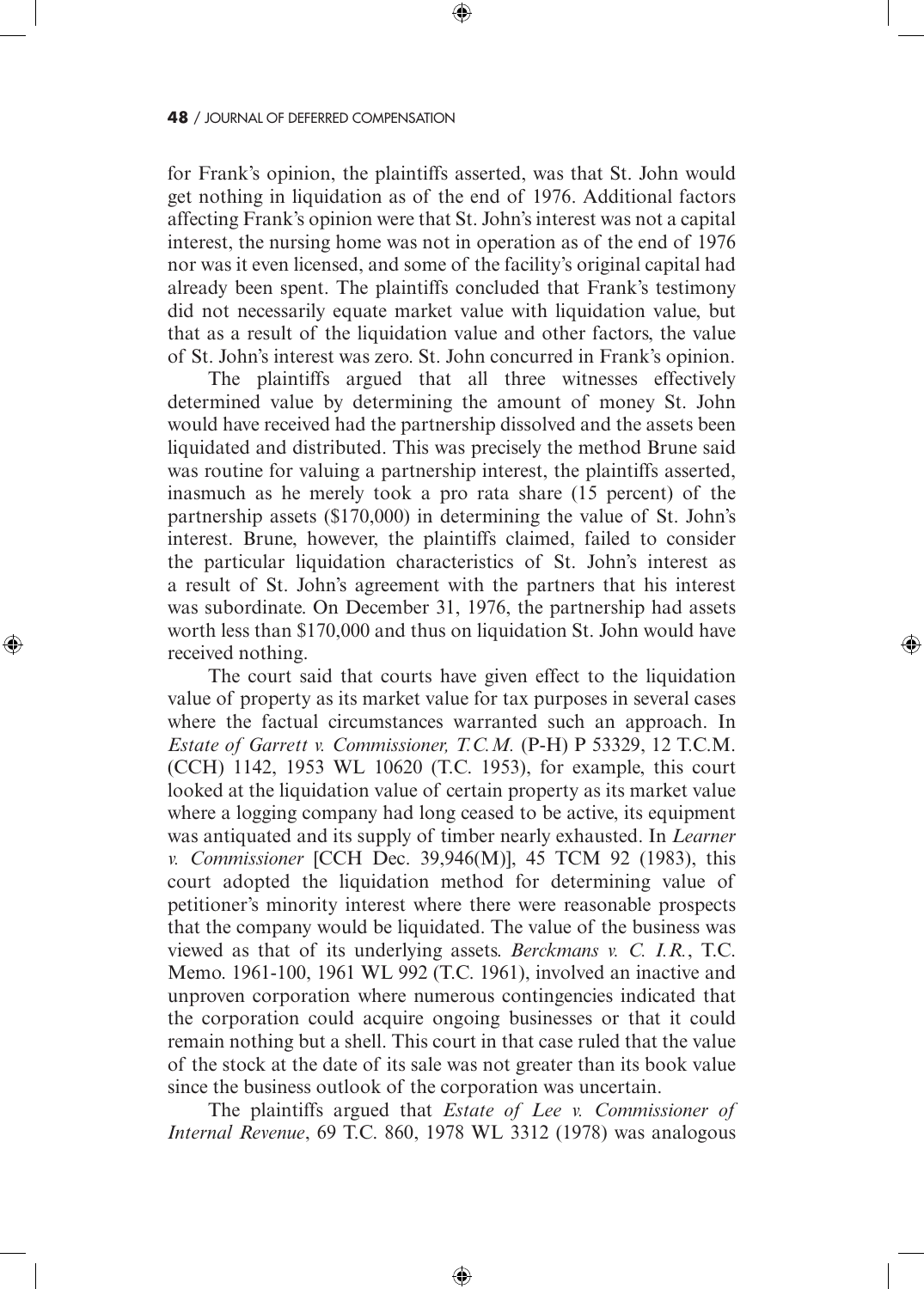for Frank's opinion, the plaintiffs asserted, was that St. John would get nothing in liquidation as of the end of 1976. Additional factors affecting Frank's opinion were that St. John's interest was not a capital interest, the nursing home was not in operation as of the end of 1976 nor was it even licensed, and some of the facility's original capital had already been spent. The plaintiffs concluded that Frank's testimony did not necessarily equate market value with liquidation value, but that as a result of the liquidation value and other factors, the value of St. John's interest was zero. St. John concurred in Frank's opinion.

The plaintiffs argued that all three witnesses effectively determined value by determining the amount of money St. John would have received had the partnership dissolved and the assets been liquidated and distributed. This was precisely the method Brune said was routine for valuing a partnership interest, the plaintiffs asserted, inasmuch as he merely took a pro rata share (15 percent) of the partnership assets ($170,000) in determining the value of St. John's interest. Brune, however, the plaintiffs claimed, failed to consider the particular liquidation characteristics of St. John's interest as a result of St. John's agreement with the partners that his interest was subordinate. On December 31, 1976, the partnership had assets worth less than $170,000 and thus on liquidation St. John would have received nothing.

The court said that courts have given effect to the liquidation value of property as its market value for tax purposes in several cases where the factual circumstances warranted such an approach. In *Estate of Garrett v. Commissioner, T.C.M.* (P-H) P 53329, 12 T.C.M. (CCH) 1142, 1953 WL 10620 (T.C. 1953), for example, this court looked at the liquidation value of certain property as its market value where a logging company had long ceased to be active, its equipment was antiquated and its supply of timber nearly exhausted. In *Learner v. Commissioner* [CCH Dec. 39,946(M)], 45 TCM 92 (1983), this court adopted the liquidation method for determining value of petitioner's minority interest where there were reasonable prospects that the company would be liquidated. The value of the business was viewed as that of its underlying assets. *Berckmans v. C. I.R.*, T.C. Memo. 1961-100, 1961 WL 992 (T.C. 1961), involved an inactive and unproven corporation where numerous contingencies indicated that the corporation could acquire ongoing businesses or that it could remain nothing but a shell. This court in that case ruled that the value of the stock at the date of its sale was not greater than its book value since the business outlook of the corporation was uncertain.

The plaintiffs argued that *Estate of Lee v. Commissioner of Internal Revenue*, 69 T.C. 860, 1978 WL 3312 (1978) was analogous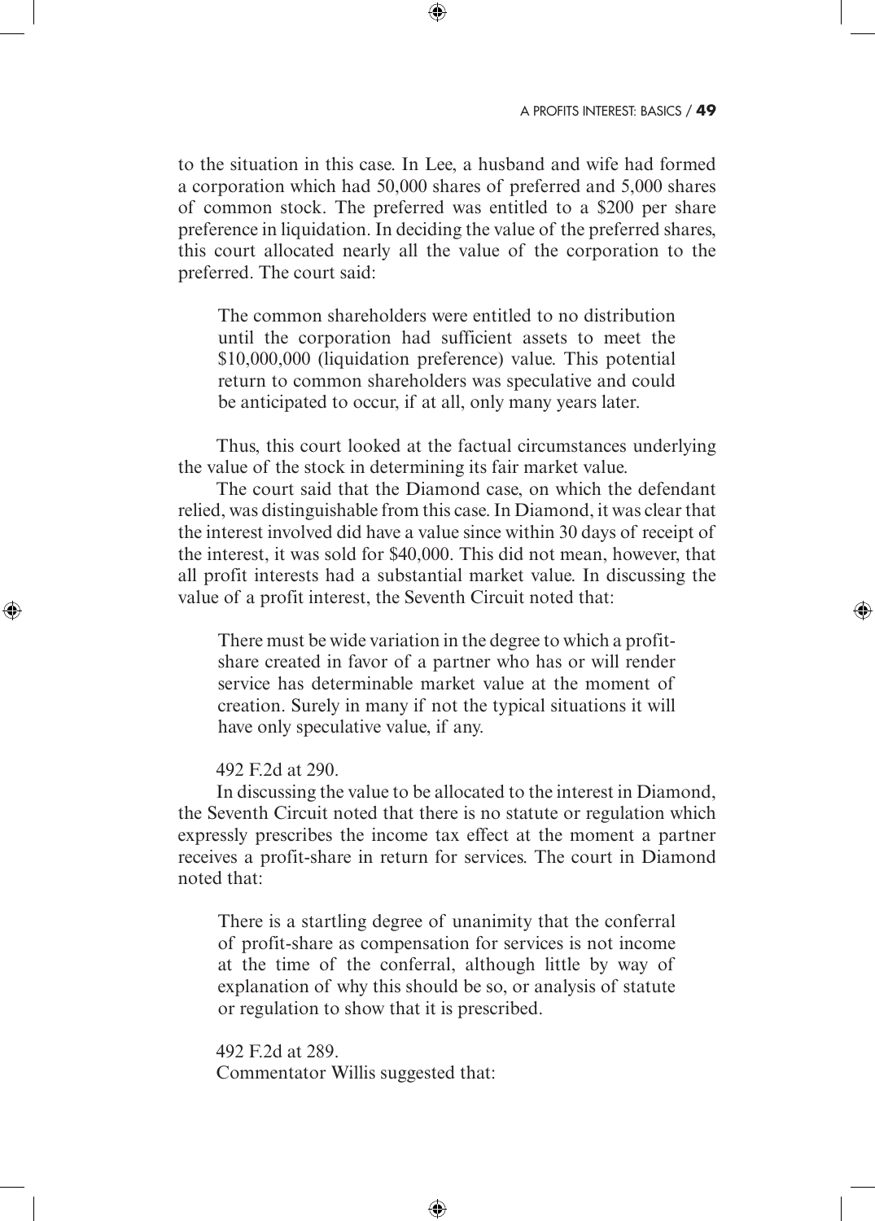to the situation in this case. In Lee, a husband and wife had formed a corporation which had 50,000 shares of preferred and 5,000 shares of common stock. The preferred was entitled to a $200 per share preference in liquidation. In deciding the value of the preferred shares, this court allocated nearly all the value of the corporation to the preferred. The court said:

> The common shareholders were entitled to no distribution until the corporation had sufficient assets to meet the $10,000,000 (liquidation preference) value. This potential return to common shareholders was speculative and could be anticipated to occur, if at all, only many years later.

Thus, this court looked at the factual circumstances underlying the value of the stock in determining its fair market value.

The court said that the Diamond case, on which the defendant relied, was distinguishable from this case. In Diamond, it was clear that the interest involved did have a value since within 30 days of receipt of the interest, it was sold for $40,000. This did not mean, however, that all profit interests had a substantial market value. In discussing the value of a profit interest, the Seventh Circuit noted that:

> There must be wide variation in the degree to which a profit-share created in favor of a partner who has or will render service has determinable market value at the moment of creation. Surely in many if not the typical situations it will have only speculative value, if any.

492 F.2d at 290.

In discussing the value to be allocated to the interest in Diamond, the Seventh Circuit noted that there is no statute or regulation which expressly prescribes the income tax effect at the moment a partner receives a profit-share in return for services. The court in Diamond noted that:

> There is a startling degree of unanimity that the conferral of profit-share as compensation for services is not income at the time of the conferral, although little by way of explanation of why this should be so, or analysis of statute or regulation to show that it is prescribed.

492 F.2d at 289.

Commentator Willis suggested that: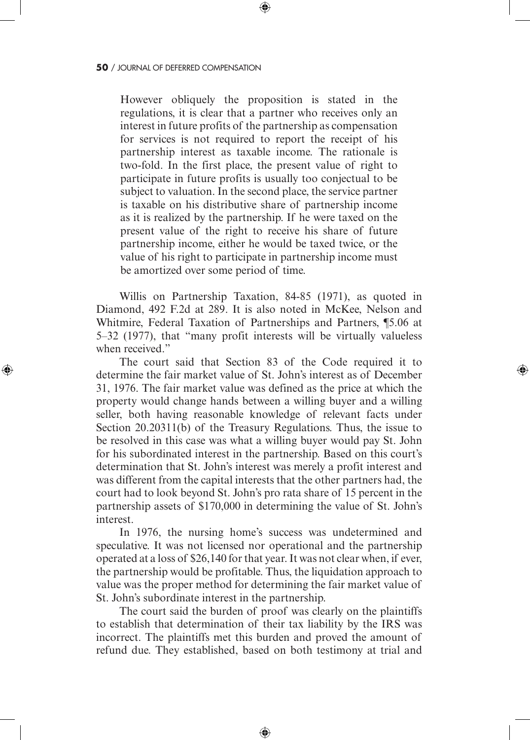> However obliquely the proposition is stated in the regulations, it is clear that a partner who receives only an interest in future profits of the partnership as compensation for services is not required to report the receipt of his partnership interest as taxable income. The rationale is two-fold. In the first place, the present value of right to participate in future profits is usually too conjectual to be subject to valuation. In the second place, the service partner is taxable on his distributive share of partnership income as it is realized by the partnership. If he were taxed on the present value of the right to receive his share of future partnership income, either he would be taxed twice, or the value of his right to participate in partnership income must be amortized over some period of time.

Willis on Partnership Taxation, 84-85 (1971), as quoted in Diamond, 492 F.2d at 289. It is also noted in McKee, Nelson and Whitmire, Federal Taxation of Partnerships and Partners, ¶5.06 at 5–32 (1977), that "many profit interests will be virtually valueless when received."

The court said that Section 83 of the Code required it to determine the fair market value of St. John's interest as of December 31, 1976. The fair market value was defined as the price at which the property would change hands between a willing buyer and a willing seller, both having reasonable knowledge of relevant facts under Section 20.20311(b) of the Treasury Regulations. Thus, the issue to be resolved in this case was what a willing buyer would pay St. John for his subordinated interest in the partnership. Based on this court's determination that St. John's interest was merely a profit interest and was different from the capital interests that the other partners had, the court had to look beyond St. John's pro rata share of 15 percent in the partnership assets of $170,000 in determining the value of St. John's interest.

In 1976, the nursing home's success was undetermined and speculative. It was not licensed nor operational and the partnership operated at a loss of $26,140 for that year. It was not clear when, if ever, the partnership would be profitable. Thus, the liquidation approach to value was the proper method for determining the fair market value of St. John's subordinate interest in the partnership.

The court said the burden of proof was clearly on the plaintiffs to establish that determination of their tax liability by the IRS was incorrect. The plaintiffs met this burden and proved the amount of refund due. They established, based on both testimony at trial and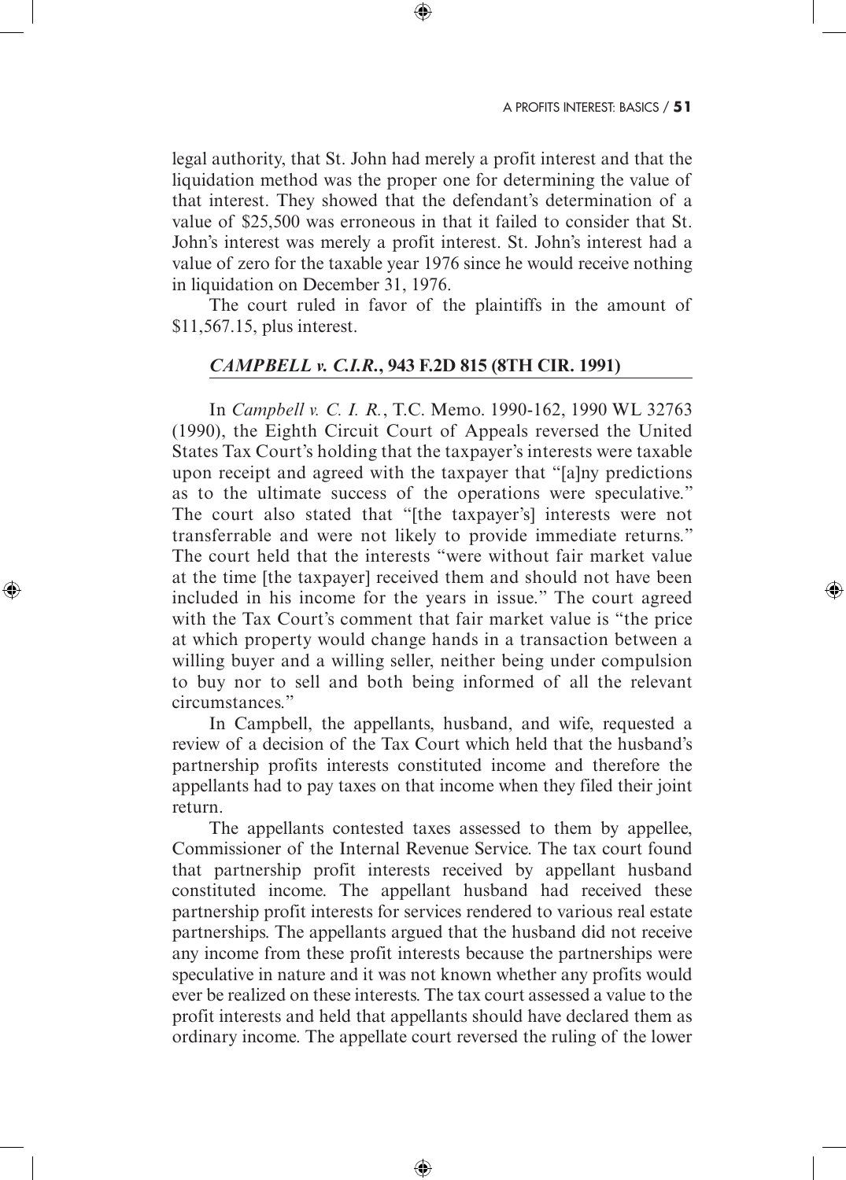legal authority, that St. John had merely a profit interest and that the liquidation method was the proper one for determining the value of that interest. They showed that the defendant's determination of a value of $25,500 was erroneous in that it failed to consider that St. John's interest was merely a profit interest. St. John's interest had a value of zero for the taxable year 1976 since he would receive nothing in liquidation on December 31, 1976.

The court ruled in favor of the plaintiffs in the amount of $11,567.15, plus interest.

### *CAMPBELL v. C.I.R.*, 943 F.2D 815 (8TH CIR. 1991)

In *Campbell v. C. I. R.*, T.C. Memo. 1990-162, 1990 WL 32763 (1990), the Eighth Circuit Court of Appeals reversed the United States Tax Court's holding that the taxpayer's interests were taxable upon receipt and agreed with the taxpayer that "[a]ny predictions as to the ultimate success of the operations were speculative." The court also stated that "[the taxpayer's] interests were not transferrable and were not likely to provide immediate returns." The court held that the interests "were without fair market value at the time [the taxpayer] received them and should not have been included in his income for the years in issue." The court agreed with the Tax Court's comment that fair market value is "the price at which property would change hands in a transaction between a willing buyer and a willing seller, neither being under compulsion to buy nor to sell and both being informed of all the relevant circumstances."

In Campbell, the appellants, husband, and wife, requested a review of a decision of the Tax Court which held that the husband's partnership profits interests constituted income and therefore the appellants had to pay taxes on that income when they filed their joint return.

The appellants contested taxes assessed to them by appellee, Commissioner of the Internal Revenue Service. The tax court found that partnership profit interests received by appellant husband constituted income. The appellant husband had received these partnership profit interests for services rendered to various real estate partnerships. The appellants argued that the husband did not receive any income from these profit interests because the partnerships were speculative in nature and it was not known whether any profits would ever be realized on these interests. The tax court assessed a value to the profit interests and held that appellants should have declared them as ordinary income. The appellate court reversed the ruling of the lower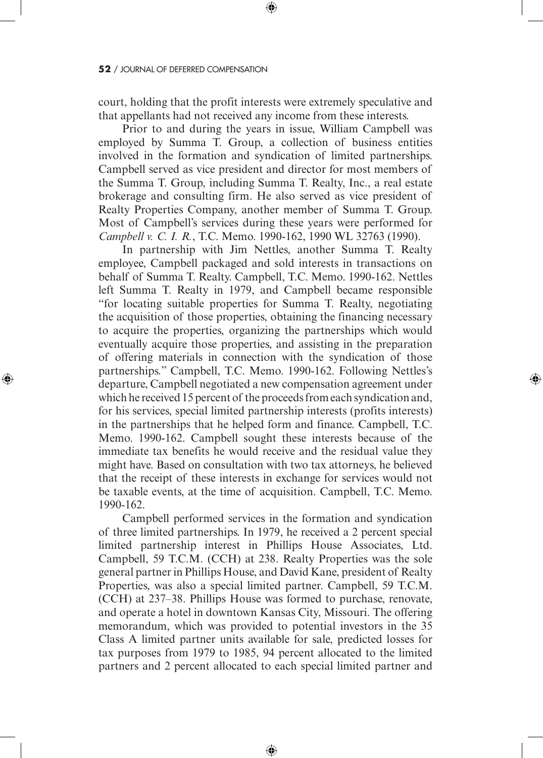court, holding that the profit interests were extremely speculative and that appellants had not received any income from these interests.

Prior to and during the years in issue, William Campbell was employed by Summa T. Group, a collection of business entities involved in the formation and syndication of limited partnerships. Campbell served as vice president and director for most members of the Summa T. Group, including Summa T. Realty, Inc., a real estate brokerage and consulting firm. He also served as vice president of Realty Properties Company, another member of Summa T. Group. Most of Campbell's services during these years were performed for *Campbell v. C. I. R.*, T.C. Memo. 1990-162, 1990 WL 32763 (1990).

In partnership with Jim Nettles, another Summa T. Realty employee, Campbell packaged and sold interests in transactions on behalf of Summa T. Realty. Campbell, T.C. Memo. 1990-162. Nettles left Summa T. Realty in 1979, and Campbell became responsible "for locating suitable properties for Summa T. Realty, negotiating the acquisition of those properties, obtaining the financing necessary to acquire the properties, organizing the partnerships which would eventually acquire those properties, and assisting in the preparation of offering materials in connection with the syndication of those partnerships." Campbell, T.C. Memo. 1990-162. Following Nettles's departure, Campbell negotiated a new compensation agreement under which he received 15 percent of the proceeds from each syndication and, for his services, special limited partnership interests (profits interests) in the partnerships that he helped form and finance. Campbell, T.C. Memo. 1990-162. Campbell sought these interests because of the immediate tax benefits he would receive and the residual value they might have. Based on consultation with two tax attorneys, he believed that the receipt of these interests in exchange for services would not be taxable events, at the time of acquisition. Campbell, T.C. Memo. 1990-162.

Campbell performed services in the formation and syndication of three limited partnerships. In 1979, he received a 2 percent special limited partnership interest in Phillips House Associates, Ltd. Campbell, 59 T.C.M. (CCH) at 238. Realty Properties was the sole general partner in Phillips House, and David Kane, president of Realty Properties, was also a special limited partner. Campbell, 59 T.C.M. (CCH) at 237–38. Phillips House was formed to purchase, renovate, and operate a hotel in downtown Kansas City, Missouri. The offering memorandum, which was provided to potential investors in the 35 Class A limited partner units available for sale, predicted losses for tax purposes from 1979 to 1985, 94 percent allocated to the limited partners and 2 percent allocated to each special limited partner and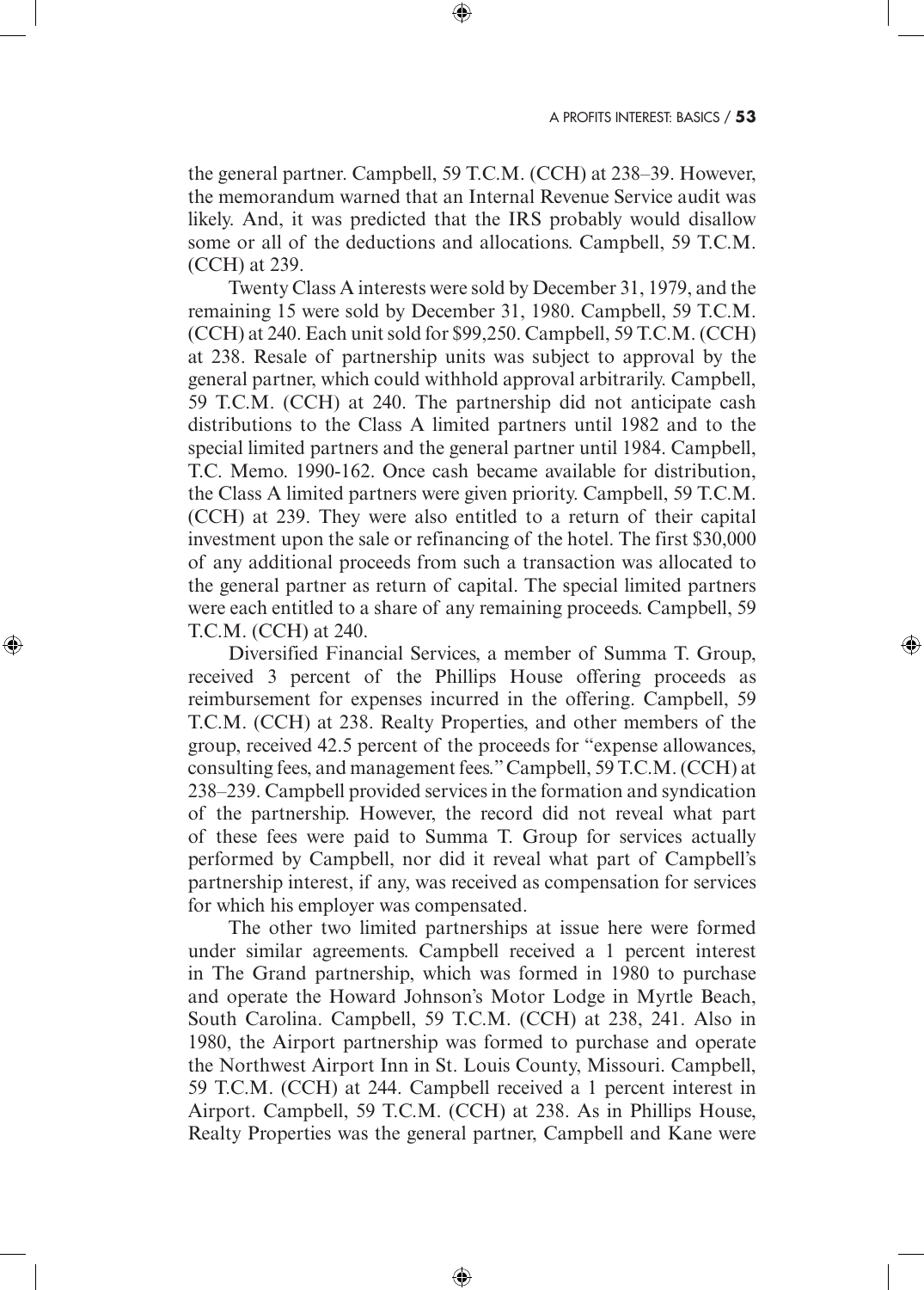the general partner. Campbell, 59 T.C.M. (CCH) at 238–39. However, the memorandum warned that an Internal Revenue Service audit was likely. And, it was predicted that the IRS probably would disallow some or all of the deductions and allocations. Campbell, 59 T.C.M. (CCH) at 239.

Twenty Class A interests were sold by December 31, 1979, and the remaining 15 were sold by December 31, 1980. Campbell, 59 T.C.M. (CCH) at 240. Each unit sold for $99,250. Campbell, 59 T.C.M. (CCH) at 238. Resale of partnership units was subject to approval by the general partner, which could withhold approval arbitrarily. Campbell, 59 T.C.M. (CCH) at 240. The partnership did not anticipate cash distributions to the Class A limited partners until 1982 and to the special limited partners and the general partner until 1984. Campbell, T.C. Memo. 1990-162. Once cash became available for distribution, the Class A limited partners were given priority. Campbell, 59 T.C.M. (CCH) at 239. They were also entitled to a return of their capital investment upon the sale or refinancing of the hotel. The first $30,000 of any additional proceeds from such a transaction was allocated to the general partner as return of capital. The special limited partners were each entitled to a share of any remaining proceeds. Campbell, 59 T.C.M. (CCH) at 240.

Diversified Financial Services, a member of Summa T. Group, received 3 percent of the Phillips House offering proceeds as reimbursement for expenses incurred in the offering. Campbell, 59 T.C.M. (CCH) at 238. Realty Properties, and other members of the group, received 42.5 percent of the proceeds for "expense allowances, consulting fees, and management fees." Campbell, 59 T.C.M. (CCH) at 238–239. Campbell provided services in the formation and syndication of the partnership. However, the record did not reveal what part of these fees were paid to Summa T. Group for services actually performed by Campbell, nor did it reveal what part of Campbell's partnership interest, if any, was received as compensation for services for which his employer was compensated.

The other two limited partnerships at issue here were formed under similar agreements. Campbell received a 1 percent interest in The Grand partnership, which was formed in 1980 to purchase and operate the Howard Johnson's Motor Lodge in Myrtle Beach, South Carolina. Campbell, 59 T.C.M. (CCH) at 238, 241. Also in 1980, the Airport partnership was formed to purchase and operate the Northwest Airport Inn in St. Louis County, Missouri. Campbell, 59 T.C.M. (CCH) at 244. Campbell received a 1 percent interest in Airport. Campbell, 59 T.C.M. (CCH) at 238. As in Phillips House, Realty Properties was the general partner, Campbell and Kane were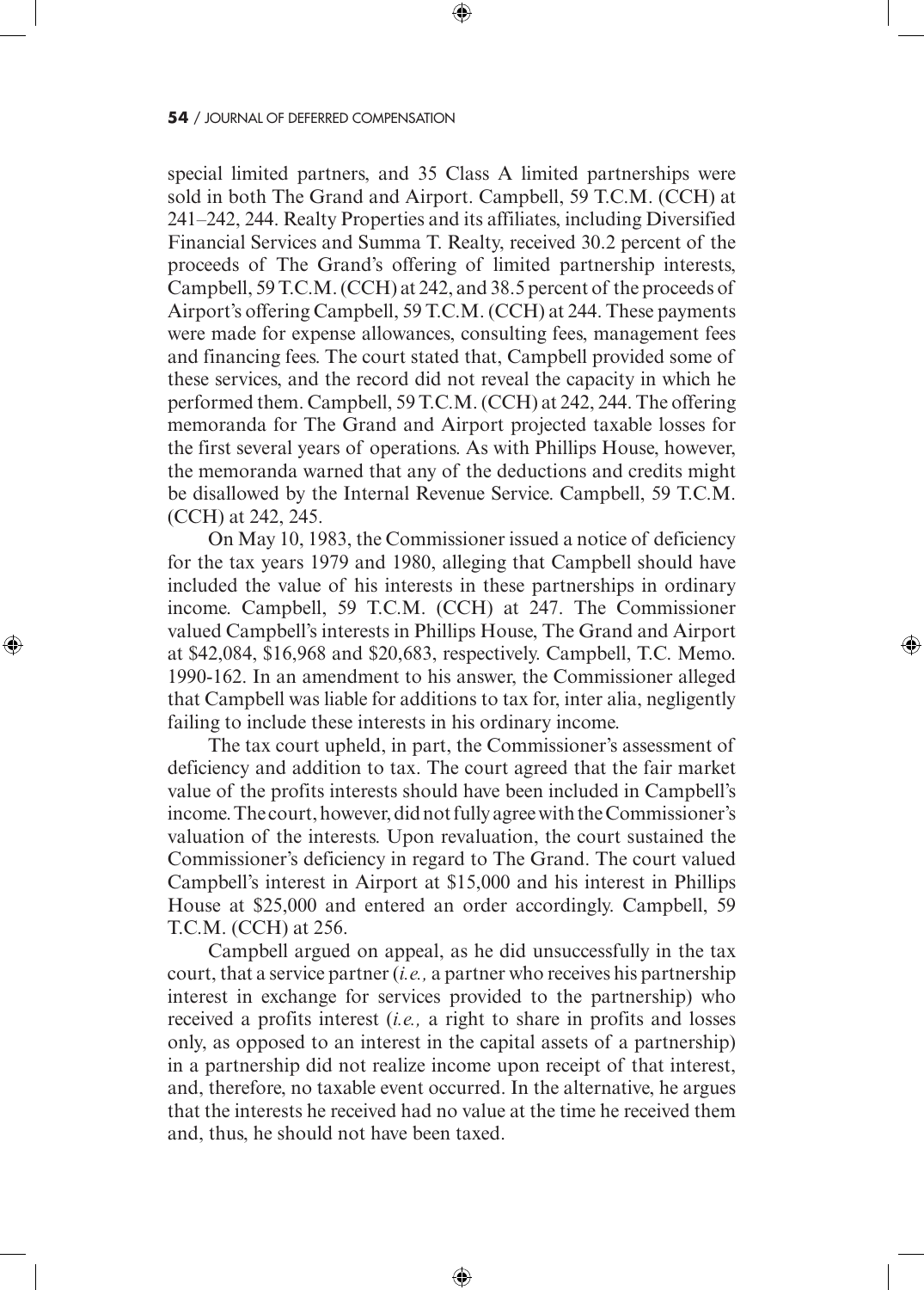special limited partners, and 35 Class A limited partnerships were sold in both The Grand and Airport. Campbell, 59 T.C.M. (CCH) at 241–242, 244. Realty Properties and its affiliates, including Diversified Financial Services and Summa T. Realty, received 30.2 percent of the proceeds of The Grand's offering of limited partnership interests, Campbell, 59 T.C.M. (CCH) at 242, and 38.5 percent of the proceeds of Airport's offering Campbell, 59 T.C.M. (CCH) at 244. These payments were made for expense allowances, consulting fees, management fees and financing fees. The court stated that, Campbell provided some of these services, and the record did not reveal the capacity in which he performed them. Campbell, 59 T.C.M. (CCH) at 242, 244. The offering memoranda for The Grand and Airport projected taxable losses for the first several years of operations. As with Phillips House, however, the memoranda warned that any of the deductions and credits might be disallowed by the Internal Revenue Service. Campbell, 59 T.C.M. (CCH) at 242, 245.

On May 10, 1983, the Commissioner issued a notice of deficiency for the tax years 1979 and 1980, alleging that Campbell should have included the value of his interests in these partnerships in ordinary income. Campbell, 59 T.C.M. (CCH) at 247. The Commissioner valued Campbell's interests in Phillips House, The Grand and Airport at $42,084, $16,968 and $20,683, respectively. Campbell, T.C. Memo. 1990-162. In an amendment to his answer, the Commissioner alleged that Campbell was liable for additions to tax for, inter alia, negligently failing to include these interests in his ordinary income.

The tax court upheld, in part, the Commissioner's assessment of deficiency and addition to tax. The court agreed that the fair market value of the profits interests should have been included in Campbell's income. The court, however, did not fully agree with the Commissioner's valuation of the interests. Upon revaluation, the court sustained the Commissioner's deficiency in regard to The Grand. The court valued Campbell's interest in Airport at $15,000 and his interest in Phillips House at $25,000 and entered an order accordingly. Campbell, 59 T.C.M. (CCH) at 256.

Campbell argued on appeal, as he did unsuccessfully in the tax court, that a service partner (*i.e.,* a partner who receives his partnership interest in exchange for services provided to the partnership) who received a profits interest (*i.e.,* a right to share in profits and losses only, as opposed to an interest in the capital assets of a partnership) in a partnership did not realize income upon receipt of that interest, and, therefore, no taxable event occurred. In the alternative, he argues that the interests he received had no value at the time he received them and, thus, he should not have been taxed.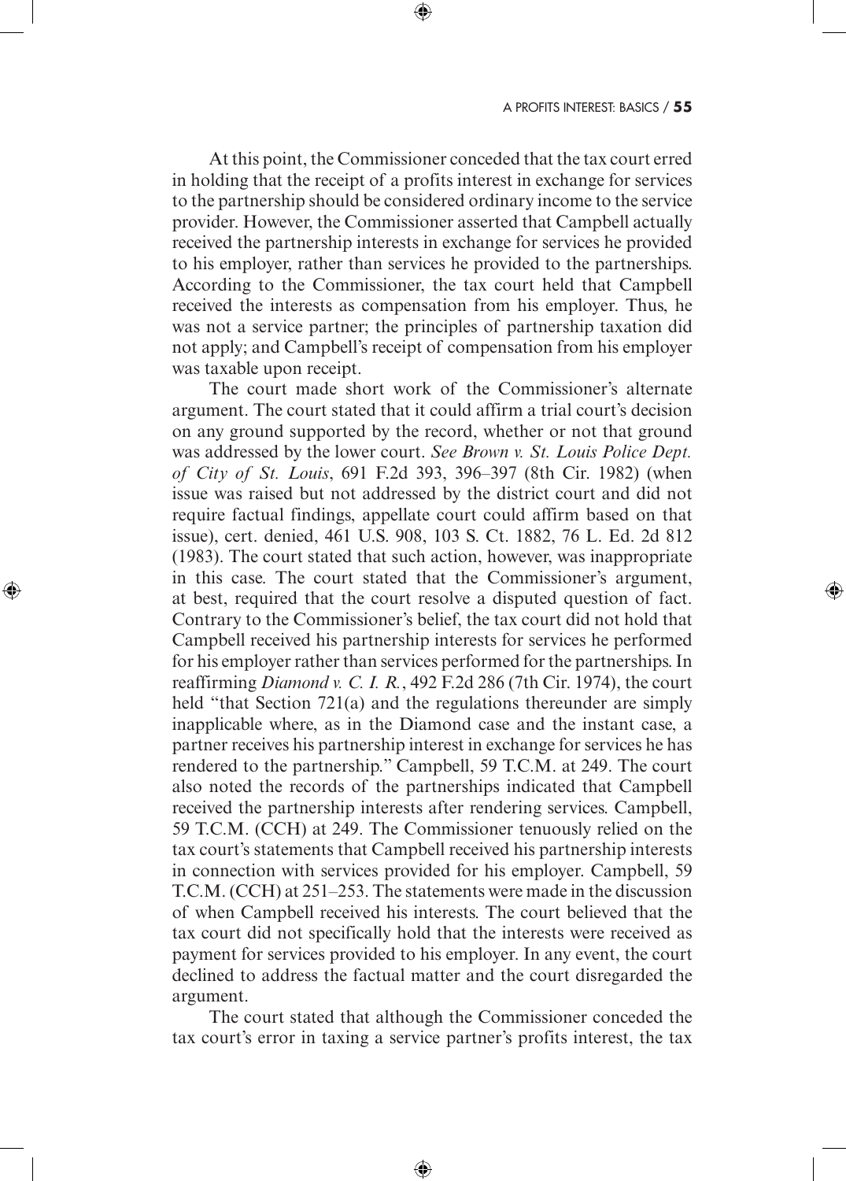At this point, the Commissioner conceded that the tax court erred in holding that the receipt of a profits interest in exchange for services to the partnership should be considered ordinary income to the service provider. However, the Commissioner asserted that Campbell actually received the partnership interests in exchange for services he provided to his employer, rather than services he provided to the partnerships. According to the Commissioner, the tax court held that Campbell received the interests as compensation from his employer. Thus, he was not a service partner; the principles of partnership taxation did not apply; and Campbell's receipt of compensation from his employer was taxable upon receipt.

The court made short work of the Commissioner's alternate argument. The court stated that it could affirm a trial court's decision on any ground supported by the record, whether or not that ground was addressed by the lower court. *See Brown v. St. Louis Police Dept. of City of St. Louis*, 691 F.2d 393, 396–397 (8th Cir. 1982) (when issue was raised but not addressed by the district court and did not require factual findings, appellate court could affirm based on that issue), cert. denied, 461 U.S. 908, 103 S. Ct. 1882, 76 L. Ed. 2d 812 (1983). The court stated that such action, however, was inappropriate in this case. The court stated that the Commissioner's argument, at best, required that the court resolve a disputed question of fact. Contrary to the Commissioner's belief, the tax court did not hold that Campbell received his partnership interests for services he performed for his employer rather than services performed for the partnerships. In reaffirming *Diamond v. C. I. R.*, 492 F.2d 286 (7th Cir. 1974), the court held "that Section 721(a) and the regulations thereunder are simply inapplicable where, as in the Diamond case and the instant case, a partner receives his partnership interest in exchange for services he has rendered to the partnership." Campbell, 59 T.C.M. at 249. The court also noted the records of the partnerships indicated that Campbell received the partnership interests after rendering services. Campbell, 59 T.C.M. (CCH) at 249. The Commissioner tenuously relied on the tax court's statements that Campbell received his partnership interests in connection with services provided for his employer. Campbell, 59 T.C.M. (CCH) at 251–253. The statements were made in the discussion of when Campbell received his interests. The court believed that the tax court did not specifically hold that the interests were received as payment for services provided to his employer. In any event, the court declined to address the factual matter and the court disregarded the argument.

The court stated that although the Commissioner conceded the tax court's error in taxing a service partner's profits interest, the tax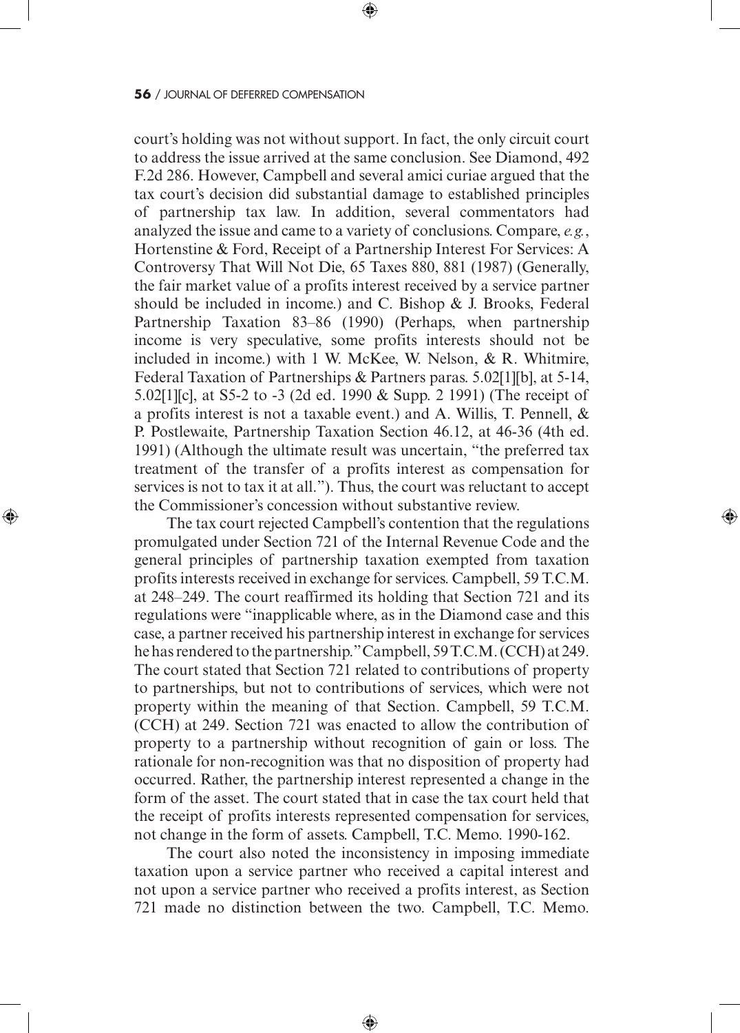court's holding was not without support. In fact, the only circuit court to address the issue arrived at the same conclusion. See Diamond, 492 F.2d 286. However, Campbell and several amici curiae argued that the tax court's decision did substantial damage to established principles of partnership tax law. In addition, several commentators had analyzed the issue and came to a variety of conclusions. Compare, *e.g.*, Hortenstine & Ford, Receipt of a Partnership Interest For Services: A Controversy That Will Not Die, 65 Taxes 880, 881 (1987) (Generally, the fair market value of a profits interest received by a service partner should be included in income.) and C. Bishop & J. Brooks, Federal Partnership Taxation 83–86 (1990) (Perhaps, when partnership income is very speculative, some profits interests should not be included in income.) with 1 W. McKee, W. Nelson, & R. Whitmire, Federal Taxation of Partnerships & Partners paras. 5.02[1][b], at 5-14, 5.02[1][c], at S5-2 to -3 (2d ed. 1990 & Supp. 2 1991) (The receipt of a profits interest is not a taxable event.) and A. Willis, T. Pennell, & P. Postlewaite, Partnership Taxation Section 46.12, at 46-36 (4th ed. 1991) (Although the ultimate result was uncertain, "the preferred tax treatment of the transfer of a profits interest as compensation for services is not to tax it at all."). Thus, the court was reluctant to accept the Commissioner's concession without substantive review.

The tax court rejected Campbell's contention that the regulations promulgated under Section 721 of the Internal Revenue Code and the general principles of partnership taxation exempted from taxation profits interests received in exchange for services. Campbell, 59 T.C.M. at 248–249. The court reaffirmed its holding that Section 721 and its regulations were "inapplicable where, as in the Diamond case and this case, a partner received his partnership interest in exchange for services he has rendered to the partnership." Campbell, 59 T.C.M. (CCH) at 249. The court stated that Section 721 related to contributions of property to partnerships, but not to contributions of services, which were not property within the meaning of that Section. Campbell, 59 T.C.M. (CCH) at 249. Section 721 was enacted to allow the contribution of property to a partnership without recognition of gain or loss. The rationale for non-recognition was that no disposition of property had occurred. Rather, the partnership interest represented a change in the form of the asset. The court stated that in case the tax court held that the receipt of profits interests represented compensation for services, not change in the form of assets. Campbell, T.C. Memo. 1990-162.

The court also noted the inconsistency in imposing immediate taxation upon a service partner who received a capital interest and not upon a service partner who received a profits interest, as Section 721 made no distinction between the two. Campbell, T.C. Memo.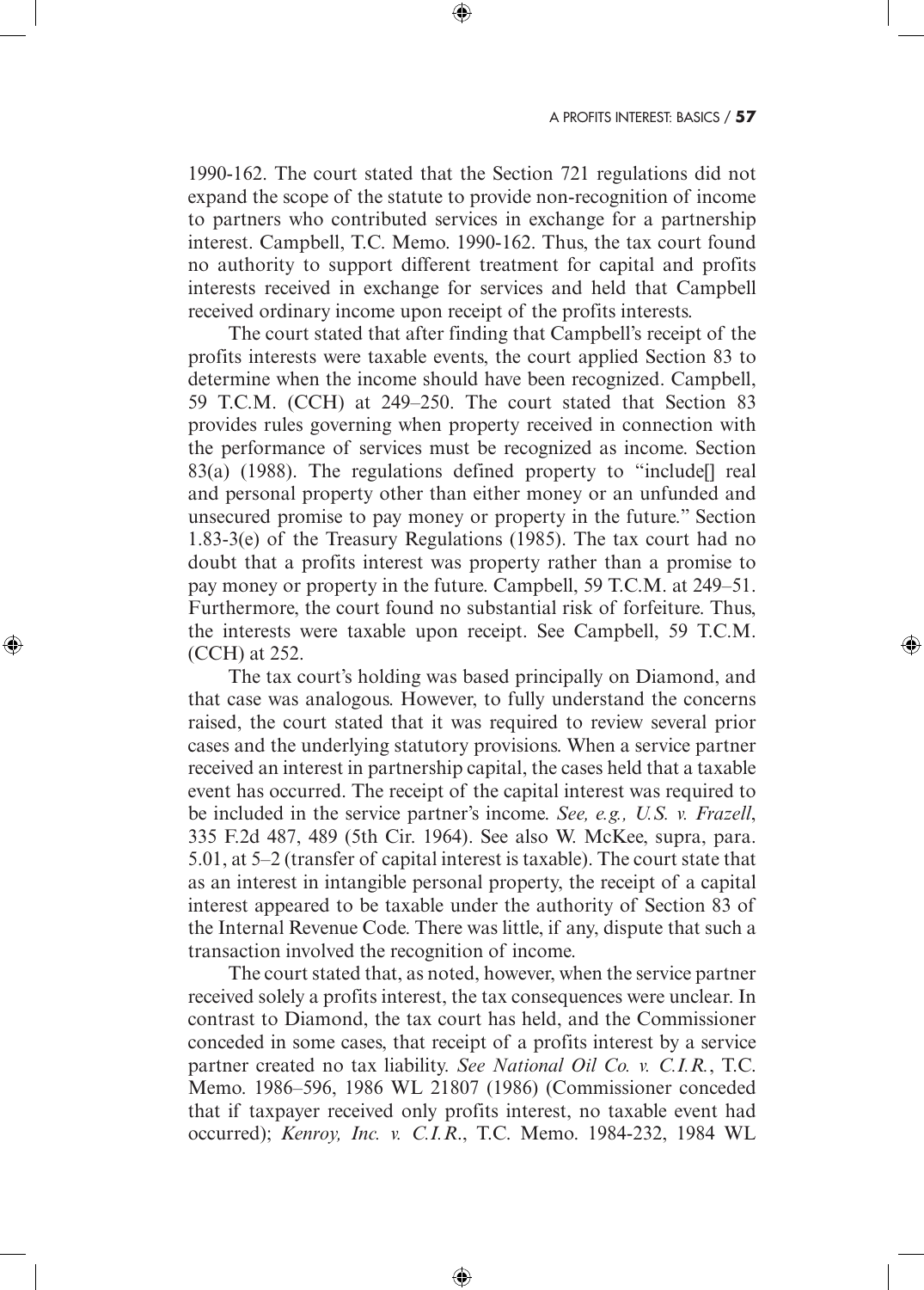1990-162. The court stated that the Section 721 regulations did not expand the scope of the statute to provide non-recognition of income to partners who contributed services in exchange for a partnership interest. Campbell, T.C. Memo. 1990-162. Thus, the tax court found no authority to support different treatment for capital and profits interests received in exchange for services and held that Campbell received ordinary income upon receipt of the profits interests.

The court stated that after finding that Campbell's receipt of the profits interests were taxable events, the court applied Section 83 to determine when the income should have been recognized. Campbell, 59 T.C.M. (CCH) at 249–250. The court stated that Section 83 provides rules governing when property received in connection with the performance of services must be recognized as income. Section 83(a) (1988). The regulations defined property to "include[] real and personal property other than either money or an unfunded and unsecured promise to pay money or property in the future." Section 1.83-3(e) of the Treasury Regulations (1985). The tax court had no doubt that a profits interest was property rather than a promise to pay money or property in the future. Campbell, 59 T.C.M. at 249–51. Furthermore, the court found no substantial risk of forfeiture. Thus, the interests were taxable upon receipt. See Campbell, 59 T.C.M. (CCH) at 252.

The tax court's holding was based principally on Diamond, and that case was analogous. However, to fully understand the concerns raised, the court stated that it was required to review several prior cases and the underlying statutory provisions. When a service partner received an interest in partnership capital, the cases held that a taxable event has occurred. The receipt of the capital interest was required to be included in the service partner's income. *See, e.g., U.S. v. Frazell*, 335 F.2d 487, 489 (5th Cir. 1964). See also W. McKee, supra, para. 5.01, at 5–2 (transfer of capital interest is taxable). The court state that as an interest in intangible personal property, the receipt of a capital interest appeared to be taxable under the authority of Section 83 of the Internal Revenue Code. There was little, if any, dispute that such a transaction involved the recognition of income.

The court stated that, as noted, however, when the service partner received solely a profits interest, the tax consequences were unclear. In contrast to Diamond, the tax court has held, and the Commissioner conceded in some cases, that receipt of a profits interest by a service partner created no tax liability. *See National Oil Co. v. C.I.R.*, T.C. Memo. 1986–596, 1986 WL 21807 (1986) (Commissioner conceded that if taxpayer received only profits interest, no taxable event had occurred); *Kenroy, Inc. v. C.I.R.*, T.C. Memo. 1984-232, 1984 WL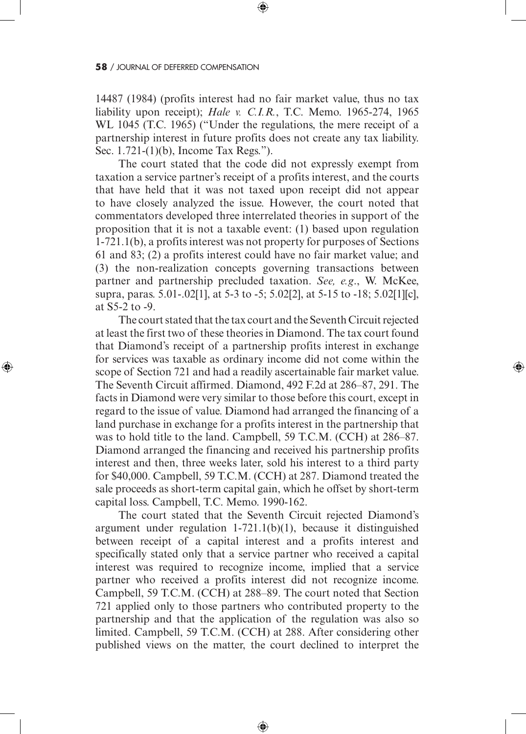14487 (1984) (profits interest had no fair market value, thus no tax liability upon receipt); *Hale v. C.I.R.*, T.C. Memo. 1965-274, 1965 WL 1045 (T.C. 1965) ("Under the regulations, the mere receipt of a partnership interest in future profits does not create any tax liability. Sec. 1.721-(1)(b), Income Tax Regs.").

The court stated that the code did not expressly exempt from taxation a service partner's receipt of a profits interest, and the courts that have held that it was not taxed upon receipt did not appear to have closely analyzed the issue. However, the court noted that commentators developed three interrelated theories in support of the proposition that it is not a taxable event: (1) based upon regulation 1-721.1(b), a profits interest was not property for purposes of Sections 61 and 83; (2) a profits interest could have no fair market value; and (3) the non-realization concepts governing transactions between partner and partnership precluded taxation. *See, e.g.*, W. McKee, supra, paras. 5.01-.02[1], at 5-3 to -5; 5.02[2], at 5-15 to -18; 5.02[1][c], at S5-2 to -9.

The court stated that the tax court and the Seventh Circuit rejected at least the first two of these theories in Diamond. The tax court found that Diamond's receipt of a partnership profits interest in exchange for services was taxable as ordinary income did not come within the scope of Section 721 and had a readily ascertainable fair market value. The Seventh Circuit affirmed. Diamond, 492 F.2d at 286–87, 291. The facts in Diamond were very similar to those before this court, except in regard to the issue of value. Diamond had arranged the financing of a land purchase in exchange for a profits interest in the partnership that was to hold title to the land. Campbell, 59 T.C.M. (CCH) at 286–87. Diamond arranged the financing and received his partnership profits interest and then, three weeks later, sold his interest to a third party for $40,000. Campbell, 59 T.C.M. (CCH) at 287. Diamond treated the sale proceeds as short-term capital gain, which he offset by short-term capital loss. Campbell, T.C. Memo. 1990-162.

The court stated that the Seventh Circuit rejected Diamond's argument under regulation 1-721.1(b)(1), because it distinguished between receipt of a capital interest and a profits interest and specifically stated only that a service partner who received a capital interest was required to recognize income, implied that a service partner who received a profits interest did not recognize income. Campbell, 59 T.C.M. (CCH) at 288–89. The court noted that Section 721 applied only to those partners who contributed property to the partnership and that the application of the regulation was also so limited. Campbell, 59 T.C.M. (CCH) at 288. After considering other published views on the matter, the court declined to interpret the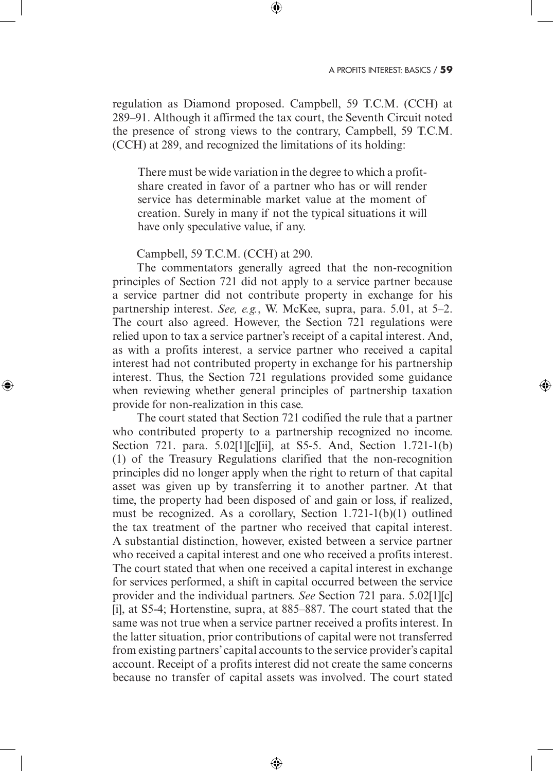regulation as Diamond proposed. Campbell, 59 T.C.M. (CCH) at 289–91. Although it affirmed the tax court, the Seventh Circuit noted the presence of strong views to the contrary, Campbell, 59 T.C.M. (CCH) at 289, and recognized the limitations of its holding:

> There must be wide variation in the degree to which a profit-share created in favor of a partner who has or will render service has determinable market value at the moment of creation. Surely in many if not the typical situations it will have only speculative value, if any.

Campbell, 59 T.C.M. (CCH) at 290.

The commentators generally agreed that the non-recognition principles of Section 721 did not apply to a service partner because a service partner did not contribute property in exchange for his partnership interest. *See, e.g.*, W. McKee, supra, para. 5.01, at 5–2. The court also agreed. However, the Section 721 regulations were relied upon to tax a service partner's receipt of a capital interest. And, as with a profits interest, a service partner who received a capital interest had not contributed property in exchange for his partnership interest. Thus, the Section 721 regulations provided some guidance when reviewing whether general principles of partnership taxation provide for non-realization in this case.

The court stated that Section 721 codified the rule that a partner who contributed property to a partnership recognized no income. Section 721. para. 5.02[1][c][ii], at S5-5. And, Section 1.721-1(b)(1) of the Treasury Regulations clarified that the non-recognition principles did no longer apply when the right to return of that capital asset was given up by transferring it to another partner. At that time, the property had been disposed of and gain or loss, if realized, must be recognized. As a corollary, Section 1.721-1(b)(1) outlined the tax treatment of the partner who received that capital interest. A substantial distinction, however, existed between a service partner who received a capital interest and one who received a profits interest. The court stated that when one received a capital interest in exchange for services performed, a shift in capital occurred between the service provider and the individual partners. *See* Section 721 para. 5.02[1][c][i], at S5-4; Hortenstine, supra, at 885–887. The court stated that the same was not true when a service partner received a profits interest. In the latter situation, prior contributions of capital were not transferred from existing partners' capital accounts to the service provider's capital account. Receipt of a profits interest did not create the same concerns because no transfer of capital assets was involved. The court stated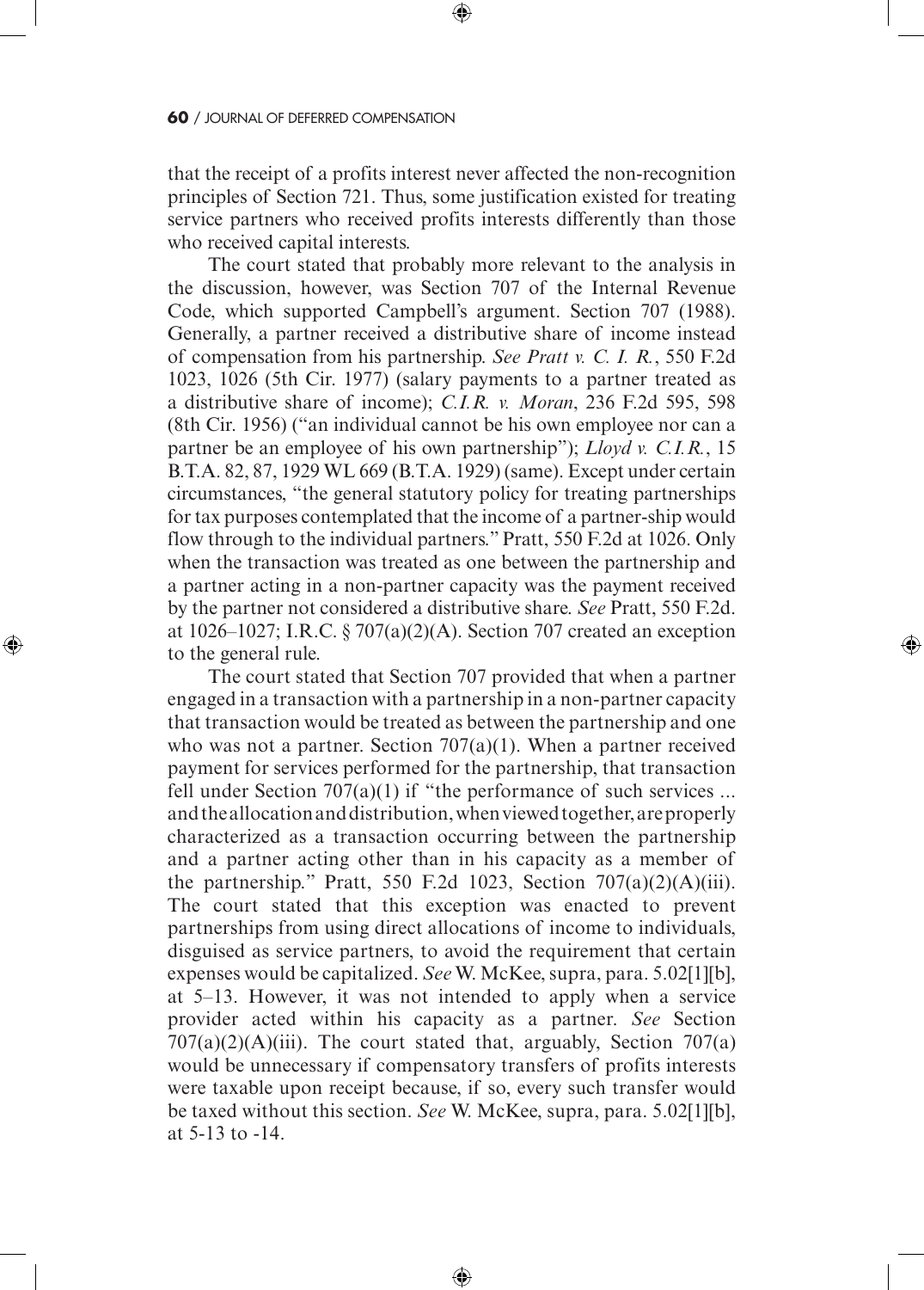that the receipt of a profits interest never affected the non-recognition principles of Section 721. Thus, some justification existed for treating service partners who received profits interests differently than those who received capital interests.

The court stated that probably more relevant to the analysis in the discussion, however, was Section 707 of the Internal Revenue Code, which supported Campbell's argument. Section 707 (1988). Generally, a partner received a distributive share of income instead of compensation from his partnership. *See Pratt v. C. I. R.*, 550 F.2d 1023, 1026 (5th Cir. 1977) (salary payments to a partner treated as a distributive share of income); *C.I.R. v. Moran*, 236 F.2d 595, 598 (8th Cir. 1956) ("an individual cannot be his own employee nor can a partner be an employee of his own partnership"); *Lloyd v. C.I.R.*, 15 B.T.A. 82, 87, 1929 WL 669 (B.T.A. 1929) (same). Except under certain circumstances, "the general statutory policy for treating partnerships for tax purposes contemplated that the income of a partner-ship would flow through to the individual partners." Pratt, 550 F.2d at 1026. Only when the transaction was treated as one between the partnership and a partner acting in a non-partner capacity was the payment received by the partner not considered a distributive share. *See* Pratt, 550 F.2d. at 1026–1027; I.R.C. § 707(a)(2)(A). Section 707 created an exception to the general rule.

The court stated that Section 707 provided that when a partner engaged in a transaction with a partnership in a non-partner capacity that transaction would be treated as between the partnership and one who was not a partner. Section 707(a)(1). When a partner received payment for services performed for the partnership, that transaction fell under Section 707(a)(1) if "the performance of such services ... and the allocation and distribution, when viewed together, are properly characterized as a transaction occurring between the partnership and a partner acting other than in his capacity as a member of the partnership." Pratt, 550 F.2d 1023, Section 707(a)(2)(A)(iii). The court stated that this exception was enacted to prevent partnerships from using direct allocations of income to individuals, disguised as service partners, to avoid the requirement that certain expenses would be capitalized. *See* W. McKee, supra, para. 5.02[1][b], at 5–13. However, it was not intended to apply when a service provider acted within his capacity as a partner. *See* Section 707(a)(2)(A)(iii). The court stated that, arguably, Section 707(a) would be unnecessary if compensatory transfers of profits interests were taxable upon receipt because, if so, every such transfer would be taxed without this section. *See* W. McKee, supra, para. 5.02[1][b], at 5-13 to -14.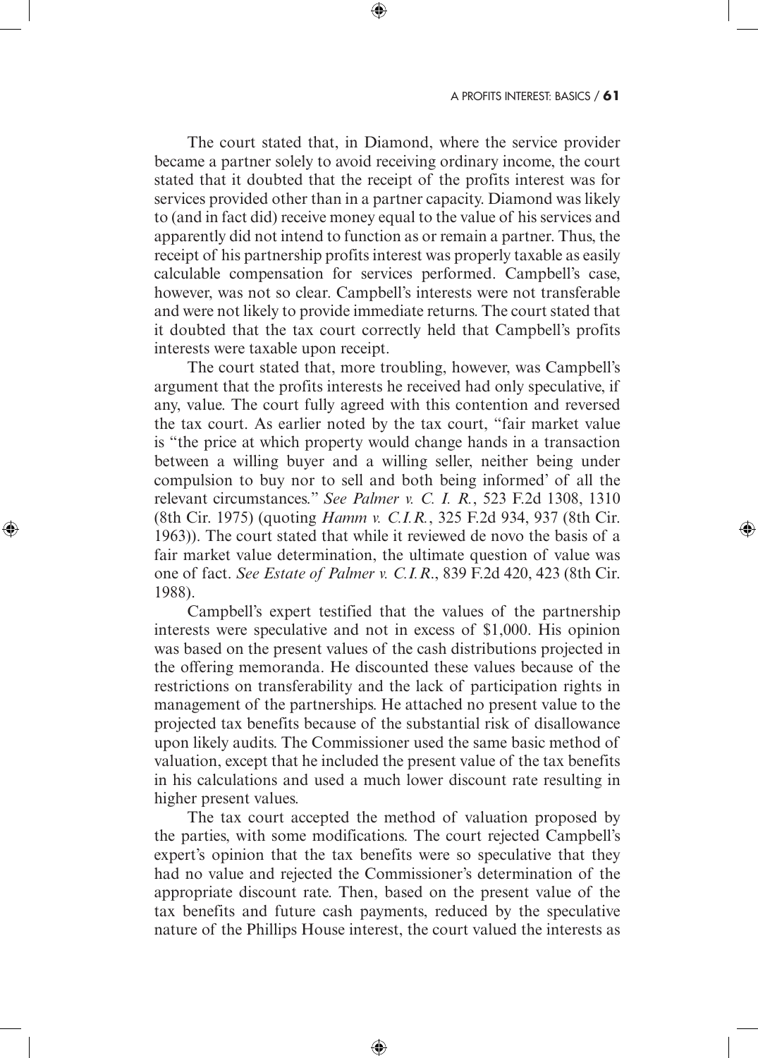The court stated that, in Diamond, where the service provider became a partner solely to avoid receiving ordinary income, the court stated that it doubted that the receipt of the profits interest was for services provided other than in a partner capacity. Diamond was likely to (and in fact did) receive money equal to the value of his services and apparently did not intend to function as or remain a partner. Thus, the receipt of his partnership profits interest was properly taxable as easily calculable compensation for services performed. Campbell's case, however, was not so clear. Campbell's interests were not transferable and were not likely to provide immediate returns. The court stated that it doubted that the tax court correctly held that Campbell's profits interests were taxable upon receipt.

The court stated that, more troubling, however, was Campbell's argument that the profits interests he received had only speculative, if any, value. The court fully agreed with this contention and reversed the tax court. As earlier noted by the tax court, "fair market value is "the price at which property would change hands in a transaction between a willing buyer and a willing seller, neither being under compulsion to buy nor to sell and both being informed' of all the relevant circumstances." *See Palmer v. C. I. R.*, 523 F.2d 1308, 1310 (8th Cir. 1975) (quoting *Hamm v. C.I.R.*, 325 F.2d 934, 937 (8th Cir. 1963)). The court stated that while it reviewed de novo the basis of a fair market value determination, the ultimate question of value was one of fact. *See Estate of Palmer v. C.I.R*., 839 F.2d 420, 423 (8th Cir. 1988).

Campbell's expert testified that the values of the partnership interests were speculative and not in excess of $1,000. His opinion was based on the present values of the cash distributions projected in the offering memoranda. He discounted these values because of the restrictions on transferability and the lack of participation rights in management of the partnerships. He attached no present value to the projected tax benefits because of the substantial risk of disallowance upon likely audits. The Commissioner used the same basic method of valuation, except that he included the present value of the tax benefits in his calculations and used a much lower discount rate resulting in higher present values.

The tax court accepted the method of valuation proposed by the parties, with some modifications. The court rejected Campbell's expert's opinion that the tax benefits were so speculative that they had no value and rejected the Commissioner's determination of the appropriate discount rate. Then, based on the present value of the tax benefits and future cash payments, reduced by the speculative nature of the Phillips House interest, the court valued the interests as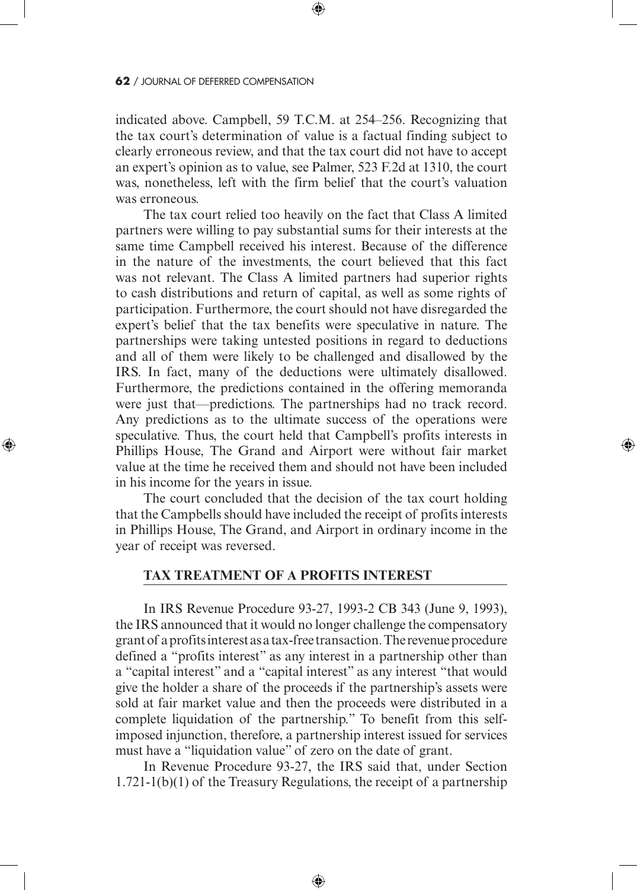indicated above. Campbell, 59 T.C.M. at 254–256. Recognizing that the tax court's determination of value is a factual finding subject to clearly erroneous review, and that the tax court did not have to accept an expert's opinion as to value, see Palmer, 523 F.2d at 1310, the court was, nonetheless, left with the firm belief that the court's valuation was erroneous.

The tax court relied too heavily on the fact that Class A limited partners were willing to pay substantial sums for their interests at the same time Campbell received his interest. Because of the difference in the nature of the investments, the court believed that this fact was not relevant. The Class A limited partners had superior rights to cash distributions and return of capital, as well as some rights of participation. Furthermore, the court should not have disregarded the expert's belief that the tax benefits were speculative in nature. The partnerships were taking untested positions in regard to deductions and all of them were likely to be challenged and disallowed by the IRS. In fact, many of the deductions were ultimately disallowed. Furthermore, the predictions contained in the offering memoranda were just that—predictions. The partnerships had no track record. Any predictions as to the ultimate success of the operations were speculative. Thus, the court held that Campbell's profits interests in Phillips House, The Grand and Airport were without fair market value at the time he received them and should not have been included in his income for the years in issue.

The court concluded that the decision of the tax court holding that the Campbells should have included the receipt of profits interests in Phillips House, The Grand, and Airport in ordinary income in the year of receipt was reversed.

## TAX TREATMENT OF A PROFITS INTEREST

In IRS Revenue Procedure 93-27, 1993-2 CB 343 (June 9, 1993), the IRS announced that it would no longer challenge the compensatory grant of a profits interest as a tax-free transaction. The revenue procedure defined a "profits interest" as any interest in a partnership other than a "capital interest" and a "capital interest" as any interest "that would give the holder a share of the proceeds if the partnership's assets were sold at fair market value and then the proceeds were distributed in a complete liquidation of the partnership." To benefit from this self-imposed injunction, therefore, a partnership interest issued for services must have a "liquidation value" of zero on the date of grant.

In Revenue Procedure 93-27, the IRS said that, under Section 1.721-1(b)(1) of the Treasury Regulations, the receipt of a partnership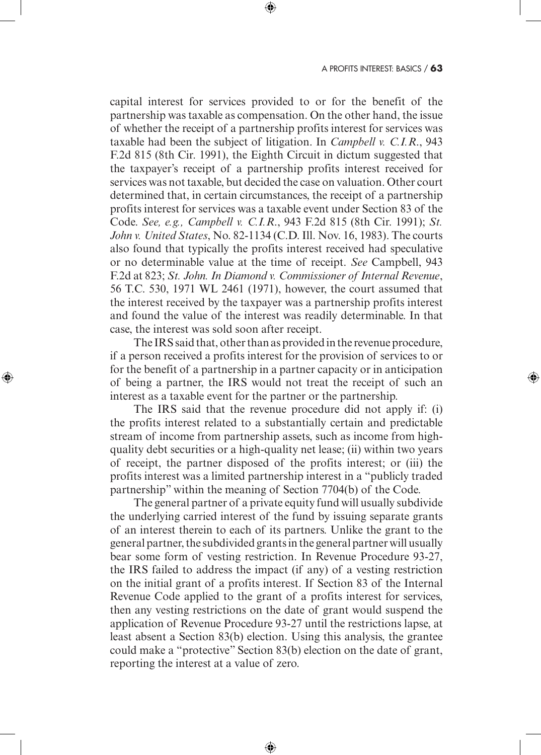capital interest for services provided to or for the benefit of the partnership was taxable as compensation. On the other hand, the issue of whether the receipt of a partnership profits interest for services was taxable had been the subject of litigation. In *Campbell v. C.I.R.*, 943 F.2d 815 (8th Cir. 1991), the Eighth Circuit in dictum suggested that the taxpayer's receipt of a partnership profits interest received for services was not taxable, but decided the case on valuation. Other court determined that, in certain circumstances, the receipt of a partnership profits interest for services was a taxable event under Section 83 of the Code. *See, e.g., Campbell v. C.I.R.*, 943 F.2d 815 (8th Cir. 1991); *St. John v. United States*, No. 82-1134 (C.D. Ill. Nov. 16, 1983). The courts also found that typically the profits interest received had speculative or no determinable value at the time of receipt. *See* Campbell, 943 F.2d at 823; *St. John. In Diamond v. Commissioner of Internal Revenue*, 56 T.C. 530, 1971 WL 2461 (1971), however, the court assumed that the interest received by the taxpayer was a partnership profits interest and found the value of the interest was readily determinable. In that case, the interest was sold soon after receipt.

The IRS said that, other than as provided in the revenue procedure, if a person received a profits interest for the provision of services to or for the benefit of a partnership in a partner capacity or in anticipation of being a partner, the IRS would not treat the receipt of such an interest as a taxable event for the partner or the partnership.

The IRS said that the revenue procedure did not apply if: (i) the profits interest related to a substantially certain and predictable stream of income from partnership assets, such as income from high-quality debt securities or a high-quality net lease; (ii) within two years of receipt, the partner disposed of the profits interest; or (iii) the profits interest was a limited partnership interest in a "publicly traded partnership" within the meaning of Section 7704(b) of the Code.

The general partner of a private equity fund will usually subdivide the underlying carried interest of the fund by issuing separate grants of an interest therein to each of its partners. Unlike the grant to the general partner, the subdivided grants in the general partner will usually bear some form of vesting restriction. In Revenue Procedure 93-27, the IRS failed to address the impact (if any) of a vesting restriction on the initial grant of a profits interest. If Section 83 of the Internal Revenue Code applied to the grant of a profits interest for services, then any vesting restrictions on the date of grant would suspend the application of Revenue Procedure 93-27 until the restrictions lapse, at least absent a Section 83(b) election. Using this analysis, the grantee could make a "protective" Section 83(b) election on the date of grant, reporting the interest at a value of zero.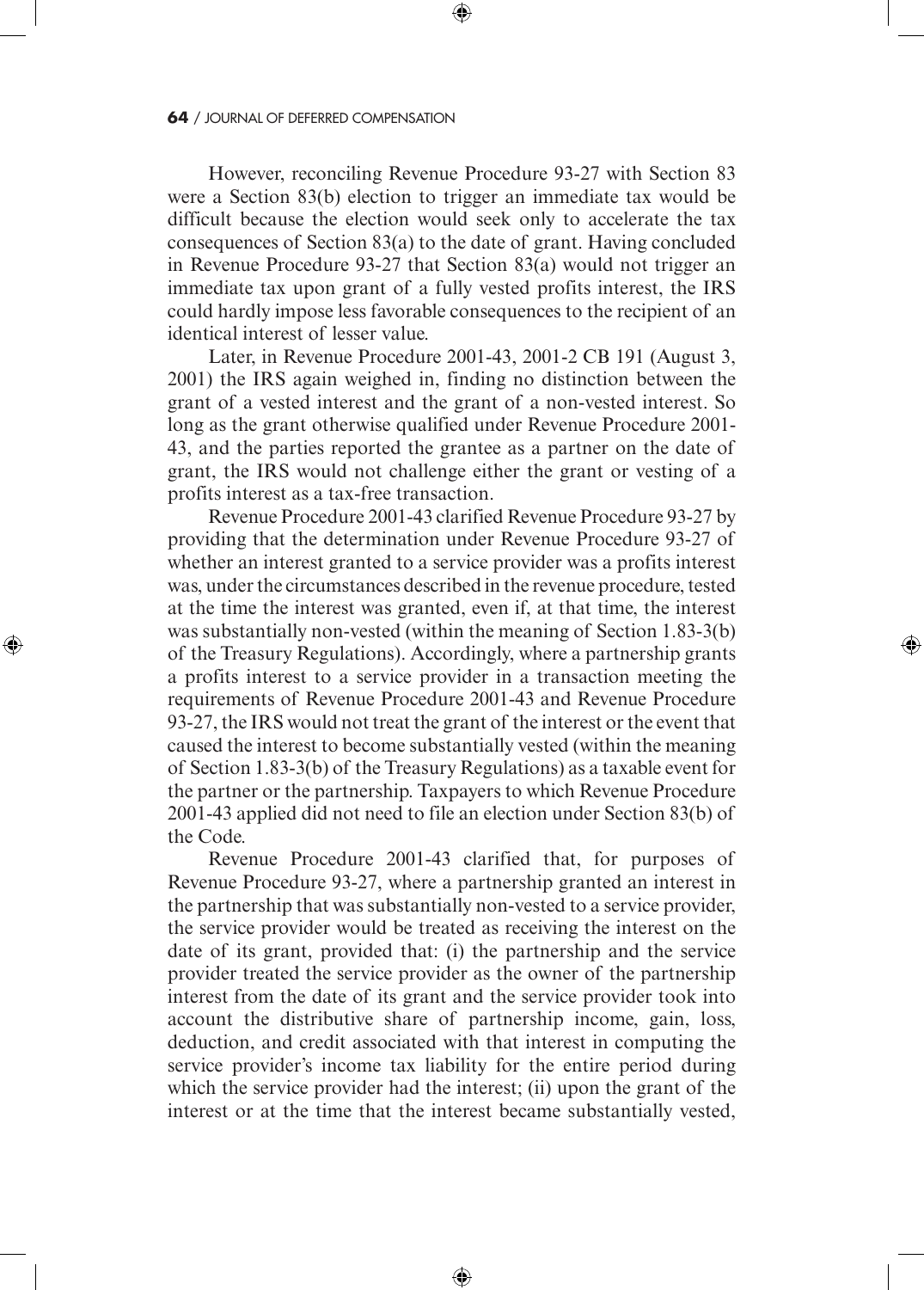However, reconciling Revenue Procedure 93-27 with Section 83 were a Section 83(b) election to trigger an immediate tax would be difficult because the election would seek only to accelerate the tax consequences of Section 83(a) to the date of grant. Having concluded in Revenue Procedure 93-27 that Section 83(a) would not trigger an immediate tax upon grant of a fully vested profits interest, the IRS could hardly impose less favorable consequences to the recipient of an identical interest of lesser value.

Later, in Revenue Procedure 2001-43, 2001-2 CB 191 (August 3, 2001) the IRS again weighed in, finding no distinction between the grant of a vested interest and the grant of a non-vested interest. So long as the grant otherwise qualified under Revenue Procedure 2001-43, and the parties reported the grantee as a partner on the date of grant, the IRS would not challenge either the grant or vesting of a profits interest as a tax-free transaction.

Revenue Procedure 2001-43 clarified Revenue Procedure 93-27 by providing that the determination under Revenue Procedure 93-27 of whether an interest granted to a service provider was a profits interest was, under the circumstances described in the revenue procedure, tested at the time the interest was granted, even if, at that time, the interest was substantially non-vested (within the meaning of Section 1.83-3(b) of the Treasury Regulations). Accordingly, where a partnership grants a profits interest to a service provider in a transaction meeting the requirements of Revenue Procedure 2001-43 and Revenue Procedure 93-27, the IRS would not treat the grant of the interest or the event that caused the interest to become substantially vested (within the meaning of Section 1.83-3(b) of the Treasury Regulations) as a taxable event for the partner or the partnership. Taxpayers to which Revenue Procedure 2001-43 applied did not need to file an election under Section 83(b) of the Code.

Revenue Procedure 2001-43 clarified that, for purposes of Revenue Procedure 93-27, where a partnership granted an interest in the partnership that was substantially non-vested to a service provider, the service provider would be treated as receiving the interest on the date of its grant, provided that: (i) the partnership and the service provider treated the service provider as the owner of the partnership interest from the date of its grant and the service provider took into account the distributive share of partnership income, gain, loss, deduction, and credit associated with that interest in computing the service provider's income tax liability for the entire period during which the service provider had the interest; (ii) upon the grant of the interest or at the time that the interest became substantially vested,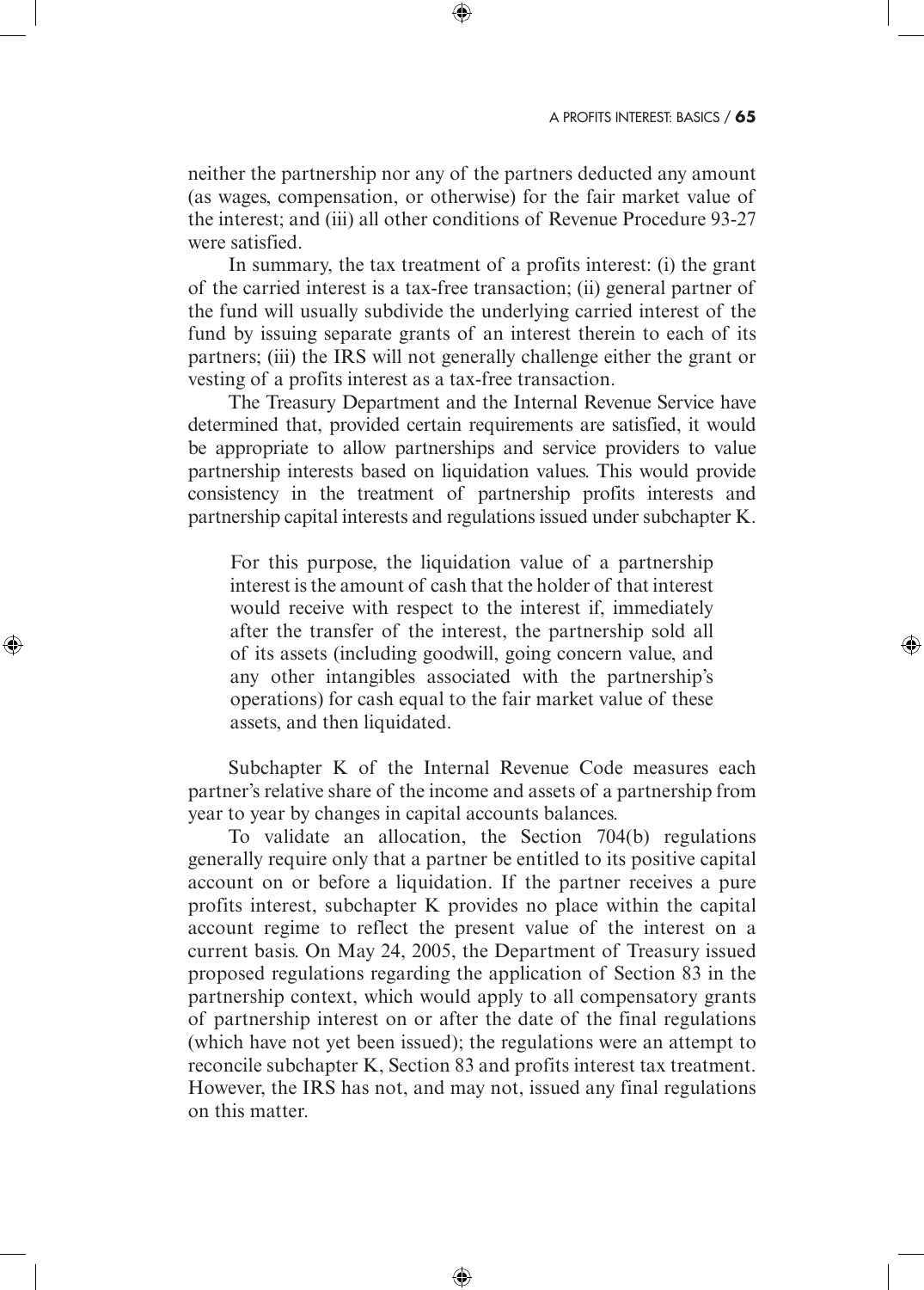neither the partnership nor any of the partners deducted any amount (as wages, compensation, or otherwise) for the fair market value of the interest; and (iii) all other conditions of Revenue Procedure 93-27 were satisfied.

In summary, the tax treatment of a profits interest: (i) the grant of the carried interest is a tax-free transaction; (ii) general partner of the fund will usually subdivide the underlying carried interest of the fund by issuing separate grants of an interest therein to each of its partners; (iii) the IRS will not generally challenge either the grant or vesting of a profits interest as a tax-free transaction.

The Treasury Department and the Internal Revenue Service have determined that, provided certain requirements are satisfied, it would be appropriate to allow partnerships and service providers to value partnership interests based on liquidation values. This would provide consistency in the treatment of partnership profits interests and partnership capital interests and regulations issued under subchapter K.

> For this purpose, the liquidation value of a partnership interest is the amount of cash that the holder of that interest would receive with respect to the interest if, immediately after the transfer of the interest, the partnership sold all of its assets (including goodwill, going concern value, and any other intangibles associated with the partnership's operations) for cash equal to the fair market value of these assets, and then liquidated.

Subchapter K of the Internal Revenue Code measures each partner's relative share of the income and assets of a partnership from year to year by changes in capital accounts balances.

To validate an allocation, the Section 704(b) regulations generally require only that a partner be entitled to its positive capital account on or before a liquidation. If the partner receives a pure profits interest, subchapter K provides no place within the capital account regime to reflect the present value of the interest on a current basis. On May 24, 2005, the Department of Treasury issued proposed regulations regarding the application of Section 83 in the partnership context, which would apply to all compensatory grants of partnership interest on or after the date of the final regulations (which have not yet been issued); the regulations were an attempt to reconcile subchapter K, Section 83 and profits interest tax treatment. However, the IRS has not, and may not, issued any final regulations on this matter.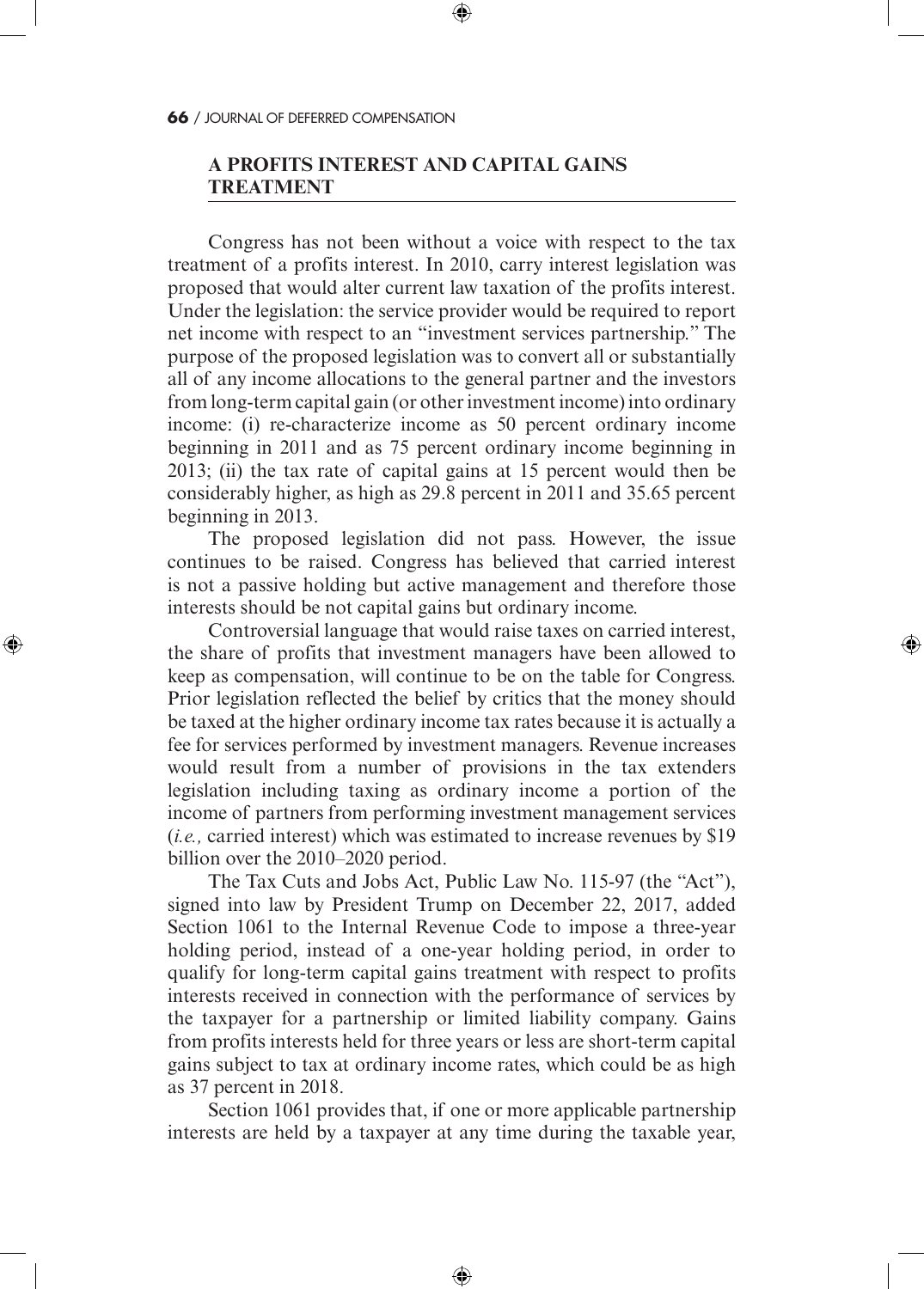## A PROFITS INTEREST AND CAPITAL GAINS TREATMENT

Congress has not been without a voice with respect to the tax treatment of a profits interest. In 2010, carry interest legislation was proposed that would alter current law taxation of the profits interest. Under the legislation: the service provider would be required to report net income with respect to an "investment services partnership." The purpose of the proposed legislation was to convert all or substantially all of any income allocations to the general partner and the investors from long-term capital gain (or other investment income) into ordinary income: (i) re-characterize income as 50 percent ordinary income beginning in 2011 and as 75 percent ordinary income beginning in 2013; (ii) the tax rate of capital gains at 15 percent would then be considerably higher, as high as 29.8 percent in 2011 and 35.65 percent beginning in 2013.

The proposed legislation did not pass. However, the issue continues to be raised. Congress has believed that carried interest is not a passive holding but active management and therefore those interests should be not capital gains but ordinary income.

Controversial language that would raise taxes on carried interest, the share of profits that investment managers have been allowed to keep as compensation, will continue to be on the table for Congress. Prior legislation reflected the belief by critics that the money should be taxed at the higher ordinary income tax rates because it is actually a fee for services performed by investment managers. Revenue increases would result from a number of provisions in the tax extenders legislation including taxing as ordinary income a portion of the income of partners from performing investment management services (*i.e.,* carried interest) which was estimated to increase revenues by $19 billion over the 2010–2020 period.

The Tax Cuts and Jobs Act, Public Law No. 115-97 (the "Act"), signed into law by President Trump on December 22, 2017, added Section 1061 to the Internal Revenue Code to impose a three-year holding period, instead of a one-year holding period, in order to qualify for long-term capital gains treatment with respect to profits interests received in connection with the performance of services by the taxpayer for a partnership or limited liability company. Gains from profits interests held for three years or less are short-term capital gains subject to tax at ordinary income rates, which could be as high as 37 percent in 2018.

Section 1061 provides that, if one or more applicable partnership interests are held by a taxpayer at any time during the taxable year,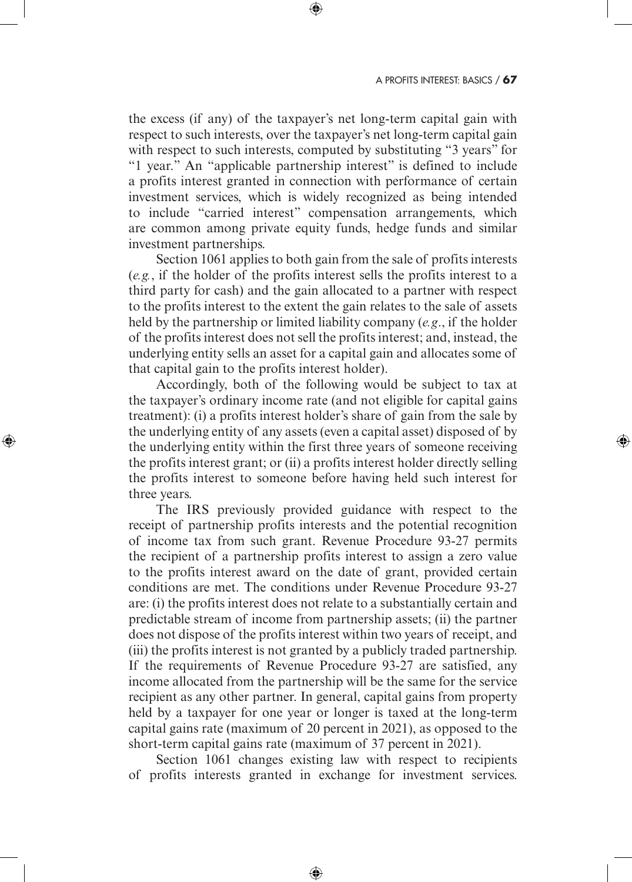the excess (if any) of the taxpayer's net long-term capital gain with respect to such interests, over the taxpayer's net long-term capital gain with respect to such interests, computed by substituting "3 years" for "1 year." An "applicable partnership interest" is defined to include a profits interest granted in connection with performance of certain investment services, which is widely recognized as being intended to include "carried interest" compensation arrangements, which are common among private equity funds, hedge funds and similar investment partnerships.

Section 1061 applies to both gain from the sale of profits interests (*e.g.*, if the holder of the profits interest sells the profits interest to a third party for cash) and the gain allocated to a partner with respect to the profits interest to the extent the gain relates to the sale of assets held by the partnership or limited liability company (*e.g.*, if the holder of the profits interest does not sell the profits interest; and, instead, the underlying entity sells an asset for a capital gain and allocates some of that capital gain to the profits interest holder).

Accordingly, both of the following would be subject to tax at the taxpayer's ordinary income rate (and not eligible for capital gains treatment): (i) a profits interest holder's share of gain from the sale by the underlying entity of any assets (even a capital asset) disposed of by the underlying entity within the first three years of someone receiving the profits interest grant; or (ii) a profits interest holder directly selling the profits interest to someone before having held such interest for three years.

The IRS previously provided guidance with respect to the receipt of partnership profits interests and the potential recognition of income tax from such grant. Revenue Procedure 93-27 permits the recipient of a partnership profits interest to assign a zero value to the profits interest award on the date of grant, provided certain conditions are met. The conditions under Revenue Procedure 93-27 are: (i) the profits interest does not relate to a substantially certain and predictable stream of income from partnership assets; (ii) the partner does not dispose of the profits interest within two years of receipt, and (iii) the profits interest is not granted by a publicly traded partnership. If the requirements of Revenue Procedure 93-27 are satisfied, any income allocated from the partnership will be the same for the service recipient as any other partner. In general, capital gains from property held by a taxpayer for one year or longer is taxed at the long-term capital gains rate (maximum of 20 percent in 2021), as opposed to the short-term capital gains rate (maximum of 37 percent in 2021).

Section 1061 changes existing law with respect to recipients of profits interests granted in exchange for investment services.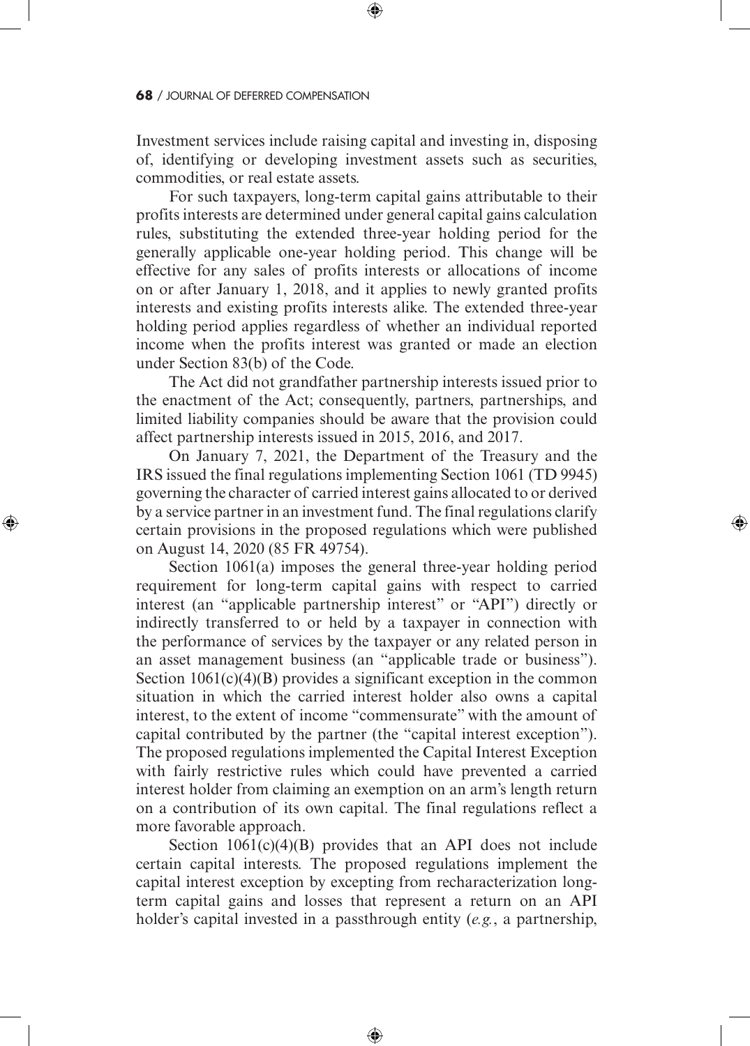Investment services include raising capital and investing in, disposing of, identifying or developing investment assets such as securities, commodities, or real estate assets.

For such taxpayers, long-term capital gains attributable to their profits interests are determined under general capital gains calculation rules, substituting the extended three-year holding period for the generally applicable one-year holding period. This change will be effective for any sales of profits interests or allocations of income on or after January 1, 2018, and it applies to newly granted profits interests and existing profits interests alike. The extended three-year holding period applies regardless of whether an individual reported income when the profits interest was granted or made an election under Section 83(b) of the Code.

The Act did not grandfather partnership interests issued prior to the enactment of the Act; consequently, partners, partnerships, and limited liability companies should be aware that the provision could affect partnership interests issued in 2015, 2016, and 2017.

On January 7, 2021, the Department of the Treasury and the IRS issued the final regulations implementing Section 1061 (TD 9945) governing the character of carried interest gains allocated to or derived by a service partner in an investment fund. The final regulations clarify certain provisions in the proposed regulations which were published on August 14, 2020 (85 FR 49754).

Section 1061(a) imposes the general three-year holding period requirement for long-term capital gains with respect to carried interest (an "applicable partnership interest" or "API") directly or indirectly transferred to or held by a taxpayer in connection with the performance of services by the taxpayer or any related person in an asset management business (an "applicable trade or business"). Section 1061(c)(4)(B) provides a significant exception in the common situation in which the carried interest holder also owns a capital interest, to the extent of income "commensurate" with the amount of capital contributed by the partner (the "capital interest exception"). The proposed regulations implemented the Capital Interest Exception with fairly restrictive rules which could have prevented a carried interest holder from claiming an exemption on an arm's length return on a contribution of its own capital. The final regulations reflect a more favorable approach.

Section 1061(c)(4)(B) provides that an API does not include certain capital interests. The proposed regulations implement the capital interest exception by excepting from recharacterization long-term capital gains and losses that represent a return on an API holder's capital invested in a passthrough entity (*e.g.*, a partnership,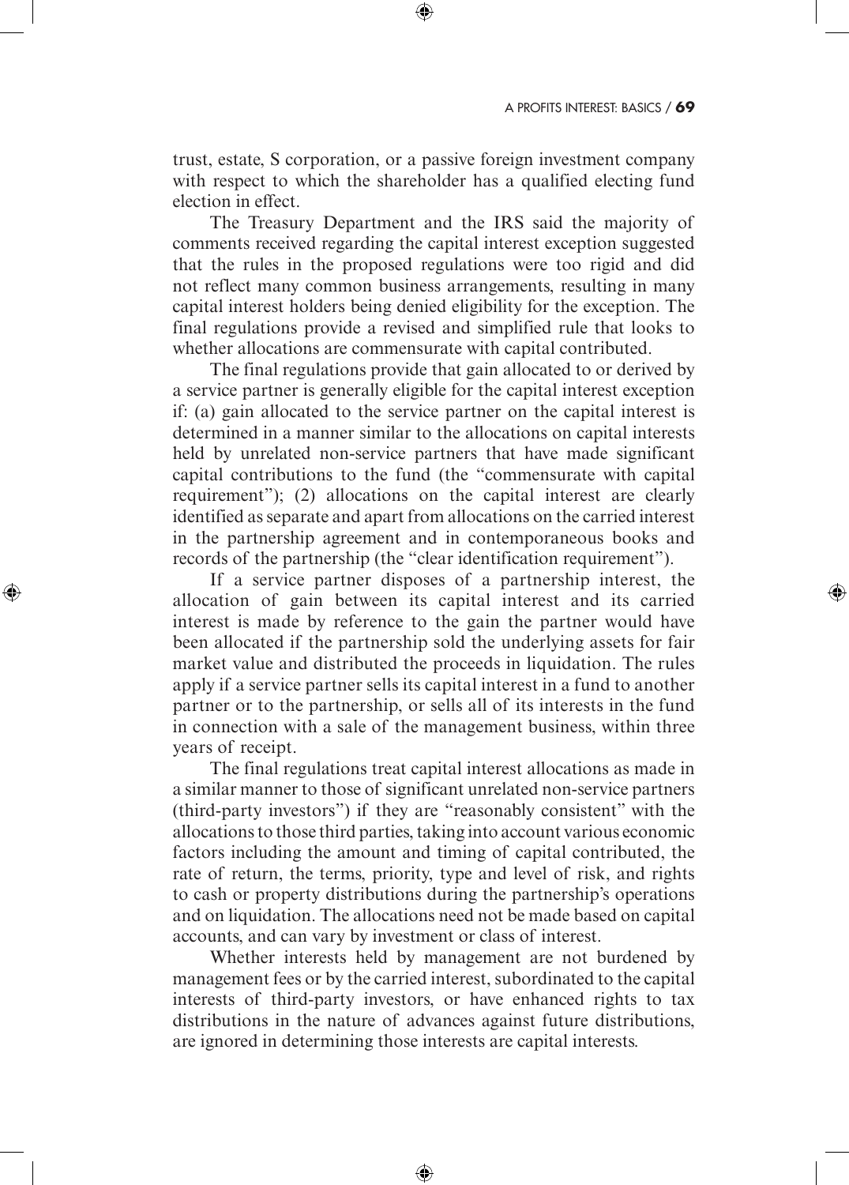trust, estate, S corporation, or a passive foreign investment company with respect to which the shareholder has a qualified electing fund election in effect.

The Treasury Department and the IRS said the majority of comments received regarding the capital interest exception suggested that the rules in the proposed regulations were too rigid and did not reflect many common business arrangements, resulting in many capital interest holders being denied eligibility for the exception. The final regulations provide a revised and simplified rule that looks to whether allocations are commensurate with capital contributed.

The final regulations provide that gain allocated to or derived by a service partner is generally eligible for the capital interest exception if: (a) gain allocated to the service partner on the capital interest is determined in a manner similar to the allocations on capital interests held by unrelated non-service partners that have made significant capital contributions to the fund (the "commensurate with capital requirement"); (2) allocations on the capital interest are clearly identified as separate and apart from allocations on the carried interest in the partnership agreement and in contemporaneous books and records of the partnership (the "clear identification requirement").

If a service partner disposes of a partnership interest, the allocation of gain between its capital interest and its carried interest is made by reference to the gain the partner would have been allocated if the partnership sold the underlying assets for fair market value and distributed the proceeds in liquidation. The rules apply if a service partner sells its capital interest in a fund to another partner or to the partnership, or sells all of its interests in the fund in connection with a sale of the management business, within three years of receipt.

The final regulations treat capital interest allocations as made in a similar manner to those of significant unrelated non-service partners (third-party investors") if they are "reasonably consistent" with the allocations to those third parties, taking into account various economic factors including the amount and timing of capital contributed, the rate of return, the terms, priority, type and level of risk, and rights to cash or property distributions during the partnership's operations and on liquidation. The allocations need not be made based on capital accounts, and can vary by investment or class of interest.

Whether interests held by management are not burdened by management fees or by the carried interest, subordinated to the capital interests of third-party investors, or have enhanced rights to tax distributions in the nature of advances against future distributions, are ignored in determining those interests are capital interests.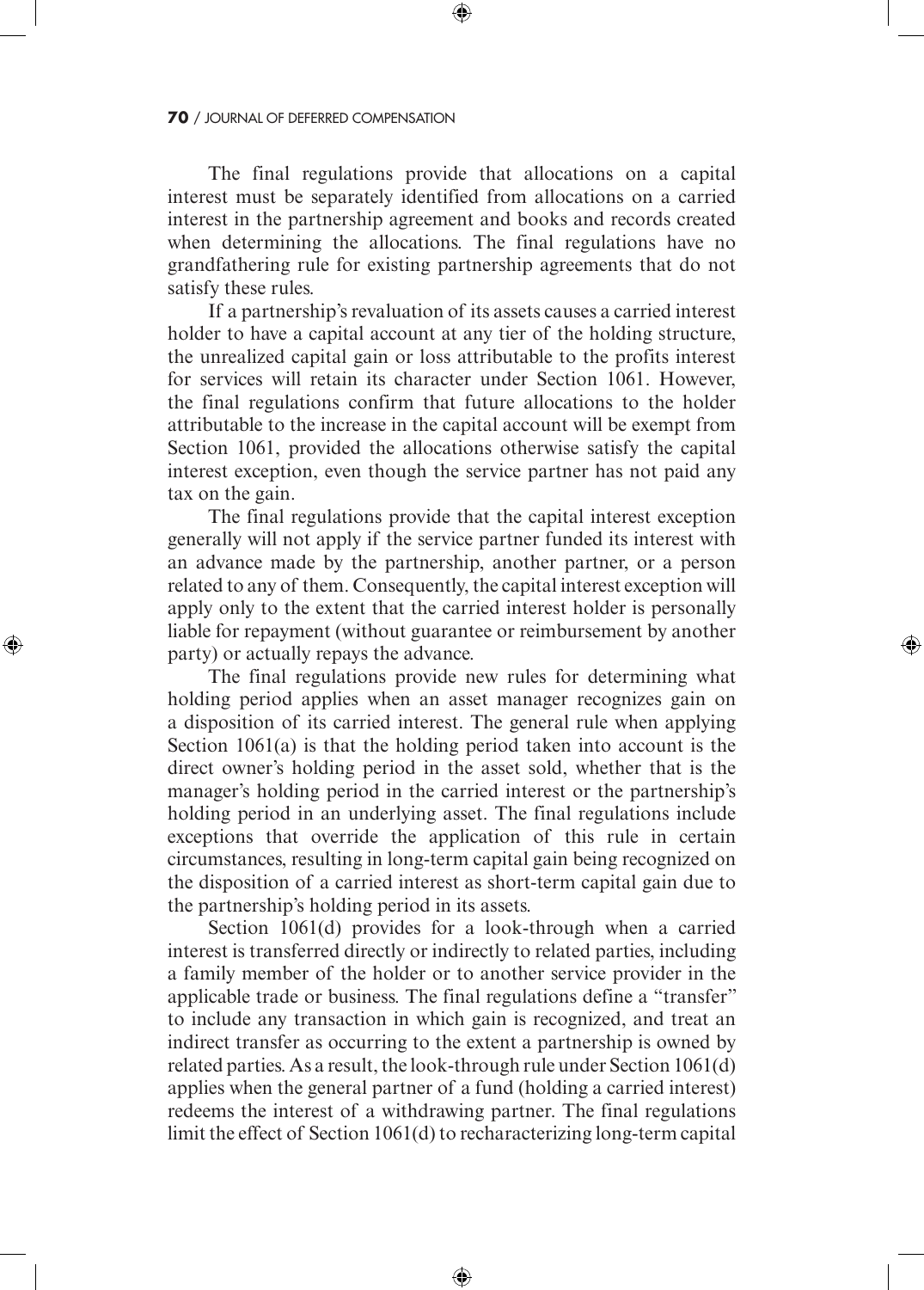The final regulations provide that allocations on a capital interest must be separately identified from allocations on a carried interest in the partnership agreement and books and records created when determining the allocations. The final regulations have no grandfathering rule for existing partnership agreements that do not satisfy these rules.

If a partnership's revaluation of its assets causes a carried interest holder to have a capital account at any tier of the holding structure, the unrealized capital gain or loss attributable to the profits interest for services will retain its character under Section 1061. However, the final regulations confirm that future allocations to the holder attributable to the increase in the capital account will be exempt from Section 1061, provided the allocations otherwise satisfy the capital interest exception, even though the service partner has not paid any tax on the gain.

The final regulations provide that the capital interest exception generally will not apply if the service partner funded its interest with an advance made by the partnership, another partner, or a person related to any of them. Consequently, the capital interest exception will apply only to the extent that the carried interest holder is personally liable for repayment (without guarantee or reimbursement by another party) or actually repays the advance.

The final regulations provide new rules for determining what holding period applies when an asset manager recognizes gain on a disposition of its carried interest. The general rule when applying Section 1061(a) is that the holding period taken into account is the direct owner's holding period in the asset sold, whether that is the manager's holding period in the carried interest or the partnership's holding period in an underlying asset. The final regulations include exceptions that override the application of this rule in certain circumstances, resulting in long-term capital gain being recognized on the disposition of a carried interest as short-term capital gain due to the partnership's holding period in its assets.

Section 1061(d) provides for a look-through when a carried interest is transferred directly or indirectly to related parties, including a family member of the holder or to another service provider in the applicable trade or business. The final regulations define a "transfer" to include any transaction in which gain is recognized, and treat an indirect transfer as occurring to the extent a partnership is owned by related parties. As a result, the look-through rule under Section 1061(d) applies when the general partner of a fund (holding a carried interest) redeems the interest of a withdrawing partner. The final regulations limit the effect of Section 1061(d) to recharacterizing long-term capital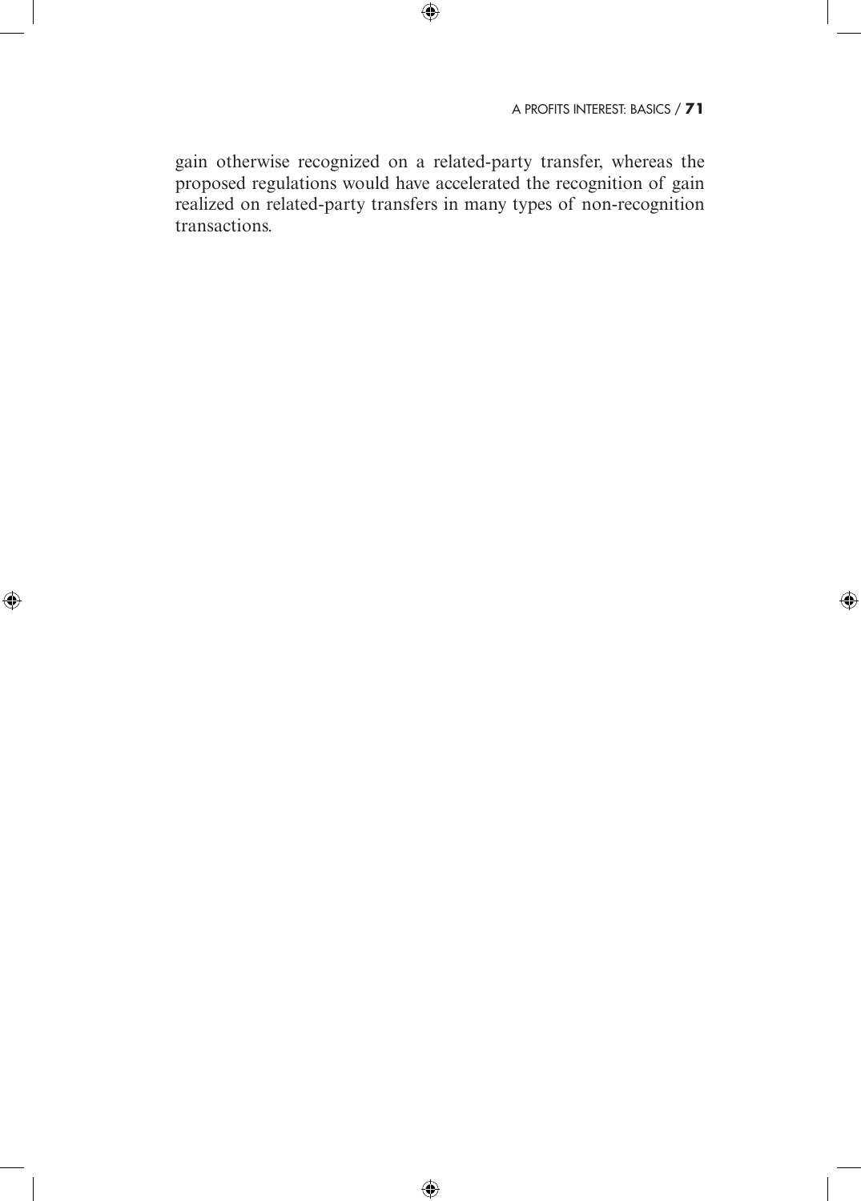gain otherwise recognized on a related-party transfer, whereas the proposed regulations would have accelerated the recognition of gain realized on related-party transfers in many types of non-recognition transactions.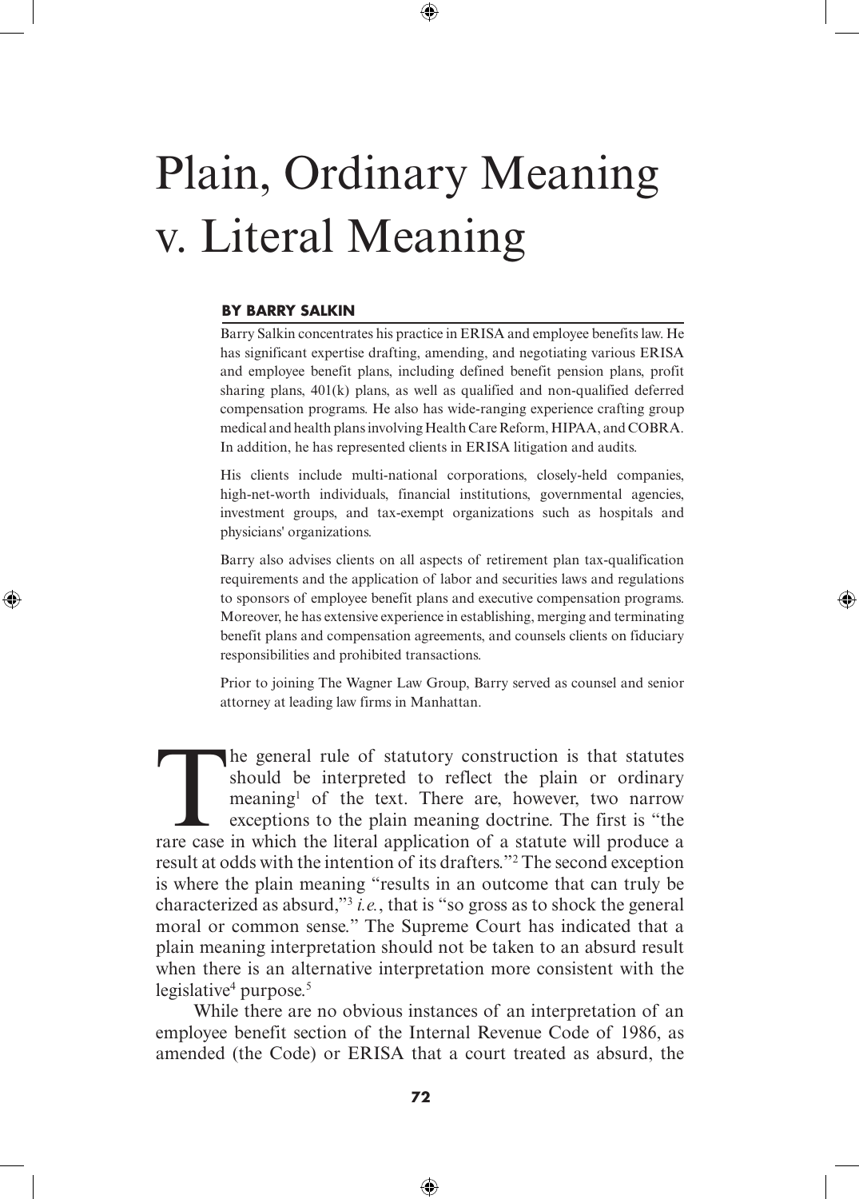# Plain, Ordinary Meaning v. Literal Meaning

**BY BARRY SALKIN**

Barry Salkin concentrates his practice in ERISA and employee benefits law. He has significant expertise drafting, amending, and negotiating various ERISA and employee benefit plans, including defined benefit pension plans, profit sharing plans, 401(k) plans, as well as qualified and non-qualified deferred compensation programs. He also has wide-ranging experience crafting group medical and health plans involving Health Care Reform, HIPAA, and COBRA. In addition, he has represented clients in ERISA litigation and audits.

His clients include multi-national corporations, closely-held companies, high-net-worth individuals, financial institutions, governmental agencies, investment groups, and tax-exempt organizations such as hospitals and physicians' organizations.

Barry also advises clients on all aspects of retirement plan tax-qualification requirements and the application of labor and securities laws and regulations to sponsors of employee benefit plans and executive compensation programs. Moreover, he has extensive experience in establishing, merging and terminating benefit plans and compensation agreements, and counsels clients on fiduciary responsibilities and prohibited transactions.

Prior to joining The Wagner Law Group, Barry served as counsel and senior attorney at leading law firms in Manhattan.

The general rule of statutory construction is that statutes should be interpreted to reflect the plain or ordinary meaning[1] of the text. There are, however, two narrow exceptions to the plain meaning doctrine. The first is "the rare case in which the literal application of a statute will produce a result at odds with the intention of its drafters."[2] The second exception is where the plain meaning "results in an outcome that can truly be characterized as absurd,"[3] *i.e.*, that is "so gross as to shock the general moral or common sense." The Supreme Court has indicated that a plain meaning interpretation should not be taken to an absurd result when there is an alternative interpretation more consistent with the legislative[4] purpose.[5]

While there are no obvious instances of an interpretation of an employee benefit section of the Internal Revenue Code of 1986, as amended (the Code) or ERISA that a court treated as absurd, the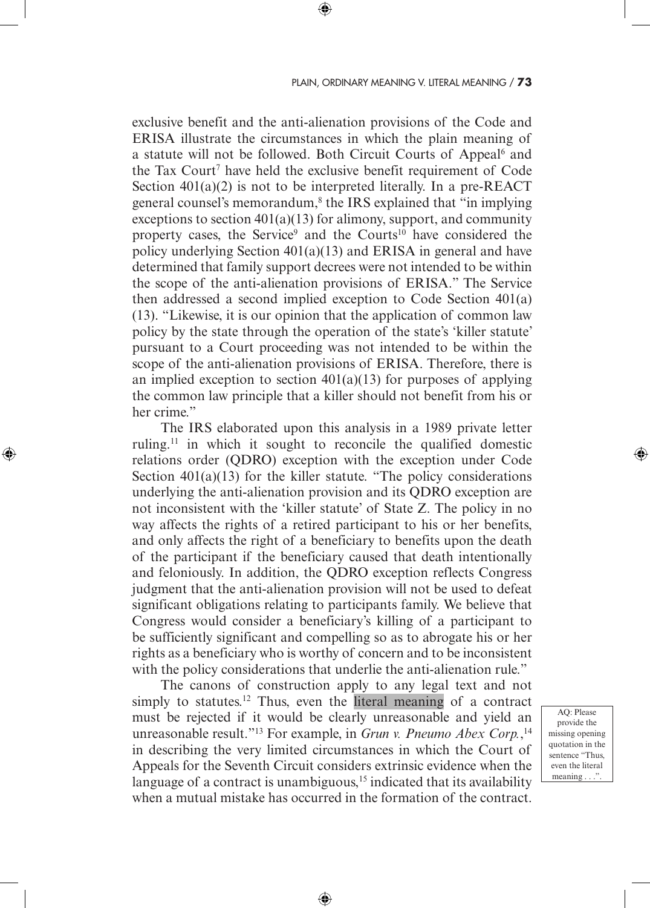exclusive benefit and the anti-alienation provisions of the Code and ERISA illustrate the circumstances in which the plain meaning of a statute will not be followed. Both Circuit Courts of Appeal[6] and the Tax Court[7] have held the exclusive benefit requirement of Code Section 401(a)(2) is not to be interpreted literally. In a pre-REACT general counsel's memorandum,[8] the IRS explained that "in implying exceptions to section 401(a)(13) for alimony, support, and community property cases, the Service[9] and the Courts[10] have considered the policy underlying Section 401(a)(13) and ERISA in general and have determined that family support decrees were not intended to be within the scope of the anti-alienation provisions of ERISA." The Service then addressed a second implied exception to Code Section 401(a)(13). "Likewise, it is our opinion that the application of common law policy by the state through the operation of the state's 'killer statute' pursuant to a Court proceeding was not intended to be within the scope of the anti-alienation provisions of ERISA. Therefore, there is an implied exception to section 401(a)(13) for purposes of applying the common law principle that a killer should not benefit from his or her crime."

The IRS elaborated upon this analysis in a 1989 private letter ruling.[11] in which it sought to reconcile the qualified domestic relations order (QDRO) exception with the exception under Code Section 401(a)(13) for the killer statute. "The policy considerations underlying the anti-alienation provision and its QDRO exception are not inconsistent with the 'killer statute' of State Z. The policy in no way affects the rights of a retired participant to his or her benefits, and only affects the right of a beneficiary to benefits upon the death of the participant if the beneficiary caused that death intentionally and feloniously. In addition, the QDRO exception reflects Congress judgment that the anti-alienation provision will not be used to defeat significant obligations relating to participants family. We believe that Congress would consider a beneficiary's killing of a participant to be sufficiently significant and compelling so as to abrogate his or her rights as a beneficiary who is worthy of concern and to be inconsistent with the policy considerations that underlie the anti-alienation rule."

The canons of construction apply to any legal text and not simply to statutes.[12] Thus, even the literal meaning of a contract must be rejected if it would be clearly unreasonable and yield an unreasonable result."[13] For example, in *Grun v. Pneumo Abex Corp.*,[14] in describing the very limited circumstances in which the Court of Appeals for the Seventh Circuit considers extrinsic evidence when the language of a contract is unambiguous,[15] indicated that its availability when a mutual mistake has occurred in the formation of the contract.

AQ: Please provide the missing opening quotation in the sentence "Thus, even the literal meaning . . .".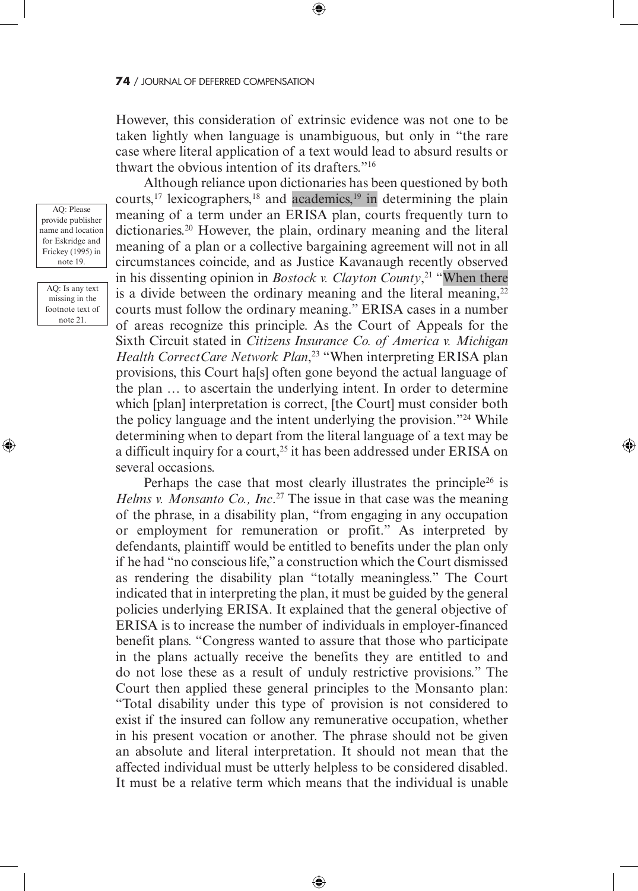However, this consideration of extrinsic evidence was not one to be taken lightly when language is unambiguous, but only in "the rare case where literal application of a text would lead to absurd results or thwart the obvious intention of its drafters."[16]

AQ: Please provide publisher name and location for Eskridge and Frickey (1995) in note 19.

AQ: Is any text missing in the footnote text of note 21.

Although reliance upon dictionaries has been questioned by both courts,[17] lexicographers,[18] and academics,[19] in determining the plain meaning of a term under an ERISA plan, courts frequently turn to dictionaries.[20] However, the plain, ordinary meaning and the literal meaning of a plan or a collective bargaining agreement will not in all circumstances coincide, and as Justice Kavanaugh recently observed in his dissenting opinion in *Bostock v. Clayton County*,[21] "When there is a divide between the ordinary meaning and the literal meaning,[22] courts must follow the ordinary meaning." ERISA cases in a number of areas recognize this principle. As the Court of Appeals for the Sixth Circuit stated in *Citizens Insurance Co. of America v. Michigan Health CorrectCare Network Plan*,[23] "When interpreting ERISA plan provisions, this Court ha[s] often gone beyond the actual language of the plan … to ascertain the underlying intent. In order to determine which [plan] interpretation is correct, [the Court] must consider both the policy language and the intent underlying the provision."[24] While determining when to depart from the literal language of a text may be a difficult inquiry for a court,[25] it has been addressed under ERISA on several occasions.

Perhaps the case that most clearly illustrates the principle[26] is *Helms v. Monsanto Co., Inc*.[27] The issue in that case was the meaning of the phrase, in a disability plan, "from engaging in any occupation or employment for remuneration or profit." As interpreted by defendants, plaintiff would be entitled to benefits under the plan only if he had "no conscious life," a construction which the Court dismissed as rendering the disability plan "totally meaningless." The Court indicated that in interpreting the plan, it must be guided by the general policies underlying ERISA. It explained that the general objective of ERISA is to increase the number of individuals in employer-financed benefit plans. "Congress wanted to assure that those who participate in the plans actually receive the benefits they are entitled to and do not lose these as a result of unduly restrictive provisions." The Court then applied these general principles to the Monsanto plan: "Total disability under this type of provision is not considered to exist if the insured can follow any remunerative occupation, whether in his present vocation or another. The phrase should not be given an absolute and literal interpretation. It should not mean that the affected individual must be utterly helpless to be considered disabled. It must be a relative term which means that the individual is unable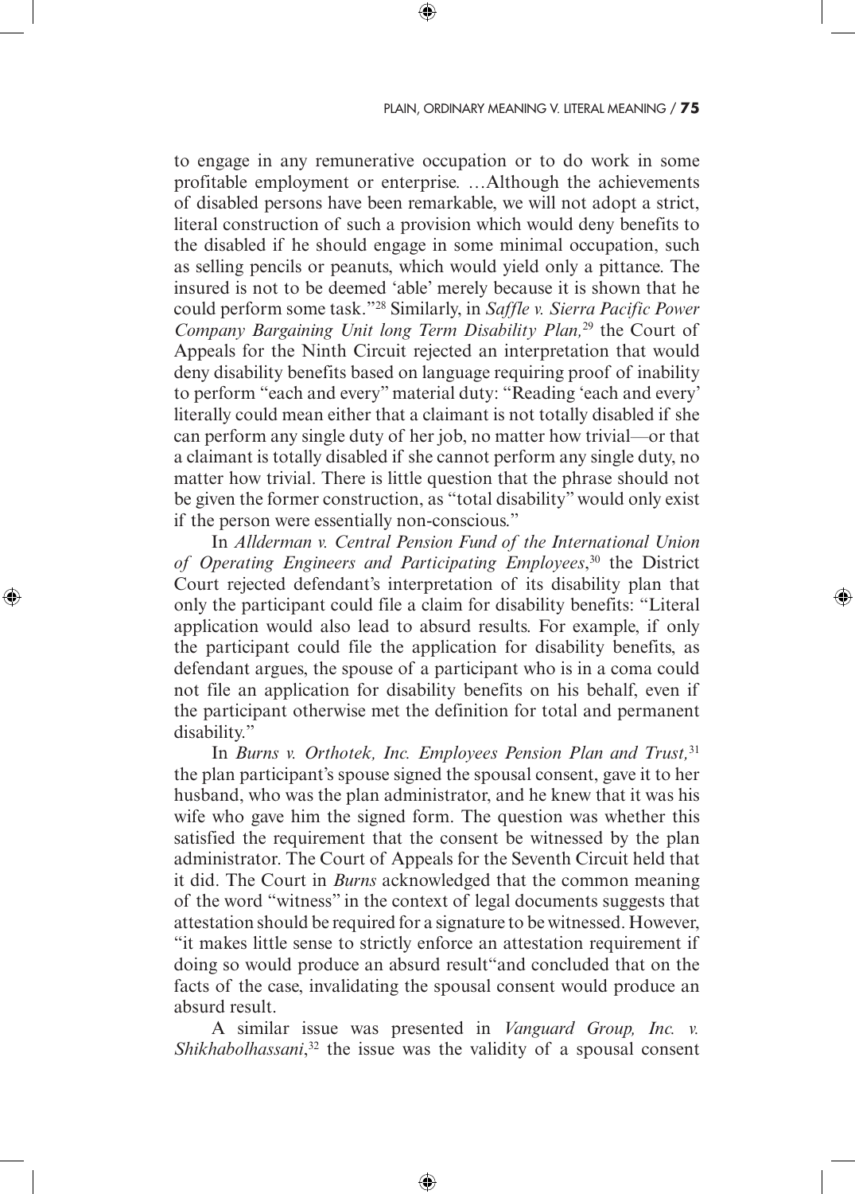to engage in any remunerative occupation or to do work in some profitable employment or enterprise. …Although the achievements of disabled persons have been remarkable, we will not adopt a strict, literal construction of such a provision which would deny benefits to the disabled if he should engage in some minimal occupation, such as selling pencils or peanuts, which would yield only a pittance. The insured is not to be deemed 'able' merely because it is shown that he could perform some task."[28] Similarly, in *Saffle v. Sierra Pacific Power Company Bargaining Unit long Term Disability Plan,*[29] the Court of Appeals for the Ninth Circuit rejected an interpretation that would deny disability benefits based on language requiring proof of inability to perform "each and every" material duty: "Reading 'each and every' literally could mean either that a claimant is not totally disabled if she can perform any single duty of her job, no matter how trivial—or that a claimant is totally disabled if she cannot perform any single duty, no matter how trivial. There is little question that the phrase should not be given the former construction, as "total disability" would only exist if the person were essentially non-conscious."

In *Allderman v. Central Pension Fund of the International Union of Operating Engineers and Participating Employees*,[30] the District Court rejected defendant's interpretation of its disability plan that only the participant could file a claim for disability benefits: "Literal application would also lead to absurd results. For example, if only the participant could file the application for disability benefits, as defendant argues, the spouse of a participant who is in a coma could not file an application for disability benefits on his behalf, even if the participant otherwise met the definition for total and permanent disability."

In *Burns v. Orthotek, Inc. Employees Pension Plan and Trust,*[31] the plan participant's spouse signed the spousal consent, gave it to her husband, who was the plan administrator, and he knew that it was his wife who gave him the signed form. The question was whether this satisfied the requirement that the consent be witnessed by the plan administrator. The Court of Appeals for the Seventh Circuit held that it did. The Court in *Burns* acknowledged that the common meaning of the word "witness" in the context of legal documents suggests that attestation should be required for a signature to be witnessed. However, "it makes little sense to strictly enforce an attestation requirement if doing so would produce an absurd result"and concluded that on the facts of the case, invalidating the spousal consent would produce an absurd result.

A similar issue was presented in *Vanguard Group, Inc. v. Shikhabolhassani*,[32] the issue was the validity of a spousal consent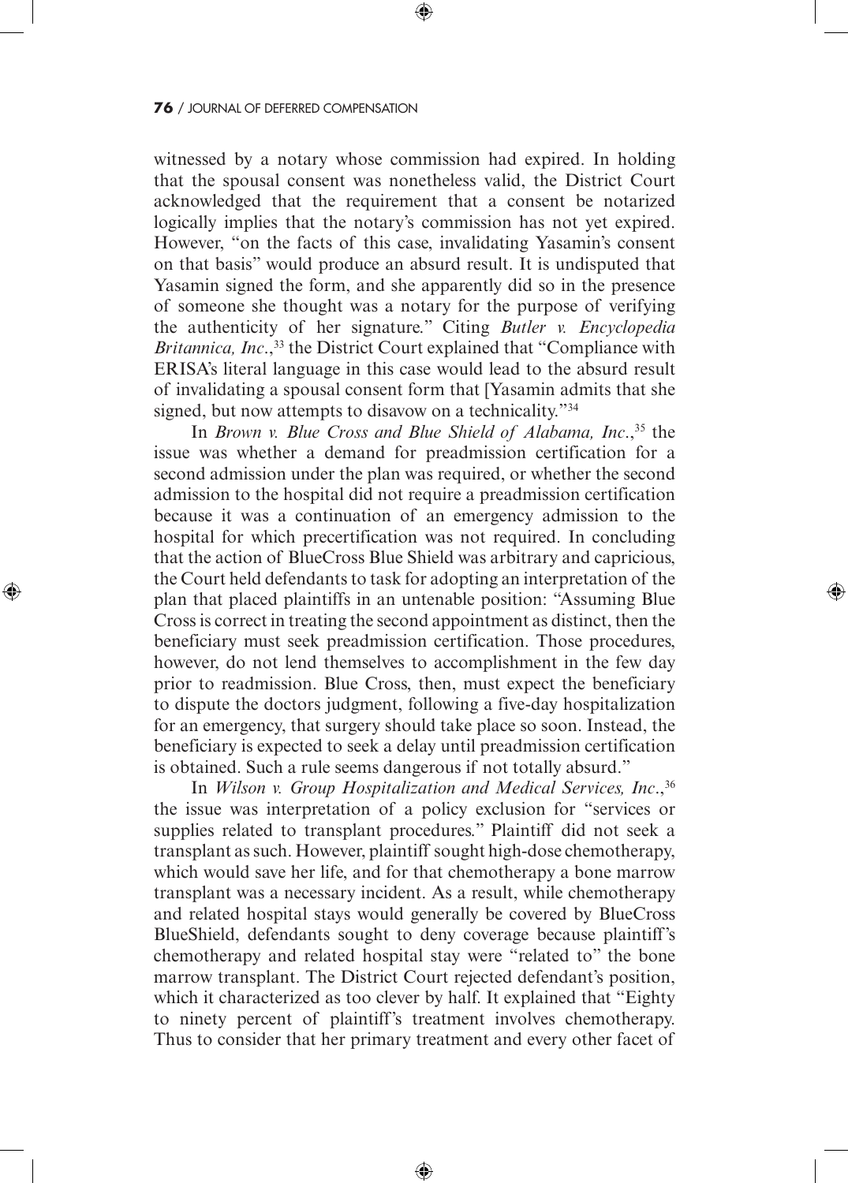witnessed by a notary whose commission had expired. In holding that the spousal consent was nonetheless valid, the District Court acknowledged that the requirement that a consent be notarized logically implies that the notary's commission has not yet expired. However, "on the facts of this case, invalidating Yasamin's consent on that basis" would produce an absurd result. It is undisputed that Yasamin signed the form, and she apparently did so in the presence of someone she thought was a notary for the purpose of verifying the authenticity of her signature." Citing *Butler v. Encyclopedia Britannica, Inc.*,[33] the District Court explained that "Compliance with ERISA's literal language in this case would lead to the absurd result of invalidating a spousal consent form that [Yasamin admits that she signed, but now attempts to disavow on a technicality."[34]

In *Brown v. Blue Cross and Blue Shield of Alabama, Inc.*,[35] the issue was whether a demand for preadmission certification for a second admission under the plan was required, or whether the second admission to the hospital did not require a preadmission certification because it was a continuation of an emergency admission to the hospital for which precertification was not required. In concluding that the action of BlueCross Blue Shield was arbitrary and capricious, the Court held defendants to task for adopting an interpretation of the plan that placed plaintiffs in an untenable position: "Assuming Blue Cross is correct in treating the second appointment as distinct, then the beneficiary must seek preadmission certification. Those procedures, however, do not lend themselves to accomplishment in the few day prior to readmission. Blue Cross, then, must expect the beneficiary to dispute the doctors judgment, following a five-day hospitalization for an emergency, that surgery should take place so soon. Instead, the beneficiary is expected to seek a delay until preadmission certification is obtained. Such a rule seems dangerous if not totally absurd."

In *Wilson v. Group Hospitalization and Medical Services, Inc.*,[36] the issue was interpretation of a policy exclusion for "services or supplies related to transplant procedures." Plaintiff did not seek a transplant as such. However, plaintiff sought high-dose chemotherapy, which would save her life, and for that chemotherapy a bone marrow transplant was a necessary incident. As a result, while chemotherapy and related hospital stays would generally be covered by BlueCross BlueShield, defendants sought to deny coverage because plaintiff's chemotherapy and related hospital stay were "related to" the bone marrow transplant. The District Court rejected defendant's position, which it characterized as too clever by half. It explained that "Eighty to ninety percent of plaintiff's treatment involves chemotherapy. Thus to consider that her primary treatment and every other facet of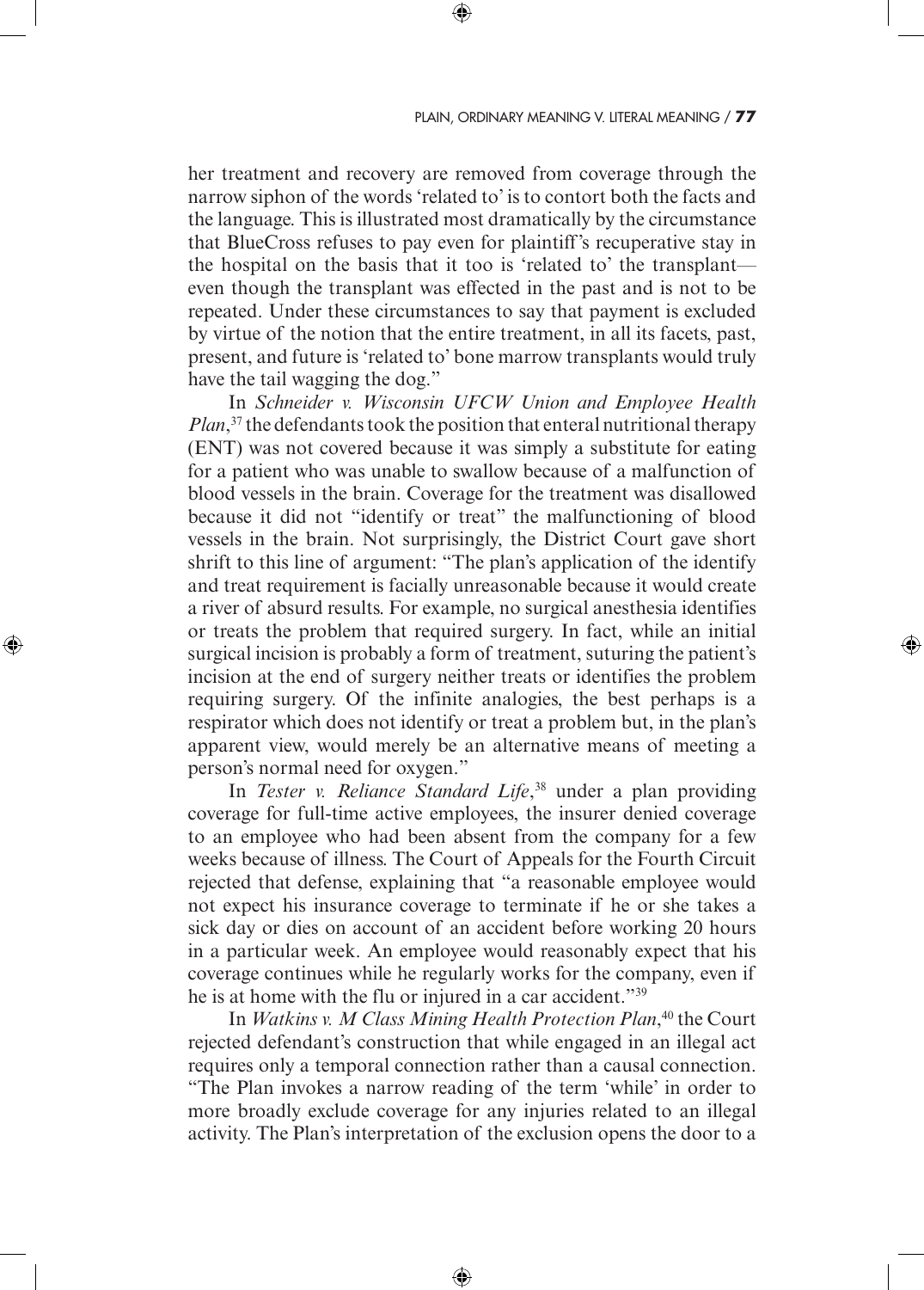her treatment and recovery are removed from coverage through the narrow siphon of the words 'related to' is to contort both the facts and the language. This is illustrated most dramatically by the circumstance that BlueCross refuses to pay even for plaintiff's recuperative stay in the hospital on the basis that it too is 'related to' the transplant—even though the transplant was effected in the past and is not to be repeated. Under these circumstances to say that payment is excluded by virtue of the notion that the entire treatment, in all its facets, past, present, and future is 'related to' bone marrow transplants would truly have the tail wagging the dog."

In *Schneider v. Wisconsin UFCW Union and Employee Health Plan*,[37] the defendants took the position that enteral nutritional therapy (ENT) was not covered because it was simply a substitute for eating for a patient who was unable to swallow because of a malfunction of blood vessels in the brain. Coverage for the treatment was disallowed because it did not "identify or treat" the malfunctioning of blood vessels in the brain. Not surprisingly, the District Court gave short shrift to this line of argument: "The plan's application of the identify and treat requirement is facially unreasonable because it would create a river of absurd results. For example, no surgical anesthesia identifies or treats the problem that required surgery. In fact, while an initial surgical incision is probably a form of treatment, suturing the patient's incision at the end of surgery neither treats or identifies the problem requiring surgery. Of the infinite analogies, the best perhaps is a respirator which does not identify or treat a problem but, in the plan's apparent view, would merely be an alternative means of meeting a person's normal need for oxygen."

In *Tester v. Reliance Standard Life*,[38] under a plan providing coverage for full-time active employees, the insurer denied coverage to an employee who had been absent from the company for a few weeks because of illness. The Court of Appeals for the Fourth Circuit rejected that defense, explaining that "a reasonable employee would not expect his insurance coverage to terminate if he or she takes a sick day or dies on account of an accident before working 20 hours in a particular week. An employee would reasonably expect that his coverage continues while he regularly works for the company, even if he is at home with the flu or injured in a car accident."[39]

In *Watkins v. M Class Mining Health Protection Plan*,[40] the Court rejected defendant's construction that while engaged in an illegal act requires only a temporal connection rather than a causal connection. "The Plan invokes a narrow reading of the term 'while' in order to more broadly exclude coverage for any injuries related to an illegal activity. The Plan's interpretation of the exclusion opens the door to a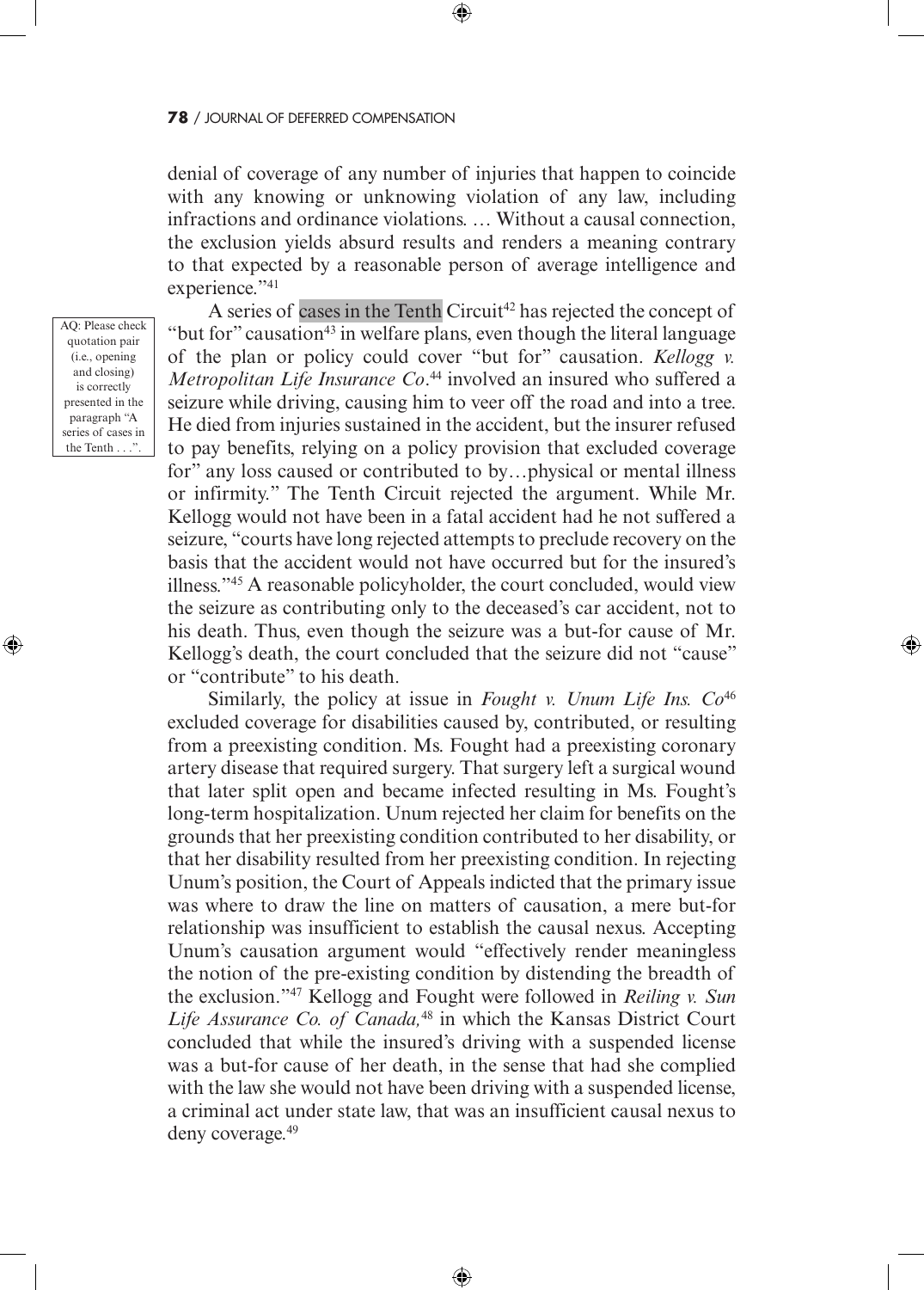denial of coverage of any number of injuries that happen to coincide with any knowing or unknowing violation of any law, including infractions and ordinance violations. … Without a causal connection, the exclusion yields absurd results and renders a meaning contrary to that expected by a reasonable person of average intelligence and experience."[41]

AQ: Please check quotation pair (i.e., opening and closing) is correctly presented in the paragraph "A series of cases in the Tenth . . .".

A series of cases in the Tenth Circuit[42] has rejected the concept of "but for" causation[43] in welfare plans, even though the literal language of the plan or policy could cover "but for" causation. *Kellogg v. Metropolitan Life Insurance Co*.[44] involved an insured who suffered a seizure while driving, causing him to veer off the road and into a tree. He died from injuries sustained in the accident, but the insurer refused to pay benefits, relying on a policy provision that excluded coverage for" any loss caused or contributed to by…physical or mental illness or infirmity." The Tenth Circuit rejected the argument. While Mr. Kellogg would not have been in a fatal accident had he not suffered a seizure, "courts have long rejected attempts to preclude recovery on the basis that the accident would not have occurred but for the insured's illness."[45] A reasonable policyholder, the court concluded, would view the seizure as contributing only to the deceased's car accident, not to his death. Thus, even though the seizure was a but-for cause of Mr. Kellogg's death, the court concluded that the seizure did not "cause" or "contribute" to his death.

Similarly, the policy at issue in *Fought v. Unum Life Ins. Co*[46] excluded coverage for disabilities caused by, contributed, or resulting from a preexisting condition. Ms. Fought had a preexisting coronary artery disease that required surgery. That surgery left a surgical wound that later split open and became infected resulting in Ms. Fought's long-term hospitalization. Unum rejected her claim for benefits on the grounds that her preexisting condition contributed to her disability, or that her disability resulted from her preexisting condition. In rejecting Unum's position, the Court of Appeals indicted that the primary issue was where to draw the line on matters of causation, a mere but-for relationship was insufficient to establish the causal nexus. Accepting Unum's causation argument would "effectively render meaningless the notion of the pre-existing condition by distending the breadth of the exclusion."[47] Kellogg and Fought were followed in *Reiling v. Sun Life Assurance Co. of Canada,*[48] in which the Kansas District Court concluded that while the insured's driving with a suspended license was a but-for cause of her death, in the sense that had she complied with the law she would not have been driving with a suspended license, a criminal act under state law, that was an insufficient causal nexus to deny coverage.[49]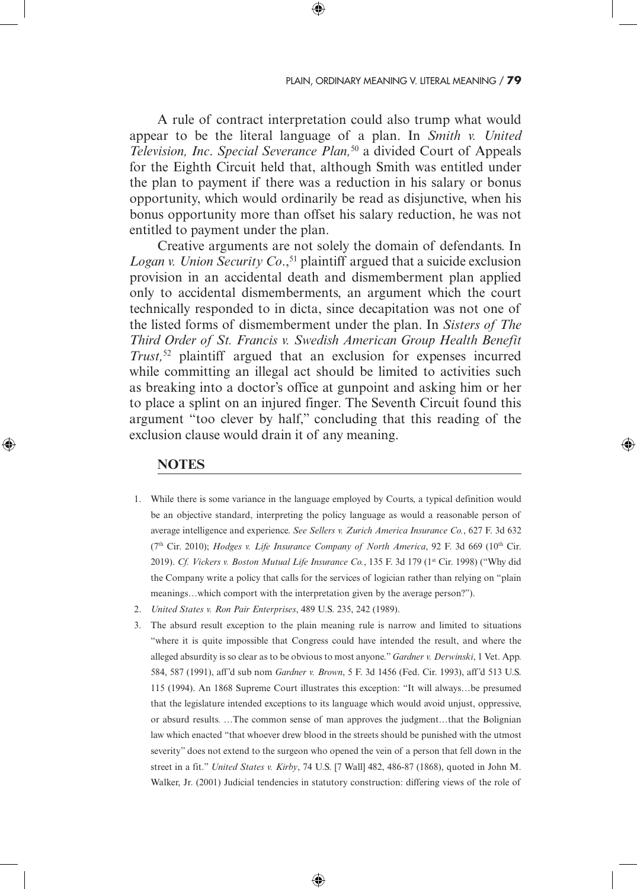A rule of contract interpretation could also trump what would appear to be the literal language of a plan. In *Smith v. United Television, Inc. Special Severance Plan,*[50] a divided Court of Appeals for the Eighth Circuit held that, although Smith was entitled under the plan to payment if there was a reduction in his salary or bonus opportunity, which would ordinarily be read as disjunctive, when his bonus opportunity more than offset his salary reduction, he was not entitled to payment under the plan.

Creative arguments are not solely the domain of defendants. In *Logan v. Union Security Co*.,[51] plaintiff argued that a suicide exclusion provision in an accidental death and dismemberment plan applied only to accidental dismemberments, an argument which the court technically responded to in dicta, since decapitation was not one of the listed forms of dismemberment under the plan. In *Sisters of The Third Order of St. Francis v. Swedish American Group Health Benefit Trust,*[52] plaintiff argued that an exclusion for expenses incurred while committing an illegal act should be limited to activities such as breaking into a doctor's office at gunpoint and asking him or her to place a splint on an injured finger. The Seventh Circuit found this argument "too clever by half," concluding that this reading of the exclusion clause would drain it of any meaning.

## NOTES

1. While there is some variance in the language employed by Courts, a typical definition would be an objective standard, interpreting the policy language as would a reasonable person of average intelligence and experience. *See Sellers v. Zurich America Insurance Co.*, 627 F. 3d 632 (7th Cir. 2010); *Hodges v. Life Insurance Company of North America*, 92 F. 3d 669 (10th Cir. 2019). *Cf. Vickers v. Boston Mutual Life Insurance Co.*, 135 F. 3d 179 (1st Cir. 1998) ("Why did the Company write a policy that calls for the services of logician rather than relying on "plain meanings…which comport with the interpretation given by the average person?").
2. *United States v. Ron Pair Enterprises*, 489 U.S. 235, 242 (1989).
3. The absurd result exception to the plain meaning rule is narrow and limited to situations "where it is quite impossible that Congress could have intended the result, and where the alleged absurdity is so clear as to be obvious to most anyone." *Gardner v. Derwinski*, 1 Vet. App. 584, 587 (1991), aff'd sub nom *Gardner v. Brown*, 5 F. 3d 1456 (Fed. Cir. 1993), aff'd 513 U.S. 115 (1994). An 1868 Supreme Court illustrates this exception: "It will always…be presumed that the legislature intended exceptions to its language which would avoid unjust, oppressive, or absurd results. …The common sense of man approves the judgment…that the Bolignian law which enacted "that whoever drew blood in the streets should be punished with the utmost severity" does not extend to the surgeon who opened the vein of a person that fell down in the street in a fit." *United States v. Kirby*, 74 U.S. [7 Wall] 482, 486-87 (1868), quoted in John M. Walker, Jr. (2001) Judicial tendencies in statutory construction: differing views of the role of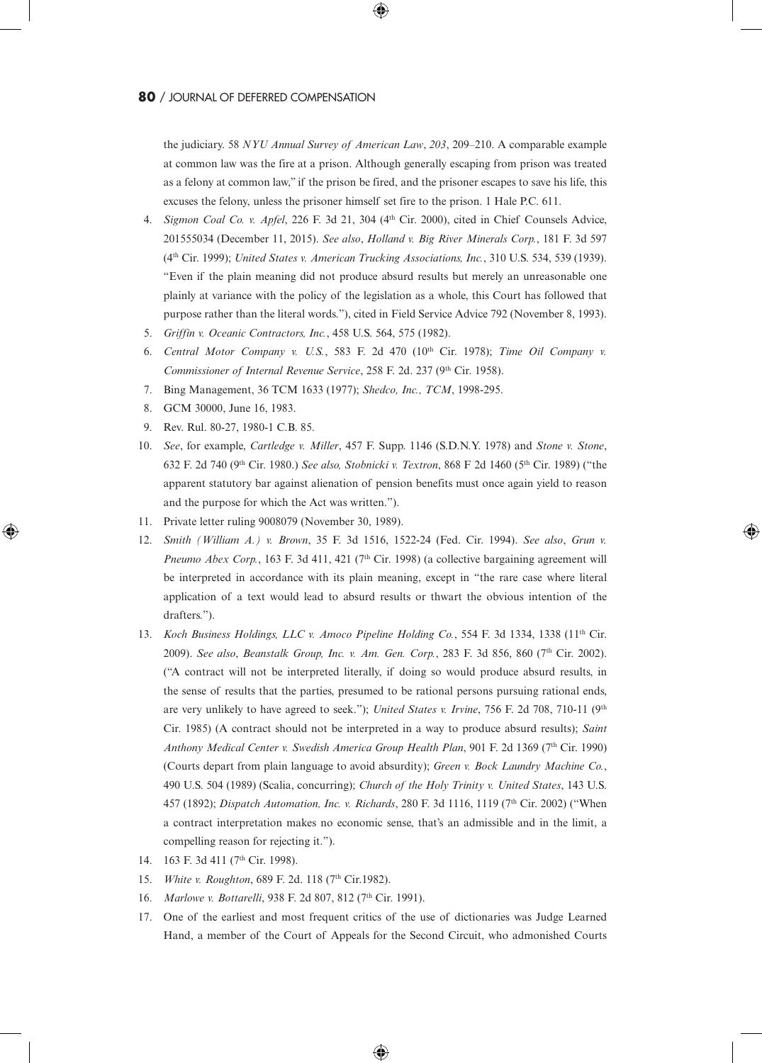the judiciary. 58 *NYU Annual Survey of American Law*, *203*, 209–210. A comparable example at common law was the fire at a prison. Although generally escaping from prison was treated as a felony at common law," if the prison be fired, and the prisoner escapes to save his life, this excuses the felony, unless the prisoner himself set fire to the prison. 1 Hale P.C. 611.

4. *Sigmon Coal Co. v. Apfel*, 226 F. 3d 21, 304 (4th Cir. 2000), cited in Chief Counsels Advice, 201555034 (December 11, 2015). *See also*, *Holland v. Big River Minerals Corp.*, 181 F. 3d 597 (4th Cir. 1999); *United States v. American Trucking Associations, Inc.*, 310 U.S. 534, 539 (1939). "Even if the plain meaning did not produce absurd results but merely an unreasonable one plainly at variance with the policy of the legislation as a whole, this Court has followed that purpose rather than the literal words."), cited in Field Service Advice 792 (November 8, 1993).
5. *Griffin v. Oceanic Contractors, Inc.*, 458 U.S. 564, 575 (1982).
6. *Central Motor Company v. U.S.*, 583 F. 2d 470 (10th Cir. 1978); *Time Oil Company v. Commissioner of Internal Revenue Service*, 258 F. 2d. 237 (9th Cir. 1958).
7. Bing Management, 36 TCM 1633 (1977); *Shedco, Inc., TCM*, 1998-295.
8. GCM 30000, June 16, 1983.
9. Rev. Rul. 80-27, 1980-1 C.B. 85.
10. *See*, for example, *Cartledge v. Miller*, 457 F. Supp. 1146 (S.D.N.Y. 1978) and *Stone v. Stone*, 632 F. 2d 740 (9th Cir. 1980.) *See also, Stobnicki v. Textron*, 868 F 2d 1460 (5th Cir. 1989) ("the apparent statutory bar against alienation of pension benefits must once again yield to reason and the purpose for which the Act was written.").
11. Private letter ruling 9008079 (November 30, 1989).
12. *Smith (William A.) v. Brown*, 35 F. 3d 1516, 1522-24 (Fed. Cir. 1994). *See also*, *Grun v. Pneumo Abex Corp.*, 163 F. 3d 411, 421 (7th Cir. 1998) (a collective bargaining agreement will be interpreted in accordance with its plain meaning, except in "the rare case where literal application of a text would lead to absurd results or thwart the obvious intention of the drafters.").
13. *Koch Business Holdings, LLC v. Amoco Pipeline Holding Co.*, 554 F. 3d 1334, 1338 (11th Cir. 2009). *See also*, *Beanstalk Group, Inc. v. Am. Gen. Corp.*, 283 F. 3d 856, 860 (7th Cir. 2002). ("A contract will not be interpreted literally, if doing so would produce absurd results, in the sense of results that the parties, presumed to be rational persons pursuing rational ends, are very unlikely to have agreed to seek."); *United States v. Irvine*, 756 F. 2d 708, 710-11 (9th Cir. 1985) (A contract should not be interpreted in a way to produce absurd results); *Saint Anthony Medical Center v. Swedish America Group Health Plan*, 901 F. 2d 1369 (7th Cir. 1990) (Courts depart from plain language to avoid absurdity); *Green v. Bock Laundry Machine Co.*, 490 U.S. 504 (1989) (Scalia, concurring); *Church of the Holy Trinity v. United States*, 143 U.S. 457 (1892); *Dispatch Automation, Inc. v. Richards*, 280 F. 3d 1116, 1119 (7th Cir. 2002) ("When a contract interpretation makes no economic sense, that's an admissible and in the limit, a compelling reason for rejecting it.").
14. 163 F. 3d 411 (7th Cir. 1998).
15. *White v. Roughton*, 689 F. 2d. 118 (7th Cir.1982).
16. *Marlowe v. Bottarelli*, 938 F. 2d 807, 812 (7th Cir. 1991).
17. One of the earliest and most frequent critics of the use of dictionaries was Judge Learned Hand, a member of the Court of Appeals for the Second Circuit, who admonished Courts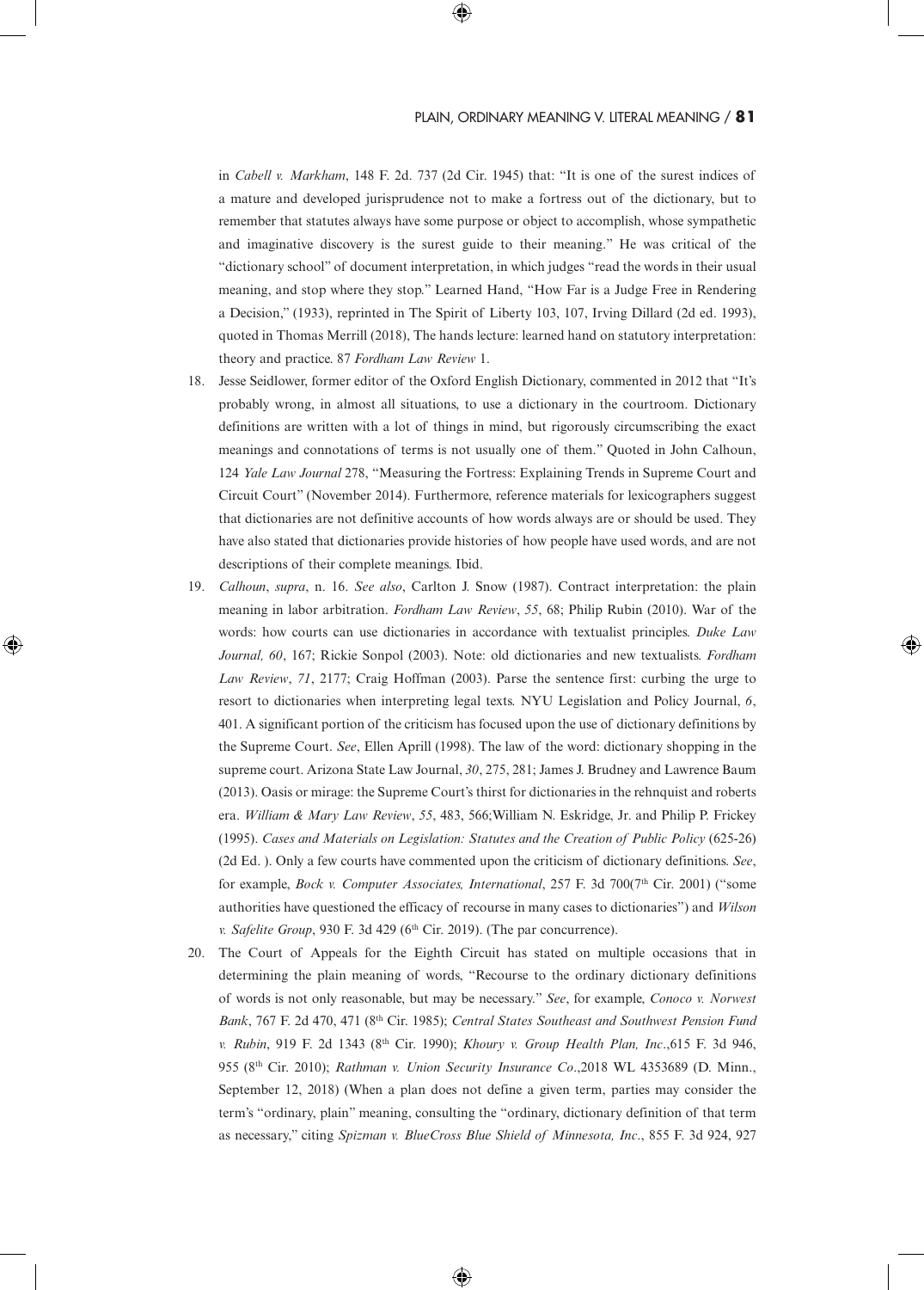in *Cabell v. Markham*, 148 F. 2d. 737 (2d Cir. 1945) that: "It is one of the surest indices of a mature and developed jurisprudence not to make a fortress out of the dictionary, but to remember that statutes always have some purpose or object to accomplish, whose sympathetic and imaginative discovery is the surest guide to their meaning." He was critical of the "dictionary school" of document interpretation, in which judges "read the words in their usual meaning, and stop where they stop." Learned Hand, "How Far is a Judge Free in Rendering a Decision," (1933), reprinted in The Spirit of Liberty 103, 107, Irving Dillard (2d ed. 1993), quoted in Thomas Merrill (2018), The hands lecture: learned hand on statutory interpretation: theory and practice. 87 *Fordham Law Review* 1.

18. Jesse Seidlower, former editor of the Oxford English Dictionary, commented in 2012 that "It's probably wrong, in almost all situations, to use a dictionary in the courtroom. Dictionary definitions are written with a lot of things in mind, but rigorously circumscribing the exact meanings and connotations of terms is not usually one of them." Quoted in John Calhoun, 124 *Yale Law Journal* 278, "Measuring the Fortress: Explaining Trends in Supreme Court and Circuit Court" (November 2014). Furthermore, reference materials for lexicographers suggest that dictionaries are not definitive accounts of how words always are or should be used. They have also stated that dictionaries provide histories of how people have used words, and are not descriptions of their complete meanings. Ibid.

19. *Calhoun*, *supra*, n. 16. *See also*, Carlton J. Snow (1987). Contract interpretation: the plain meaning in labor arbitration. *Fordham Law Review*, *55*, 68; Philip Rubin (2010). War of the words: how courts can use dictionaries in accordance with textualist principles. *Duke Law Journal, 60*, 167; Rickie Sonpol (2003). Note: old dictionaries and new textualists. *Fordham Law Review*, *71*, 2177; Craig Hoffman (2003). Parse the sentence first: curbing the urge to resort to dictionaries when interpreting legal texts. NYU Legislation and Policy Journal, *6*, 401. A significant portion of the criticism has focused upon the use of dictionary definitions by the Supreme Court. *See*, Ellen Aprill (1998). The law of the word: dictionary shopping in the supreme court. Arizona State Law Journal, *30*, 275, 281; James J. Brudney and Lawrence Baum (2013). Oasis or mirage: the Supreme Court's thirst for dictionaries in the rehnquist and roberts era. *William & Mary Law Review*, *55*, 483, 566;William N. Eskridge, Jr. and Philip P. Frickey (1995). *Cases and Materials on Legislation: Statutes and the Creation of Public Policy* (625-26) (2d Ed. ). Only a few courts have commented upon the criticism of dictionary definitions. *See*, for example, *Bock v. Computer Associates, International*, 257 F. 3d 700(7th Cir. 2001) ("some authorities have questioned the efficacy of recourse in many cases to dictionaries") and *Wilson v. Safelite Group*, 930 F. 3d 429 (6th Cir. 2019). (The par concurrence).

20. The Court of Appeals for the Eighth Circuit has stated on multiple occasions that in determining the plain meaning of words, "Recourse to the ordinary dictionary definitions of words is not only reasonable, but may be necessary." *See*, for example, *Conoco v. Norwest Bank*, 767 F. 2d 470, 471 (8th Cir. 1985); *Central States Southeast and Southwest Pension Fund v. Rubin*, 919 F. 2d 1343 (8th Cir. 1990); *Khoury v. Group Health Plan, Inc*.,615 F. 3d 946, 955 (8th Cir. 2010); *Rathman v. Union Security Insurance Co*.,2018 WL 4353689 (D. Minn., September 12, 2018) (When a plan does not define a given term, parties may consider the term's "ordinary, plain" meaning, consulting the "ordinary, dictionary definition of that term as necessary," citing *Spizman v. BlueCross Blue Shield of Minnesota, Inc*., 855 F. 3d 924, 927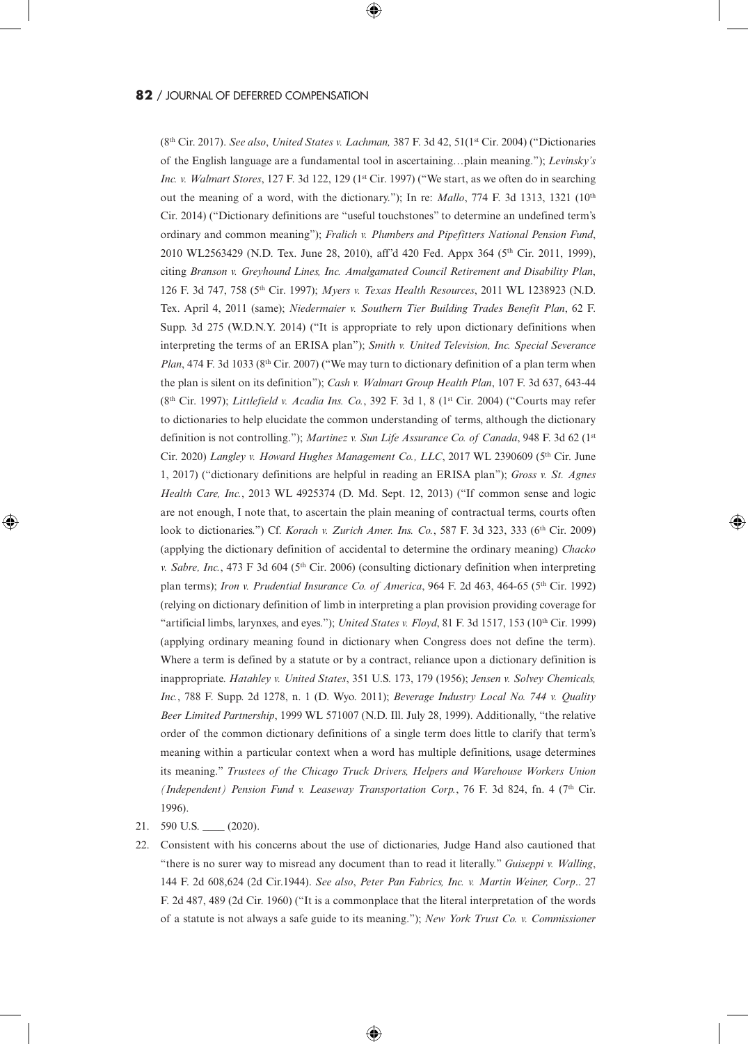(8th Cir. 2017). *See also*, *United States v. Lachman,* 387 F. 3d 42, 51(1st Cir. 2004) ("Dictionaries of the English language are a fundamental tool in ascertaining…plain meaning."); *Levinsky's Inc. v. Walmart Stores*, 127 F. 3d 122, 129 (1st Cir. 1997) ("We start, as we often do in searching out the meaning of a word, with the dictionary."); In re: *Mallo*, 774 F. 3d 1313, 1321 (10th Cir. 2014) ("Dictionary definitions are "useful touchstones" to determine an undefined term's ordinary and common meaning"); *Fralich v. Plumbers and Pipefitters National Pension Fund*, 2010 WL2563429 (N.D. Tex. June 28, 2010), aff'd 420 Fed. Appx 364 (5th Cir. 2011, 1999), citing *Branson v. Greyhound Lines, Inc. Amalgamated Council Retirement and Disability Plan*, 126 F. 3d 747, 758 (5th Cir. 1997); *Myers v. Texas Health Resources*, 2011 WL 1238923 (N.D. Tex. April 4, 2011 (same); *Niedermaier v. Southern Tier Building Trades Benefit Plan*, 62 F. Supp. 3d 275 (W.D.N.Y. 2014) ("It is appropriate to rely upon dictionary definitions when interpreting the terms of an ERISA plan"); *Smith v. United Television, Inc. Special Severance Plan*, 474 F. 3d 1033 (8th Cir. 2007) ("We may turn to dictionary definition of a plan term when the plan is silent on its definition"); *Cash v. Walmart Group Health Plan*, 107 F. 3d 637, 643-44 (8th Cir. 1997); *Littlefield v. Acadia Ins. Co.*, 392 F. 3d 1, 8 (1st Cir. 2004) ("Courts may refer to dictionaries to help elucidate the common understanding of terms, although the dictionary definition is not controlling."); *Martinez v. Sun Life Assurance Co. of Canada*, 948 F. 3d 62 (1st Cir. 2020) *Langley v. Howard Hughes Management Co., LLC*, 2017 WL 2390609 (5th Cir. June 1, 2017) ("dictionary definitions are helpful in reading an ERISA plan"); *Gross v. St. Agnes Health Care, Inc.*, 2013 WL 4925374 (D. Md. Sept. 12, 2013) ("If common sense and logic are not enough, I note that, to ascertain the plain meaning of contractual terms, courts often look to dictionaries.") Cf. *Korach v. Zurich Amer. Ins. Co.*, 587 F. 3d 323, 333 (6th Cir. 2009) (applying the dictionary definition of accidental to determine the ordinary meaning) *Chacko v. Sabre, Inc.*, 473 F 3d 604 (5th Cir. 2006) (consulting dictionary definition when interpreting plan terms); *Iron v. Prudential Insurance Co. of America*, 964 F. 2d 463, 464-65 (5th Cir. 1992) (relying on dictionary definition of limb in interpreting a plan provision providing coverage for "artificial limbs, larynxes, and eyes."); *United States v. Floyd*, 81 F. 3d 1517, 153 (10th Cir. 1999) (applying ordinary meaning found in dictionary when Congress does not define the term). Where a term is defined by a statute or by a contract, reliance upon a dictionary definition is inappropriate. *Hatahley v. United States*, 351 U.S. 173, 179 (1956); *Jensen v. Solvey Chemicals, Inc.*, 788 F. Supp. 2d 1278, n. 1 (D. Wyo. 2011); *Beverage Industry Local No. 744 v. Quality Beer Limited Partnership*, 1999 WL 571007 (N.D. Ill. July 28, 1999). Additionally, "the relative order of the common dictionary definitions of a single term does little to clarify that term's meaning within a particular context when a word has multiple definitions, usage determines its meaning." *Trustees of the Chicago Truck Drivers, Helpers and Warehouse Workers Union (Independent) Pension Fund v. Leaseway Transportation Corp.*, 76 F. 3d 824, fn. 4 (7th Cir. 1996).

21. 590 U.S. ____ (2020).

22. Consistent with his concerns about the use of dictionaries, Judge Hand also cautioned that "there is no surer way to misread any document than to read it literally." *Guiseppi v. Walling*, 144 F. 2d 608,624 (2d Cir.1944). *See also*, *Peter Pan Fabrics, Inc. v. Martin Weiner, Corp.*. 27 F. 2d 487, 489 (2d Cir. 1960) ("It is a commonplace that the literal interpretation of the words of a statute is not always a safe guide to its meaning."); *New York Trust Co. v. Commissioner*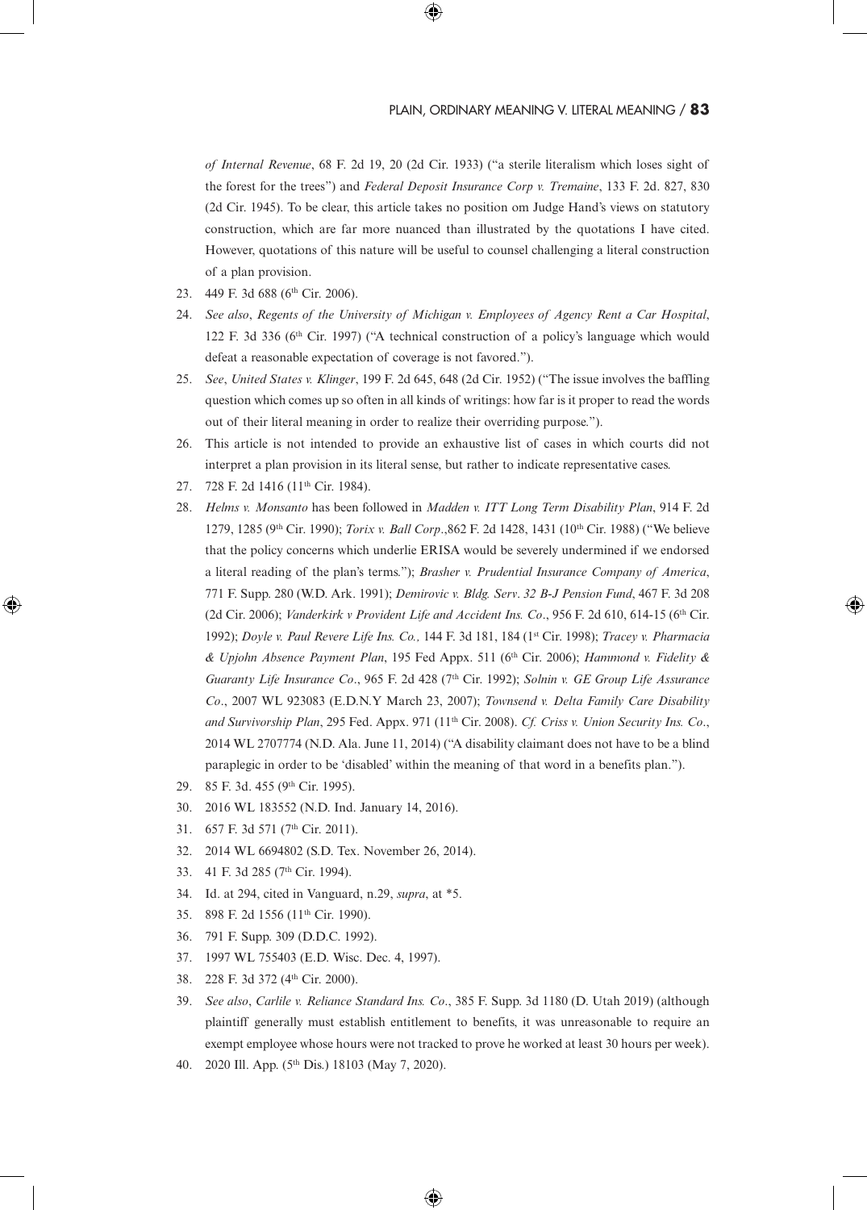*of Internal Revenue*, 68 F. 2d 19, 20 (2d Cir. 1933) ("a sterile literalism which loses sight of the forest for the trees") and *Federal Deposit Insurance Corp v. Tremaine*, 133 F. 2d. 827, 830 (2d Cir. 1945). To be clear, this article takes no position om Judge Hand's views on statutory construction, which are far more nuanced than illustrated by the quotations I have cited. However, quotations of this nature will be useful to counsel challenging a literal construction of a plan provision.

23. 449 F. 3d 688 (6th Cir. 2006).
24. *See also*, *Regents of the University of Michigan v. Employees of Agency Rent a Car Hospital*, 122 F. 3d 336 (6th Cir. 1997) ("A technical construction of a policy's language which would defeat a reasonable expectation of coverage is not favored.").
25. *See*, *United States v. Klinger*, 199 F. 2d 645, 648 (2d Cir. 1952) ("The issue involves the baffling question which comes up so often in all kinds of writings: how far is it proper to read the words out of their literal meaning in order to realize their overriding purpose.").
26. This article is not intended to provide an exhaustive list of cases in which courts did not interpret a plan provision in its literal sense, but rather to indicate representative cases.
27. 728 F. 2d 1416 (11th Cir. 1984).
28. *Helms v. Monsanto* has been followed in *Madden v. ITT Long Term Disability Plan*, 914 F. 2d 1279, 1285 (9th Cir. 1990); *Torix v. Ball Corp*.,862 F. 2d 1428, 1431 (10th Cir. 1988) ("We believe that the policy concerns which underlie ERISA would be severely undermined if we endorsed a literal reading of the plan's terms."); *Brasher v. Prudential Insurance Company of America*, 771 F. Supp. 280 (W.D. Ark. 1991); *Demirovic v. Bldg. Serv*. *32 B-J Pension Fund*, 467 F. 3d 208 (2d Cir. 2006); *Vanderkirk v Provident Life and Accident Ins. Co*., 956 F. 2d 610, 614-15 (6th Cir. 1992); *Doyle v. Paul Revere Life Ins. Co.,* 144 F. 3d 181, 184 (1st Cir. 1998); *Tracey v. Pharmacia & Upjohn Absence Payment Plan*, 195 Fed Appx. 511 (6th Cir. 2006); *Hammond v. Fidelity & Guaranty Life Insurance Co*., 965 F. 2d 428 (7th Cir. 1992); *Solnin v. GE Group Life Assurance Co*., 2007 WL 923083 (E.D.N.Y March 23, 2007); *Townsend v. Delta Family Care Disability and Survivorship Plan*, 295 Fed. Appx. 971 (11th Cir. 2008). *Cf. Criss v. Union Security Ins. Co*., 2014 WL 2707774 (N.D. Ala. June 11, 2014) ("A disability claimant does not have to be a blind paraplegic in order to be 'disabled' within the meaning of that word in a benefits plan.").
29. 85 F. 3d. 455 (9th Cir. 1995).
30. 2016 WL 183552 (N.D. Ind. January 14, 2016).
31. 657 F. 3d 571 (7th Cir. 2011).
32. 2014 WL 6694802 (S.D. Tex. November 26, 2014).
33. 41 F. 3d 285 (7th Cir. 1994).
34. Id. at 294, cited in Vanguard, n.29, *supra*, at *5.
35. 898 F. 2d 1556 (11th Cir. 1990).
36. 791 F. Supp. 309 (D.D.C. 1992).
37. 1997 WL 755403 (E.D. Wisc. Dec. 4, 1997).
38. 228 F. 3d 372 (4th Cir. 2000).
39. *See also*, *Carlile v. Reliance Standard Ins. Co*., 385 F. Supp. 3d 1180 (D. Utah 2019) (although plaintiff generally must establish entitlement to benefits, it was unreasonable to require an exempt employee whose hours were not tracked to prove he worked at least 30 hours per week).
40. 2020 Ill. App. (5th Dis.) 18103 (May 7, 2020).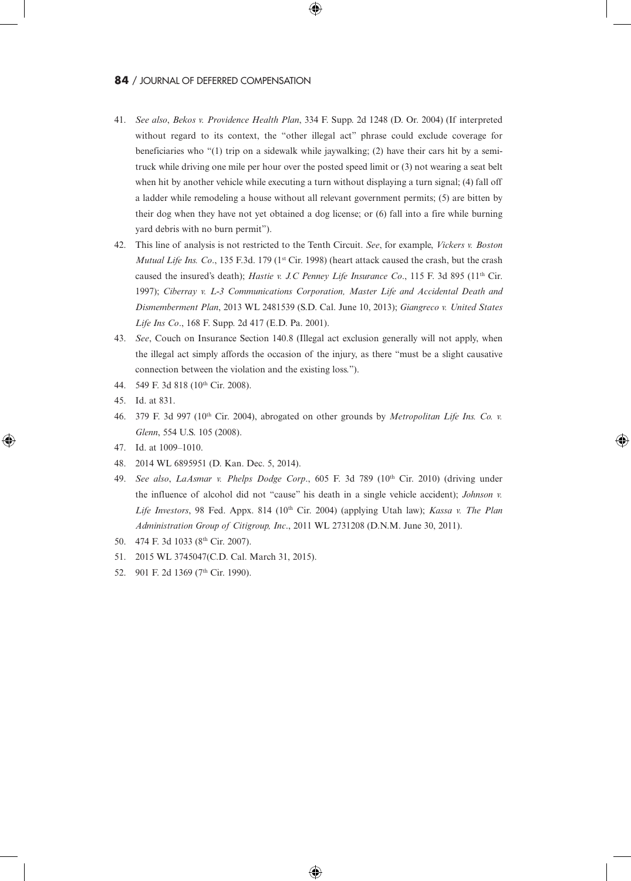41. *See also*, *Bekos v. Providence Health Plan*, 334 F. Supp. 2d 1248 (D. Or. 2004) (If interpreted without regard to its context, the "other illegal act" phrase could exclude coverage for beneficiaries who "(1) trip on a sidewalk while jaywalking; (2) have their cars hit by a semi-truck while driving one mile per hour over the posted speed limit or (3) not wearing a seat belt when hit by another vehicle while executing a turn without displaying a turn signal; (4) fall off a ladder while remodeling a house without all relevant government permits; (5) are bitten by their dog when they have not yet obtained a dog license; or (6) fall into a fire while burning yard debris with no burn permit").
42. This line of analysis is not restricted to the Tenth Circuit. *See*, for example, *Vickers v. Boston Mutual Life Ins. Co*., 135 F.3d. 179 (1st Cir. 1998) (heart attack caused the crash, but the crash caused the insured's death); *Hastie v. J.C Penney Life Insurance Co*., 115 F. 3d 895 (11th Cir. 1997); *Ciberray v. L-3 Communications Corporation, Master Life and Accidental Death and Dismemberment Plan*, 2013 WL 2481539 (S.D. Cal. June 10, 2013); *Giangreco v. United States Life Ins Co*., 168 F. Supp. 2d 417 (E.D. Pa. 2001).
43. *See*, Couch on Insurance Section 140.8 (Illegal act exclusion generally will not apply, when the illegal act simply affords the occasion of the injury, as there "must be a slight causative connection between the violation and the existing loss.").
44. 549 F. 3d 818 (10th Cir. 2008).
45. Id. at 831.
46. 379 F. 3d 997 (10th Cir. 2004), abrogated on other grounds by *Metropolitan Life Ins. Co. v. Glenn*, 554 U.S. 105 (2008).
47. Id. at 1009–1010.
48. 2014 WL 6895951 (D. Kan. Dec. 5, 2014).
49. *See also*, *LaAsmar v. Phelps Dodge Corp*., 605 F. 3d 789 (10th Cir. 2010) (driving under the influence of alcohol did not "cause" his death in a single vehicle accident); *Johnson v. Life Investors*, 98 Fed. Appx. 814 (10th Cir. 2004) (applying Utah law); *Kassa v. The Plan Administration Group of Citigroup, Inc*., 2011 WL 2731208 (D.N.M. June 30, 2011).
50. 474 F. 3d 1033 (8th Cir. 2007).
51. 2015 WL 3745047(C.D. Cal. March 31, 2015).
52. 901 F. 2d 1369 (7th Cir. 1990).